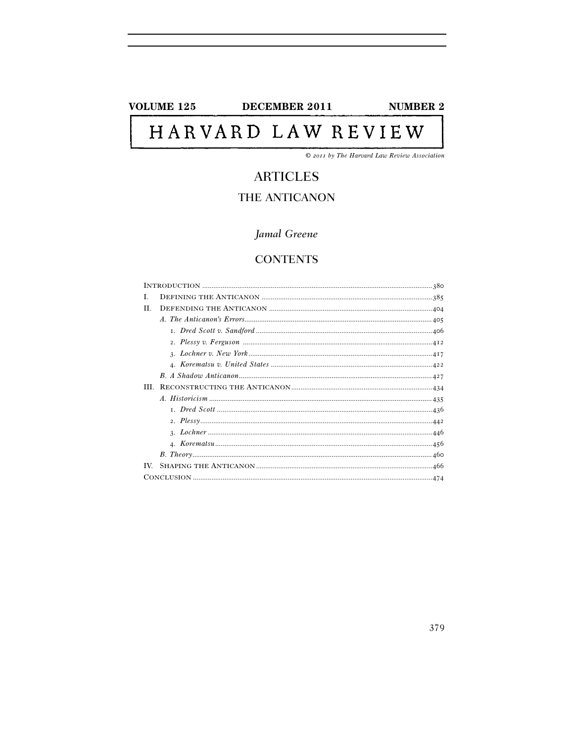VOLUME 125 DECEMBER 2011 NUMBER 2

# HARVARD LAW REVIEW

*© 2011 by The Harvard Law Review Association*

## ARTICLES

## THE ANTICANON

*Jamal Greene*

## CONTENTS

| | |
|---|---|
| INTRODUCTION | 380 |
| I. DEFINING THE ANTICANON | 385 |
| II. DEFENDING THE ANTICANON | 404 |
| *A. The Anticanon's Errors* | 405 |
| 1. *Dred Scott v. Sandford* | 406 |
| 2. *Plessy v. Ferguson* | 412 |
| 3. *Lochner v. New York* | 417 |
| 4. *Korematsu v. United States* | 422 |
| *B. A Shadow Anticanon* | 427 |
| III. RECONSTRUCTING THE ANTICANON | 434 |
| *A. Historicism* | 435 |
| 1. *Dred Scott* | 436 |
| 2. *Plessy* | 442 |
| 3. *Lochner* | 446 |
| 4. *Korematsu* | 456 |
| *B. Theory* | 460 |
| IV. SHAPING THE ANTICANON | 466 |
| CONCLUSION | 474 |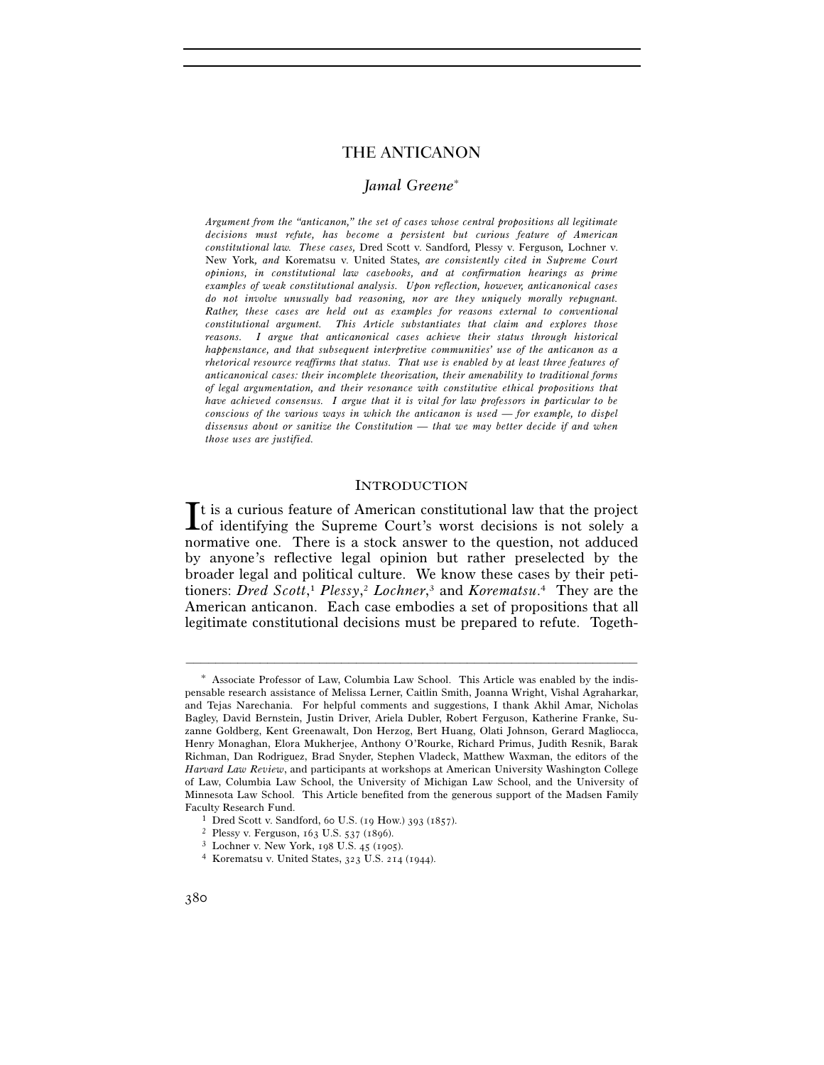# THE ANTICANON

*Jamal Greene*[*]

*Argument from the "anticanon," the set of cases whose central propositions all legitimate decisions must refute, has become a persistent but curious feature of American constitutional law. These cases,* Dred Scott v. Sandford, Plessy v. Ferguson, Lochner v. New York, *and* Korematsu v. United States, *are consistently cited in Supreme Court opinions, in constitutional law casebooks, and at confirmation hearings as prime examples of weak constitutional analysis. Upon reflection, however, anticanonical cases do not involve unusually bad reasoning, nor are they uniquely morally repugnant. Rather, these cases are held out as examples for reasons external to conventional constitutional argument. This Article substantiates that claim and explores those reasons. I argue that anticanonical cases achieve their status through historical happenstance, and that subsequent interpretive communities' use of the anticanon as a rhetorical resource reaffirms that status. That use is enabled by at least three features of anticanonical cases: their incomplete theorization, their amenability to traditional forms of legal argumentation, and their resonance with constitutive ethical propositions that have achieved consensus. I argue that it is vital for law professors in particular to be conscious of the various ways in which the anticanon is used — for example, to dispel dissensus about or sanitize the Constitution — that we may better decide if and when those uses are justified.*

## INTRODUCTION

It is a curious feature of American constitutional law that the project of identifying the Supreme Court's worst decisions is not solely a normative one. There is a stock answer to the question, not adduced by anyone's reflective legal opinion but rather preselected by the broader legal and political culture. We know these cases by their petitioners: *Dred Scott*,[1] *Plessy*,[2] *Lochner*,[3] and *Korematsu*.[4] They are the American anticanon. Each case embodies a set of propositions that all legitimate constitutional decisions must be prepared to refute. Togeth-

---

[*] Associate Professor of Law, Columbia Law School. This Article was enabled by the indispensable research assistance of Melissa Lerner, Caitlin Smith, Joanna Wright, Vishal Agraharkar, and Tejas Narechania. For helpful comments and suggestions, I thank Akhil Amar, Nicholas Bagley, David Bernstein, Justin Driver, Ariela Dubler, Robert Ferguson, Katherine Franke, Suzanne Goldberg, Kent Greenawalt, Don Herzog, Bert Huang, Olati Johnson, Gerard Magliocca, Henry Monaghan, Elora Mukherjee, Anthony O'Rourke, Richard Primus, Judith Resnik, Barak Richman, Dan Rodriguez, Brad Snyder, Stephen Vladeck, Matthew Waxman, the editors of the *Harvard Law Review*, and participants at workshops at American University Washington College of Law, Columbia Law School, the University of Michigan Law School, and the University of Minnesota Law School. This Article benefited from the generous support of the Madsen Family Faculty Research Fund.

[1] Dred Scott v. Sandford, 60 U.S. (19 How.) 393 (1857).

[2] Plessy v. Ferguson, 163 U.S. 537 (1896).

[3] Lochner v. New York, 198 U.S. 45 (1905).

[4] Korematsu v. United States, 323 U.S. 214 (1944).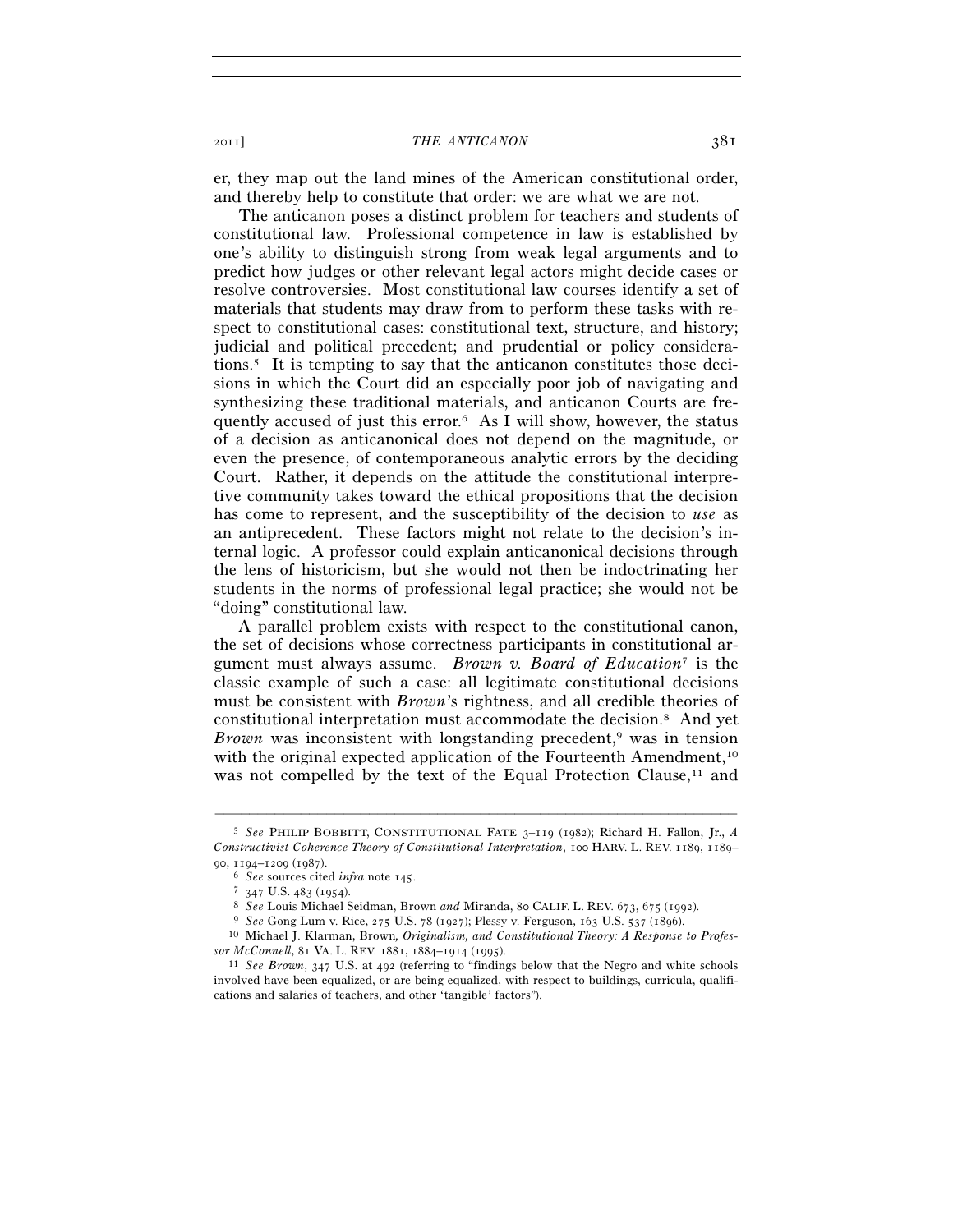er, they map out the land mines of the American constitutional order, and thereby help to constitute that order: we are what we are not.

The anticanon poses a distinct problem for teachers and students of constitutional law. Professional competence in law is established by one's ability to distinguish strong from weak legal arguments and to predict how judges or other relevant legal actors might decide cases or resolve controversies. Most constitutional law courses identify a set of materials that students may draw from to perform these tasks with respect to constitutional cases: constitutional text, structure, and history; judicial and political precedent; and prudential or policy considerations.[5] It is tempting to say that the anticanon constitutes those decisions in which the Court did an especially poor job of navigating and synthesizing these traditional materials, and anticanon Courts are frequently accused of just this error.[6] As I will show, however, the status of a decision as anticanonical does not depend on the magnitude, or even the presence, of contemporaneous analytic errors by the deciding Court. Rather, it depends on the attitude the constitutional interpretive community takes toward the ethical propositions that the decision has come to represent, and the susceptibility of the decision to *use* as an antiprecedent. These factors might not relate to the decision's internal logic. A professor could explain anticanonical decisions through the lens of historicism, but she would not then be indoctrinating her students in the norms of professional legal practice; she would not be "doing" constitutional law.

A parallel problem exists with respect to the constitutional canon, the set of decisions whose correctness participants in constitutional argument must always assume. *Brown v. Board of Education*[7] is the classic example of such a case: all legitimate constitutional decisions must be consistent with *Brown*'s rightness, and all credible theories of constitutional interpretation must accommodate the decision.[8] And yet *Brown* was inconsistent with longstanding precedent,[9] was in tension with the original expected application of the Fourteenth Amendment,[10] was not compelled by the text of the Equal Protection Clause,[11] and

---

[5] *See* PHILIP BOBBITT, CONSTITUTIONAL FATE 3–119 (1982); Richard H. Fallon, Jr., *A Constructivist Coherence Theory of Constitutional Interpretation*, 100 HARV. L. REV. 1189, 1189–90, 1194–1209 (1987).

[6] *See* sources cited *infra* note 145.

[7] 347 U.S. 483 (1954).

[8] *See* Louis Michael Seidman, Brown *and* Miranda, 80 CALIF. L. REV. 673, 675 (1992).

[9] *See* Gong Lum v. Rice, 275 U.S. 78 (1927); Plessy v. Ferguson, 163 U.S. 537 (1896).

[10] Michael J. Klarman, Brown*, Originalism, and Constitutional Theory: A Response to Professor McConnell*, 81 VA. L. REV. 1881, 1884–1914 (1995).

[11] *See Brown*, 347 U.S. at 492 (referring to "findings below that the Negro and white schools involved have been equalized, or are being equalized, with respect to buildings, curricula, qualifications and salaries of teachers, and other 'tangible' factors").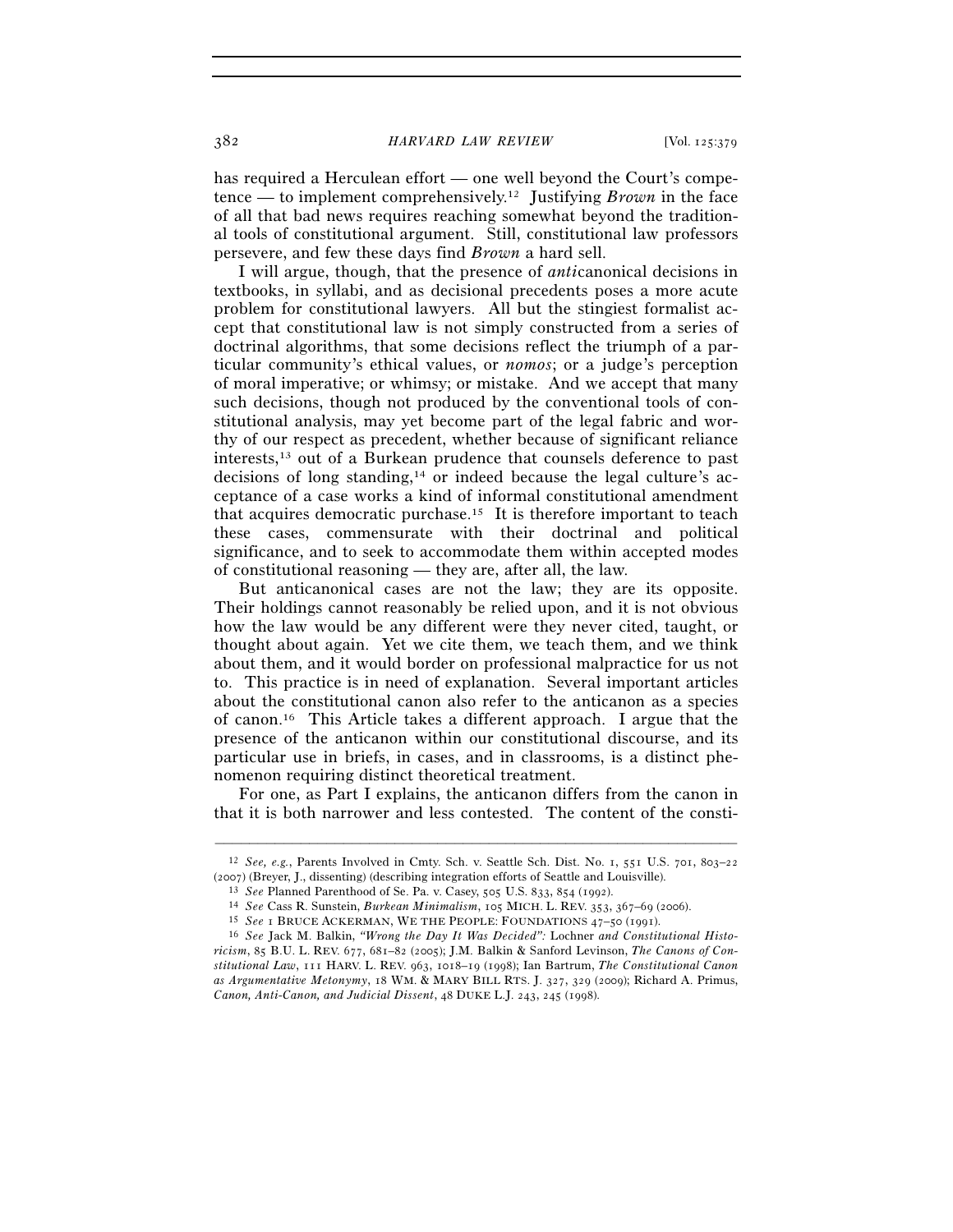has required a Herculean effort — one well beyond the Court's competence — to implement comprehensively.[12] Justifying *Brown* in the face of all that bad news requires reaching somewhat beyond the traditional tools of constitutional argument. Still, constitutional law professors persevere, and few these days find *Brown* a hard sell.

I will argue, though, that the presence of *anti*canonical decisions in textbooks, in syllabi, and as decisional precedents poses a more acute problem for constitutional lawyers. All but the stingiest formalist accept that constitutional law is not simply constructed from a series of doctrinal algorithms, that some decisions reflect the triumph of a particular community's ethical values, or *nomos*; or a judge's perception of moral imperative; or whimsy; or mistake. And we accept that many such decisions, though not produced by the conventional tools of constitutional analysis, may yet become part of the legal fabric and worthy of our respect as precedent, whether because of significant reliance interests,[13] out of a Burkean prudence that counsels deference to past decisions of long standing,[14] or indeed because the legal culture's acceptance of a case works a kind of informal constitutional amendment that acquires democratic purchase.[15] It is therefore important to teach these cases, commensurate with their doctrinal and political significance, and to seek to accommodate them within accepted modes of constitutional reasoning — they are, after all, the law.

But anticanonical cases are not the law; they are its opposite. Their holdings cannot reasonably be relied upon, and it is not obvious how the law would be any different were they never cited, taught, or thought about again. Yet we cite them, we teach them, and we think about them, and it would border on professional malpractice for us not to. This practice is in need of explanation. Several important articles about the constitutional canon also refer to the anticanon as a species of canon.[16] This Article takes a different approach. I argue that the presence of the anticanon within our constitutional discourse, and its particular use in briefs, in cases, and in classrooms, is a distinct phenomenon requiring distinct theoretical treatment.

For one, as Part I explains, the anticanon differs from the canon in that it is both narrower and less contested. The content of the consti-

---

[12] *See, e.g.*, Parents Involved in Cmty. Sch. v. Seattle Sch. Dist. No. 1, 551 U.S. 701, 803–22 (2007) (Breyer, J., dissenting) (describing integration efforts of Seattle and Louisville).

[13] *See* Planned Parenthood of Se. Pa. v. Casey, 505 U.S. 833, 854 (1992).

[14] *See* Cass R. Sunstein, *Burkean Minimalism*, 105 MICH. L. REV. 353, 367–69 (2006).

[15] *See* 1 BRUCE ACKERMAN, WE THE PEOPLE: FOUNDATIONS 47–50 (1991).

[16] *See* Jack M. Balkin, *"Wrong the Day It Was Decided": Lochner and Constitutional Historicism*, 85 B.U. L. REV. 677, 681–82 (2005); J.M. Balkin & Sanford Levinson, *The Canons of Constitutional Law*, 111 HARV. L. REV. 963, 1018–19 (1998); Ian Bartrum, *The Constitutional Canon as Argumentative Metonymy*, 18 WM. & MARY BILL RTS. J. 327, 329 (2009); Richard A. Primus, *Canon, Anti-Canon, and Judicial Dissent*, 48 DUKE L.J. 243, 245 (1998).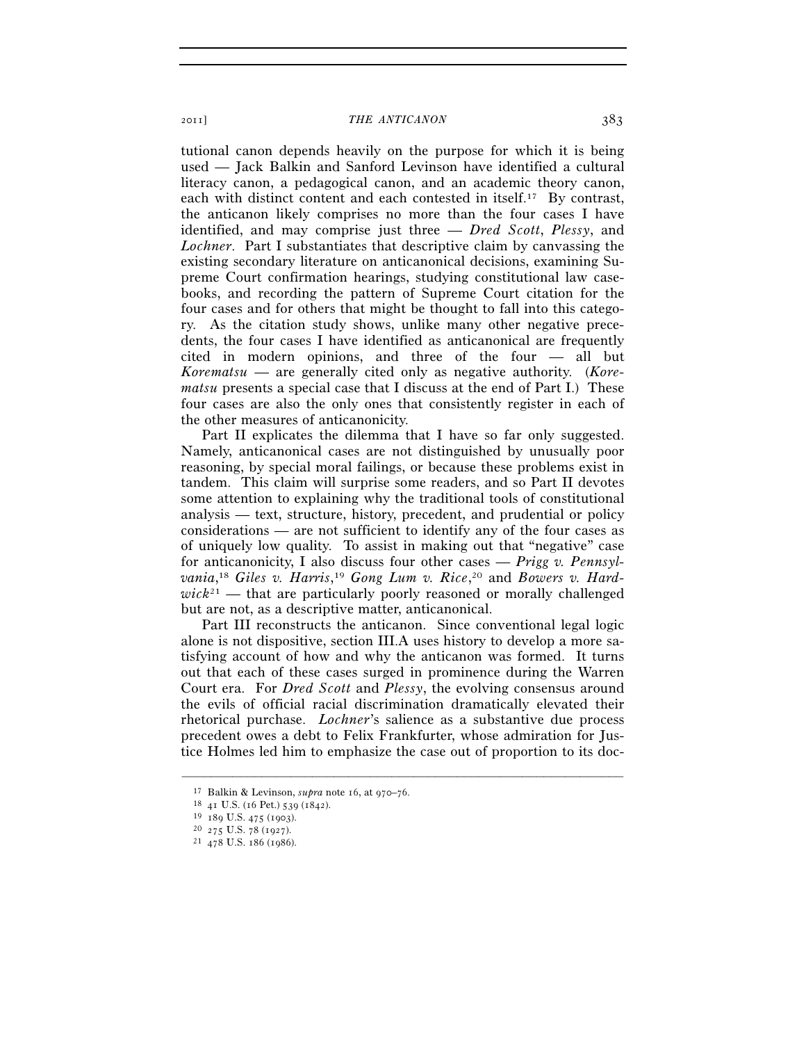tutional canon depends heavily on the purpose for which it is being used — Jack Balkin and Sanford Levinson have identified a cultural literacy canon, a pedagogical canon, and an academic theory canon, each with distinct content and each contested in itself.[17] By contrast, the anticanon likely comprises no more than the four cases I have identified, and may comprise just three — *Dred Scott*, *Plessy*, and *Lochner*. Part I substantiates that descriptive claim by canvassing the existing secondary literature on anticanonical decisions, examining Supreme Court confirmation hearings, studying constitutional law casebooks, and recording the pattern of Supreme Court citation for the four cases and for others that might be thought to fall into this category. As the citation study shows, unlike many other negative precedents, the four cases I have identified as anticanonical are frequently cited in modern opinions, and three of the four — all but *Korematsu* — are generally cited only as negative authority. (*Korematsu* presents a special case that I discuss at the end of Part I.) These four cases are also the only ones that consistently register in each of the other measures of anticanonicity.

Part II explicates the dilemma that I have so far only suggested. Namely, anticanonical cases are not distinguished by unusually poor reasoning, by special moral failings, or because these problems exist in tandem. This claim will surprise some readers, and so Part II devotes some attention to explaining why the traditional tools of constitutional analysis — text, structure, history, precedent, and prudential or policy considerations — are not sufficient to identify any of the four cases as of uniquely low quality. To assist in making out that "negative" case for anticanonicity, I also discuss four other cases — *Prigg v. Pennsylvania*,[18] *Giles v. Harris*,[19] *Gong Lum v. Rice*,[20] and *Bowers v. Hardwick*[21] — that are particularly poorly reasoned or morally challenged but are not, as a descriptive matter, anticanonical.

Part III reconstructs the anticanon. Since conventional legal logic alone is not dispositive, section III.A uses history to develop a more satisfying account of how and why the anticanon was formed. It turns out that each of these cases surged in prominence during the Warren Court era. For *Dred Scott* and *Plessy*, the evolving consensus around the evils of official racial discrimination dramatically elevated their rhetorical purchase. *Lochner*'s salience as a substantive due process precedent owes a debt to Felix Frankfurter, whose admiration for Justice Holmes led him to emphasize the case out of proportion to its doc-

---

[17] Balkin & Levinson, *supra* note 16, at 970–76.

[18] 41 U.S. (16 Pet.) 539 (1842).

[19] 189 U.S. 475 (1903).

[20] 275 U.S. 78 (1927).

[21] 478 U.S. 186 (1986).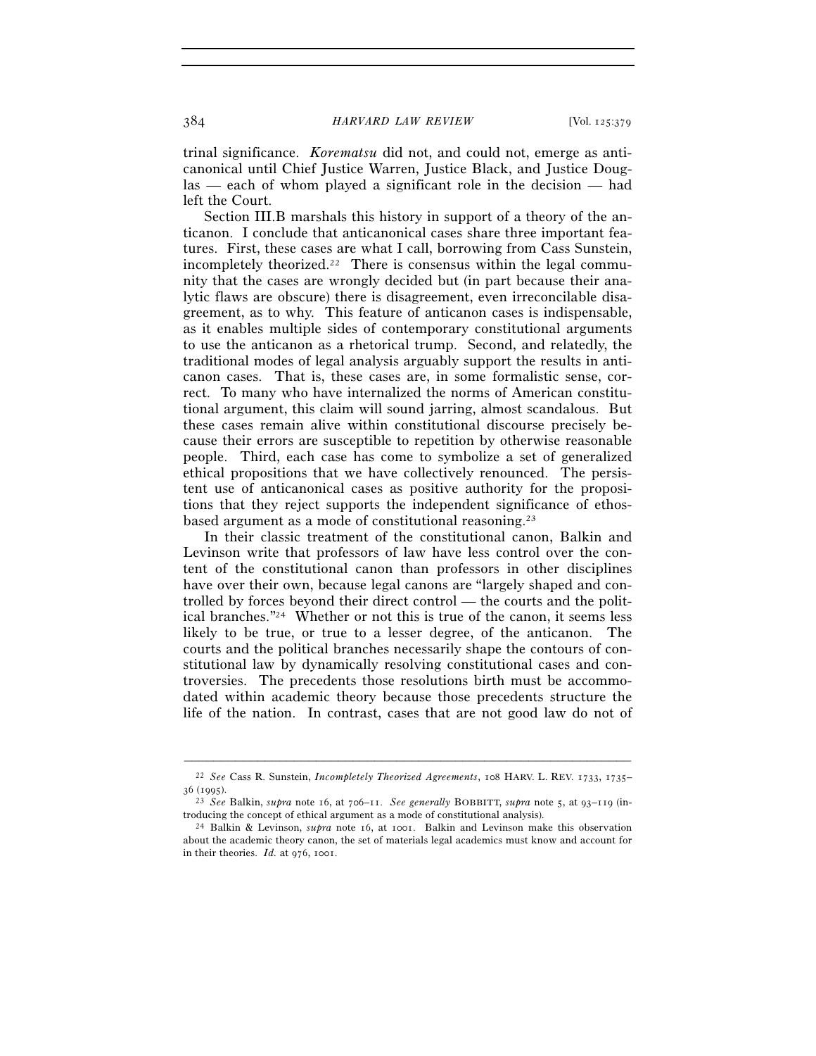trinal significance. *Korematsu* did not, and could not, emerge as anticanonical until Chief Justice Warren, Justice Black, and Justice Douglas — each of whom played a significant role in the decision — had left the Court.

Section III.B marshals this history in support of a theory of the anticanon. I conclude that anticanonical cases share three important features. First, these cases are what I call, borrowing from Cass Sunstein, incompletely theorized.[22] There is consensus within the legal community that the cases are wrongly decided but (in part because their analytic flaws are obscure) there is disagreement, even irreconcilable disagreement, as to why. This feature of anticanon cases is indispensable, as it enables multiple sides of contemporary constitutional arguments to use the anticanon as a rhetorical trump. Second, and relatedly, the traditional modes of legal analysis arguably support the results in anticanon cases. That is, these cases are, in some formalistic sense, correct. To many who have internalized the norms of American constitutional argument, this claim will sound jarring, almost scandalous. But these cases remain alive within constitutional discourse precisely because their errors are susceptible to repetition by otherwise reasonable people. Third, each case has come to symbolize a set of generalized ethical propositions that we have collectively renounced. The persistent use of anticanonical cases as positive authority for the propositions that they reject supports the independent significance of ethos-based argument as a mode of constitutional reasoning.[23]

In their classic treatment of the constitutional canon, Balkin and Levinson write that professors of law have less control over the content of the constitutional canon than professors in other disciplines have over their own, because legal canons are "largely shaped and controlled by forces beyond their direct control — the courts and the political branches."[24] Whether or not this is true of the canon, it seems less likely to be true, or true to a lesser degree, of the anticanon. The courts and the political branches necessarily shape the contours of constitutional law by dynamically resolving constitutional cases and controversies. The precedents those resolutions birth must be accommodated within academic theory because those precedents structure the life of the nation. In contrast, cases that are not good law do not of

---

[22] *See* Cass R. Sunstein, *Incompletely Theorized Agreements*, 108 HARV. L. REV. 1733, 1735–36 (1995).

[23] *See* Balkin, *supra* note 16, at 706–11. *See generally* BOBBITT, *supra* note 5, at 93–119 (introducing the concept of ethical argument as a mode of constitutional analysis).

[24] Balkin & Levinson, *supra* note 16, at 1001. Balkin and Levinson make this observation about the academic theory canon, the set of materials legal academics must know and account for in their theories. *Id.* at 976, 1001.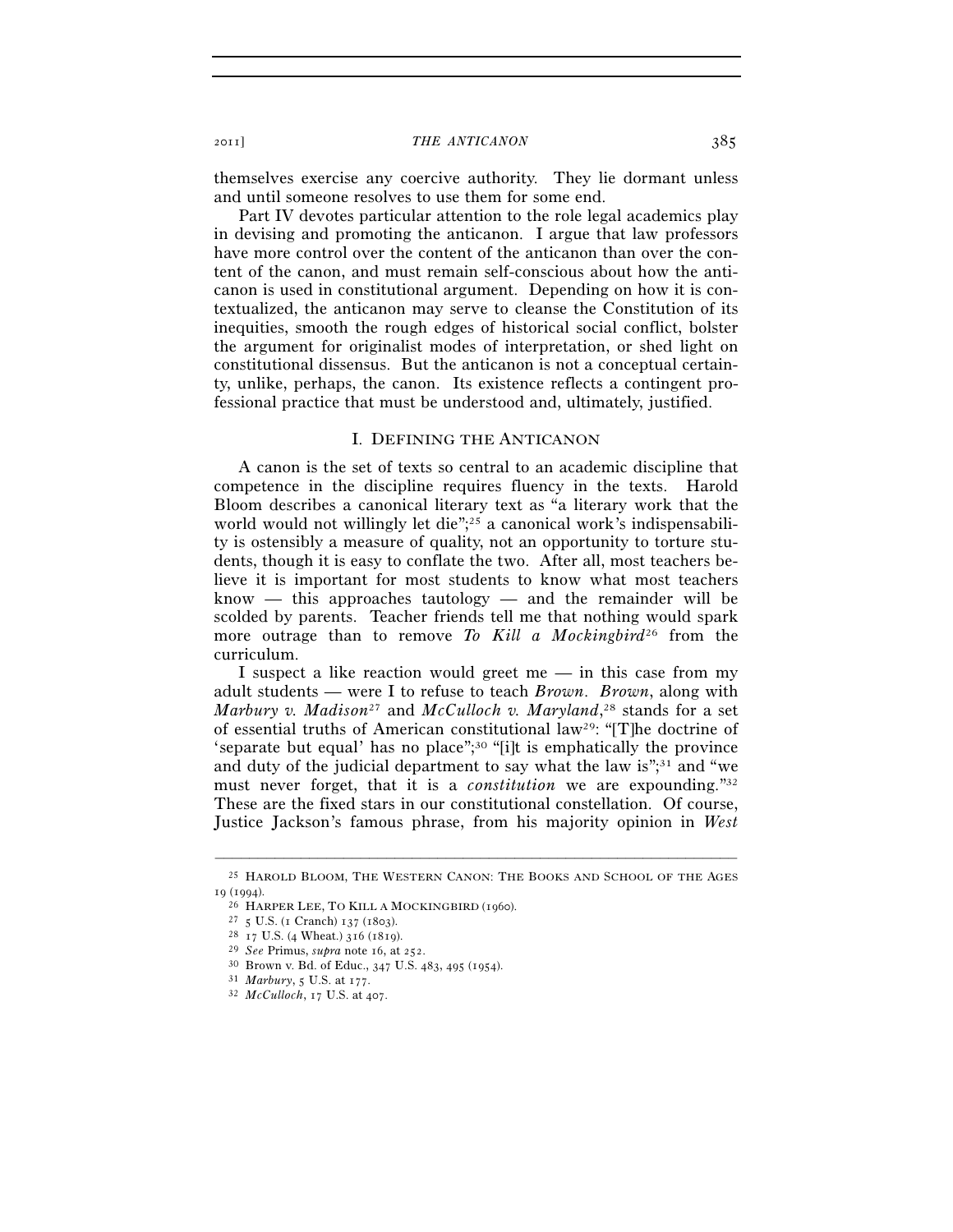themselves exercise any coercive authority. They lie dormant unless and until someone resolves to use them for some end.

Part IV devotes particular attention to the role legal academics play in devising and promoting the anticanon. I argue that law professors have more control over the content of the anticanon than over the content of the canon, and must remain self-conscious about how the anticanon is used in constitutional argument. Depending on how it is contextualized, the anticanon may serve to cleanse the Constitution of its inequities, smooth the rough edges of historical social conflict, bolster the argument for originalist modes of interpretation, or shed light on constitutional dissensus. But the anticanon is not a conceptual certainty, unlike, perhaps, the canon. Its existence reflects a contingent professional practice that must be understood and, ultimately, justified.

## I. DEFINING THE ANTICANON

A canon is the set of texts so central to an academic discipline that competence in the discipline requires fluency in the texts. Harold Bloom describes a canonical literary text as "a literary work that the world would not willingly let die";[25] a canonical work's indispensability is ostensibly a measure of quality, not an opportunity to torture students, though it is easy to conflate the two. After all, most teachers believe it is important for most students to know what most teachers know — this approaches tautology — and the remainder will be scolded by parents. Teacher friends tell me that nothing would spark more outrage than to remove *To Kill a Mockingbird*[26] from the curriculum.

I suspect a like reaction would greet me — in this case from my adult students — were I to refuse to teach *Brown*. *Brown*, along with *Marbury v. Madison*[27] and *McCulloch v. Maryland*,[28] stands for a set of essential truths of American constitutional law[29]: "[T]he doctrine of 'separate but equal' has no place";[30] "[i]t is emphatically the province and duty of the judicial department to say what the law is";[31] and "we must never forget, that it is a *constitution* we are expounding."[32] These are the fixed stars in our constitutional constellation. Of course, Justice Jackson's famous phrase, from his majority opinion in *West*

---

[25] HAROLD BLOOM, THE WESTERN CANON: THE BOOKS AND SCHOOL OF THE AGES 19 (1994).

[26] HARPER LEE, TO KILL A MOCKINGBIRD (1960).

[27] 5 U.S. (1 Cranch) 137 (1803).

[28] 17 U.S. (4 Wheat.) 316 (1819).

[29] *See* Primus, *supra* note 16, at 252.

[30] Brown v. Bd. of Educ., 347 U.S. 483, 495 (1954).

[31] *Marbury*, 5 U.S. at 177.

[32] *McCulloch*, 17 U.S. at 407.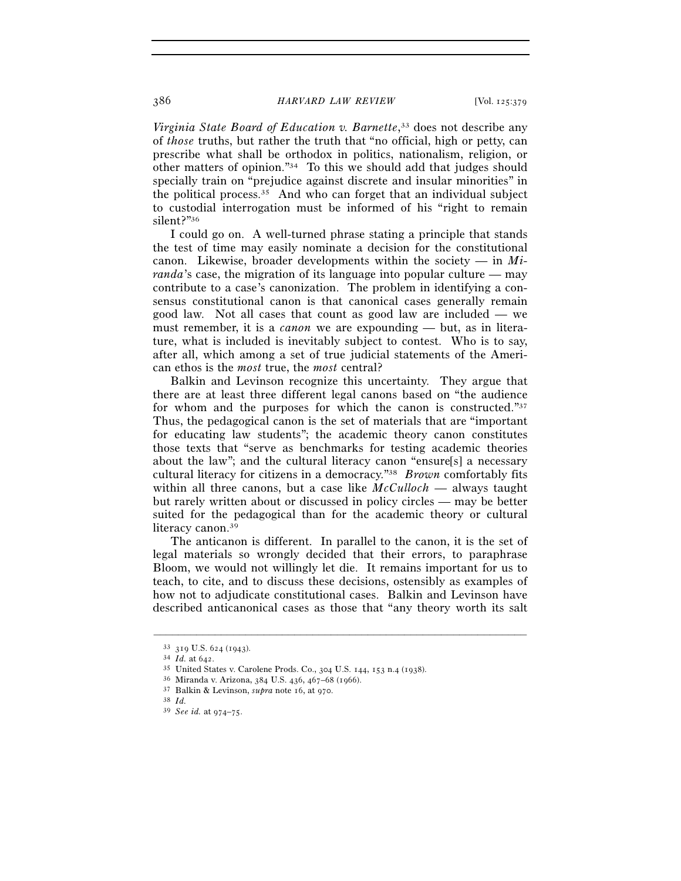*Virginia State Board of Education v. Barnette*,[33] does not describe any of *those* truths, but rather the truth that "no official, high or petty, can prescribe what shall be orthodox in politics, nationalism, religion, or other matters of opinion."[34] To this we should add that judges should specially train on "prejudice against discrete and insular minorities" in the political process.[35] And who can forget that an individual subject to custodial interrogation must be informed of his "right to remain silent?"[36]

I could go on. A well-turned phrase stating a principle that stands the test of time may easily nominate a decision for the constitutional canon. Likewise, broader developments within the society — in *Miranda*'s case, the migration of its language into popular culture — may contribute to a case's canonization. The problem in identifying a consensus constitutional canon is that canonical cases generally remain good law. Not all cases that count as good law are included — we must remember, it is a *canon* we are expounding — but, as in literature, what is included is inevitably subject to contest. Who is to say, after all, which among a set of true judicial statements of the American ethos is the *most* true, the *most* central?

Balkin and Levinson recognize this uncertainty. They argue that there are at least three different legal canons based on "the audience for whom and the purposes for which the canon is constructed."[37] Thus, the pedagogical canon is the set of materials that are "important for educating law students"; the academic theory canon constitutes those texts that "serve as benchmarks for testing academic theories about the law"; and the cultural literacy canon "ensure[s] a necessary cultural literacy for citizens in a democracy."[38] *Brown* comfortably fits within all three canons, but a case like *McCulloch* — always taught but rarely written about or discussed in policy circles — may be better suited for the pedagogical than for the academic theory or cultural literacy canon.[39]

The anticanon is different. In parallel to the canon, it is the set of legal materials so wrongly decided that their errors, to paraphrase Bloom, we would not willingly let die. It remains important for us to teach, to cite, and to discuss these decisions, ostensibly as examples of how not to adjudicate constitutional cases. Balkin and Levinson have described anticanonical cases as those that "any theory worth its salt

---

[33] 319 U.S. 624 (1943).

[34] *Id.* at 642.

[35] United States v. Carolene Prods. Co., 304 U.S. 144, 153 n.4 (1938).

[36] Miranda v. Arizona, 384 U.S. 436, 467–68 (1966).

[37] Balkin & Levinson, *supra* note 16, at 970.

[38] *Id.*

[39] *See id.* at 974–75.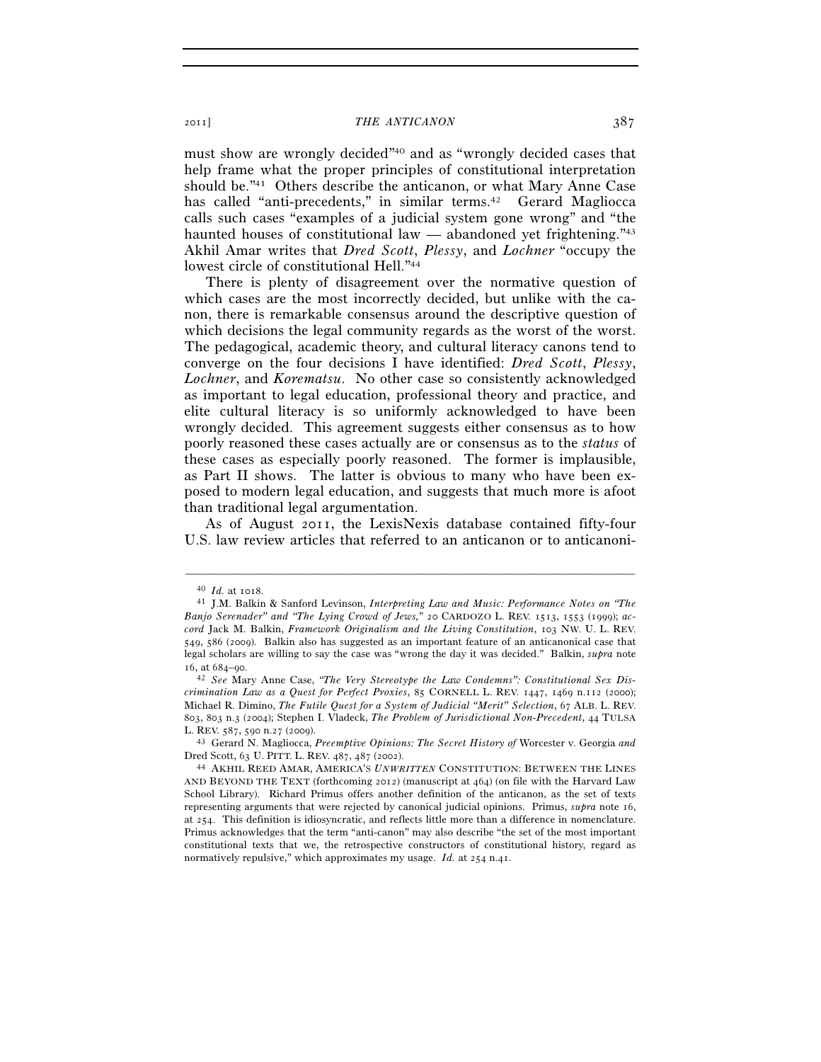must show are wrongly decided"[40] and as "wrongly decided cases that help frame what the proper principles of constitutional interpretation should be."[41] Others describe the anticanon, or what Mary Anne Case has called "anti-precedents," in similar terms.[42] Gerard Magliocca calls such cases "examples of a judicial system gone wrong" and "the haunted houses of constitutional law — abandoned yet frightening."[43] Akhil Amar writes that *Dred Scott*, *Plessy*, and *Lochner* "occupy the lowest circle of constitutional Hell."[44]

There is plenty of disagreement over the normative question of which cases are the most incorrectly decided, but unlike with the canon, there is remarkable consensus around the descriptive question of which decisions the legal community regards as the worst of the worst. The pedagogical, academic theory, and cultural literacy canons tend to converge on the four decisions I have identified: *Dred Scott*, *Plessy*, *Lochner*, and *Korematsu*. No other case so consistently acknowledged as important to legal education, professional theory and practice, and elite cultural literacy is so uniformly acknowledged to have been wrongly decided. This agreement suggests either consensus as to how poorly reasoned these cases actually are or consensus as to the *status* of these cases as especially poorly reasoned. The former is implausible, as Part II shows. The latter is obvious to many who have been exposed to modern legal education, and suggests that much more is afoot than traditional legal argumentation.

As of August 2011, the LexisNexis database contained fifty-four U.S. law review articles that referred to an anticanon or to anticanoni-

---

[40] *Id.* at 1018.

[41] J.M. Balkin & Sanford Levinson, *Interpreting Law and Music: Performance Notes on "The Banjo Serenader" and "The Lying Crowd of Jews,"* 20 CARDOZO L. REV. 1513, 1553 (1999); *accord* Jack M. Balkin, *Framework Originalism and the Living Constitution*, 103 NW. U. L. REV. 549, 586 (2009). Balkin also has suggested as an important feature of an anticanonical case that legal scholars are willing to say the case was "wrong the day it was decided." Balkin, *supra* note 16, at 684–90.

[42] *See* Mary Anne Case, *"The Very Stereotype the Law Condemns": Constitutional Sex Discrimination Law as a Quest for Perfect Proxies*, 85 CORNELL L. REV. 1447, 1469 n.112 (2000); Michael R. Dimino, *The Futile Quest for a System of Judicial "Merit" Selection*, 67 ALB. L. REV. 803, 803 n.3 (2004); Stephen I. Vladeck, *The Problem of Jurisdictional Non-Precedent*, 44 TULSA L. REV. 587, 590 n.27 (2009).

[43] Gerard N. Magliocca, *Preemptive Opinions: The Secret History of* Worcester v. Georgia *and* Dred Scott, 63 U. PITT. L. REV. 487, 487 (2002).

[44] AKHIL REED AMAR, AMERICA'S *UNWRITTEN* CONSTITUTION: BETWEEN THE LINES AND BEYOND THE TEXT (forthcoming 2012) (manuscript at 464) (on file with the Harvard Law School Library). Richard Primus offers another definition of the anticanon, as the set of texts representing arguments that were rejected by canonical judicial opinions. Primus, *supra* note 16, at 254. This definition is idiosyncratic, and reflects little more than a difference in nomenclature. Primus acknowledges that the term "anti-canon" may also describe "the set of the most important constitutional texts that we, the retrospective constructors of constitutional history, regard as normatively repulsive," which approximates my usage. *Id.* at 254 n.41.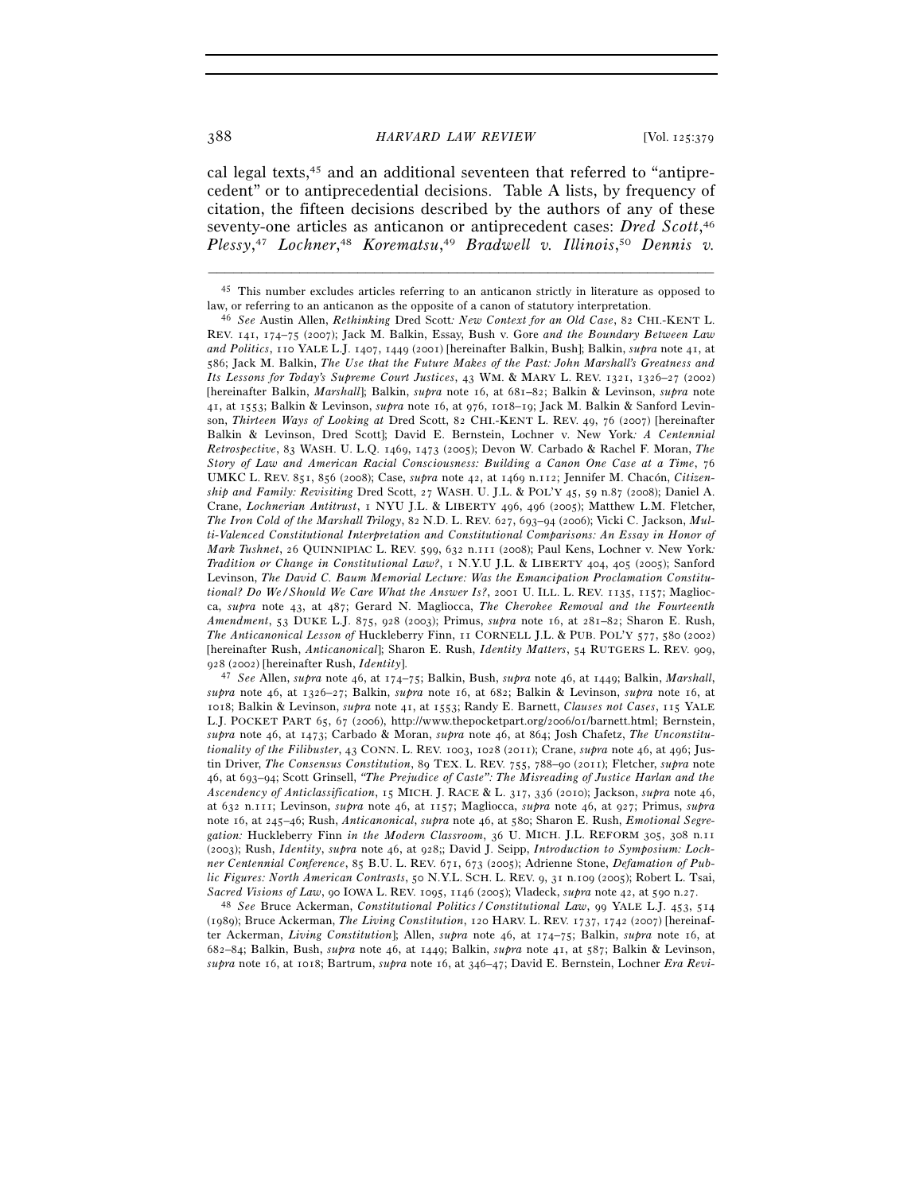cal legal texts,[45] and an additional seventeen that referred to "antiprecedent" or to antiprecedential decisions. Table A lists, by frequency of citation, the fifteen decisions described by the authors of any of these seventy-one articles as anticanon or antiprecedent cases: ***Dred Scott***,[46] ***Plessy***,[47] ***Lochner***,[48] ***Korematsu***,[49] ***Bradwell v. Illinois***,[50] ***Dennis v.***

---

[45] This number excludes articles referring to an anticanon strictly in literature as opposed to law, or referring to an anticanon as the opposite of a canon of statutory interpretation.

[46] *See* Austin Allen, *Rethinking* Dred Scott*: New Context for an Old Case*, 82 CHI.-KENT L. REV. 141, 174–75 (2007); Jack M. Balkin, Essay, Bush v. Gore *and the Boundary Between Law and Politics*, 110 YALE L.J. 1407, 1449 (2001) [hereinafter Balkin, Bush]; Balkin, *supra* note 41, at 586; Jack M. Balkin, *The Use that the Future Makes of the Past: John Marshall's Greatness and Its Lessons for Today's Supreme Court Justices*, 43 WM. & MARY L. REV. 1321, 1326–27 (2002) [hereinafter Balkin, *Marshall*]; Balkin, *supra* note 16, at 681–82; Balkin & Levinson, *supra* note 41, at 1553; Balkin & Levinson, *supra* note 16, at 976, 1018–19; Jack M. Balkin & Sanford Levinson, *Thirteen Ways of Looking at* Dred Scott, 82 CHI.-KENT L. REV. 49, 76 (2007) [hereinafter Balkin & Levinson, Dred Scott]; David E. Bernstein, Lochner v. New York*: A Centennial Retrospective*, 83 WASH. U. L.Q. 1469, 1473 (2005); Devon W. Carbado & Rachel F. Moran, *The Story of Law and American Racial Consciousness: Building a Canon One Case at a Time*, 76 UMKC L. REV. 851, 856 (2008); Case, *supra* note 42, at 1469 n.112; Jennifer M. Chacón, *Citizenship and Family: Revisiting* Dred Scott, 27 WASH. U. J.L. & POL'Y 45, 59 n.87 (2008); Daniel A. Crane, *Lochnerian Antitrust*, 1 NYU J.L. & LIBERTY 496, 496 (2005); Matthew L.M. Fletcher, *The Iron Cold of the Marshall Trilogy*, 82 N.D. L. REV. 627, 693–94 (2006); Vicki C. Jackson, *Multi-Valenced Constitutional Interpretation and Constitutional Comparisons: An Essay in Honor of Mark Tushnet*, 26 QUINNIPIAC L. REV. 599, 632 n.111 (2008); Paul Kens, Lochner v. New York*: Tradition or Change in Constitutional Law?*, 1 N.Y.U J.L. & LIBERTY 404, 405 (2005); Sanford Levinson, *The David C. Baum Memorial Lecture: Was the Emancipation Proclamation Constitutional? Do We/Should We Care What the Answer Is?*, 2001 U. ILL. L. REV. 1135, 1157; Magliocca, *supra* note 43, at 487; Gerard N. Magliocca, *The Cherokee Removal and the Fourteenth Amendment*, 53 DUKE L.J. 875, 928 (2003); Primus, *supra* note 16, at 281–82; Sharon E. Rush, *The Anticanonical Lesson of* Huckleberry Finn, 11 CORNELL J.L. & PUB. POL'Y 577, 580 (2002) [hereinafter Rush, *Anticanonical*]; Sharon E. Rush, *Identity Matters*, 54 RUTGERS L. REV. 909, 928 (2002) [hereinafter Rush, *Identity*].

[47] *See* Allen, *supra* note 46, at 174–75; Balkin, Bush, *supra* note 46, at 1449; Balkin, *Marshall*, *supra* note 46, at 1326–27; Balkin, *supra* note 16, at 682; Balkin & Levinson, *supra* note 16, at 1018; Balkin & Levinson, *supra* note 41, at 1553; Randy E. Barnett, *Clauses not Cases*, 115 YALE L.J. POCKET PART 65, 67 (2006), http://www.thepocketpart.org/2006/01/barnett.html; Bernstein, *supra* note 46, at 1473; Carbado & Moran, *supra* note 46, at 864; Josh Chafetz, *The Unconstitutionality of the Filibuster*, 43 CONN. L. REV. 1003, 1028 (2011); Crane, *supra* note 46, at 496; Justin Driver, *The Consensus Constitution*, 89 TEX. L. REV. 755, 788–90 (2011); Fletcher, *supra* note 46, at 693–94; Scott Grinsell, *"The Prejudice of Caste": The Misreading of Justice Harlan and the Ascendency of Anticlassification*, 15 MICH. J. RACE & L. 317, 336 (2010); Jackson, *supra* note 46, at 632 n.111; Levinson, *supra* note 46, at 1157; Magliocca, *supra* note 46, at 927; Primus, *supra* note 16, at 245–46; Rush, *Anticanonical*, *supra* note 46, at 580; Sharon E. Rush, *Emotional Segregation:* Huckleberry Finn *in the Modern Classroom*, 36 U. MICH. J.L. REFORM 305, 308 n.11 (2003); Rush, *Identity*, *supra* note 46, at 928;; David J. Seipp, *Introduction to Symposium: Lochner Centennial Conference*, 85 B.U. L. REV. 671, 673 (2005); Adrienne Stone, *Defamation of Public Figures: North American Contrasts*, 50 N.Y.L. SCH. L. REV. 9, 31 n.109 (2005); Robert L. Tsai, *Sacred Visions of Law*, 90 IOWA L. REV. 1095, 1146 (2005); Vladeck, *supra* note 42, at 590 n.27.

[48] *See* Bruce Ackerman, *Constitutional Politics/Constitutional Law*, 99 YALE L.J. 453, 514 (1989); Bruce Ackerman, *The Living Constitution*, 120 HARV. L. REV. 1737, 1742 (2007) [hereinafter Ackerman, *Living Constitution*]; Allen, *supra* note 46, at 174–75; Balkin, *supra* note 16, at 682–84; Balkin, Bush, *supra* note 46, at 1449; Balkin, *supra* note 41, at 587; Balkin & Levinson, *supra* note 16, at 1018; Bartrum, *supra* note 16, at 346–47; David E. Bernstein, Lochner *Era Revi-*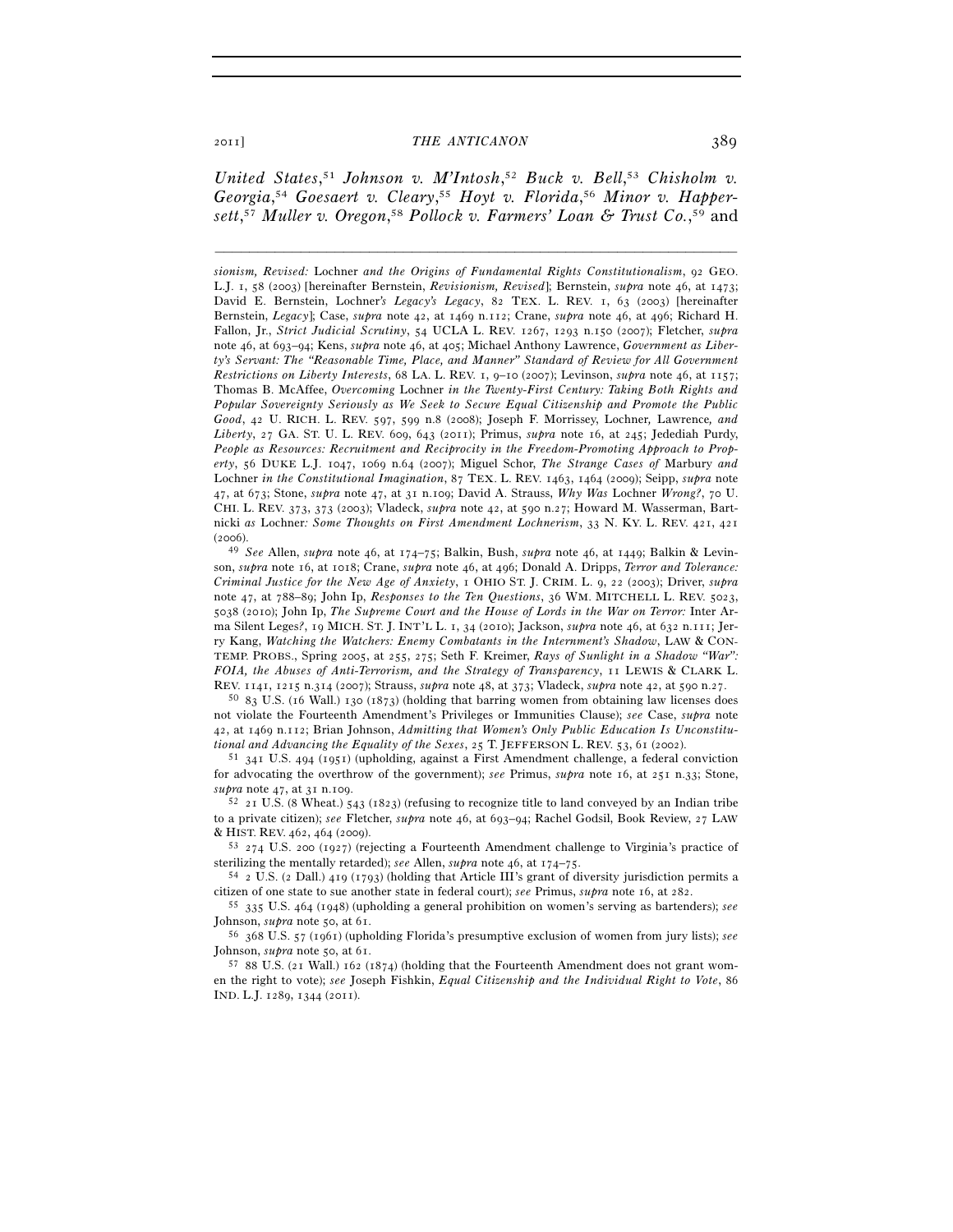*United States*,[51] *Johnson v. M'Intosh*,[52] *Buck v. Bell*,[53] *Chisholm v. Georgia*,[54] *Goesaert v. Cleary*,[55] *Hoyt v. Florida*,[56] *Minor v. Happersett*,[57] *Muller v. Oregon*,[58] *Pollock v. Farmers' Loan & Trust Co.*,[59] and

---

*sionism, Revised:* Lochner *and the Origins of Fundamental Rights Constitutionalism*, 92 GEO. L.J. 1, 58 (2003) [hereinafter Bernstein, *Revisionism, Revised*]; Bernstein, *supra* note 46, at 1473; David E. Bernstein, Lochner*'s Legacy's Legacy*, 82 TEX. L. REV. 1, 63 (2003) [hereinafter Bernstein, *Legacy*]; Case, *supra* note 42, at 1469 n.112; Crane, *supra* note 46, at 496; Richard H. Fallon, Jr., *Strict Judicial Scrutiny*, 54 UCLA L. REV. 1267, 1293 n.150 (2007); Fletcher, *supra* note 46, at 693–94; Kens, *supra* note 46, at 405; Michael Anthony Lawrence, *Government as Liberty's Servant: The "Reasonable Time, Place, and Manner" Standard of Review for All Government Restrictions on Liberty Interests*, 68 LA. L. REV. 1, 9–10 (2007); Levinson, *supra* note 46, at 1157; Thomas B. McAffee, *Overcoming* Lochner *in the Twenty-First Century: Taking Both Rights and Popular Sovereignty Seriously as We Seek to Secure Equal Citizenship and Promote the Public Good*, 42 U. RICH. L. REV. 597, 599 n.8 (2008); Joseph F. Morrissey, Lochner*,* Lawrence*, and Liberty*, 27 GA. ST. U. L. REV. 609, 643 (2011); Primus, *supra* note 16, at 245; Jedediah Purdy, *People as Resources: Recruitment and Reciprocity in the Freedom-Promoting Approach to Property*, 56 DUKE L.J. 1047, 1069 n.64 (2007); Miguel Schor, *The Strange Cases of* Marbury *and* Lochner *in the Constitutional Imagination*, 87 TEX. L. REV. 1463, 1464 (2009); Seipp, *supra* note 47, at 673; Stone, *supra* note 47, at 31 n.109; David A. Strauss, *Why Was* Lochner *Wrong?*, 70 U. CHI. L. REV. 373, 373 (2003); Vladeck, *supra* note 42, at 590 n.27; Howard M. Wasserman, Bartnicki *as* Lochner*: Some Thoughts on First Amendment Lochnerism*, 33 N. KY. L. REV. 421, 421 (2006).

[49] *See* Allen, *supra* note 46, at 174–75; Balkin, Bush, *supra* note 46, at 1449; Balkin & Levinson, *supra* note 16, at 1018; Crane, *supra* note 46, at 496; Donald A. Dripps, *Terror and Tolerance: Criminal Justice for the New Age of Anxiety*, 1 OHIO ST. J. CRIM. L. 9, 22 (2003); Driver, *supra* note 47, at 788–89; John Ip, *Responses to the Ten Questions*, 36 WM. MITCHELL L. REV. 5023, 5038 (2010); John Ip, *The Supreme Court and the House of Lords in the War on Terror:* Inter Arma Silent Leges*?*, 19 MICH. ST. J. INT'L L. 1, 34 (2010); Jackson, *supra* note 46, at 632 n.111; Jerry Kang, *Watching the Watchers: Enemy Combatants in the Internment's Shadow*, LAW & CONTEMP. PROBS., Spring 2005, at 255, 275; Seth F. Kreimer, *Rays of Sunlight in a Shadow "War": FOIA, the Abuses of Anti-Terrorism, and the Strategy of Transparency*, 11 LEWIS & CLARK L. REV. 1141, 1215 n.314 (2007); Strauss, *supra* note 48, at 373; Vladeck, *supra* note 42, at 590 n.27.

[50] 83 U.S. (16 Wall.) 130 (1873) (holding that barring women from obtaining law licenses does not violate the Fourteenth Amendment's Privileges or Immunities Clause); *see* Case, *supra* note 42, at 1469 n.112; Brian Johnson, *Admitting that Women's Only Public Education Is Unconstitutional and Advancing the Equality of the Sexes*, 25 T. JEFFERSON L. REV. 53, 61 (2002).

[51] 341 U.S. 494 (1951) (upholding, against a First Amendment challenge, a federal conviction for advocating the overthrow of the government); *see* Primus, *supra* note 16, at 251 n.33; Stone, *supra* note 47, at 31 n.109.

[52] 21 U.S. (8 Wheat.) 543 (1823) (refusing to recognize title to land conveyed by an Indian tribe to a private citizen); *see* Fletcher, *supra* note 46, at 693–94; Rachel Godsil, Book Review, 27 LAW & HIST. REV. 462, 464 (2009).

[53] 274 U.S. 200 (1927) (rejecting a Fourteenth Amendment challenge to Virginia's practice of sterilizing the mentally retarded); *see* Allen, *supra* note 46, at 174–75.

[54] 2 U.S. (2 Dall.) 419 (1793) (holding that Article III's grant of diversity jurisdiction permits a citizen of one state to sue another state in federal court); *see* Primus, *supra* note 16, at 282.

[55] 335 U.S. 464 (1948) (upholding a general prohibition on women's serving as bartenders); *see* Johnson, *supra* note 50, at 61.

[56] 368 U.S. 57 (1961) (upholding Florida's presumptive exclusion of women from jury lists); *see* Johnson, *supra* note 50, at 61.

[57] 88 U.S. (21 Wall.) 162 (1874) (holding that the Fourteenth Amendment does not grant women the right to vote); *see* Joseph Fishkin, *Equal Citizenship and the Individual Right to Vote*, 86 IND. L.J. 1289, 1344 (2011).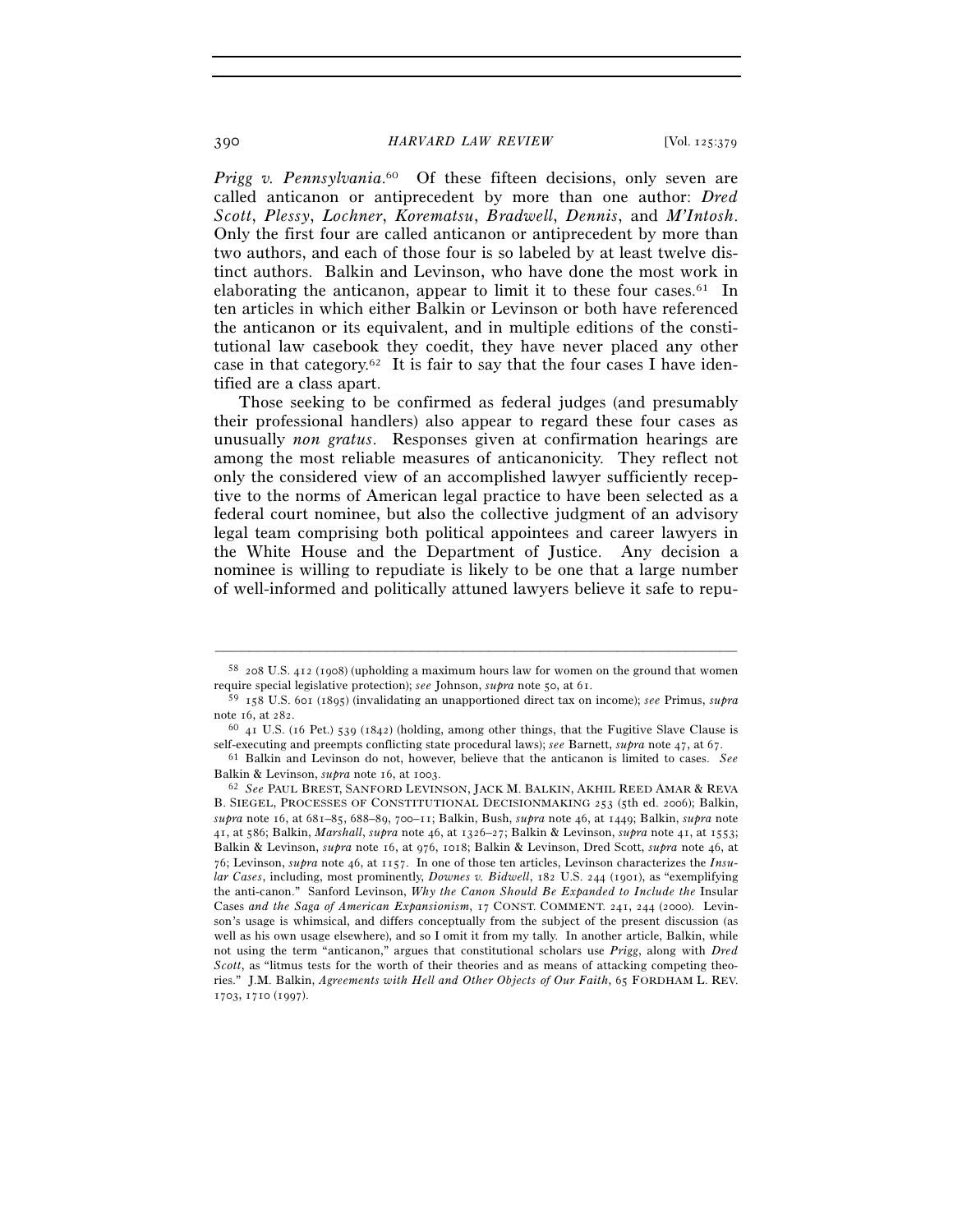*Prigg v. Pennsylvania*.[60] Of these fifteen decisions, only seven are called anticanon or antiprecedent by more than one author: *Dred Scott*, *Plessy*, *Lochner*, *Korematsu*, *Bradwell*, *Dennis*, and *M'Intosh*. Only the first four are called anticanon or antiprecedent by more than two authors, and each of those four is so labeled by at least twelve distinct authors. Balkin and Levinson, who have done the most work in elaborating the anticanon, appear to limit it to these four cases.[61] In ten articles in which either Balkin or Levinson or both have referenced the anticanon or its equivalent, and in multiple editions of the constitutional law casebook they coedit, they have never placed any other case in that category.[62] It is fair to say that the four cases I have identified are a class apart.

Those seeking to be confirmed as federal judges (and presumably their professional handlers) also appear to regard these four cases as unusually *non gratus*. Responses given at confirmation hearings are among the most reliable measures of anticanonicity. They reflect not only the considered view of an accomplished lawyer sufficiently receptive to the norms of American legal practice to have been selected as a federal court nominee, but also the collective judgment of an advisory legal team comprising both political appointees and career lawyers in the White House and the Department of Justice. Any decision a nominee is willing to repudiate is likely to be one that a large number of well-informed and politically attuned lawyers believe it safe to repu-

---

[58] 208 U.S. 412 (1908) (upholding a maximum hours law for women on the ground that women require special legislative protection); *see* Johnson, *supra* note 50, at 61.

[59] 158 U.S. 601 (1895) (invalidating an unapportioned direct tax on income); *see* Primus, *supra* note 16, at 282.

[60] 41 U.S. (16 Pet.) 539 (1842) (holding, among other things, that the Fugitive Slave Clause is self-executing and preempts conflicting state procedural laws); *see* Barnett, *supra* note 47, at 67.

[61] Balkin and Levinson do not, however, believe that the anticanon is limited to cases. *See* Balkin & Levinson, *supra* note 16, at 1003.

[62] *See* PAUL BREST, SANFORD LEVINSON, JACK M. BALKIN, AKHIL REED AMAR & REVA B. SIEGEL, PROCESSES OF CONSTITUTIONAL DECISIONMAKING 253 (5th ed. 2006); Balkin, *supra* note 16, at 681–85, 688–89, 700–11; Balkin, Bush, *supra* note 46, at 1449; Balkin, *supra* note 41, at 586; Balkin, *Marshall*, *supra* note 46, at 1326–27; Balkin & Levinson, *supra* note 41, at 1553; Balkin & Levinson, *supra* note 16, at 976, 1018; Balkin & Levinson, Dred Scott, *supra* note 46, at 76; Levinson, *supra* note 46, at 1157. In one of those ten articles, Levinson characterizes the *Insular Cases*, including, most prominently, *Downes v. Bidwell*, 182 U.S. 244 (1901), as "exemplifying the anti-canon." Sanford Levinson, *Why the Canon Should Be Expanded to Include the* Insular Cases *and the Saga of American Expansionism*, 17 CONST. COMMENT. 241, 244 (2000). Levinson's usage is whimsical, and differs conceptually from the subject of the present discussion (as well as his own usage elsewhere), and so I omit it from my tally. In another article, Balkin, while not using the term "anticanon," argues that constitutional scholars use *Prigg*, along with *Dred Scott*, as "litmus tests for the worth of their theories and as means of attacking competing theories." J.M. Balkin, *Agreements with Hell and Other Objects of Our Faith*, 65 FORDHAM L. REV. 1703, 1710 (1997).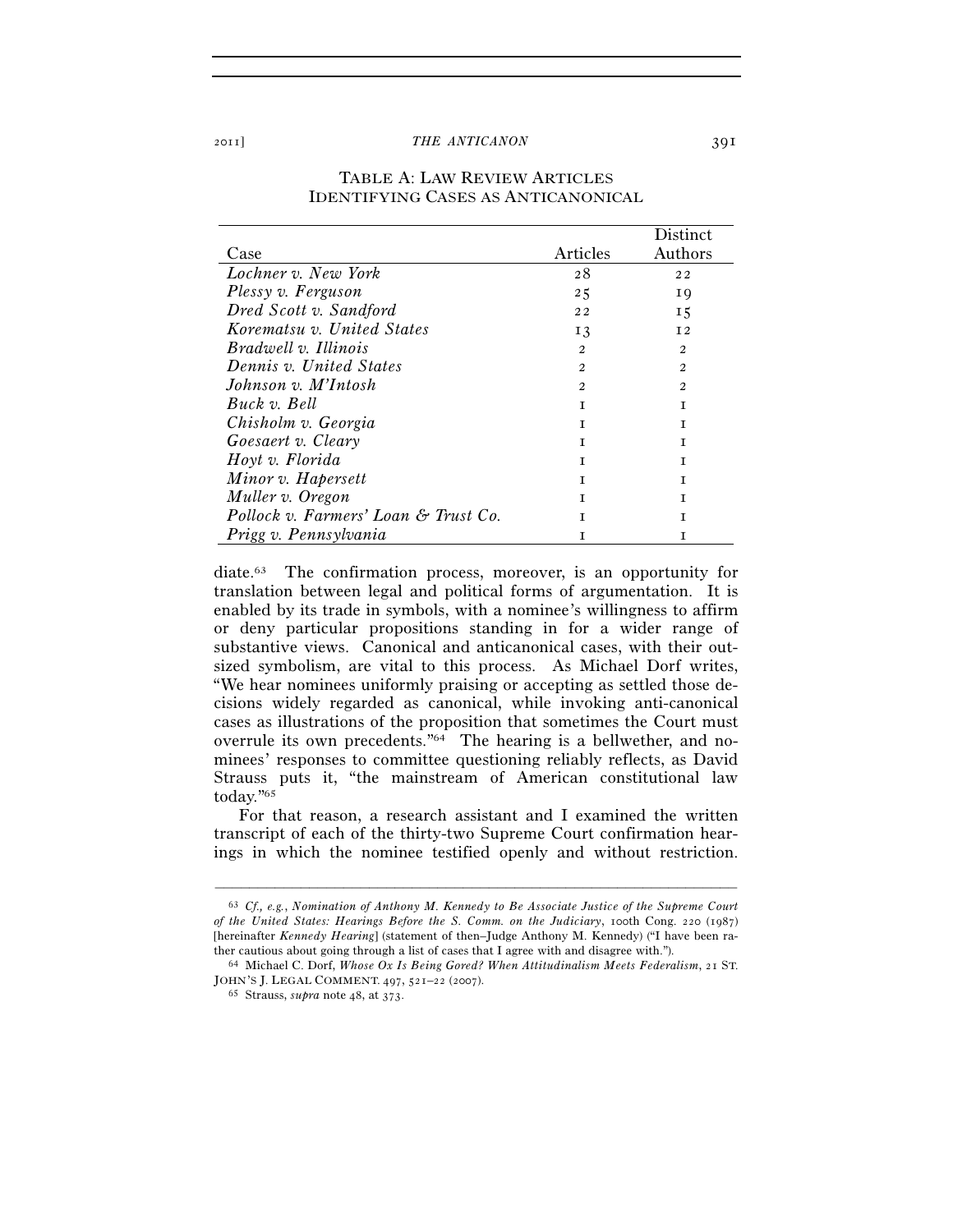TABLE A: LAW REVIEW ARTICLES IDENTIFYING CASES AS ANTICANONICAL

| Case | Articles | Distinct Authors |
|---|---|---|
| *Lochner v. New York* | 28 | 22 |
| *Plessy v. Ferguson* | 25 | 19 |
| *Dred Scott v. Sandford* | 22 | 15 |
| *Korematsu v. United States* | 13 | 12 |
| *Bradwell v. Illinois* | 2 | 2 |
| *Dennis v. United States* | 2 | 2 |
| *Johnson v. M'Intosh* | 2 | 2 |
| *Buck v. Bell* | 1 | 1 |
| *Chisholm v. Georgia* | 1 | 1 |
| *Goesaert v. Cleary* | 1 | 1 |
| *Hoyt v. Florida* | 1 | 1 |
| *Minor v. Hapersett* | 1 | 1 |
| *Muller v. Oregon* | 1 | 1 |
| *Pollock v. Farmers' Loan & Trust Co.* | 1 | 1 |
| *Prigg v. Pennsylvania* | 1 | 1 |

diate.[63] The confirmation process, moreover, is an opportunity for translation between legal and political forms of argumentation. It is enabled by its trade in symbols, with a nominee's willingness to affirm or deny particular propositions standing in for a wider range of substantive views. Canonical and anticanonical cases, with their outsized symbolism, are vital to this process. As Michael Dorf writes, "We hear nominees uniformly praising or accepting as settled those decisions widely regarded as canonical, while invoking anti-canonical cases as illustrations of the proposition that sometimes the Court must overrule its own precedents."[64] The hearing is a bellwether, and nominees' responses to committee questioning reliably reflects, as David Strauss puts it, "the mainstream of American constitutional law today."[65]

For that reason, a research assistant and I examined the written transcript of each of the thirty-two Supreme Court confirmation hearings in which the nominee testified openly and without restriction.

---

[63] *Cf., e.g.*, *Nomination of Anthony M. Kennedy to Be Associate Justice of the Supreme Court of the United States: Hearings Before the S. Comm. on the Judiciary*, 100th Cong. 220 (1987) [hereinafter *Kennedy Hearing*] (statement of then–Judge Anthony M. Kennedy) ("I have been rather cautious about going through a list of cases that I agree with and disagree with.").

[64] Michael C. Dorf, *Whose Ox Is Being Gored? When Attitudinalism Meets Federalism*, 21 ST. JOHN'S J. LEGAL COMMENT. 497, 521–22 (2007).

[65] Strauss, *supra* note 48, at 373.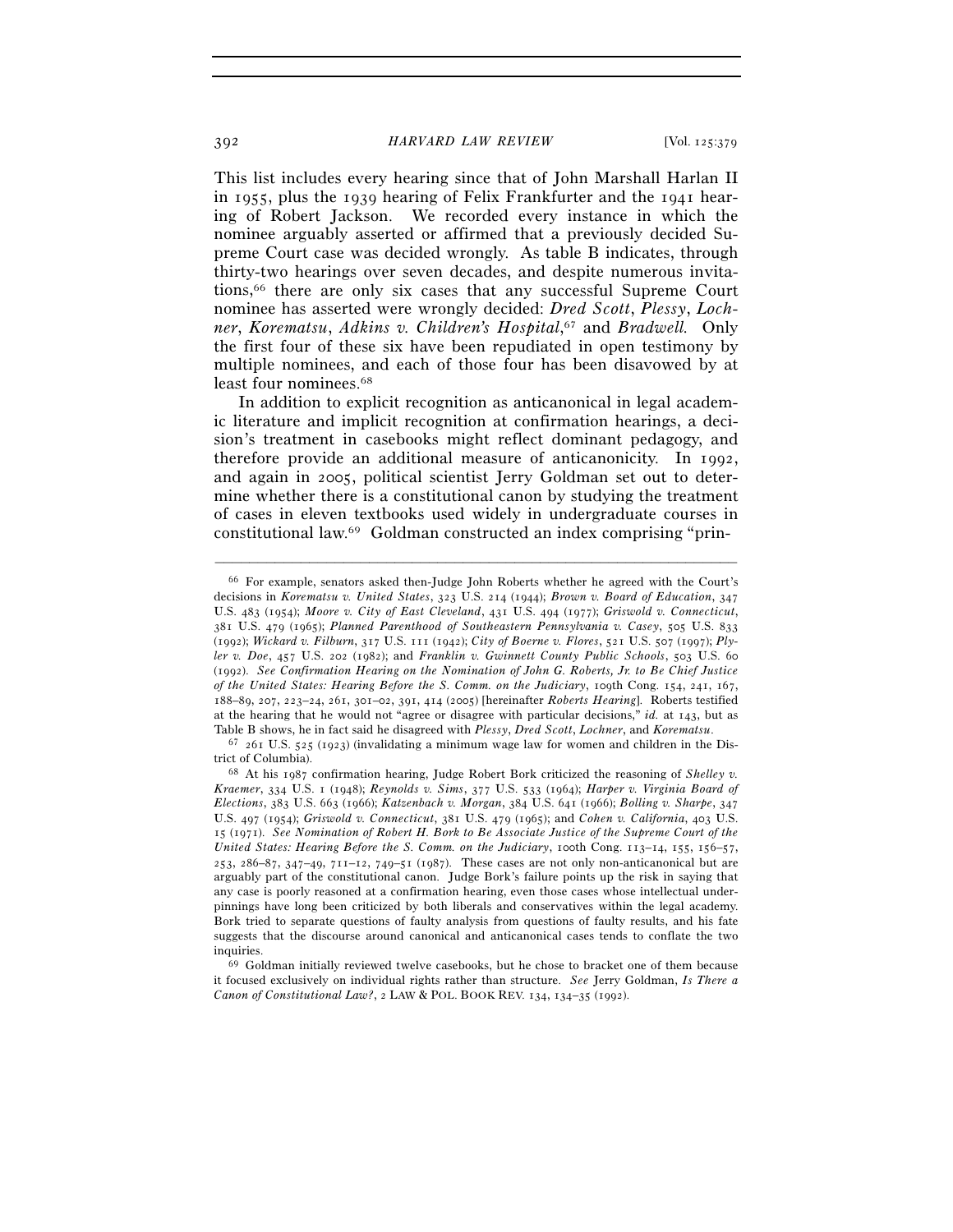This list includes every hearing since that of John Marshall Harlan II in 1955, plus the 1939 hearing of Felix Frankfurter and the 1941 hearing of Robert Jackson. We recorded every instance in which the nominee arguably asserted or affirmed that a previously decided Supreme Court case was decided wrongly. As table B indicates, through thirty-two hearings over seven decades, and despite numerous invitations,[66] there are only six cases that any successful Supreme Court nominee has asserted were wrongly decided: *Dred Scott*, *Plessy*, *Lochner*, *Korematsu*, *Adkins v. Children's Hospital*,[67] and *Bradwell.* Only the first four of these six have been repudiated in open testimony by multiple nominees, and each of those four has been disavowed by at least four nominees.[68]

In addition to explicit recognition as anticanonical in legal academic literature and implicit recognition at confirmation hearings, a decision's treatment in casebooks might reflect dominant pedagogy, and therefore provide an additional measure of anticanonicity. In 1992, and again in 2005, political scientist Jerry Goldman set out to determine whether there is a constitutional canon by studying the treatment of cases in eleven textbooks used widely in undergraduate courses in constitutional law.[69] Goldman constructed an index comprising "prin-

---

[66] For example, senators asked then-Judge John Roberts whether he agreed with the Court's decisions in *Korematsu v. United States*, 323 U.S. 214 (1944); *Brown v. Board of Education*, 347 U.S. 483 (1954); *Moore v. City of East Cleveland*, 431 U.S. 494 (1977); *Griswold v. Connecticut*, 381 U.S. 479 (1965); *Planned Parenthood of Southeastern Pennsylvania v. Casey*, 505 U.S. 833 (1992); *Wickard v. Filburn*, 317 U.S. 111 (1942); *City of Boerne v. Flores*, 521 U.S. 507 (1997); *Plyler v. Doe*, 457 U.S. 202 (1982); and *Franklin v. Gwinnett County Public Schools*, 503 U.S. 60 (1992). *See Confirmation Hearing on the Nomination of John G. Roberts, Jr. to Be Chief Justice of the United States: Hearing Before the S. Comm. on the Judiciary*, 109th Cong. 154, 241, 167, 188–89, 207, 223–24, 261, 301–02, 391, 414 (2005) [hereinafter *Roberts Hearing*]. Roberts testified at the hearing that he would not "agree or disagree with particular decisions," *id.* at 143, but as Table B shows, he in fact said he disagreed with *Plessy*, *Dred Scott*, *Lochner*, and *Korematsu*.

[67] 261 U.S. 525 (1923) (invalidating a minimum wage law for women and children in the District of Columbia).

[68] At his 1987 confirmation hearing, Judge Robert Bork criticized the reasoning of *Shelley v. Kraemer*, 334 U.S. 1 (1948); *Reynolds v. Sims*, 377 U.S. 533 (1964); *Harper v. Virginia Board of Elections*, 383 U.S. 663 (1966); *Katzenbach v. Morgan*, 384 U.S. 641 (1966); *Bolling v. Sharpe*, 347 U.S. 497 (1954); *Griswold v. Connecticut*, 381 U.S. 479 (1965); and *Cohen v. California*, 403 U.S. 15 (1971). *See Nomination of Robert H. Bork to Be Associate Justice of the Supreme Court of the United States: Hearing Before the S. Comm. on the Judiciary*, 100th Cong. 113–14, 155, 156–57, 253, 286–87, 347–49, 711–12, 749–51 (1987). These cases are not only non-anticanonical but are arguably part of the constitutional canon. Judge Bork's failure points up the risk in saying that any case is poorly reasoned at a confirmation hearing, even those cases whose intellectual underpinnings have long been criticized by both liberals and conservatives within the legal academy. Bork tried to separate questions of faulty analysis from questions of faulty results, and his fate suggests that the discourse around canonical and anticanonical cases tends to conflate the two inquiries.

[69] Goldman initially reviewed twelve casebooks, but he chose to bracket one of them because it focused exclusively on individual rights rather than structure. *See* Jerry Goldman, *Is There a Canon of Constitutional Law?*, 2 LAW & POL. BOOK REV. 134, 134–35 (1992).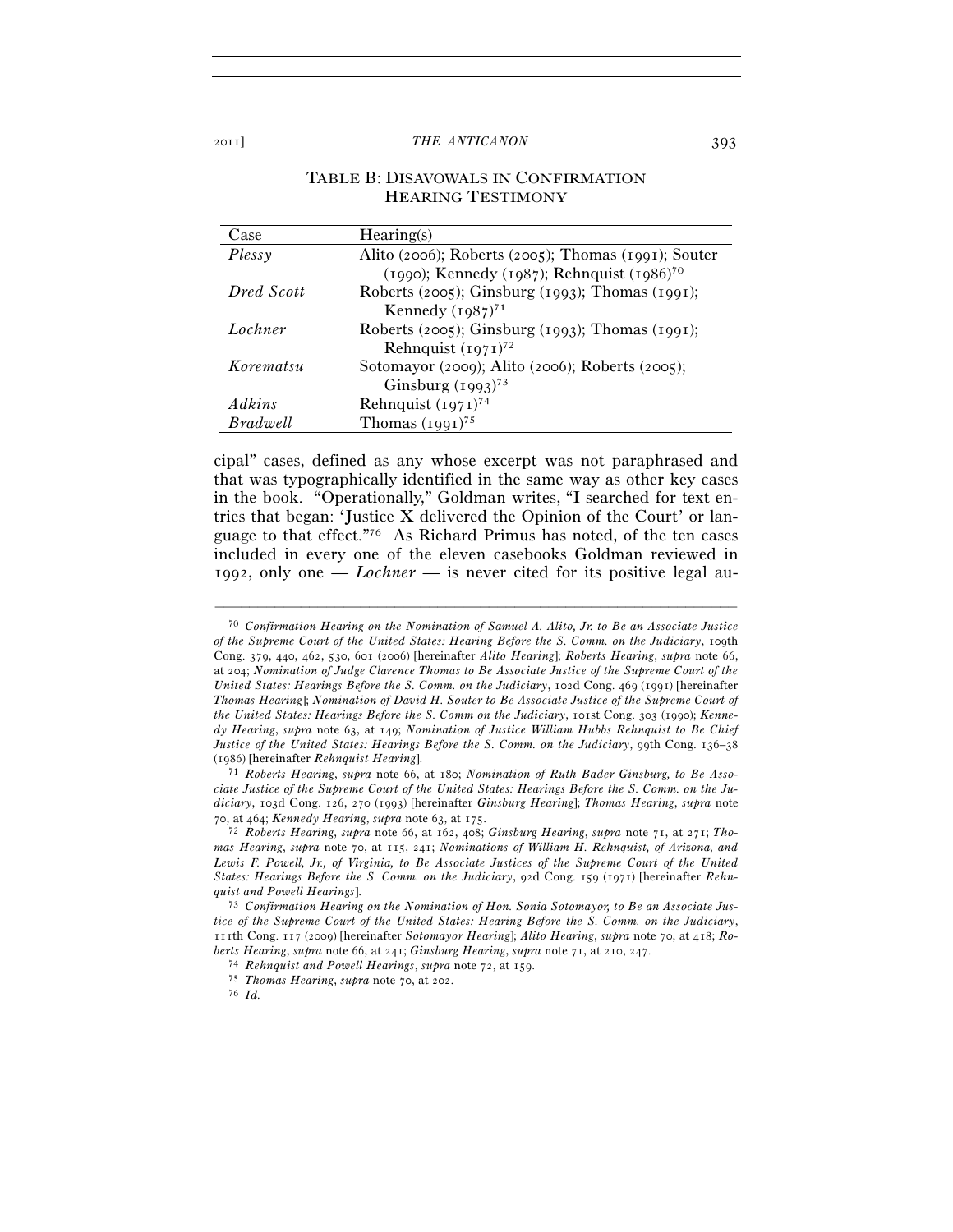TABLE B: DISAVOWALS IN CONFIRMATION HEARING TESTIMONY

| Case | Hearing(s) |
|---|---|
| *Plessy* | Alito (2006); Roberts (2005); Thomas (1991); Souter (1990); Kennedy (1987); Rehnquist (1986)[70] |
| *Dred Scott* | Roberts (2005); Ginsburg (1993); Thomas (1991); Kennedy (1987)[71] |
| *Lochner* | Roberts (2005); Ginsburg (1993); Thomas (1991); Rehnquist (1971)[72] |
| *Korematsu* | Sotomayor (2009); Alito (2006); Roberts (2005); Ginsburg (1993)[73] |
| *Adkins* | Rehnquist (1971)[74] |
| *Bradwell* | Thomas (1991)[75] |

cipal" cases, defined as any whose excerpt was not paraphrased and that was typographically identified in the same way as other key cases in the book. "Operationally," Goldman writes, "I searched for text entries that began: 'Justice X delivered the Opinion of the Court' or language to that effect."[76] As Richard Primus has noted, of the ten cases included in every one of the eleven casebooks Goldman reviewed in 1992, only one — *Lochner* — is never cited for its positive legal au-

---

[70] *Confirmation Hearing on the Nomination of Samuel A. Alito, Jr. to Be an Associate Justice of the Supreme Court of the United States: Hearing Before the S. Comm. on the Judiciary*, 109th Cong. 379, 440, 462, 530, 601 (2006) [hereinafter *Alito Hearing*]; *Roberts Hearing*, *supra* note 66, at 204; *Nomination of Judge Clarence Thomas to Be Associate Justice of the Supreme Court of the United States: Hearings Before the S. Comm. on the Judiciary*, 102d Cong. 469 (1991) [hereinafter *Thomas Hearing*]; *Nomination of David H. Souter to Be Associate Justice of the Supreme Court of the United States: Hearings Before the S. Comm on the Judiciary*, 101st Cong. 303 (1990); *Kennedy Hearing*, *supra* note 63, at 149; *Nomination of Justice William Hubbs Rehnquist to Be Chief Justice of the United States: Hearings Before the S. Comm. on the Judiciary*, 99th Cong. 136–38 (1986) [hereinafter *Rehnquist Hearing*].

[71] *Roberts Hearing*, *supra* note 66, at 180; *Nomination of Ruth Bader Ginsburg, to Be Associate Justice of the Supreme Court of the United States: Hearings Before the S. Comm. on the Judiciary*, 103d Cong. 126, 270 (1993) [hereinafter *Ginsburg Hearing*]; *Thomas Hearing*, *supra* note 70, at 464; *Kennedy Hearing*, *supra* note 63, at 175.

[72] *Roberts Hearing*, *supra* note 66, at 162, 408; *Ginsburg Hearing*, *supra* note 71, at 271; *Thomas Hearing*, *supra* note 70, at 115, 241; *Nominations of William H. Rehnquist, of Arizona, and Lewis F. Powell, Jr., of Virginia, to Be Associate Justices of the Supreme Court of the United States: Hearings Before the S. Comm. on the Judiciary*, 92d Cong. 159 (1971) [hereinafter *Rehnquist and Powell Hearings*].

[73] *Confirmation Hearing on the Nomination of Hon. Sonia Sotomayor, to Be an Associate Justice of the Supreme Court of the United States: Hearing Before the S. Comm. on the Judiciary*, 111th Cong. 117 (2009) [hereinafter *Sotomayor Hearing*]; *Alito Hearing*, *supra* note 70, at 418; *Roberts Hearing*, *supra* note 66, at 241; *Ginsburg Hearing*, *supra* note 71, at 210, 247.

[74] *Rehnquist and Powell Hearings*, *supra* note 72, at 159.

[75] *Thomas Hearing*, *supra* note 70, at 202.

[76] *Id.*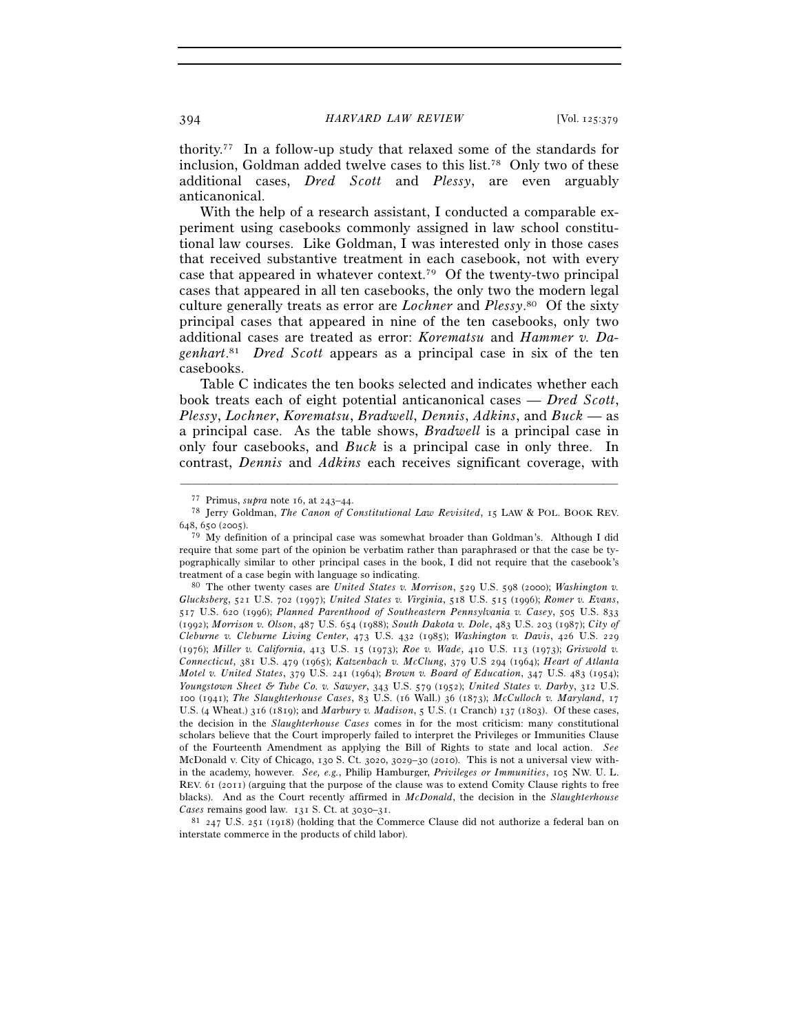thority.[77] In a follow-up study that relaxed some of the standards for inclusion, Goldman added twelve cases to this list.[78] Only two of these additional cases, *Dred Scott* and *Plessy*, are even arguably anticanonical.

With the help of a research assistant, I conducted a comparable experiment using casebooks commonly assigned in law school constitutional law courses. Like Goldman, I was interested only in those cases that received substantive treatment in each casebook, not with every case that appeared in whatever context.[79] Of the twenty-two principal cases that appeared in all ten casebooks, the only two the modern legal culture generally treats as error are *Lochner* and *Plessy*.[80] Of the sixty principal cases that appeared in nine of the ten casebooks, only two additional cases are treated as error: *Korematsu* and *Hammer v. Dagenhart*.[81] *Dred Scott* appears as a principal case in six of the ten casebooks.

Table C indicates the ten books selected and indicates whether each book treats each of eight potential anticanonical cases — *Dred Scott*, *Plessy*, *Lochner*, *Korematsu*, *Bradwell*, *Dennis*, *Adkins*, and *Buck* — as a principal case. As the table shows, *Bradwell* is a principal case in only four casebooks, and *Buck* is a principal case in only three. In contrast, *Dennis* and *Adkins* each receives significant coverage, with

---

[77] Primus, *supra* note 16, at 243–44.

[78] Jerry Goldman, *The Canon of Constitutional Law Revisited*, 15 LAW & POL. BOOK REV. 648, 650 (2005).

[79] My definition of a principal case was somewhat broader than Goldman's. Although I did require that some part of the opinion be verbatim rather than paraphrased or that the case be typographically similar to other principal cases in the book, I did not require that the casebook's treatment of a case begin with language so indicating.

[80] The other twenty cases are *United States v. Morrison*, 529 U.S. 598 (2000); *Washington v. Glucksberg*, 521 U.S. 702 (1997); *United States v. Virginia*, 518 U.S. 515 (1996); *Romer v. Evans*, 517 U.S. 620 (1996); *Planned Parenthood of Southeastern Pennsylvania v. Casey*, 505 U.S. 833 (1992); *Morrison v. Olson*, 487 U.S. 654 (1988); *South Dakota v. Dole*, 483 U.S. 203 (1987); *City of Cleburne v. Cleburne Living Center*, 473 U.S. 432 (1985); *Washington v. Davis*, 426 U.S. 229 (1976); *Miller v. California*, 413 U.S. 15 (1973); *Roe v. Wade*, 410 U.S. 113 (1973); *Griswold v. Connecticut*, 381 U.S. 479 (1965); *Katzenbach v. McClung*, 379 U.S 294 (1964); *Heart of Atlanta Motel v. United States*, 379 U.S. 241 (1964); *Brown v. Board of Education*, 347 U.S. 483 (1954); *Youngstown Sheet & Tube Co. v. Sawyer*, 343 U.S. 579 (1952); *United States v. Darby*, 312 U.S. 100 (1941); *The Slaughterhouse Cases*, 83 U.S. (16 Wall.) 36 (1873); *McCulloch v. Maryland*, 17 U.S. (4 Wheat.) 316 (1819); and *Marbury v. Madison*, 5 U.S. (1 Cranch) 137 (1803). Of these cases, the decision in the *Slaughterhouse Cases* comes in for the most criticism: many constitutional scholars believe that the Court improperly failed to interpret the Privileges or Immunities Clause of the Fourteenth Amendment as applying the Bill of Rights to state and local action. *See* McDonald v. City of Chicago, 130 S. Ct. 3020, 3029–30 (2010). This is not a universal view within the academy, however. *See, e.g.*, Philip Hamburger, *Privileges or Immunities*, 105 NW. U. L. REV. 61 (2011) (arguing that the purpose of the clause was to extend Comity Clause rights to free blacks). And as the Court recently affirmed in *McDonald*, the decision in the *Slaughterhouse Cases* remains good law. 131 S. Ct. at 3030–31.

[81] 247 U.S. 251 (1918) (holding that the Commerce Clause did not authorize a federal ban on interstate commerce in the products of child labor).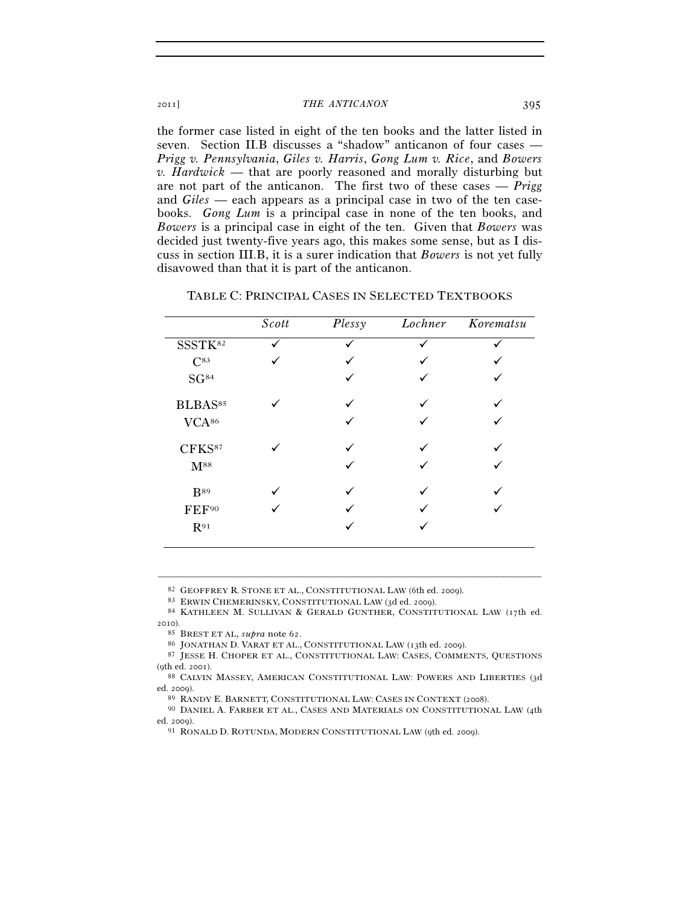the former case listed in eight of the ten books and the latter listed in seven. Section II.B discusses a "shadow" anticanon of four cases — *Prigg v. Pennsylvania*, *Giles v. Harris*, *Gong Lum v. Rice*, and *Bowers v. Hardwick* — that are poorly reasoned and morally disturbing but are not part of the anticanon. The first two of these cases — *Prigg* and *Giles* — each appears as a principal case in two of the ten casebooks. *Gong Lum* is a principal case in none of the ten books, and *Bowers* is a principal case in eight of the ten. Given that *Bowers* was decided just twenty-five years ago, this makes some sense, but as I discuss in section III.B, it is a surer indication that *Bowers* is not yet fully disavowed than that it is part of the anticanon.

TABLE C: PRINCIPAL CASES IN SELECTED TEXTBOOKS

| | *Scott* | *Plessy* | *Lochner* | *Korematsu* |
|---|---|---|---|---|
| SSSTK[82] | ✓ | ✓ | ✓ | ✓ |
| C[83] | ✓ | ✓ | ✓ | ✓ |
| SG[84] | | ✓ | ✓ | ✓ |
| BLBAS[85] | ✓ | ✓ | ✓ | ✓ |
| VCA[86] | | ✓ | ✓ | ✓ |
| CFKS[87] | ✓ | ✓ | ✓ | ✓ |
| M[88] | | ✓ | ✓ | ✓ |
| B[89] | ✓ | ✓ | ✓ | ✓ |
| FEF[90] | ✓ | ✓ | ✓ | ✓ |
| R[91] | | ✓ | ✓ | |

---

[82] GEOFFREY R. STONE ET AL., CONSTITUTIONAL LAW (6th ed. 2009).

[83] ERWIN CHEMERINSKY, CONSTITUTIONAL LAW (3d ed. 2009).

[84] KATHLEEN M. SULLIVAN & GERALD GUNTHER, CONSTITUTIONAL LAW (17th ed. 2010).

[85] BREST ET AL, *supra* note 62.

[86] JONATHAN D. VARAT ET AL., CONSTITUTIONAL LAW (13th ed. 2009).

[87] JESSE H. CHOPER ET AL., CONSTITUTIONAL LAW: CASES, COMMENTS, QUESTIONS (9th ed. 2001).

[88] CALVIN MASSEY, AMERICAN CONSTITUTIONAL LAW: POWERS AND LIBERTIES (3d ed. 2009).

[89] RANDY E. BARNETT, CONSTITUTIONAL LAW: CASES IN CONTEXT (2008).

[90] DANIEL A. FARBER ET AL., CASES AND MATERIALS ON CONSTITUTIONAL LAW (4th ed. 2009).

[91] RONALD D. ROTUNDA, MODERN CONSTITUTIONAL LAW (9th ed. 2009).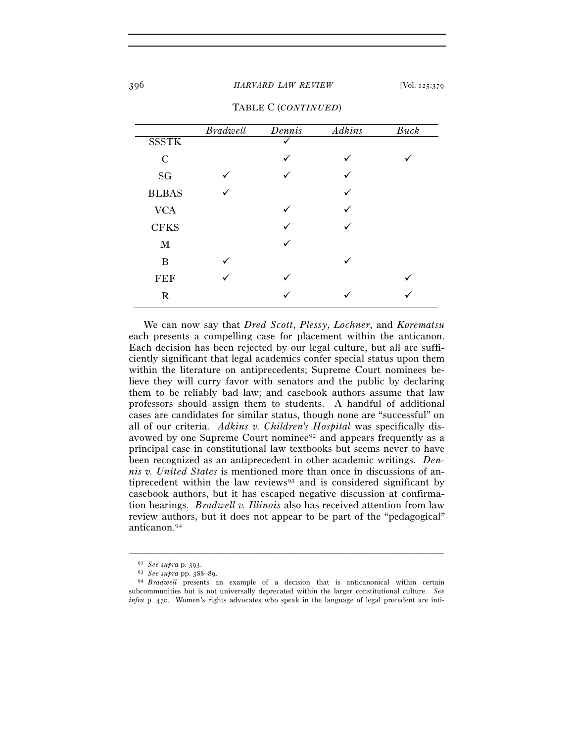TABLE C (*CONTINUED*)

| | *Bradwell* | *Dennis* | *Adkins* | *Buck* |
|---|---|---|---|---|
| SSSTK | | ✓ | | |
| C | | ✓ | ✓ | ✓ |
| SG | ✓ | ✓ | ✓ | |
| BLBAS | ✓ | | ✓ | |
| VCA | | ✓ | ✓ | |
| CFKS | | ✓ | ✓ | |
| M | | ✓ | | |
| B | ✓ | | ✓ | |
| FEF | ✓ | ✓ | | ✓ |
| R | | ✓ | ✓ | ✓ |

We can now say that *Dred Scott*, *Plessy*, *Lochner*, and *Korematsu* each presents a compelling case for placement within the anticanon. Each decision has been rejected by our legal culture, but all are sufficiently significant that legal academics confer special status upon them within the literature on antiprecedents; Supreme Court nominees believe they will curry favor with senators and the public by declaring them to be reliably bad law; and casebook authors assume that law professors should assign them to students. A handful of additional cases are candidates for similar status, though none are "successful" on all of our criteria. *Adkins v. Children's Hospital* was specifically disavowed by one Supreme Court nominee[92] and appears frequently as a principal case in constitutional law textbooks but seems never to have been recognized as an antiprecedent in other academic writings. *Dennis v. United States* is mentioned more than once in discussions of antiprecedent within the law reviews[93] and is considered significant by casebook authors, but it has escaped negative discussion at confirmation hearings. *Bradwell v. Illinois* also has received attention from law review authors, but it does not appear to be part of the "pedagogical" anticanon.[94]

---

[92] *See supra* p. 393.

[93] *See supra* pp. 388–89.

[94] *Bradwell* presents an example of a decision that is anticanonical within certain subcommunities but is not universally deprecated within the larger constitutional culture. *See infra* p. 470. Women's rights advocates who speak in the language of legal precedent are inti-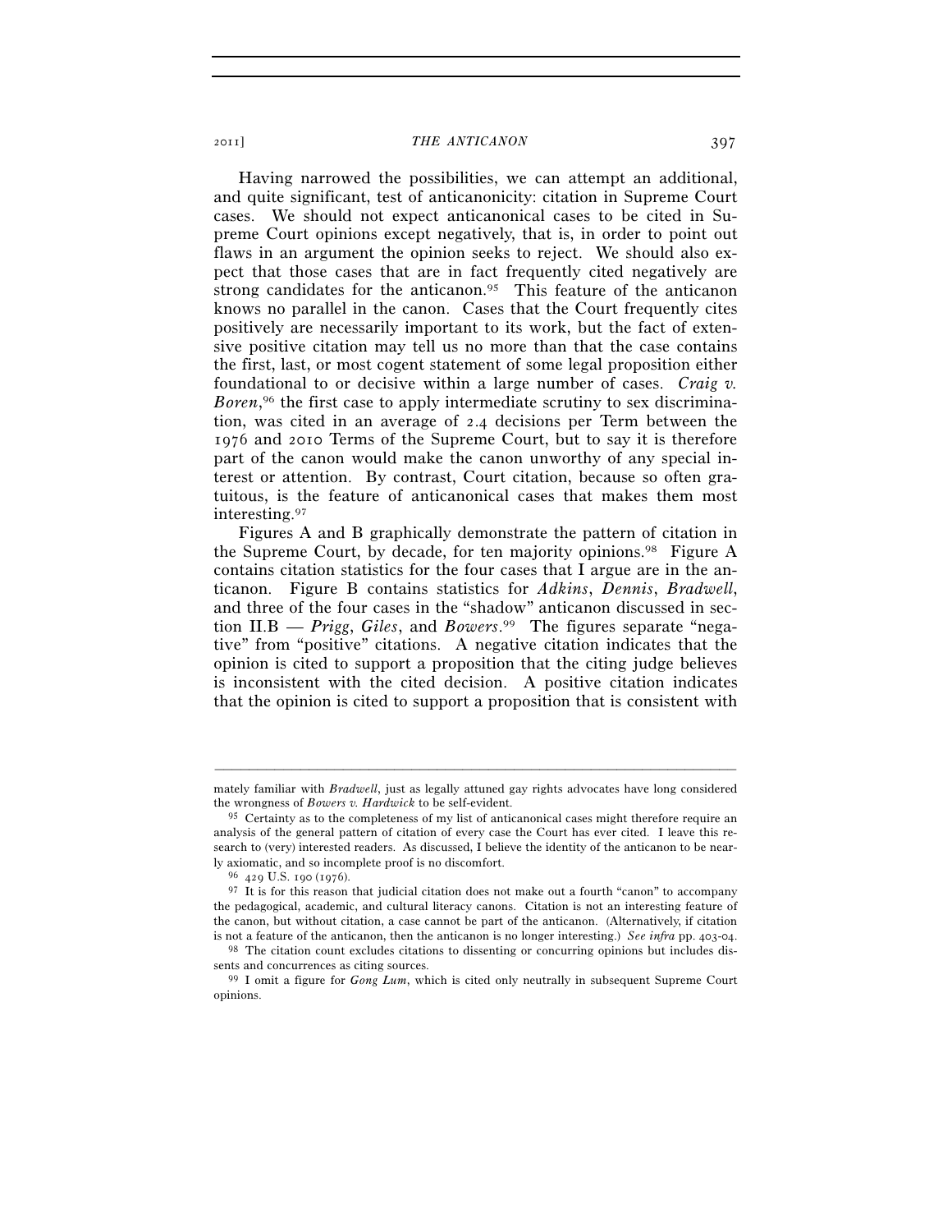Having narrowed the possibilities, we can attempt an additional, and quite significant, test of anticanonicity: citation in Supreme Court cases. We should not expect anticanonical cases to be cited in Supreme Court opinions except negatively, that is, in order to point out flaws in an argument the opinion seeks to reject. We should also expect that those cases that are in fact frequently cited negatively are strong candidates for the anticanon.[95] This feature of the anticanon knows no parallel in the canon. Cases that the Court frequently cites positively are necessarily important to its work, but the fact of extensive positive citation may tell us no more than that the case contains the first, last, or most cogent statement of some legal proposition either foundational to or decisive within a large number of cases. *Craig v. Boren*,[96] the first case to apply intermediate scrutiny to sex discrimination, was cited in an average of 2.4 decisions per Term between the 1976 and 2010 Terms of the Supreme Court, but to say it is therefore part of the canon would make the canon unworthy of any special interest or attention. By contrast, Court citation, because so often gratuitous, is the feature of anticanonical cases that makes them most interesting.[97]

Figures A and B graphically demonstrate the pattern of citation in the Supreme Court, by decade, for ten majority opinions.[98] Figure A contains citation statistics for the four cases that I argue are in the anticanon. Figure B contains statistics for *Adkins*, *Dennis*, *Bradwell*, and three of the four cases in the "shadow" anticanon discussed in section II.B — *Prigg*, *Giles*, and *Bowers*.[99] The figures separate "negative" from "positive" citations. A negative citation indicates that the opinion is cited to support a proposition that the citing judge believes is inconsistent with the cited decision. A positive citation indicates that the opinion is cited to support a proposition that is consistent with

---

mately familiar with *Bradwell*, just as legally attuned gay rights advocates have long considered the wrongness of *Bowers v. Hardwick* to be self-evident.

[95] Certainty as to the completeness of my list of anticanonical cases might therefore require an analysis of the general pattern of citation of every case the Court has ever cited. I leave this research to (very) interested readers. As discussed, I believe the identity of the anticanon to be nearly axiomatic, and so incomplete proof is no discomfort.

[96] 429 U.S. 190 (1976).

[97] It is for this reason that judicial citation does not make out a fourth "canon" to accompany the pedagogical, academic, and cultural literacy canons. Citation is not an interesting feature of the canon, but without citation, a case cannot be part of the anticanon. (Alternatively, if citation is not a feature of the anticanon, then the anticanon is no longer interesting.) *See infra* pp. 403–04.

[98] The citation count excludes citations to dissenting or concurring opinions but includes dissents and concurrences as citing sources.

[99] I omit a figure for *Gong Lum*, which is cited only neutrally in subsequent Supreme Court opinions.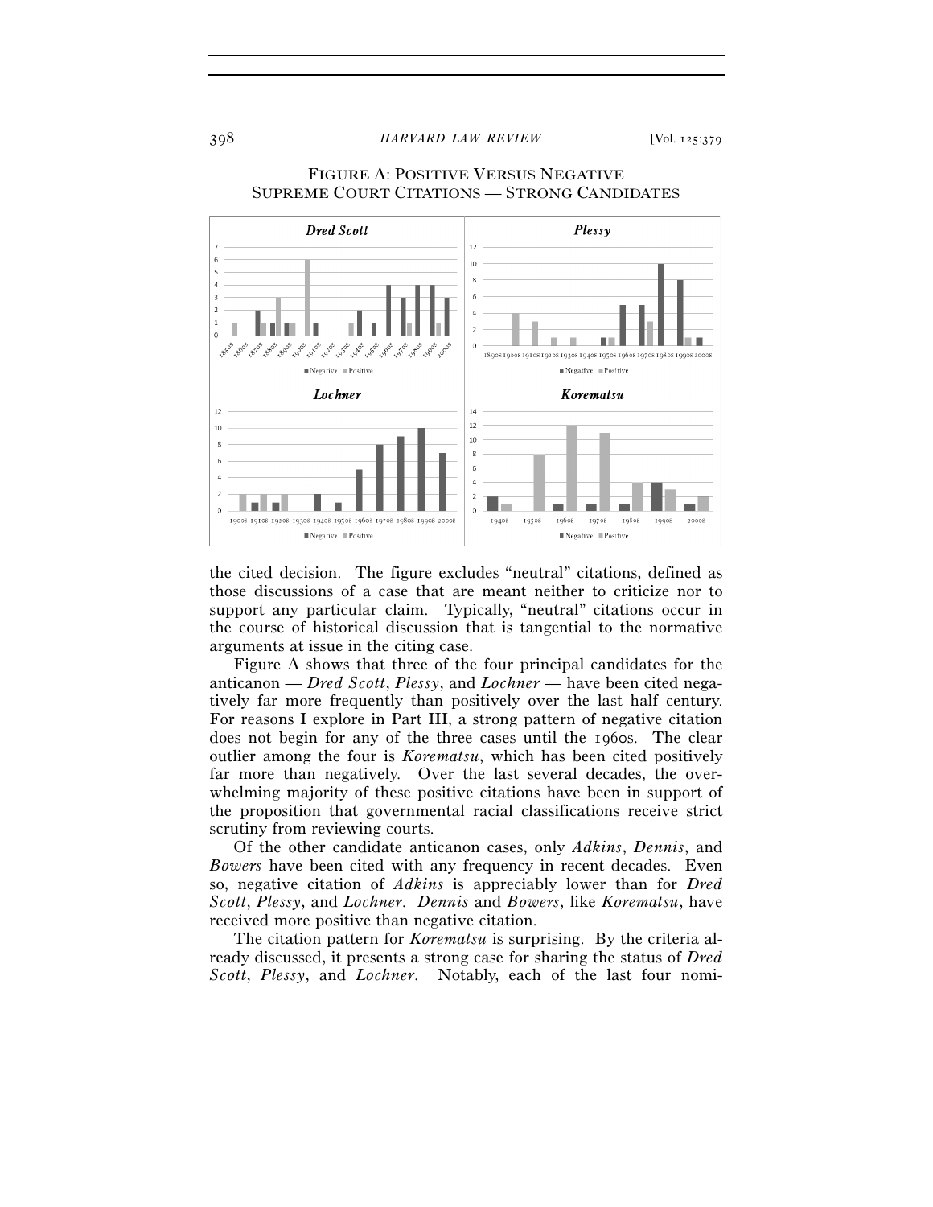FIGURE A: POSITIVE VERSUS NEGATIVE SUPREME COURT CITATIONS — STRONG CANDIDATES

the cited decision. The figure excludes "neutral" citations, defined as those discussions of a case that are meant neither to criticize nor to support any particular claim. Typically, "neutral" citations occur in the course of historical discussion that is tangential to the normative arguments at issue in the citing case.

Figure A shows that three of the four principal candidates for the anticanon — *Dred Scott*, *Plessy*, and *Lochner* — have been cited negatively far more frequently than positively over the last half century. For reasons I explore in Part III, a strong pattern of negative citation does not begin for any of the three cases until the 1960s. The clear outlier among the four is *Korematsu*, which has been cited positively far more than negatively. Over the last several decades, the overwhelming majority of these positive citations have been in support of the proposition that governmental racial classifications receive strict scrutiny from reviewing courts.

Of the other candidate anticanon cases, only *Adkins*, *Dennis*, and *Bowers* have been cited with any frequency in recent decades. Even so, negative citation of *Adkins* is appreciably lower than for *Dred Scott*, *Plessy*, and *Lochner*. *Dennis* and *Bowers*, like *Korematsu*, have received more positive than negative citation.

The citation pattern for *Korematsu* is surprising. By the criteria already discussed, it presents a strong case for sharing the status of *Dred Scott*, *Plessy*, and *Lochner*. Notably, each of the last four nomi-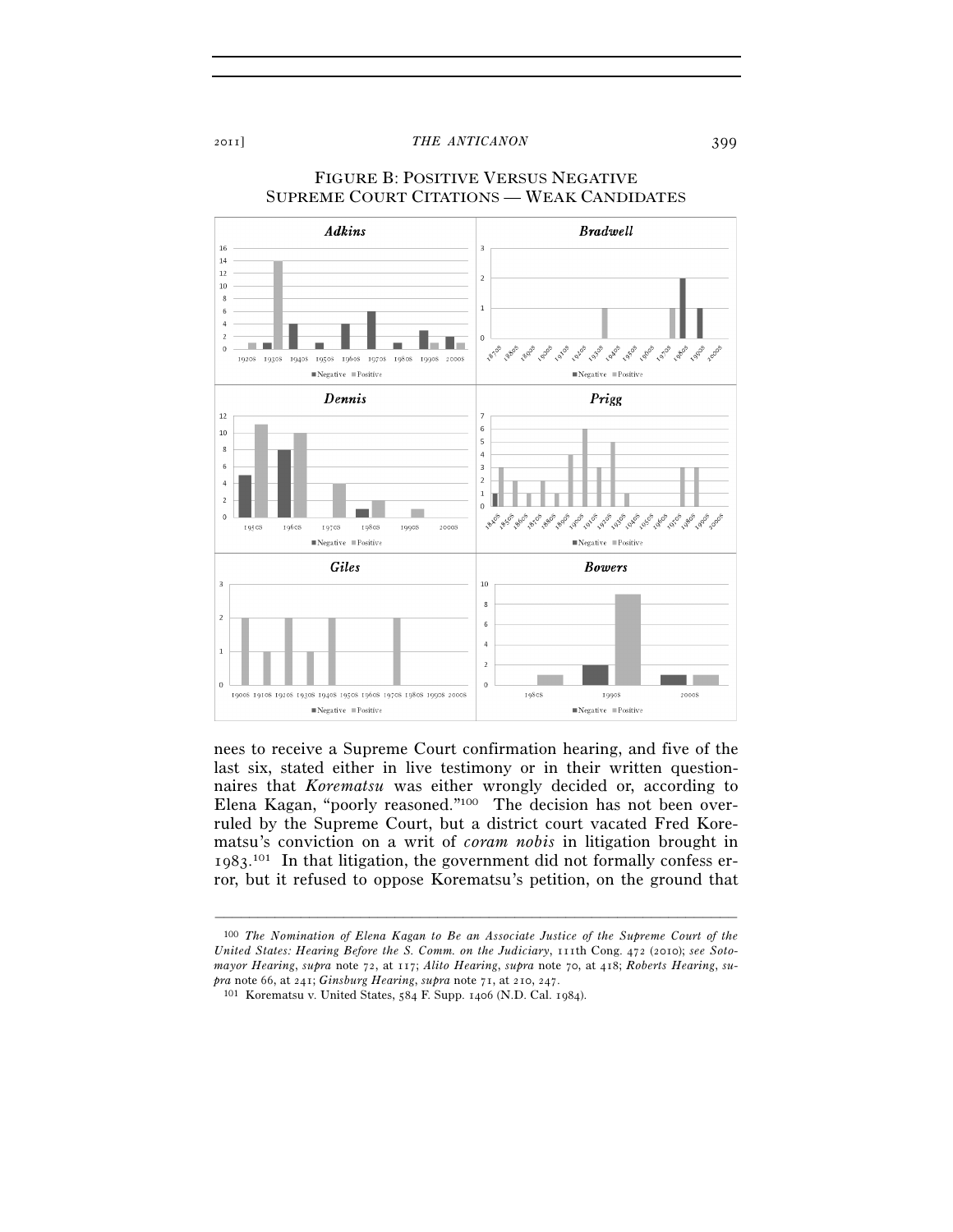FIGURE B: POSITIVE VERSUS NEGATIVE SUPREME COURT CITATIONS — WEAK CANDIDATES

nees to receive a Supreme Court confirmation hearing, and five of the last six, stated either in live testimony or in their written questionnaires that *Korematsu* was either wrongly decided or, according to Elena Kagan, "poorly reasoned."[100] The decision has not been overruled by the Supreme Court, but a district court vacated Fred Korematsu's conviction on a writ of *coram nobis* in litigation brought in 1983.[101] In that litigation, the government did not formally confess error, but it refused to oppose Korematsu's petition, on the ground that

---

[100] *The Nomination of Elena Kagan to Be an Associate Justice of the Supreme Court of the United States: Hearing Before the S. Comm. on the Judiciary*, 111th Cong. 472 (2010); *see Sotomayor Hearing*, *supra* note 72, at 117; *Alito Hearing*, *supra* note 70, at 418; *Roberts Hearing*, *supra* note 66, at 241; *Ginsburg Hearing*, *supra* note 71, at 210, 247.

[101] Korematsu v. United States, 584 F. Supp. 1406 (N.D. Cal. 1984).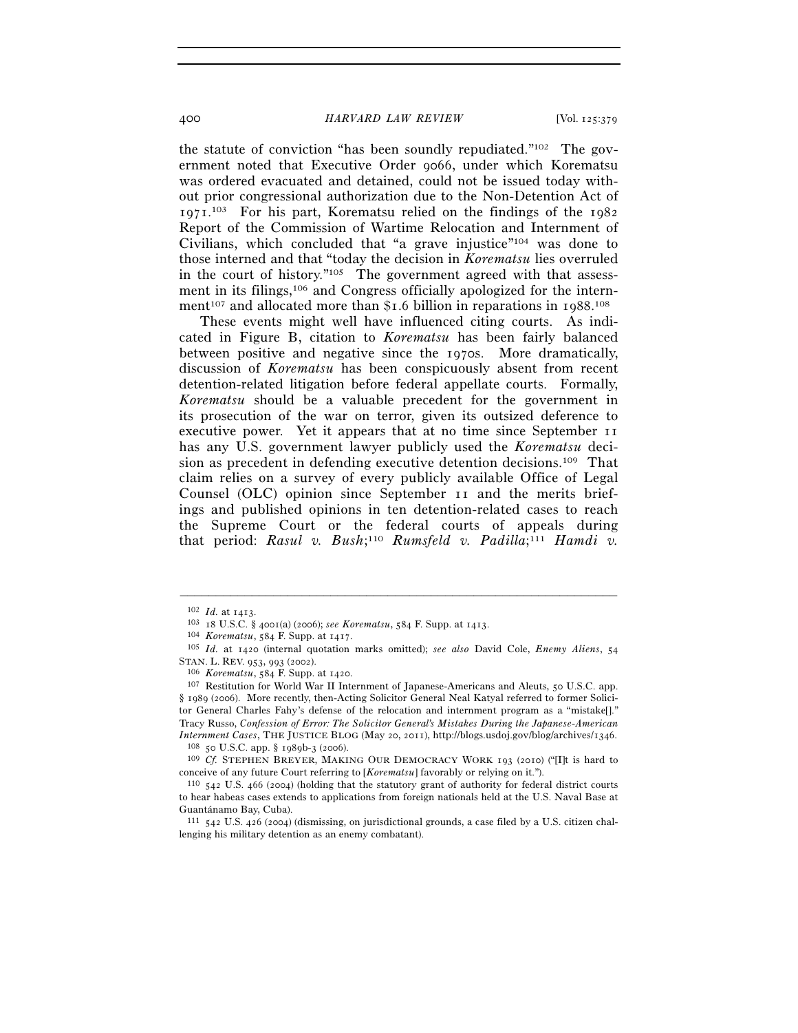the statute of conviction "has been soundly repudiated."[102] The government noted that Executive Order 9066, under which Korematsu was ordered evacuated and detained, could not be issued today without prior congressional authorization due to the Non-Detention Act of 1971.[103] For his part, Korematsu relied on the findings of the 1982 Report of the Commission of Wartime Relocation and Internment of Civilians, which concluded that "a grave injustice"[104] was done to those interned and that "today the decision in *Korematsu* lies overruled in the court of history."[105] The government agreed with that assessment in its filings,[106] and Congress officially apologized for the internment[107] and allocated more than $1.6 billion in reparations in 1988.[108]

These events might well have influenced citing courts. As indicated in Figure B, citation to *Korematsu* has been fairly balanced between positive and negative since the 1970s. More dramatically, discussion of *Korematsu* has been conspicuously absent from recent detention-related litigation before federal appellate courts. Formally, *Korematsu* should be a valuable precedent for the government in its prosecution of the war on terror, given its outsized deference to executive power. Yet it appears that at no time since September 11 has any U.S. government lawyer publicly used the *Korematsu* decision as precedent in defending executive detention decisions.[109] That claim relies on a survey of every publicly available Office of Legal Counsel (OLC) opinion since September 11 and the merits briefings and published opinions in ten detention-related cases to reach the Supreme Court or the federal courts of appeals during that period: *Rasul v. Bush*;[110] *Rumsfeld v. Padilla*;[111] *Hamdi v.*

---

[102] *Id.* at 1413.

[103] 18 U.S.C. § 4001(a) (2006); *see Korematsu*, 584 F. Supp. at 1413.

[104] *Korematsu*, 584 F. Supp. at 1417.

[105] *Id.* at 1420 (internal quotation marks omitted); *see also* David Cole, *Enemy Aliens*, 54 STAN. L. REV. 953, 993 (2002).

[106] *Korematsu*, 584 F. Supp. at 1420.

[107] Restitution for World War II Internment of Japanese-Americans and Aleuts, 50 U.S.C. app. § 1989 (2006). More recently, then-Acting Solicitor General Neal Katyal referred to former Solicitor General Charles Fahy's defense of the relocation and internment program as a "mistake[]." Tracy Russo, *Confession of Error: The Solicitor General's Mistakes During the Japanese-American Internment Cases*, THE JUSTICE BLOG (May 20, 2011), http://blogs.usdoj.gov/blog/archives/1346.

[108] 50 U.S.C. app. § 1989b-3 (2006).

[109] *Cf.* STEPHEN BREYER, MAKING OUR DEMOCRACY WORK 193 (2010) ("[I]t is hard to conceive of any future Court referring to [*Korematsu*] favorably or relying on it.").

[110] 542 U.S. 466 (2004) (holding that the statutory grant of authority for federal district courts to hear habeas cases extends to applications from foreign nationals held at the U.S. Naval Base at Guantánamo Bay, Cuba).

[111] 542 U.S. 426 (2004) (dismissing, on jurisdictional grounds, a case filed by a U.S. citizen challenging his military detention as an enemy combatant).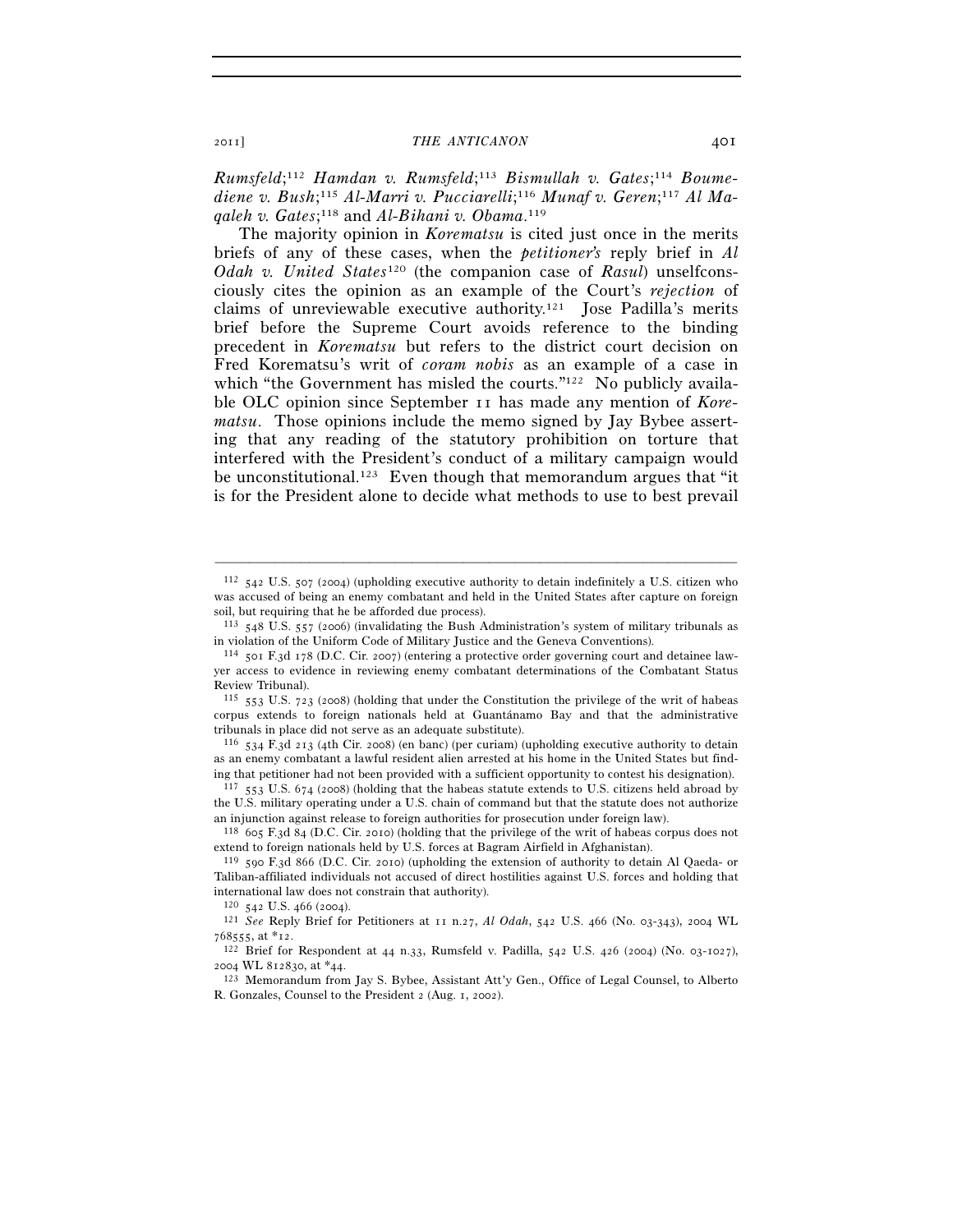*Rumsfeld*;[112] *Hamdan v. Rumsfeld*;[113] *Bismullah v. Gates*;[114] *Boumediene v. Bush*;[115] *Al-Marri v. Pucciarelli*;[116] *Munaf v. Geren*;[117] *Al Maqaleh v. Gates*;[118] and *Al-Bihani v. Obama*.[119]

The majority opinion in *Korematsu* is cited just once in the merits briefs of any of these cases, when the *petitioner's* reply brief in *Al Odah v. United States*[120] (the companion case of *Rasul*) unselfconsciously cites the opinion as an example of the Court's *rejection* of claims of unreviewable executive authority.[121] Jose Padilla's merits brief before the Supreme Court avoids reference to the binding precedent in *Korematsu* but refers to the district court decision on Fred Korematsu's writ of *coram nobis* as an example of a case in which "the Government has misled the courts."[122] No publicly available OLC opinion since September 11 has made any mention of *Korematsu*. Those opinions include the memo signed by Jay Bybee asserting that any reading of the statutory prohibition on torture that interfered with the President's conduct of a military campaign would be unconstitutional.[123] Even though that memorandum argues that "it is for the President alone to decide what methods to use to best prevail

---

[112] 542 U.S. 507 (2004) (upholding executive authority to detain indefinitely a U.S. citizen who was accused of being an enemy combatant and held in the United States after capture on foreign soil, but requiring that he be afforded due process).

[113] 548 U.S. 557 (2006) (invalidating the Bush Administration's system of military tribunals as in violation of the Uniform Code of Military Justice and the Geneva Conventions).

[114] 501 F.3d 178 (D.C. Cir. 2007) (entering a protective order governing court and detainee lawyer access to evidence in reviewing enemy combatant determinations of the Combatant Status Review Tribunal).

[115] 553 U.S. 723 (2008) (holding that under the Constitution the privilege of the writ of habeas corpus extends to foreign nationals held at Guantánamo Bay and that the administrative tribunals in place did not serve as an adequate substitute).

[116] 534 F.3d 213 (4th Cir. 2008) (en banc) (per curiam) (upholding executive authority to detain as an enemy combatant a lawful resident alien arrested at his home in the United States but finding that petitioner had not been provided with a sufficient opportunity to contest his designation).

[117] 553 U.S. 674 (2008) (holding that the habeas statute extends to U.S. citizens held abroad by the U.S. military operating under a U.S. chain of command but that the statute does not authorize an injunction against release to foreign authorities for prosecution under foreign law).

[118] 605 F.3d 84 (D.C. Cir. 2010) (holding that the privilege of the writ of habeas corpus does not extend to foreign nationals held by U.S. forces at Bagram Airfield in Afghanistan).

[119] 590 F.3d 866 (D.C. Cir. 2010) (upholding the extension of authority to detain Al Qaeda- or Taliban-affiliated individuals not accused of direct hostilities against U.S. forces and holding that international law does not constrain that authority).

[120] 542 U.S. 466 (2004).

[121] *See* Reply Brief for Petitioners at 11 n.27, *Al Odah*, 542 U.S. 466 (No. 03-343), 2004 WL 768555, at *12.

[122] Brief for Respondent at 44 n.33, Rumsfeld v. Padilla, 542 U.S. 426 (2004) (No. 03-1027), 2004 WL 812830, at *44.

[123] Memorandum from Jay S. Bybee, Assistant Att'y Gen., Office of Legal Counsel, to Alberto R. Gonzales, Counsel to the President 2 (Aug. 1, 2002).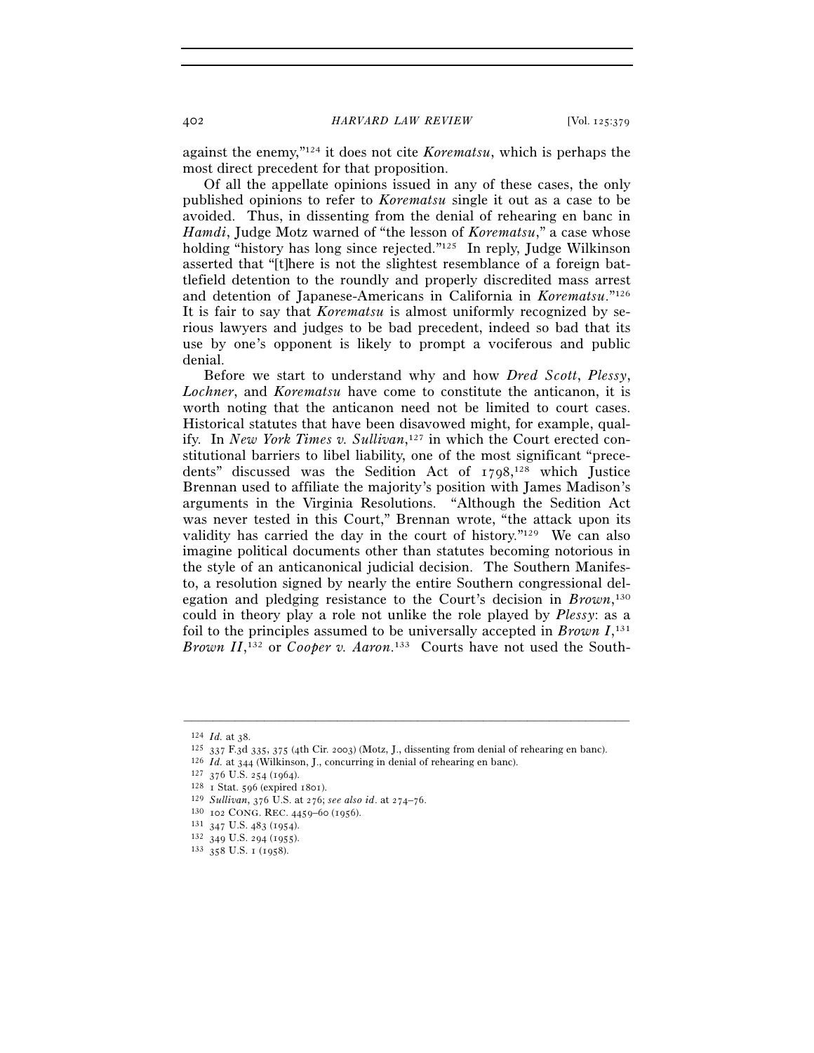against the enemy,"[124] it does not cite *Korematsu*, which is perhaps the most direct precedent for that proposition.

Of all the appellate opinions issued in any of these cases, the only published opinions to refer to *Korematsu* single it out as a case to be avoided. Thus, in dissenting from the denial of rehearing en banc in *Hamdi*, Judge Motz warned of "the lesson of *Korematsu*," a case whose holding "history has long since rejected."[125] In reply, Judge Wilkinson asserted that "[t]here is not the slightest resemblance of a foreign battlefield detention to the roundly and properly discredited mass arrest and detention of Japanese-Americans in California in *Korematsu*."[126] It is fair to say that *Korematsu* is almost uniformly recognized by serious lawyers and judges to be bad precedent, indeed so bad that its use by one's opponent is likely to prompt a vociferous and public denial.

Before we start to understand why and how *Dred Scott*, *Plessy*, *Lochner*, and *Korematsu* have come to constitute the anticanon, it is worth noting that the anticanon need not be limited to court cases. Historical statutes that have been disavowed might, for example, qualify. In *New York Times v. Sullivan*,[127] in which the Court erected constitutional barriers to libel liability, one of the most significant "precedents" discussed was the Sedition Act of 1798,[128] which Justice Brennan used to affiliate the majority's position with James Madison's arguments in the Virginia Resolutions. "Although the Sedition Act was never tested in this Court," Brennan wrote, "the attack upon its validity has carried the day in the court of history."[129] We can also imagine political documents other than statutes becoming notorious in the style of an anticanonical judicial decision. The Southern Manifesto, a resolution signed by nearly the entire Southern congressional delegation and pledging resistance to the Court's decision in *Brown*,[130] could in theory play a role not unlike the role played by *Plessy*: as a foil to the principles assumed to be universally accepted in *Brown I*,[131] *Brown II*,[132] or *Cooper v. Aaron*.[133] Courts have not used the South-

---

[124] *Id.* at 38.

[125] 337 F.3d 335, 375 (4th Cir. 2003) (Motz, J., dissenting from denial of rehearing en banc).

[126] *Id.* at 344 (Wilkinson, J., concurring in denial of rehearing en banc).

[127] 376 U.S. 254 (1964).

[128] 1 Stat. 596 (expired 1801).

[129] *Sullivan*, 376 U.S. at 276; *see also id.* at 274–76.

[130] 102 CONG. REC. 4459–60 (1956).

[131] 347 U.S. 483 (1954).

[132] 349 U.S. 294 (1955).

[133] 358 U.S. 1 (1958).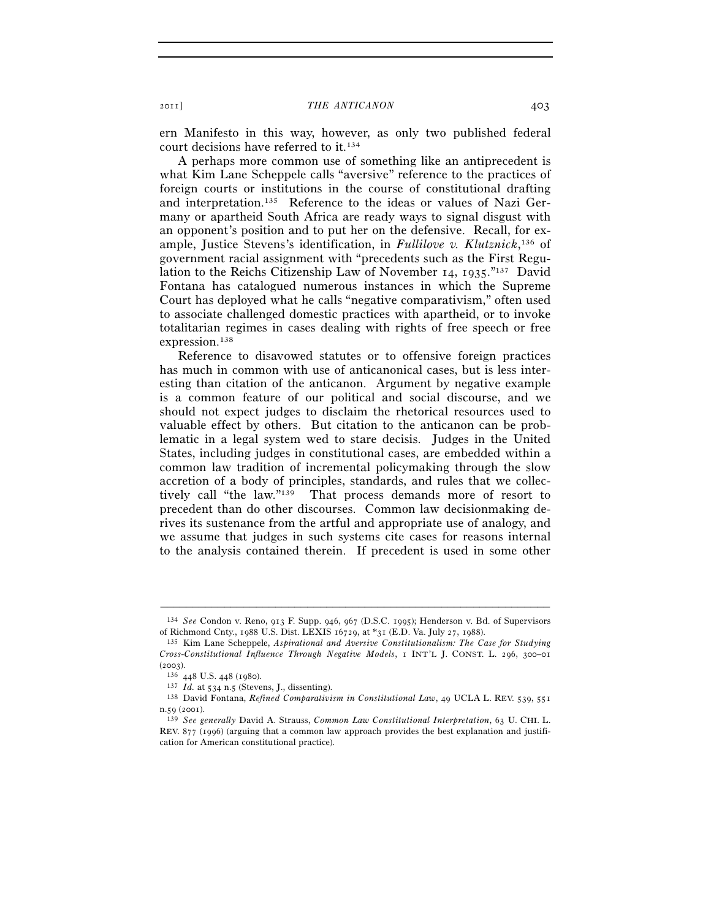ern Manifesto in this way, however, as only two published federal court decisions have referred to it.[134]

A perhaps more common use of something like an antiprecedent is what Kim Lane Scheppele calls "aversive" reference to the practices of foreign courts or institutions in the course of constitutional drafting and interpretation.[135] Reference to the ideas or values of Nazi Germany or apartheid South Africa are ready ways to signal disgust with an opponent's position and to put her on the defensive. Recall, for example, Justice Stevens's identification, in *Fullilove v. Klutznick*,[136] of government racial assignment with "precedents such as the First Regulation to the Reichs Citizenship Law of November 14, 1935."[137] David Fontana has catalogued numerous instances in which the Supreme Court has deployed what he calls "negative comparativism," often used to associate challenged domestic practices with apartheid, or to invoke totalitarian regimes in cases dealing with rights of free speech or free expression.[138]

Reference to disavowed statutes or to offensive foreign practices has much in common with use of anticanonical cases, but is less interesting than citation of the anticanon. Argument by negative example is a common feature of our political and social discourse, and we should not expect judges to disclaim the rhetorical resources used to valuable effect by others. But citation to the anticanon can be problematic in a legal system wed to stare decisis. Judges in the United States, including judges in constitutional cases, are embedded within a common law tradition of incremental policymaking through the slow accretion of a body of principles, standards, and rules that we collectively call "the law."[139] That process demands more of resort to precedent than do other discourses. Common law decisionmaking derives its sustenance from the artful and appropriate use of analogy, and we assume that judges in such systems cite cases for reasons internal to the analysis contained therein. If precedent is used in some other

---

[134] *See* Condon v. Reno, 913 F. Supp. 946, 967 (D.S.C. 1995); Henderson v. Bd. of Supervisors of Richmond Cnty., 1988 U.S. Dist. LEXIS 16729, at *31 (E.D. Va. July 27, 1988).

[135] Kim Lane Scheppele, *Aspirational and Aversive Constitutionalism: The Case for Studying Cross-Constitutional Influence Through Negative Models*, 1 INT'L J. CONST. L. 296, 300–01 (2003).

[136] 448 U.S. 448 (1980).

[137] *Id.* at 534 n.5 (Stevens, J., dissenting).

[138] David Fontana, *Refined Comparativism in Constitutional Law*, 49 UCLA L. REV. 539, 551 n.59 (2001).

[139] *See generally* David A. Strauss, *Common Law Constitutional Interpretation*, 63 U. CHI. L. REV. 877 (1996) (arguing that a common law approach provides the best explanation and justification for American constitutional practice).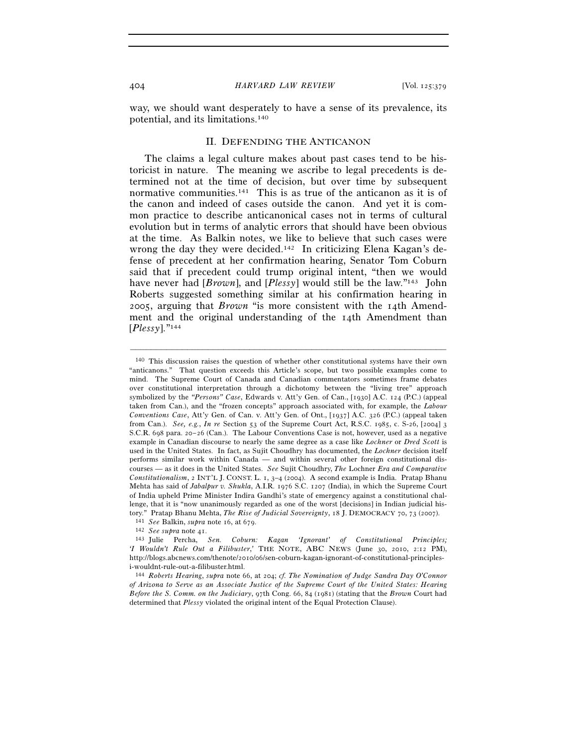way, we should want desperately to have a sense of its prevalence, its potential, and its limitations.[140]

## II. DEFENDING THE ANTICANON

The claims a legal culture makes about past cases tend to be historicist in nature. The meaning we ascribe to legal precedents is determined not at the time of decision, but over time by subsequent normative communities.[141] This is as true of the anticanon as it is of the canon and indeed of cases outside the canon. And yet it is common practice to describe anticanonical cases not in terms of cultural evolution but in terms of analytic errors that should have been obvious at the time. As Balkin notes, we like to believe that such cases were wrong the day they were decided.[142] In criticizing Elena Kagan's defense of precedent at her confirmation hearing, Senator Tom Coburn said that if precedent could trump original intent, "then we would have never had [*Brown*], and [*Plessy*] would still be the law."[143] John Roberts suggested something similar at his confirmation hearing in 2005, arguing that *Brown* "is more consistent with the 14th Amendment and the original understanding of the 14th Amendment than [*Plessy*]."[144]

---

[140] This discussion raises the question of whether other constitutional systems have their own "anticanons." That question exceeds this Article's scope, but two possible examples come to mind. The Supreme Court of Canada and Canadian commentators sometimes frame debates over constitutional interpretation through a dichotomy between the "living tree" approach symbolized by the *"Persons" Case*, Edwards v. Att'y Gen. of Can., [1930] A.C. 124 (P.C.) (appeal taken from Can.), and the "frozen concepts" approach associated with, for example, the *Labour Conventions Case*, Att'y Gen. of Can. v. Att'y Gen. of Ont., [1937] A.C. 326 (P.C.) (appeal taken from Can.). *See, e.g.*, *In re* Section 53 of the Supreme Court Act, R.S.C. 1985, c. S-26, [2004] 3 S.C.R. 698 para. 20–26 (Can.). The Labour Conventions Case is not, however, used as a negative example in Canadian discourse to nearly the same degree as a case like *Lochner* or *Dred Scott* is used in the United States. In fact, as Sujit Choudhry has documented, the *Lochner* decision itself performs similar work within Canada — and within several other foreign constitutional discourses — as it does in the United States. *See* Sujit Choudhry, *The* Lochner *Era and Comparative Constitutionalism*, 2 INT'L J. CONST. L. 1, 3–4 (2004). A second example is India. Pratap Bhanu Mehta has said of *Jabalpur v. Shukla*, A.I.R. 1976 S.C. 1207 (India), in which the Supreme Court of India upheld Prime Minister Indira Gandhi's state of emergency against a constitutional challenge, that it is "now unanimously regarded as one of the worst [decisions] in Indian judicial history." Pratap Bhanu Mehta, *The Rise of Judicial Sovereignty*, 18 J. DEMOCRACY 70, 73 (2007).

[141] *See* Balkin, *supra* note 16, at 679.

[142] *See supra* note 41.

[143] Julie Percha, *Sen. Coburn: Kagan 'Ignorant' of Constitutional Principles; 'I Wouldn't Rule Out a Filibuster*,*'* THE NOTE, ABC NEWS (June 30, 2010, 2:12 PM), http://blogs.abcnews.com/thenote/2010/06/sen-coburn-kagan-ignorant-of-constitutional-principles-i-wouldnt-rule-out-a-filibuster.html.

[144] *Roberts Hearing*, *supra* note 66, at 204; *cf. The Nomination of Judge Sandra Day O'Connor of Arizona to Serve as an Associate Justice of the Supreme Court of the United States: Hearing Before the S. Comm. on the Judiciary*, 97th Cong. 66, 84 (1981) (stating that the *Brown* Court had determined that *Plessy* violated the original intent of the Equal Protection Clause).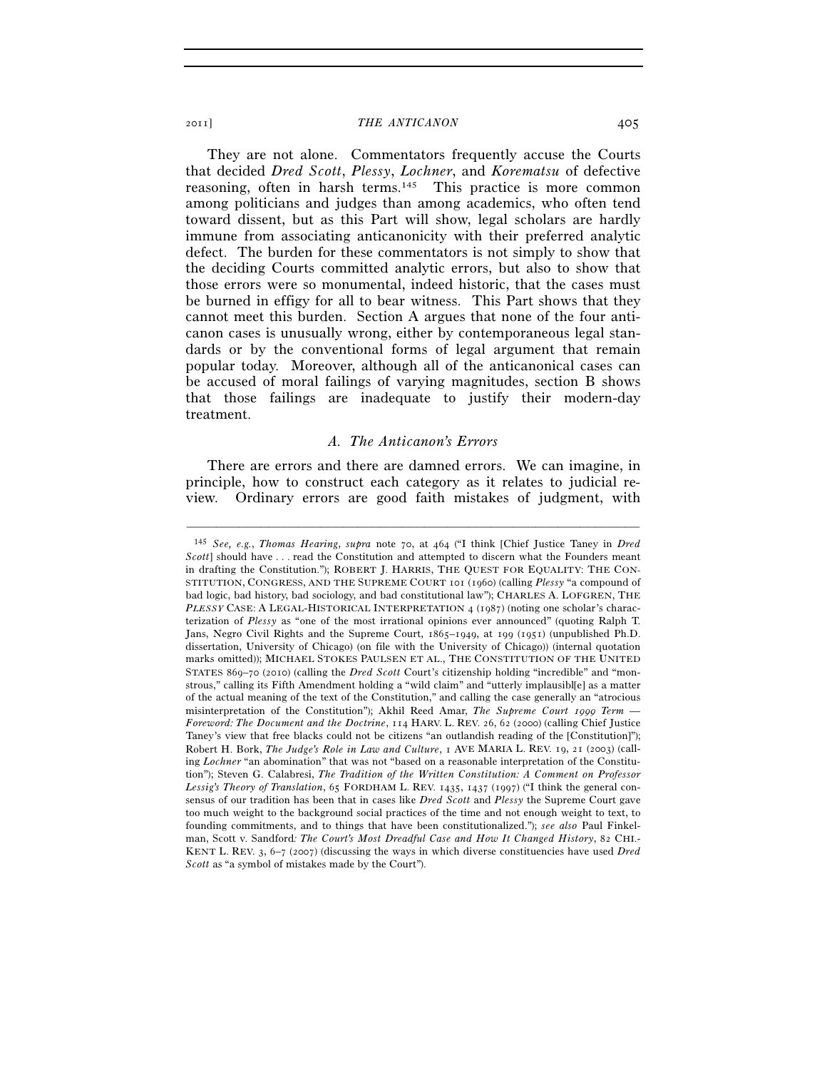They are not alone. Commentators frequently accuse the Courts that decided *Dred Scott*, *Plessy*, *Lochner*, and *Korematsu* of defective reasoning, often in harsh terms.[145] This practice is more common among politicians and judges than among academics, who often tend toward dissent, but as this Part will show, legal scholars are hardly immune from associating anticanonicity with their preferred analytic defect. The burden for these commentators is not simply to show that the deciding Courts committed analytic errors, but also to show that those errors were so monumental, indeed historic, that the cases must be burned in effigy for all to bear witness. This Part shows that they cannot meet this burden. Section A argues that none of the four anticanon cases is unusually wrong, either by contemporaneous legal standards or by the conventional forms of legal argument that remain popular today. Moreover, although all of the anticanonical cases can be accused of moral failings of varying magnitudes, section B shows that those failings are inadequate to justify their modern-day treatment.

### *A. The Anticanon's Errors*

There are errors and there are damned errors. We can imagine, in principle, how to construct each category as it relates to judicial review. Ordinary errors are good faith mistakes of judgment, with

---

[145] *See, e.g.*, *Thomas Hearing*, *supra* note 70, at 464 ("I think [Chief Justice Taney in *Dred Scott*] should have . . . read the Constitution and attempted to discern what the Founders meant in drafting the Constitution."); ROBERT J. HARRIS, THE QUEST FOR EQUALITY: THE CONSTITUTION, CONGRESS, AND THE SUPREME COURT 101 (1960) (calling *Plessy* "a compound of bad logic, bad history, bad sociology, and bad constitutional law"); CHARLES A. LOFGREN, THE *PLESSY* CASE: A LEGAL-HISTORICAL INTERPRETATION 4 (1987) (noting one scholar's characterization of *Plessy* as "one of the most irrational opinions ever announced" (quoting Ralph T. Jans, Negro Civil Rights and the Supreme Court, 1865–1949, at 199 (1951) (unpublished Ph.D. dissertation, University of Chicago) (on file with the University of Chicago)) (internal quotation marks omitted)); MICHAEL STOKES PAULSEN ET AL., THE CONSTITUTION OF THE UNITED STATES 869–70 (2010) (calling the *Dred Scott* Court's citizenship holding "incredible" and "monstrous," calling its Fifth Amendment holding a "wild claim" and "utterly implausibl[e] as a matter of the actual meaning of the text of the Constitution," and calling the case generally an "atrocious misinterpretation of the Constitution"); Akhil Reed Amar, *The Supreme Court 1999 Term — Foreword: The Document and the Doctrine*, 114 HARV. L. REV. 26, 62 (2000) (calling Chief Justice Taney's view that free blacks could not be citizens "an outlandish reading of the [Constitution]"); Robert H. Bork, *The Judge's Role in Law and Culture*, 1 AVE MARIA L. REV. 19, 21 (2003) (calling *Lochner* "an abomination" that was not "based on a reasonable interpretation of the Constitution"); Steven G. Calabresi, *The Tradition of the Written Constitution: A Comment on Professor Lessig's Theory of Translation*, 65 FORDHAM L. REV. 1435, 1437 (1997) ("I think the general consensus of our tradition has been that in cases like *Dred Scott* and *Plessy* the Supreme Court gave too much weight to the background social practices of the time and not enough weight to text, to founding commitments, and to things that have been constitutionalized."); *see also* Paul Finkelman, Scott v. Sandford*: The Court's Most Dreadful Case and How It Changed History*, 82 CHI.-KENT L. REV. 3, 6–7 (2007) (discussing the ways in which diverse constituencies have used *Dred Scott* as "a symbol of mistakes made by the Court").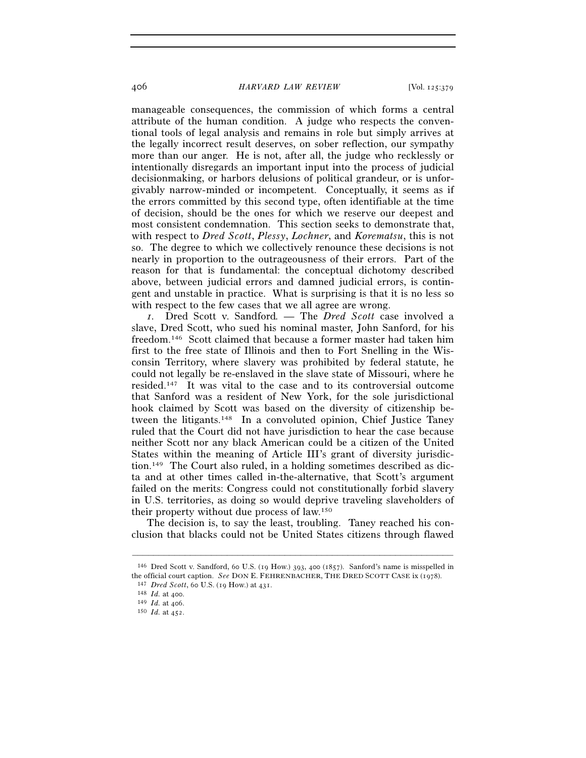manageable consequences, the commission of which forms a central attribute of the human condition. A judge who respects the conventional tools of legal analysis and remains in role but simply arrives at the legally incorrect result deserves, on sober reflection, our sympathy more than our anger. He is not, after all, the judge who recklessly or intentionally disregards an important input into the process of judicial decisionmaking, or harbors delusions of political grandeur, or is unforgivably narrow-minded or incompetent. Conceptually, it seems as if the errors committed by this second type, often identifiable at the time of decision, should be the ones for which we reserve our deepest and most consistent condemnation. This section seeks to demonstrate that, with respect to *Dred Scott*, *Plessy*, *Lochner*, and *Korematsu*, this is not so. The degree to which we collectively renounce these decisions is not nearly in proportion to the outrageousness of their errors. Part of the reason for that is fundamental: the conceptual dichotomy described above, between judicial errors and damned judicial errors, is contingent and unstable in practice. What is surprising is that it is no less so with respect to the few cases that we all agree are wrong.

*1. Dred Scott v. Sandford.* — The *Dred Scott* case involved a slave, Dred Scott, who sued his nominal master, John Sanford, for his freedom.[146] Scott claimed that because a former master had taken him first to the free state of Illinois and then to Fort Snelling in the Wisconsin Territory, where slavery was prohibited by federal statute, he could not legally be re-enslaved in the slave state of Missouri, where he resided.[147] It was vital to the case and to its controversial outcome that Sanford was a resident of New York, for the sole jurisdictional hook claimed by Scott was based on the diversity of citizenship between the litigants.[148] In a convoluted opinion, Chief Justice Taney ruled that the Court did not have jurisdiction to hear the case because neither Scott nor any black American could be a citizen of the United States within the meaning of Article III's grant of diversity jurisdiction.[149] The Court also ruled, in a holding sometimes described as dicta and at other times called in-the-alternative, that Scott's argument failed on the merits: Congress could not constitutionally forbid slavery in U.S. territories, as doing so would deprive traveling slaveholders of their property without due process of law.[150]

The decision is, to say the least, troubling. Taney reached his conclusion that blacks could not be United States citizens through flawed

---

[146] Dred Scott v. Sandford, 60 U.S. (19 How.) 393, 400 (1857). Sanford's name is misspelled in the official court caption. *See* DON E. FEHRENBACHER, THE DRED SCOTT CASE ix (1978).

[147] *Dred Scott*, 60 U.S. (19 How.) at 431.

[148] *Id.* at 400.

[149] *Id.* at 406.

[150] *Id.* at 452.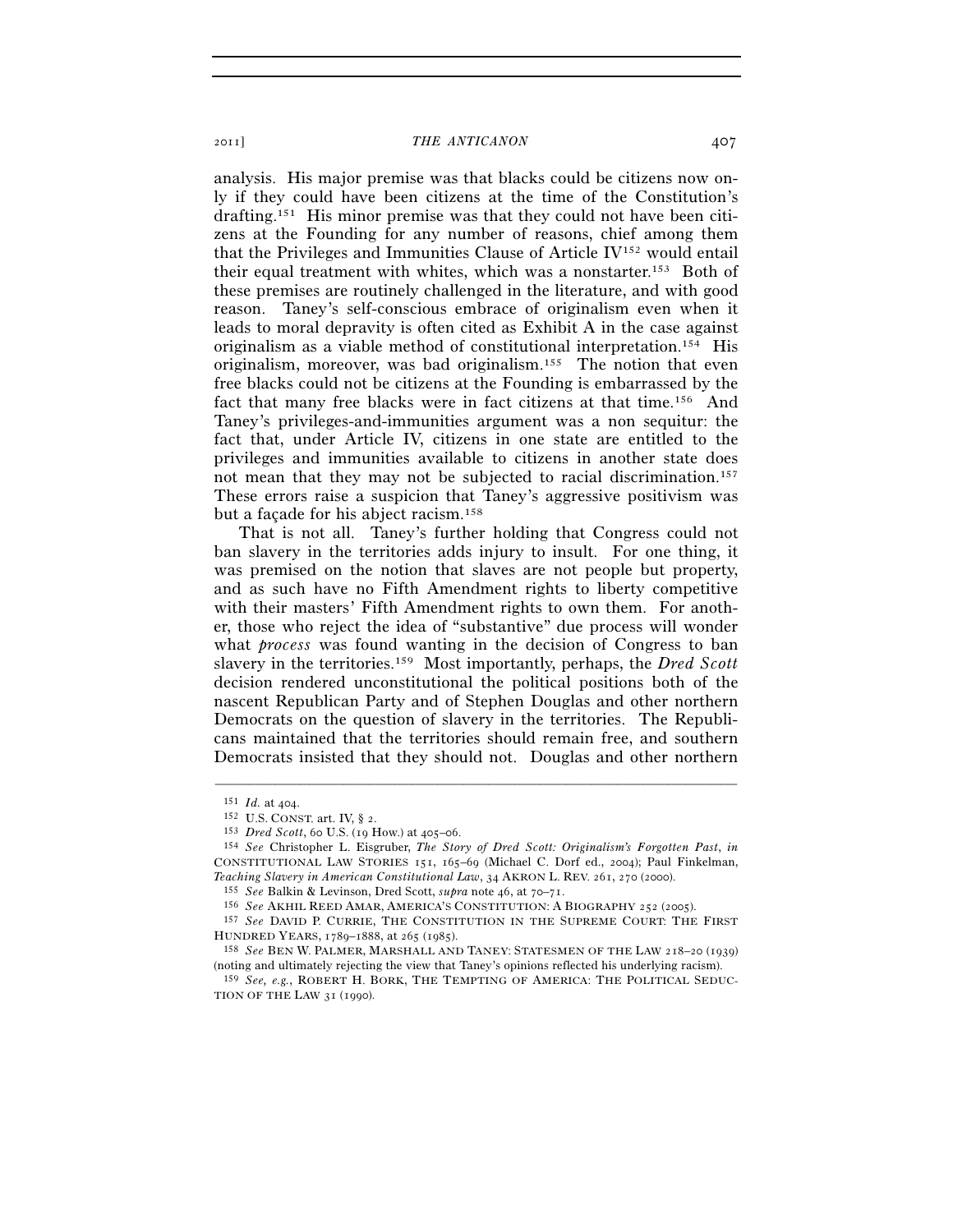analysis. His major premise was that blacks could be citizens now only if they could have been citizens at the time of the Constitution's drafting.[151] His minor premise was that they could not have been citizens at the Founding for any number of reasons, chief among them that the Privileges and Immunities Clause of Article IV[152] would entail their equal treatment with whites, which was a nonstarter.[153] Both of these premises are routinely challenged in the literature, and with good reason. Taney's self-conscious embrace of originalism even when it leads to moral depravity is often cited as Exhibit A in the case against originalism as a viable method of constitutional interpretation.[154] His originalism, moreover, was bad originalism.[155] The notion that even free blacks could not be citizens at the Founding is embarrassed by the fact that many free blacks were in fact citizens at that time.[156] And Taney's privileges-and-immunities argument was a non sequitur: the fact that, under Article IV, citizens in one state are entitled to the privileges and immunities available to citizens in another state does not mean that they may not be subjected to racial discrimination.[157] These errors raise a suspicion that Taney's aggressive positivism was but a façade for his abject racism.[158]

That is not all. Taney's further holding that Congress could not ban slavery in the territories adds injury to insult. For one thing, it was premised on the notion that slaves are not people but property, and as such have no Fifth Amendment rights to liberty competitive with their masters' Fifth Amendment rights to own them. For another, those who reject the idea of "substantive" due process will wonder what *process* was found wanting in the decision of Congress to ban slavery in the territories.[159] Most importantly, perhaps, the *Dred Scott* decision rendered unconstitutional the political positions both of the nascent Republican Party and of Stephen Douglas and other northern Democrats on the question of slavery in the territories. The Republicans maintained that the territories should remain free, and southern Democrats insisted that they should not. Douglas and other northern

---

[151] *Id.* at 404.

[152] U.S. CONST. art. IV, § 2.

[153] *Dred Scott*, 60 U.S. (19 How.) at 405–06.

[154] *See* Christopher L. Eisgruber, *The Story of Dred Scott: Originalism's Forgotten Past*, *in* CONSTITUTIONAL LAW STORIES 151, 165–69 (Michael C. Dorf ed., 2004); Paul Finkelman, *Teaching Slavery in American Constitutional Law*, 34 AKRON L. REV. 261, 270 (2000).

[155] *See* Balkin & Levinson, Dred Scott, *supra* note 46, at 70–71.

[156] *See* AKHIL REED AMAR, AMERICA'S CONSTITUTION: A BIOGRAPHY 252 (2005).

[157] *See* DAVID P. CURRIE, THE CONSTITUTION IN THE SUPREME COURT: THE FIRST HUNDRED YEARS, 1789–1888, at 265 (1985).

[158] *See* BEN W. PALMER, MARSHALL AND TANEY: STATESMEN OF THE LAW 218–20 (1939) (noting and ultimately rejecting the view that Taney's opinions reflected his underlying racism).

[159] *See, e.g.*, ROBERT H. BORK, THE TEMPTING OF AMERICA: THE POLITICAL SEDUCTION OF THE LAW 31 (1990).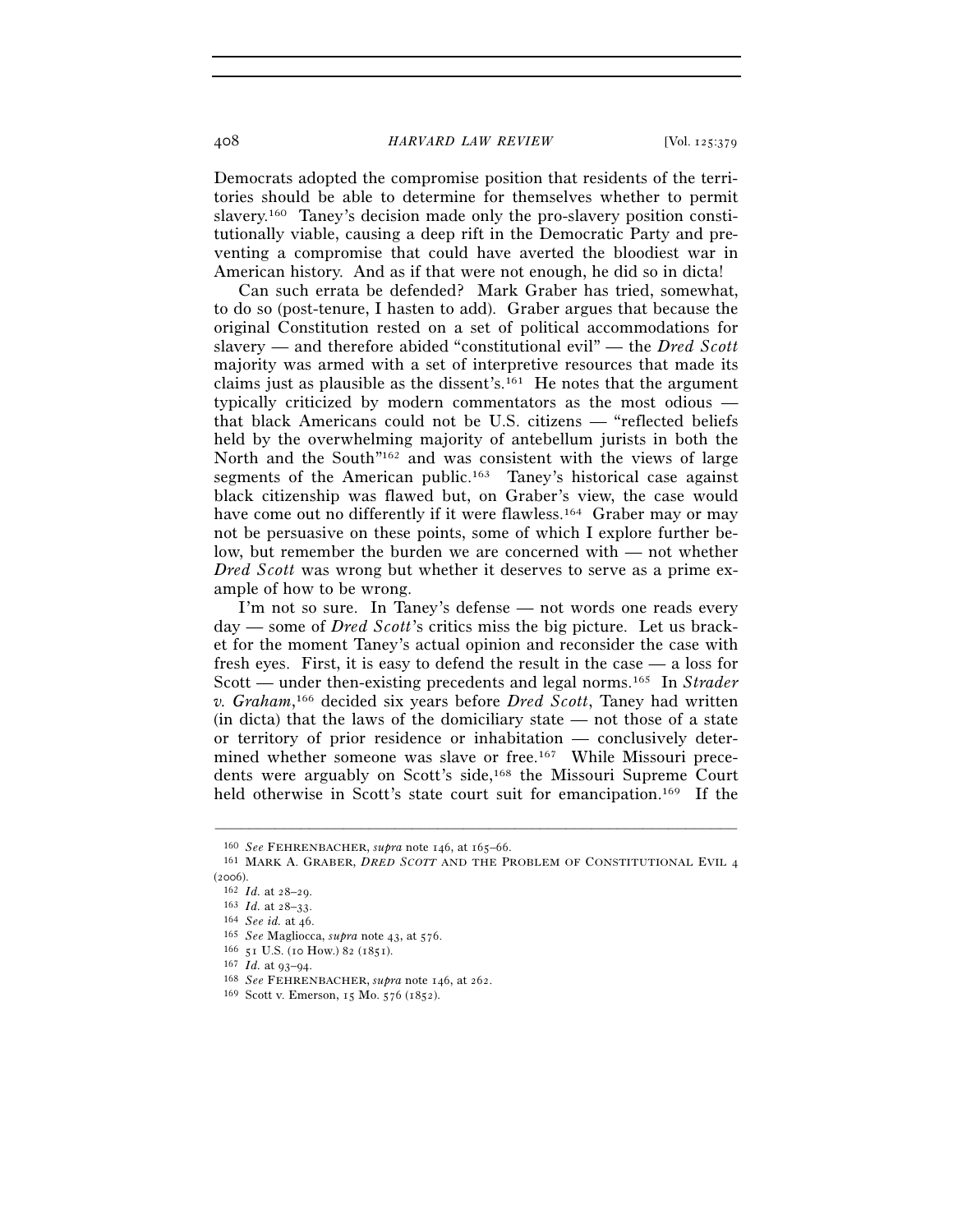Democrats adopted the compromise position that residents of the territories should be able to determine for themselves whether to permit slavery.[160] Taney's decision made only the pro-slavery position constitutionally viable, causing a deep rift in the Democratic Party and preventing a compromise that could have averted the bloodiest war in American history. And as if that were not enough, he did so in dicta!

Can such errata be defended? Mark Graber has tried, somewhat, to do so (post-tenure, I hasten to add). Graber argues that because the original Constitution rested on a set of political accommodations for slavery — and therefore abided "constitutional evil" — the *Dred Scott* majority was armed with a set of interpretive resources that made its claims just as plausible as the dissent's.[161] He notes that the argument typically criticized by modern commentators as the most odious — that black Americans could not be U.S. citizens — "reflected beliefs held by the overwhelming majority of antebellum jurists in both the North and the South"[162] and was consistent with the views of large segments of the American public.[163] Taney's historical case against black citizenship was flawed but, on Graber's view, the case would have come out no differently if it were flawless.[164] Graber may or may not be persuasive on these points, some of which I explore further below, but remember the burden we are concerned with — not whether *Dred Scott* was wrong but whether it deserves to serve as a prime example of how to be wrong.

I'm not so sure. In Taney's defense — not words one reads every day — some of *Dred Scott*'s critics miss the big picture. Let us bracket for the moment Taney's actual opinion and reconsider the case with fresh eyes. First, it is easy to defend the result in the case — a loss for Scott — under then-existing precedents and legal norms.[165] In *Strader v. Graham*,[166] decided six years before *Dred Scott*, Taney had written (in dicta) that the laws of the domiciliary state — not those of a state or territory of prior residence or inhabitation — conclusively determined whether someone was slave or free.[167] While Missouri precedents were arguably on Scott's side,[168] the Missouri Supreme Court held otherwise in Scott's state court suit for emancipation.[169] If the

---

[160] *See* FEHRENBACHER, *supra* note 146, at 165–66.

[161] MARK A. GRABER, *DRED SCOTT* AND THE PROBLEM OF CONSTITUTIONAL EVIL 4 (2006).

[162] *Id.* at 28–29.

[163] *Id.* at 28–33.

[164] *See id.* at 46.

[165] *See* Magliocca, *supra* note 43, at 576.

[166] 51 U.S. (10 How.) 82 (1851).

[167] *Id.* at 93–94.

[168] *See* FEHRENBACHER, *supra* note 146, at 262.

[169] Scott v. Emerson, 15 Mo. 576 (1852).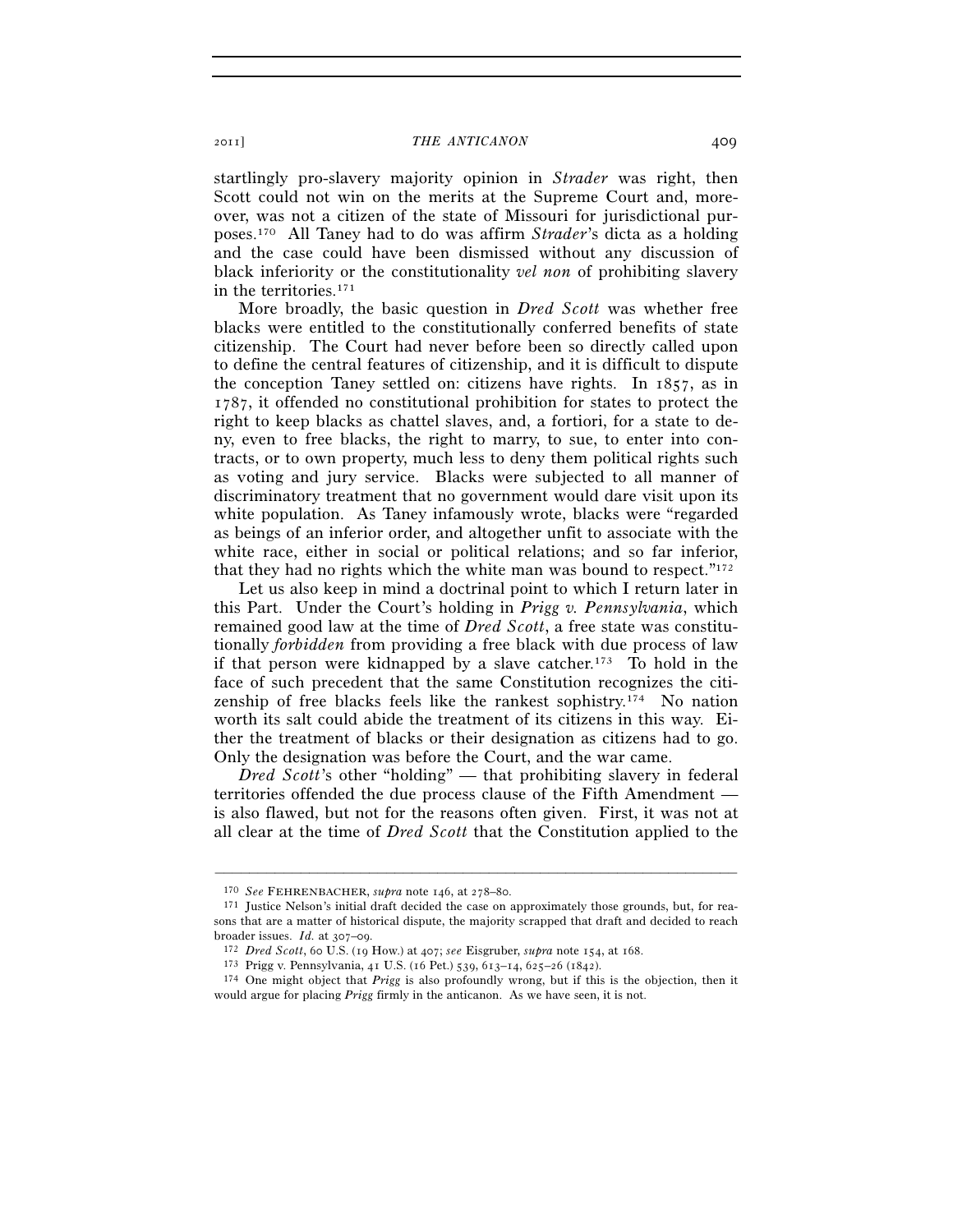startlingly pro-slavery majority opinion in *Strader* was right, then Scott could not win on the merits at the Supreme Court and, moreover, was not a citizen of the state of Missouri for jurisdictional purposes.[170] All Taney had to do was affirm *Strader*'s dicta as a holding and the case could have been dismissed without any discussion of black inferiority or the constitutionality *vel non* of prohibiting slavery in the territories.[171]

More broadly, the basic question in *Dred Scott* was whether free blacks were entitled to the constitutionally conferred benefits of state citizenship. The Court had never before been so directly called upon to define the central features of citizenship, and it is difficult to dispute the conception Taney settled on: citizens have rights. In 1857, as in 1787, it offended no constitutional prohibition for states to protect the right to keep blacks as chattel slaves, and, a fortiori, for a state to deny, even to free blacks, the right to marry, to sue, to enter into contracts, or to own property, much less to deny them political rights such as voting and jury service. Blacks were subjected to all manner of discriminatory treatment that no government would dare visit upon its white population. As Taney infamously wrote, blacks were "regarded as beings of an inferior order, and altogether unfit to associate with the white race, either in social or political relations; and so far inferior, that they had no rights which the white man was bound to respect."[172]

Let us also keep in mind a doctrinal point to which I return later in this Part. Under the Court's holding in *Prigg v. Pennsylvania*, which remained good law at the time of *Dred Scott*, a free state was constitutionally *forbidden* from providing a free black with due process of law if that person were kidnapped by a slave catcher.[173] To hold in the face of such precedent that the same Constitution recognizes the citizenship of free blacks feels like the rankest sophistry.[174] No nation worth its salt could abide the treatment of its citizens in this way. Either the treatment of blacks or their designation as citizens had to go. Only the designation was before the Court, and the war came.

*Dred Scott*'s other "holding" — that prohibiting slavery in federal territories offended the due process clause of the Fifth Amendment — is also flawed, but not for the reasons often given. First, it was not at all clear at the time of *Dred Scott* that the Constitution applied to the

---

[170] *See* FEHRENBACHER, *supra* note 146, at 278–80.

[171] Justice Nelson's initial draft decided the case on approximately those grounds, but, for reasons that are a matter of historical dispute, the majority scrapped that draft and decided to reach broader issues. *Id.* at 307–09.

[172] *Dred Scott*, 60 U.S. (19 How.) at 407; *see* Eisgruber, *supra* note 154, at 168.

[173] Prigg v. Pennsylvania, 41 U.S. (16 Pet.) 539, 613–14, 625–26 (1842).

[174] One might object that *Prigg* is also profoundly wrong, but if this is the objection, then it would argue for placing *Prigg* firmly in the anticanon. As we have seen, it is not.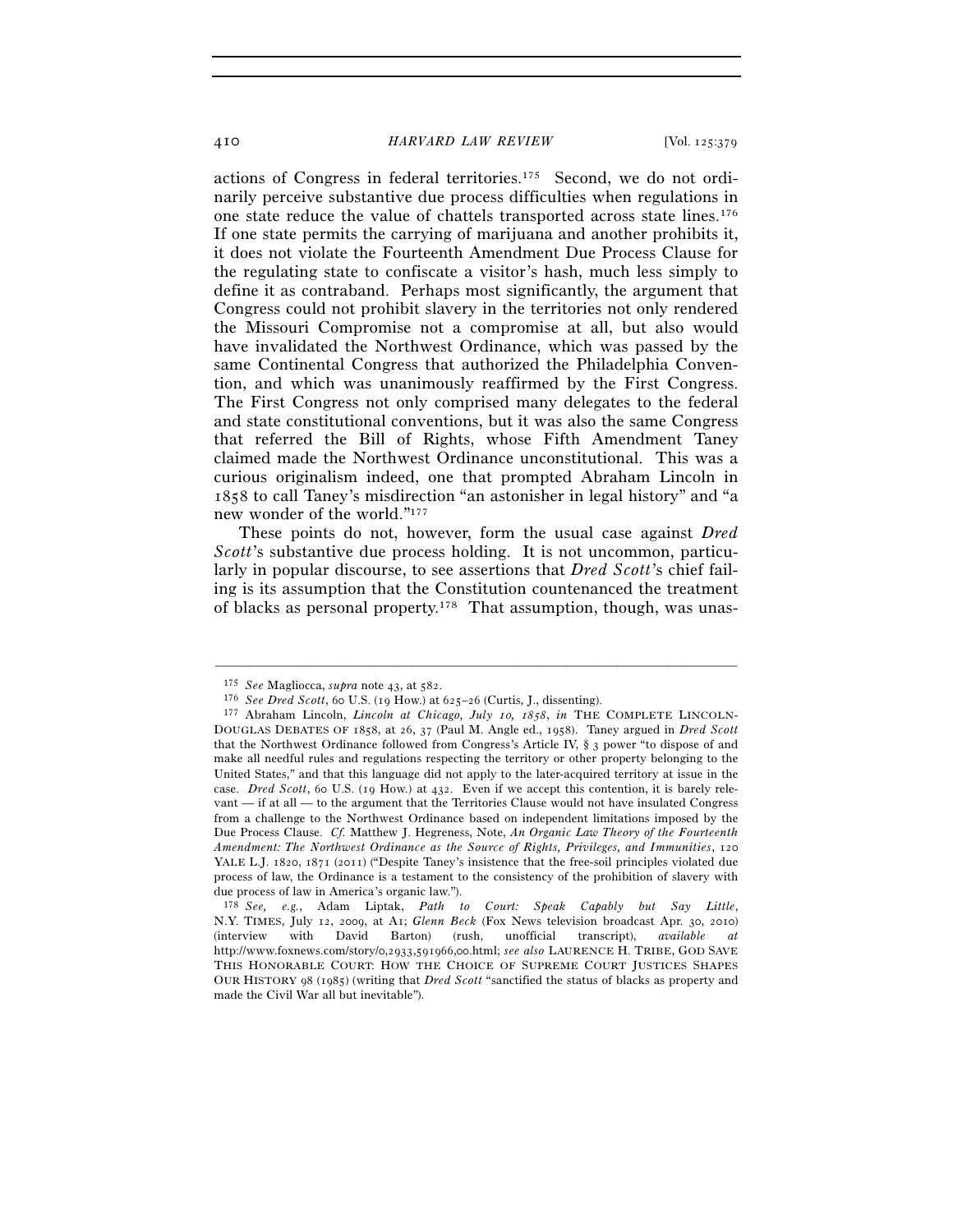actions of Congress in federal territories.[175] Second, we do not ordinarily perceive substantive due process difficulties when regulations in one state reduce the value of chattels transported across state lines.[176] If one state permits the carrying of marijuana and another prohibits it, it does not violate the Fourteenth Amendment Due Process Clause for the regulating state to confiscate a visitor's hash, much less simply to define it as contraband. Perhaps most significantly, the argument that Congress could not prohibit slavery in the territories not only rendered the Missouri Compromise not a compromise at all, but also would have invalidated the Northwest Ordinance, which was passed by the same Continental Congress that authorized the Philadelphia Convention, and which was unanimously reaffirmed by the First Congress. The First Congress not only comprised many delegates to the federal and state constitutional conventions, but it was also the same Congress that referred the Bill of Rights, whose Fifth Amendment Taney claimed made the Northwest Ordinance unconstitutional. This was a curious originalism indeed, one that prompted Abraham Lincoln in 1858 to call Taney's misdirection "an astonisher in legal history" and "a new wonder of the world."[177]

These points do not, however, form the usual case against *Dred Scott*'s substantive due process holding. It is not uncommon, particularly in popular discourse, to see assertions that *Dred Scott*'s chief failing is its assumption that the Constitution countenanced the treatment of blacks as personal property.[178] That assumption, though, was unas-

---

[175] *See* Magliocca, *supra* note 43, at 582.

[176] *See Dred Scott*, 60 U.S. (19 How.) at 625–26 (Curtis, J., dissenting).

[177] Abraham Lincoln, *Lincoln at Chicago, July 10, 1858*, *in* THE COMPLETE LINCOLN-DOUGLAS DEBATES OF 1858, at 26, 37 (Paul M. Angle ed., 1958). Taney argued in *Dred Scott* that the Northwest Ordinance followed from Congress's Article IV, § 3 power "to dispose of and make all needful rules and regulations respecting the territory or other property belonging to the United States," and that this language did not apply to the later-acquired territory at issue in the case. *Dred Scott*, 60 U.S. (19 How.) at 432. Even if we accept this contention, it is barely relevant — if at all — to the argument that the Territories Clause would not have insulated Congress from a challenge to the Northwest Ordinance based on independent limitations imposed by the Due Process Clause. *Cf.* Matthew J. Hegreness, Note, *An Organic Law Theory of the Fourteenth Amendment: The Northwest Ordinance as the Source of Rights, Privileges, and Immunities*, 120 YALE L.J. 1820, 1871 (2011) ("Despite Taney's insistence that the free-soil principles violated due process of law, the Ordinance is a testament to the consistency of the prohibition of slavery with due process of law in America's organic law.").

[178] *See, e.g.*, Adam Liptak, *Path to Court: Speak Capably but Say Little*, N.Y. TIMES, July 12, 2009, at A1; *Glenn Beck* (Fox News television broadcast Apr. 30, 2010) (interview with David Barton) (rush, unofficial transcript), *available at* http://www.foxnews.com/story/0,2933,591966,00.html; *see also* LAURENCE H. TRIBE, GOD SAVE THIS HONORABLE COURT: HOW THE CHOICE OF SUPREME COURT JUSTICES SHAPES OUR HISTORY 98 (1985) (writing that *Dred Scott* "sanctified the status of blacks as property and made the Civil War all but inevitable").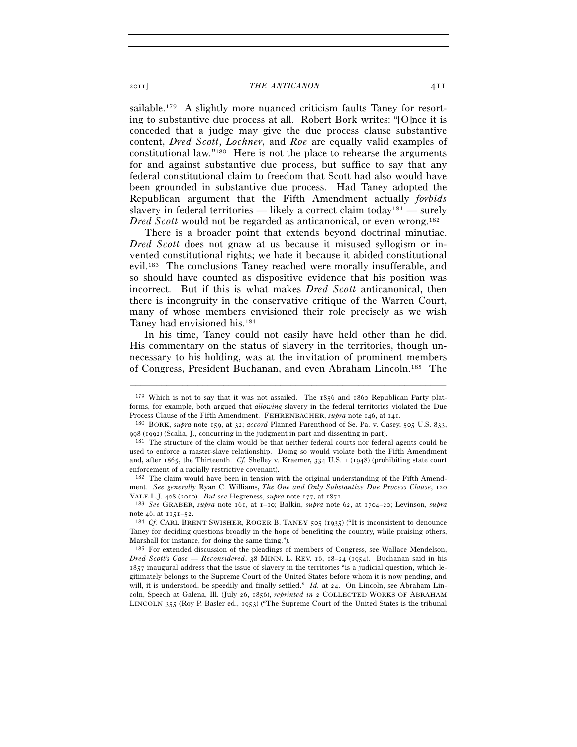sailable.[179] A slightly more nuanced criticism faults Taney for resorting to substantive due process at all. Robert Bork writes: "[O]nce it is conceded that a judge may give the due process clause substantive content, *Dred Scott*, *Lochner*, and *Roe* are equally valid examples of constitutional law."[180] Here is not the place to rehearse the arguments for and against substantive due process, but suffice to say that any federal constitutional claim to freedom that Scott had also would have been grounded in substantive due process. Had Taney adopted the Republican argument that the Fifth Amendment actually *forbids* slavery in federal territories — likely a correct claim today[181] — surely *Dred Scott* would not be regarded as anticanonical, or even wrong.[182]

There is a broader point that extends beyond doctrinal minutiae. *Dred Scott* does not gnaw at us because it misused syllogism or invented constitutional rights; we hate it because it abided constitutional evil.[183] The conclusions Taney reached were morally insufferable, and so should have counted as dispositive evidence that his position was incorrect. But if this is what makes *Dred Scott* anticanonical, then there is incongruity in the conservative critique of the Warren Court, many of whose members envisioned their role precisely as we wish Taney had envisioned his.[184]

In his time, Taney could not easily have held other than he did. His commentary on the status of slavery in the territories, though unnecessary to his holding, was at the invitation of prominent members of Congress, President Buchanan, and even Abraham Lincoln.[185] The

---

[179] Which is not to say that it was not assailed. The 1856 and 1860 Republican Party platforms, for example, both argued that *allowing* slavery in the federal territories violated the Due Process Clause of the Fifth Amendment. FEHRENBACHER, *supra* note 146, at 141.

[180] BORK, *supra* note 159, at 32; *accord* Planned Parenthood of Se. Pa. v. Casey, 505 U.S. 833, 998 (1992) (Scalia, J., concurring in the judgment in part and dissenting in part).

[181] The structure of the claim would be that neither federal courts nor federal agents could be used to enforce a master-slave relationship. Doing so would violate both the Fifth Amendment and, after 1865, the Thirteenth. *Cf.* Shelley v. Kraemer, 334 U.S. 1 (1948) (prohibiting state court enforcement of a racially restrictive covenant).

[182] The claim would have been in tension with the original understanding of the Fifth Amendment. *See generally* Ryan C. Williams, *The One and Only Substantive Due Process Clause*, 120 YALE L.J. 408 (2010). *But see* Hegreness, *supra* note 177, at 1871.

[183] *See* GRABER, *supra* note 161, at 1–10; Balkin, *supra* note 62, at 1704–20; Levinson, *supra* note 46, at 1151–52.

[184] *Cf.* CARL BRENT SWISHER, ROGER B. TANEY 505 (1935) ("It is inconsistent to denounce Taney for deciding questions broadly in the hope of benefiting the country, while praising others, Marshall for instance, for doing the same thing.").

[185] For extended discussion of the pleadings of members of Congress, see Wallace Mendelson, *Dred Scott's Case — Reconsidered*, 38 MINN. L. REV. 16, 18–24 (1954). Buchanan said in his 1857 inaugural address that the issue of slavery in the territories "is a judicial question, which legitimately belongs to the Supreme Court of the United States before whom it is now pending, and will, it is understood, be speedily and finally settled." *Id.* at 24. On Lincoln, see Abraham Lincoln, Speech at Galena, Ill. (July 26, 1856), *reprinted in* 2 COLLECTED WORKS OF ABRAHAM LINCOLN 355 (Roy P. Basler ed., 1953) ("The Supreme Court of the United States is the tribunal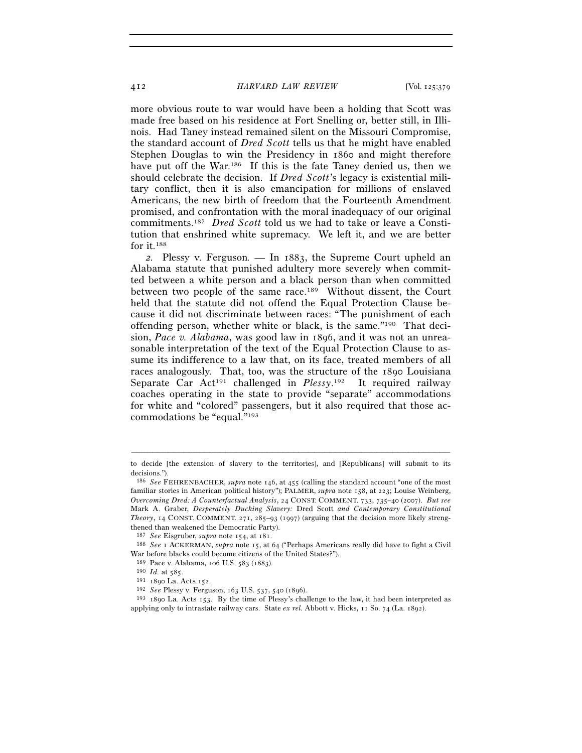more obvious route to war would have been a holding that Scott was made free based on his residence at Fort Snelling or, better still, in Illinois. Had Taney instead remained silent on the Missouri Compromise, the standard account of *Dred Scott* tells us that he might have enabled Stephen Douglas to win the Presidency in 1860 and might therefore have put off the War.[186] If this is the fate Taney denied us, then we should celebrate the decision. If *Dred Scott*'s legacy is existential military conflict, then it is also emancipation for millions of enslaved Americans, the new birth of freedom that the Fourteenth Amendment promised, and confrontation with the moral inadequacy of our original commitments.[187] *Dred Scott* told us we had to take or leave a Constitution that enshrined white supremacy. We left it, and we are better for it.[188]

*2.* Plessy v. Ferguson*.* — In 1883, the Supreme Court upheld an Alabama statute that punished adultery more severely when committed between a white person and a black person than when committed between two people of the same race.[189] Without dissent, the Court held that the statute did not offend the Equal Protection Clause because it did not discriminate between races: "The punishment of each offending person, whether white or black, is the same."[190] That decision, *Pace v. Alabama*, was good law in 1896, and it was not an unreasonable interpretation of the text of the Equal Protection Clause to assume its indifference to a law that, on its face, treated members of all races analogously. That, too, was the structure of the 1890 Louisiana Separate Car Act[191] challenged in *Plessy*.[192] It required railway coaches operating in the state to provide "separate" accommodations for white and "colored" passengers, but it also required that those accommodations be "equal."[193]

---

to decide [the extension of slavery to the territories], and [Republicans] will submit to its decisions.").

[186] *See* FEHRENBACHER, *supra* note 146, at 455 (calling the standard account "one of the most familiar stories in American political history"); PALMER, *supra* note 158, at 223; Louise Weinberg, *Overcoming Dred: A Counterfactual Analysis*, 24 CONST. COMMENT. 733, 735–40 (2007). *But see* Mark A. Graber, *Desperately Ducking Slavery:* Dred Scott *and Contemporary Constitutional Theory*, 14 CONST. COMMENT. 271, 285–93 (1997) (arguing that the decision more likely strengthened than weakened the Democratic Party).

[187] *See* Eisgruber, *supra* note 154, at 181.

[188] *See* 1 ACKERMAN, *supra* note 15, at 64 ("Perhaps Americans really did have to fight a Civil War before blacks could become citizens of the United States?").

[189] Pace v. Alabama, 106 U.S. 583 (1883).

[190] *Id.* at 585.

[191] 1890 La. Acts 152.

[192] *See* Plessy v. Ferguson, 163 U.S. 537, 540 (1896).

[193] 1890 La. Acts 153. By the time of Plessy's challenge to the law, it had been interpreted as applying only to intrastate railway cars. State *ex rel.* Abbott v. Hicks, 11 So. 74 (La. 1892).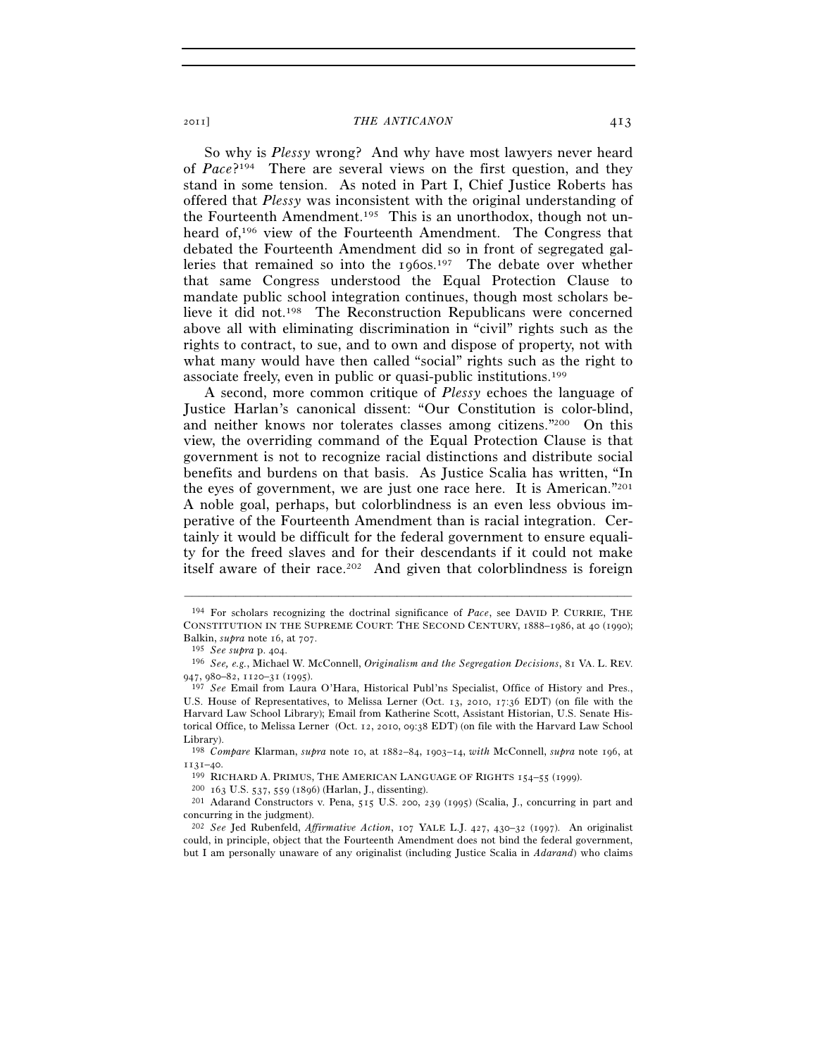So why is *Plessy* wrong? And why have most lawyers never heard of *Pace*?[194] There are several views on the first question, and they stand in some tension. As noted in Part I, Chief Justice Roberts has offered that *Plessy* was inconsistent with the original understanding of the Fourteenth Amendment.[195] This is an unorthodox, though not unheard of,[196] view of the Fourteenth Amendment. The Congress that debated the Fourteenth Amendment did so in front of segregated galleries that remained so into the 1960s.[197] The debate over whether that same Congress understood the Equal Protection Clause to mandate public school integration continues, though most scholars believe it did not.[198] The Reconstruction Republicans were concerned above all with eliminating discrimination in "civil" rights such as the rights to contract, to sue, and to own and dispose of property, not with what many would have then called "social" rights such as the right to associate freely, even in public or quasi-public institutions.[199]

A second, more common critique of *Plessy* echoes the language of Justice Harlan's canonical dissent: "Our Constitution is color-blind, and neither knows nor tolerates classes among citizens."[200] On this view, the overriding command of the Equal Protection Clause is that government is not to recognize racial distinctions and distribute social benefits and burdens on that basis. As Justice Scalia has written, "In the eyes of government, we are just one race here. It is American."[201] A noble goal, perhaps, but colorblindness is an even less obvious imperative of the Fourteenth Amendment than is racial integration. Certainly it would be difficult for the federal government to ensure equality for the freed slaves and for their descendants if it could not make itself aware of their race.[202] And given that colorblindness is foreign

---

[194] For scholars recognizing the doctrinal significance of *Pace*, see DAVID P. CURRIE, THE CONSTITUTION IN THE SUPREME COURT: THE SECOND CENTURY, 1888–1986, at 40 (1990); Balkin, *supra* note 16, at 707.

[195] *See supra* p. 404.

[196] *See, e.g.*, Michael W. McConnell, *Originalism and the Segregation Decisions*, 81 VA. L. REV. 947, 980–82, 1120–31 (1995).

[197] *See* Email from Laura O'Hara, Historical Publ'ns Specialist, Office of History and Pres., U.S. House of Representatives, to Melissa Lerner (Oct. 13, 2010, 17:36 EDT) (on file with the Harvard Law School Library); Email from Katherine Scott, Assistant Historian, U.S. Senate Historical Office, to Melissa Lerner (Oct. 12, 2010, 09:38 EDT) (on file with the Harvard Law School Library).

[198] *Compare* Klarman, *supra* note 10, at 1882–84, 1903–14, *with* McConnell, *supra* note 196, at 1131–40.

[199] RICHARD A. PRIMUS, THE AMERICAN LANGUAGE OF RIGHTS 154–55 (1999).

[200] 163 U.S. 537, 559 (1896) (Harlan, J., dissenting).

[201] Adarand Constructors v. Pena, 515 U.S. 200, 239 (1995) (Scalia, J., concurring in part and concurring in the judgment).

[202] *See* Jed Rubenfeld, *Affirmative Action*, 107 YALE L.J. 427, 430–32 (1997). An originalist could, in principle, object that the Fourteenth Amendment does not bind the federal government, but I am personally unaware of any originalist (including Justice Scalia in *Adarand*) who claims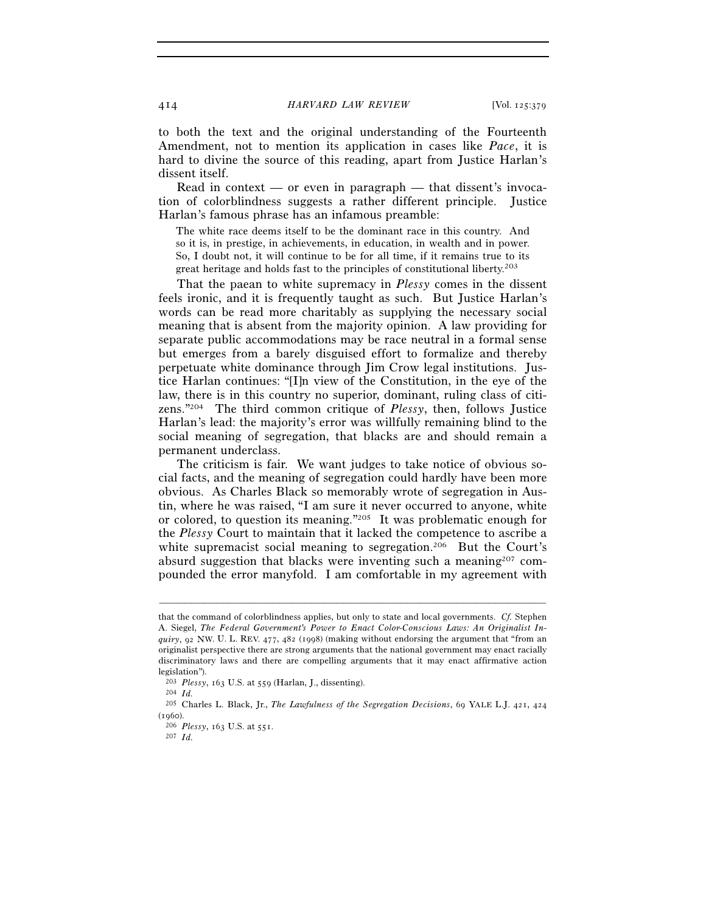to both the text and the original understanding of the Fourteenth Amendment, not to mention its application in cases like *Pace*, it is hard to divine the source of this reading, apart from Justice Harlan's dissent itself.

Read in context — or even in paragraph — that dissent's invocation of colorblindness suggests a rather different principle. Justice Harlan's famous phrase has an infamous preamble:

> The white race deems itself to be the dominant race in this country. And so it is, in prestige, in achievements, in education, in wealth and in power. So, I doubt not, it will continue to be for all time, if it remains true to its great heritage and holds fast to the principles of constitutional liberty.[203]

That the paean to white supremacy in *Plessy* comes in the dissent feels ironic, and it is frequently taught as such. But Justice Harlan's words can be read more charitably as supplying the necessary social meaning that is absent from the majority opinion. A law providing for separate public accommodations may be race neutral in a formal sense but emerges from a barely disguised effort to formalize and thereby perpetuate white dominance through Jim Crow legal institutions. Justice Harlan continues: "[I]n view of the Constitution, in the eye of the law, there is in this country no superior, dominant, ruling class of citizens."[204] The third common critique of *Plessy*, then, follows Justice Harlan's lead: the majority's error was willfully remaining blind to the social meaning of segregation, that blacks are and should remain a permanent underclass.

The criticism is fair. We want judges to take notice of obvious social facts, and the meaning of segregation could hardly have been more obvious. As Charles Black so memorably wrote of segregation in Austin, where he was raised, "I am sure it never occurred to anyone, white or colored, to question its meaning."[205] It was problematic enough for the *Plessy* Court to maintain that it lacked the competence to ascribe a white supremacist social meaning to segregation.[206] But the Court's absurd suggestion that blacks were inventing such a meaning[207] compounded the error manyfold. I am comfortable in my agreement with

---

that the command of colorblindness applies, but only to state and local governments. *Cf.* Stephen A. Siegel, *The Federal Government's Power to Enact Color-Conscious Laws: An Originalist Inquiry*, 92 NW. U. L. REV. 477, 482 (1998) (making without endorsing the argument that "from an originalist perspective there are strong arguments that the national government may enact racially discriminatory laws and there are compelling arguments that it may enact affirmative action legislation").

[203] *Plessy*, 163 U.S. at 559 (Harlan, J., dissenting).

[204] *Id.*

[205] Charles L. Black, Jr., *The Lawfulness of the Segregation Decisions*, 69 YALE L.J. 421, 424 (1960).

[206] *Plessy*, 163 U.S. at 551.

[207] *Id.*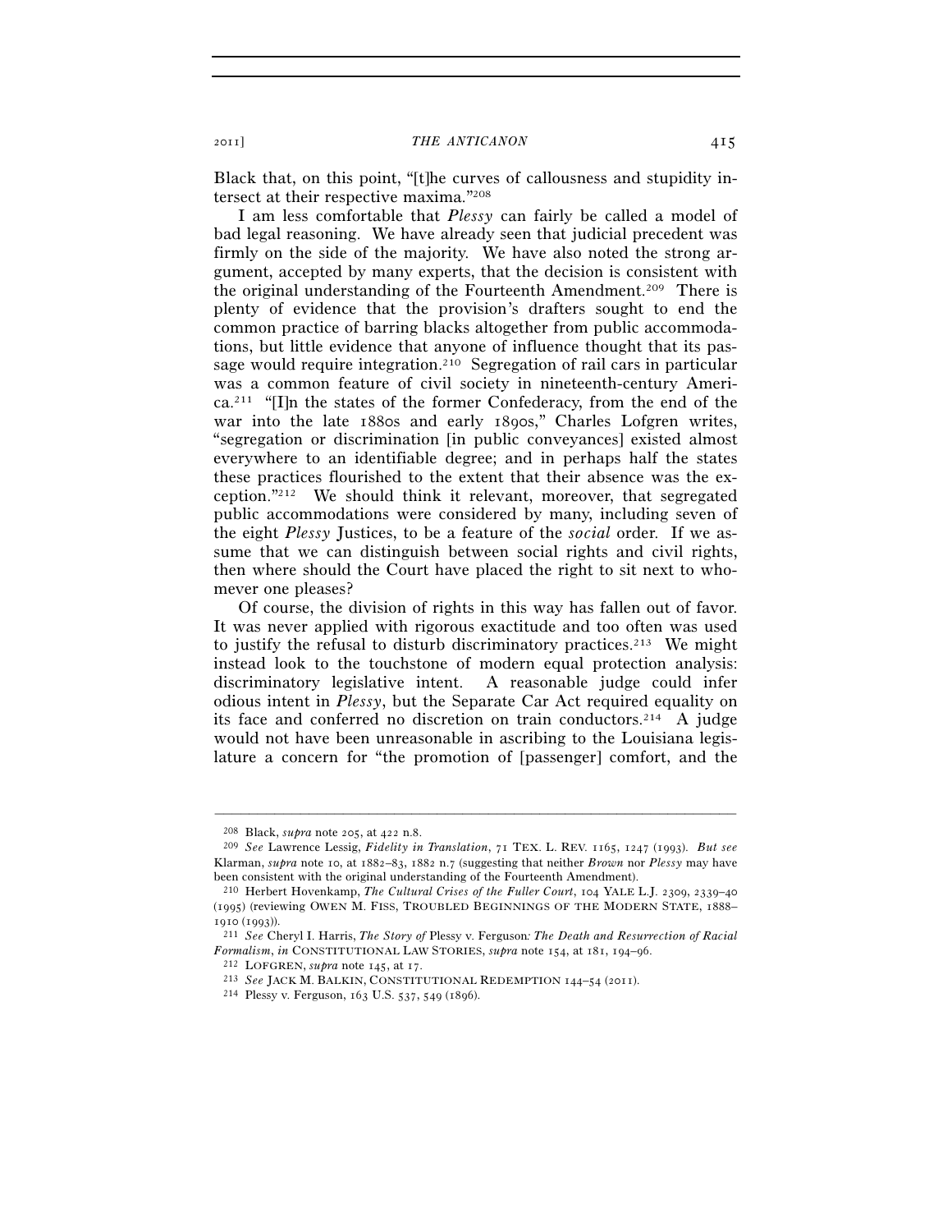Black that, on this point, "[t]he curves of callousness and stupidity intersect at their respective maxima."[208]

I am less comfortable that *Plessy* can fairly be called a model of bad legal reasoning. We have already seen that judicial precedent was firmly on the side of the majority. We have also noted the strong argument, accepted by many experts, that the decision is consistent with the original understanding of the Fourteenth Amendment.[209] There is plenty of evidence that the provision's drafters sought to end the common practice of barring blacks altogether from public accommodations, but little evidence that anyone of influence thought that its passage would require integration.[210] Segregation of rail cars in particular was a common feature of civil society in nineteenth-century America.[211] "[I]n the states of the former Confederacy, from the end of the war into the late 1880s and early 1890s," Charles Lofgren writes, "segregation or discrimination [in public conveyances] existed almost everywhere to an identifiable degree; and in perhaps half the states these practices flourished to the extent that their absence was the exception."[212] We should think it relevant, moreover, that segregated public accommodations were considered by many, including seven of the eight *Plessy* Justices, to be a feature of the *social* order. If we assume that we can distinguish between social rights and civil rights, then where should the Court have placed the right to sit next to whomever one pleases?

Of course, the division of rights in this way has fallen out of favor. It was never applied with rigorous exactitude and too often was used to justify the refusal to disturb discriminatory practices.[213] We might instead look to the touchstone of modern equal protection analysis: discriminatory legislative intent. A reasonable judge could infer odious intent in *Plessy*, but the Separate Car Act required equality on its face and conferred no discretion on train conductors.[214] A judge would not have been unreasonable in ascribing to the Louisiana legislature a concern for "the promotion of [passenger] comfort, and the

---

[208] Black, *supra* note 205, at 422 n.8.

[209] *See* Lawrence Lessig, *Fidelity in Translation*, 71 TEX. L. REV. 1165, 1247 (1993). *But see* Klarman, *supra* note 10, at 1882–83, 1882 n.7 (suggesting that neither *Brown* nor *Plessy* may have been consistent with the original understanding of the Fourteenth Amendment).

[210] Herbert Hovenkamp, *The Cultural Crises of the Fuller Court*, 104 YALE L.J. 2309, 2339–40 (1995) (reviewing OWEN M. FISS, TROUBLED BEGINNINGS OF THE MODERN STATE, 1888–1910 (1993)).

[211] *See* Cheryl I. Harris, *The Story of* Plessy v. Ferguson*: The Death and Resurrection of Racial Formalism*, *in* CONSTITUTIONAL LAW STORIES, *supra* note 154, at 181, 194–96.

[212] LOFGREN, *supra* note 145, at 17.

[213] *See* JACK M. BALKIN, CONSTITUTIONAL REDEMPTION 144–54 (2011).

[214] Plessy v. Ferguson, 163 U.S. 537, 549 (1896).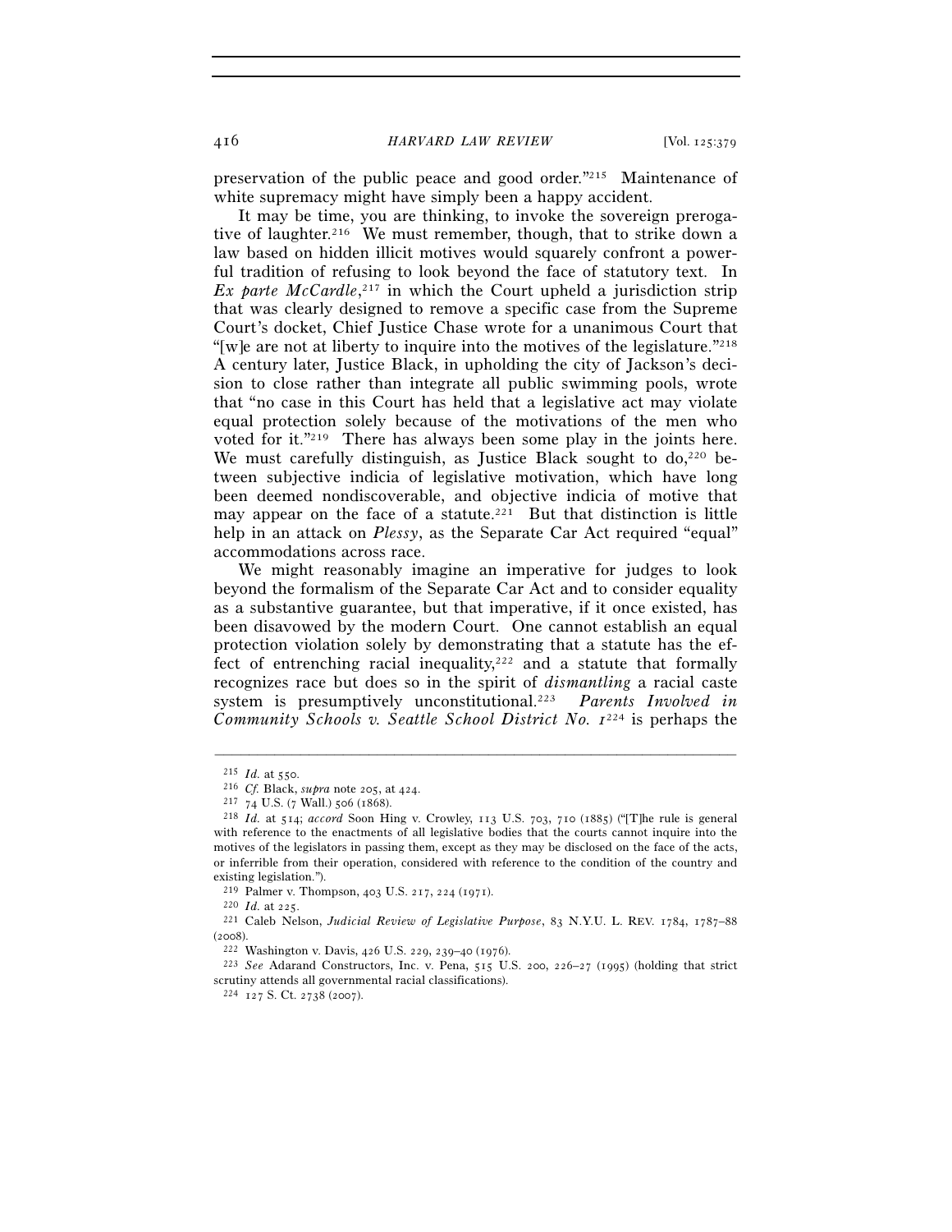preservation of the public peace and good order."[215] Maintenance of white supremacy might have simply been a happy accident.

It may be time, you are thinking, to invoke the sovereign prerogative of laughter.[216] We must remember, though, that to strike down a law based on hidden illicit motives would squarely confront a powerful tradition of refusing to look beyond the face of statutory text. In *Ex parte McCardle*,[217] in which the Court upheld a jurisdiction strip that was clearly designed to remove a specific case from the Supreme Court's docket, Chief Justice Chase wrote for a unanimous Court that "[w]e are not at liberty to inquire into the motives of the legislature."[218] A century later, Justice Black, in upholding the city of Jackson's decision to close rather than integrate all public swimming pools, wrote that "no case in this Court has held that a legislative act may violate equal protection solely because of the motivations of the men who voted for it."[219] There has always been some play in the joints here. We must carefully distinguish, as Justice Black sought to do,[220] between subjective indicia of legislative motivation, which have long been deemed nondiscoverable, and objective indicia of motive that may appear on the face of a statute.[221] But that distinction is little help in an attack on *Plessy*, as the Separate Car Act required "equal" accommodations across race.

We might reasonably imagine an imperative for judges to look beyond the formalism of the Separate Car Act and to consider equality as a substantive guarantee, but that imperative, if it once existed, has been disavowed by the modern Court. One cannot establish an equal protection violation solely by demonstrating that a statute has the effect of entrenching racial inequality,[222] and a statute that formally recognizes race but does so in the spirit of *dismantling* a racial caste system is presumptively unconstitutional.[223] *Parents Involved in Community Schools v. Seattle School District No. 1*[224] is perhaps the

---

[215] *Id.* at 550.

[216] *Cf.* Black, *supra* note 205, at 424.

[217] 74 U.S. (7 Wall.) 506 (1868).

[218] *Id.* at 514; *accord* Soon Hing v. Crowley, 113 U.S. 703, 710 (1885) ("[T]he rule is general with reference to the enactments of all legislative bodies that the courts cannot inquire into the motives of the legislators in passing them, except as they may be disclosed on the face of the acts, or inferrible from their operation, considered with reference to the condition of the country and existing legislation.").

[219] Palmer v. Thompson, 403 U.S. 217, 224 (1971).

[220] *Id.* at 225.

[221] Caleb Nelson, *Judicial Review of Legislative Purpose*, 83 N.Y.U. L. REV. 1784, 1787–88 (2008).

[222] Washington v. Davis, 426 U.S. 229, 239–40 (1976).

[223] *See* Adarand Constructors, Inc. v. Pena, 515 U.S. 200, 226–27 (1995) (holding that strict scrutiny attends all governmental racial classifications).

[224] 127 S. Ct. 2738 (2007).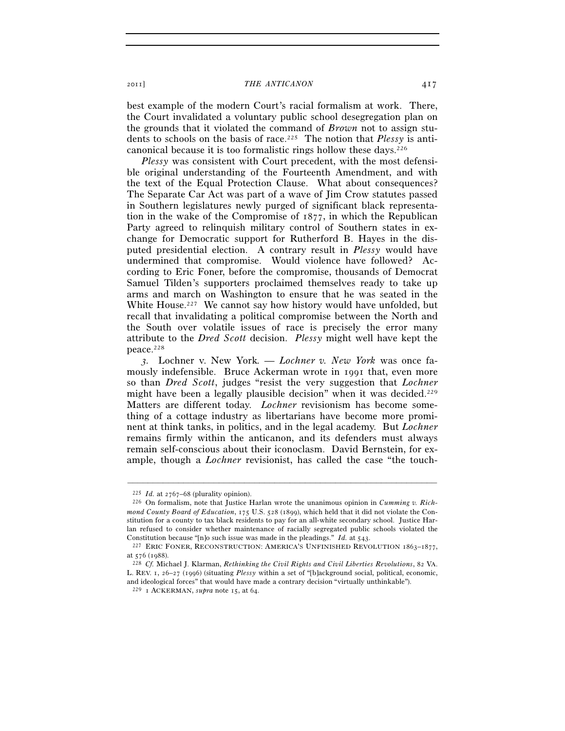best example of the modern Court's racial formalism at work. There, the Court invalidated a voluntary public school desegregation plan on the grounds that it violated the command of *Brown* not to assign students to schools on the basis of race.[225] The notion that *Plessy* is anticanonical because it is too formalistic rings hollow these days.[226]

*Plessy* was consistent with Court precedent, with the most defensible original understanding of the Fourteenth Amendment, and with the text of the Equal Protection Clause. What about consequences? The Separate Car Act was part of a wave of Jim Crow statutes passed in Southern legislatures newly purged of significant black representation in the wake of the Compromise of 1877, in which the Republican Party agreed to relinquish military control of Southern states in exchange for Democratic support for Rutherford B. Hayes in the disputed presidential election. A contrary result in *Plessy* would have undermined that compromise. Would violence have followed? According to Eric Foner, before the compromise, thousands of Democrat Samuel Tilden's supporters proclaimed themselves ready to take up arms and march on Washington to ensure that he was seated in the White House.[227] We cannot say how history would have unfolded, but recall that invalidating a political compromise between the North and the South over volatile issues of race is precisely the error many attribute to the *Dred Scott* decision. *Plessy* might well have kept the peace.[228]

*3.* Lochner v. New York. — *Lochner v. New York* was once famously indefensible. Bruce Ackerman wrote in 1991 that, even more so than *Dred Scott*, judges "resist the very suggestion that *Lochner* might have been a legally plausible decision" when it was decided.[229] Matters are different today. *Lochner* revisionism has become something of a cottage industry as libertarians have become more prominent at think tanks, in politics, and in the legal academy. But *Lochner* remains firmly within the anticanon, and its defenders must always remain self-conscious about their iconoclasm. David Bernstein, for example, though a *Lochner* revisionist, has called the case "the touch-

---

[225] *Id.* at 2767–68 (plurality opinion).

[226] On formalism, note that Justice Harlan wrote the unanimous opinion in *Cumming v. Richmond County Board of Education*, 175 U.S. 528 (1899), which held that it did not violate the Constitution for a county to tax black residents to pay for an all-white secondary school. Justice Harlan refused to consider whether maintenance of racially segregated public schools violated the Constitution because "[n]o such issue was made in the pleadings." *Id.* at 543.

[227] ERIC FONER, RECONSTRUCTION: AMERICA'S UNFINISHED REVOLUTION 1863–1877, at 576 (1988).

[228] *Cf.* Michael J. Klarman, *Rethinking the Civil Rights and Civil Liberties Revolutions*, 82 VA. L. REV. 1, 26–27 (1996) (situating *Plessy* within a set of "[b]ackground social, political, economic, and ideological forces" that would have made a contrary decision "virtually unthinkable").

[229] 1 ACKERMAN, *supra* note 15, at 64.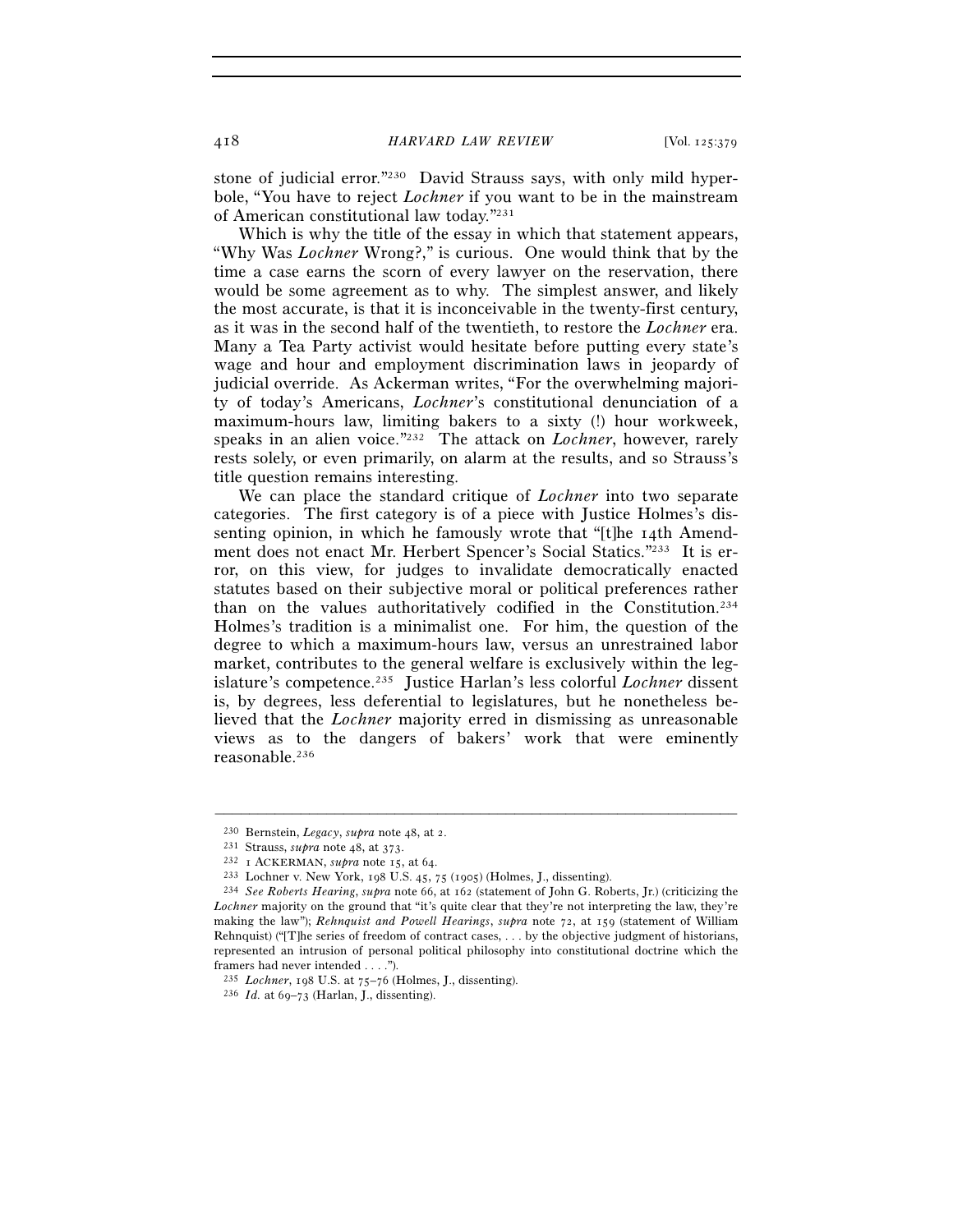stone of judicial error."[230] David Strauss says, with only mild hyperbole, "You have to reject *Lochner* if you want to be in the mainstream of American constitutional law today."[231]

Which is why the title of the essay in which that statement appears, "Why Was *Lochner* Wrong?," is curious. One would think that by the time a case earns the scorn of every lawyer on the reservation, there would be some agreement as to why. The simplest answer, and likely the most accurate, is that it is inconceivable in the twenty-first century, as it was in the second half of the twentieth, to restore the *Lochner* era. Many a Tea Party activist would hesitate before putting every state's wage and hour and employment discrimination laws in jeopardy of judicial override. As Ackerman writes, "For the overwhelming majority of today's Americans, *Lochner*'s constitutional denunciation of a maximum-hours law, limiting bakers to a sixty (!) hour workweek, speaks in an alien voice."[232] The attack on *Lochner*, however, rarely rests solely, or even primarily, on alarm at the results, and so Strauss's title question remains interesting.

We can place the standard critique of *Lochner* into two separate categories. The first category is of a piece with Justice Holmes's dissenting opinion, in which he famously wrote that "[t]he 14th Amendment does not enact Mr. Herbert Spencer's Social Statics."[233] It is error, on this view, for judges to invalidate democratically enacted statutes based on their subjective moral or political preferences rather than on the values authoritatively codified in the Constitution.[234] Holmes's tradition is a minimalist one. For him, the question of the degree to which a maximum-hours law, versus an unrestrained labor market, contributes to the general welfare is exclusively within the legislature's competence.[235] Justice Harlan's less colorful *Lochner* dissent is, by degrees, less deferential to legislatures, but he nonetheless believed that the *Lochner* majority erred in dismissing as unreasonable views as to the dangers of bakers' work that were eminently reasonable.[236]

---

[230] Bernstein, *Legacy*, *supra* note 48, at 2.

[231] Strauss, *supra* note 48, at 373.

[232] 1 ACKERMAN, *supra* note 15, at 64.

[233] Lochner v. New York, 198 U.S. 45, 75 (1905) (Holmes, J., dissenting).

[234] *See Roberts Hearing*, *supra* note 66, at 162 (statement of John G. Roberts, Jr.) (criticizing the *Lochner* majority on the ground that "it's quite clear that they're not interpreting the law, they're making the law"); *Rehnquist and Powell Hearings*, *supra* note 72, at 159 (statement of William Rehnquist) ("[T]he series of freedom of contract cases, . . . by the objective judgment of historians, represented an intrusion of personal political philosophy into constitutional doctrine which the framers had never intended . . . .").

[235] *Lochner*, 198 U.S. at 75–76 (Holmes, J., dissenting).

[236] *Id.* at 69–73 (Harlan, J., dissenting).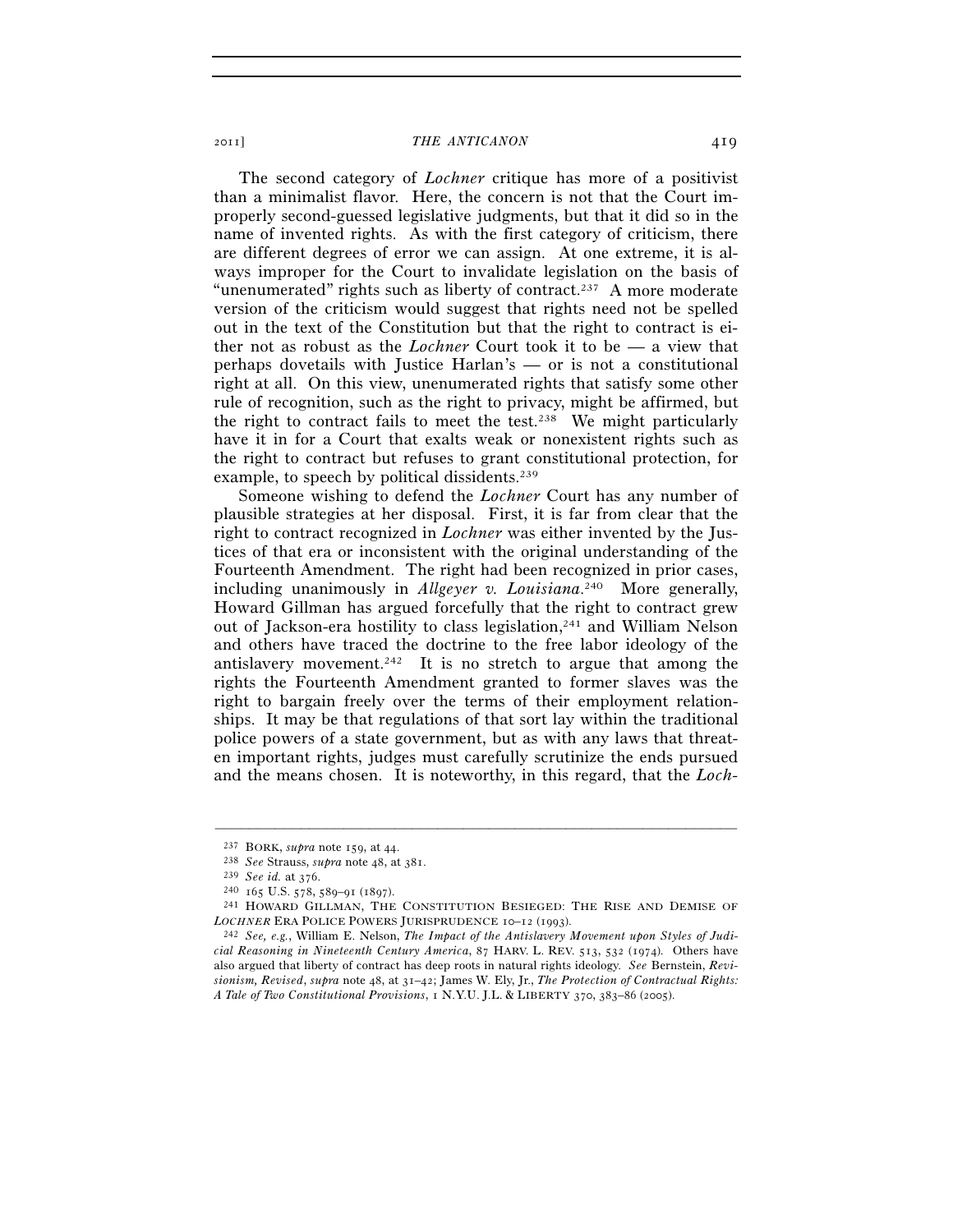The second category of *Lochner* critique has more of a positivist than a minimalist flavor. Here, the concern is not that the Court improperly second-guessed legislative judgments, but that it did so in the name of invented rights. As with the first category of criticism, there are different degrees of error we can assign. At one extreme, it is always improper for the Court to invalidate legislation on the basis of "unenumerated" rights such as liberty of contract.[237] A more moderate version of the criticism would suggest that rights need not be spelled out in the text of the Constitution but that the right to contract is either not as robust as the *Lochner* Court took it to be — a view that perhaps dovetails with Justice Harlan's — or is not a constitutional right at all. On this view, unenumerated rights that satisfy some other rule of recognition, such as the right to privacy, might be affirmed, but the right to contract fails to meet the test.[238] We might particularly have it in for a Court that exalts weak or nonexistent rights such as the right to contract but refuses to grant constitutional protection, for example, to speech by political dissidents.[239]

Someone wishing to defend the *Lochner* Court has any number of plausible strategies at her disposal. First, it is far from clear that the right to contract recognized in *Lochner* was either invented by the Justices of that era or inconsistent with the original understanding of the Fourteenth Amendment. The right had been recognized in prior cases, including unanimously in *Allgeyer v. Louisiana*.[240] More generally, Howard Gillman has argued forcefully that the right to contract grew out of Jackson-era hostility to class legislation,[241] and William Nelson and others have traced the doctrine to the free labor ideology of the antislavery movement.[242] It is no stretch to argue that among the rights the Fourteenth Amendment granted to former slaves was the right to bargain freely over the terms of their employment relationships. It may be that regulations of that sort lay within the traditional police powers of a state government, but as with any laws that threaten important rights, judges must carefully scrutinize the ends pursued and the means chosen. It is noteworthy, in this regard, that the *Loch-*

---

[237] BORK, *supra* note 159, at 44.

[238] *See* Strauss, *supra* note 48, at 381.

[239] *See id.* at 376.

[240] 165 U.S. 578, 589–91 (1897).

[241] HOWARD GILLMAN, THE CONSTITUTION BESIEGED: THE RISE AND DEMISE OF *LOCHNER* ERA POLICE POWERS JURISPRUDENCE 10–12 (1993).

[242] *See, e.g.*, William E. Nelson, *The Impact of the Antislavery Movement upon Styles of Judicial Reasoning in Nineteenth Century America*, 87 HARV. L. REV. 513, 532 (1974). Others have also argued that liberty of contract has deep roots in natural rights ideology. *See* Bernstein, *Revisionism, Revised*, *supra* note 48, at 31–42; James W. Ely, Jr., *The Protection of Contractual Rights: A Tale of Two Constitutional Provisions*, 1 N.Y.U. J.L. & LIBERTY 370, 383–86 (2005).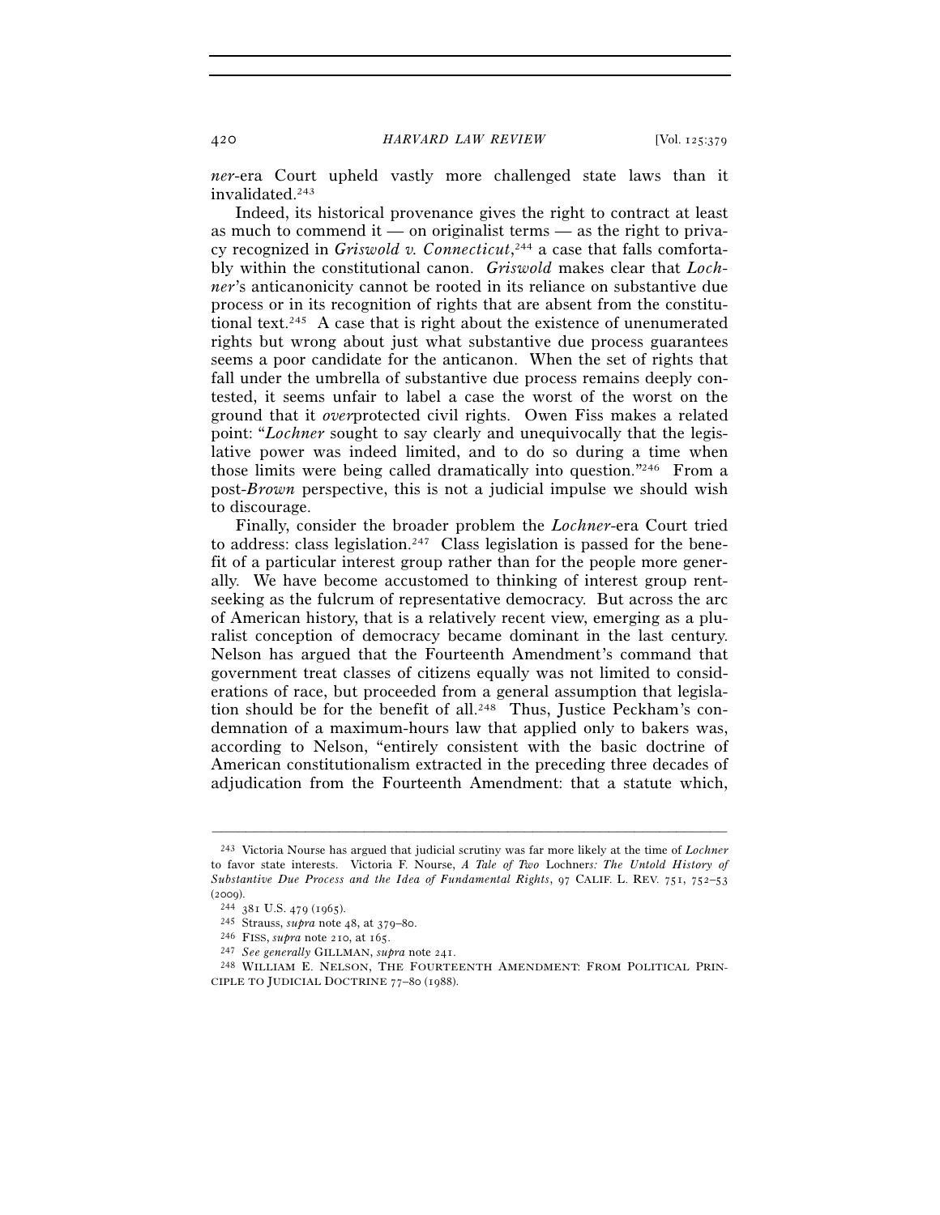*ner*-era Court upheld vastly more challenged state laws than it invalidated.[243]

Indeed, its historical provenance gives the right to contract at least as much to commend it — on originalist terms — as the right to privacy recognized in *Griswold v. Connecticut*,[244] a case that falls comfortably within the constitutional canon. *Griswold* makes clear that *Lochner*'s anticanonicity cannot be rooted in its reliance on substantive due process or in its recognition of rights that are absent from the constitutional text.[245] A case that is right about the existence of unenumerated rights but wrong about just what substantive due process guarantees seems a poor candidate for the anticanon. When the set of rights that fall under the umbrella of substantive due process remains deeply contested, it seems unfair to label a case the worst of the worst on the ground that it *over*protected civil rights. Owen Fiss makes a related point: "*Lochner* sought to say clearly and unequivocally that the legislative power was indeed limited, and to do so during a time when those limits were being called dramatically into question."[246] From a post-*Brown* perspective, this is not a judicial impulse we should wish to discourage.

Finally, consider the broader problem the *Lochner*-era Court tried to address: class legislation.[247] Class legislation is passed for the benefit of a particular interest group rather than for the people more generally. We have become accustomed to thinking of interest group rent-seeking as the fulcrum of representative democracy. But across the arc of American history, that is a relatively recent view, emerging as a pluralist conception of democracy became dominant in the last century. Nelson has argued that the Fourteenth Amendment's command that government treat classes of citizens equally was not limited to considerations of race, but proceeded from a general assumption that legislation should be for the benefit of all.[248] Thus, Justice Peckham's condemnation of a maximum-hours law that applied only to bakers was, according to Nelson, "entirely consistent with the basic doctrine of American constitutionalism extracted in the preceding three decades of adjudication from the Fourteenth Amendment: that a statute which,

---

[243] Victoria Nourse has argued that judicial scrutiny was far more likely at the time of *Lochner* to favor state interests. Victoria F. Nourse, *A Tale of Two* Lochner*s: The Untold History of Substantive Due Process and the Idea of Fundamental Rights*, 97 CALIF. L. REV. 751, 752–53 (2009).

[244] 381 U.S. 479 (1965).

[245] Strauss, *supra* note 48, at 379–80.

[246] FISS, *supra* note 210, at 165.

[247] *See generally* GILLMAN, *supra* note 241.

[248] WILLIAM E. NELSON, THE FOURTEENTH AMENDMENT: FROM POLITICAL PRINCIPLE TO JUDICIAL DOCTRINE 77–80 (1988).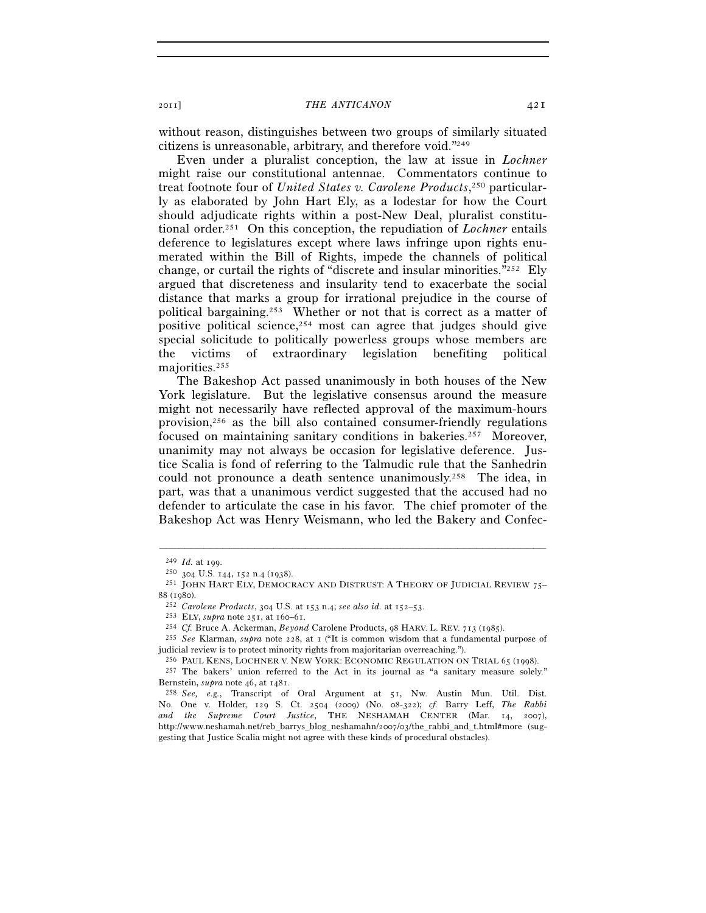without reason, distinguishes between two groups of similarly situated citizens is unreasonable, arbitrary, and therefore void."[249]

Even under a pluralist conception, the law at issue in *Lochner* might raise our constitutional antennae. Commentators continue to treat footnote four of *United States v. Carolene Products*,[250] particularly as elaborated by John Hart Ely, as a lodestar for how the Court should adjudicate rights within a post-New Deal, pluralist constitutional order.[251] On this conception, the repudiation of *Lochner* entails deference to legislatures except where laws infringe upon rights enumerated within the Bill of Rights, impede the channels of political change, or curtail the rights of "discrete and insular minorities."[252] Ely argued that discreteness and insularity tend to exacerbate the social distance that marks a group for irrational prejudice in the course of political bargaining.[253] Whether or not that is correct as a matter of positive political science,[254] most can agree that judges should give special solicitude to politically powerless groups whose members are the victims of extraordinary legislation benefiting political majorities.[255]

The Bakeshop Act passed unanimously in both houses of the New York legislature. But the legislative consensus around the measure might not necessarily have reflected approval of the maximum-hours provision,[256] as the bill also contained consumer-friendly regulations focused on maintaining sanitary conditions in bakeries.[257] Moreover, unanimity may not always be occasion for legislative deference. Justice Scalia is fond of referring to the Talmudic rule that the Sanhedrin could not pronounce a death sentence unanimously.[258] The idea, in part, was that a unanimous verdict suggested that the accused had no defender to articulate the case in his favor. The chief promoter of the Bakeshop Act was Henry Weismann, who led the Bakery and Confec-

---

[249] *Id.* at 199.

[250] 304 U.S. 144, 152 n.4 (1938).

[251] JOHN HART ELY, DEMOCRACY AND DISTRUST: A THEORY OF JUDICIAL REVIEW 75–88 (1980).

[252] *Carolene Products*, 304 U.S. at 153 n.4; *see also id.* at 152–53.

[253] ELY, *supra* note 251, at 160–61.

[254] *Cf.* Bruce A. Ackerman, *Beyond* Carolene Products, 98 HARV. L. REV. 713 (1985).

[255] *See* Klarman, *supra* note 228, at 1 ("It is common wisdom that a fundamental purpose of judicial review is to protect minority rights from majoritarian overreaching.").

[256] PAUL KENS, LOCHNER V. NEW YORK: ECONOMIC REGULATION ON TRIAL 65 (1998).

[257] The bakers' union referred to the Act in its journal as "a sanitary measure solely." Bernstein, *supra* note 46, at 1481.

[258] *See, e.g.*, Transcript of Oral Argument at 51, Nw. Austin Mun. Util. Dist. No. One v. Holder, 129 S. Ct. 2504 (2009) (No. 08-322); *cf.* Barry Leff, *The Rabbi and the Supreme Court Justice*, THE NESHAMAH CENTER (Mar. 14, 2007), http://www.neshamah.net/reb_barrys_blog_neshamahn/2007/03/the_rabbi_and_t.html#more (suggesting that Justice Scalia might not agree with these kinds of procedural obstacles).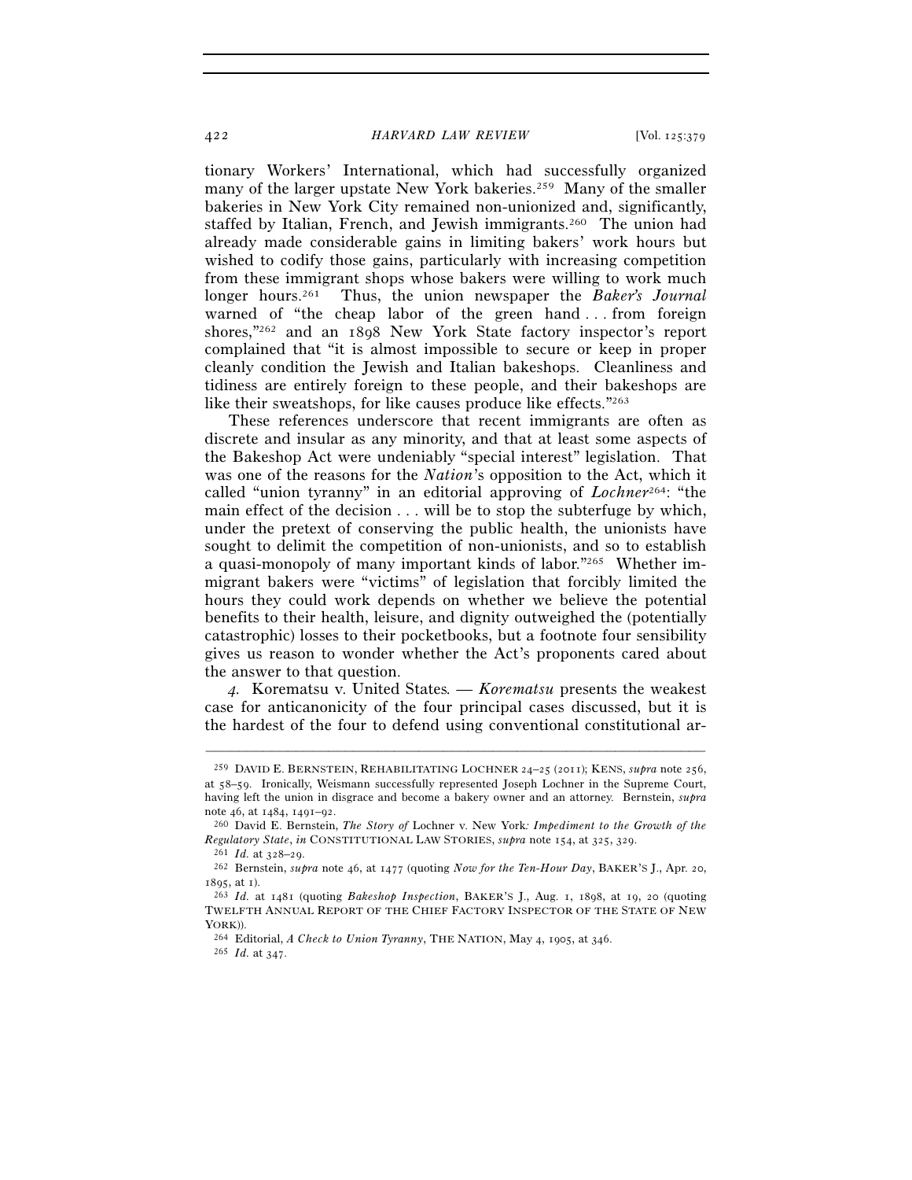tionary Workers' International, which had successfully organized many of the larger upstate New York bakeries.[259] Many of the smaller bakeries in New York City remained non-unionized and, significantly, staffed by Italian, French, and Jewish immigrants.[260] The union had already made considerable gains in limiting bakers' work hours but wished to codify those gains, particularly with increasing competition from these immigrant shops whose bakers were willing to work much longer hours.[261] Thus, the union newspaper the *Baker's Journal* warned of "the cheap labor of the green hand . . . from foreign shores,"[262] and an 1898 New York State factory inspector's report complained that "it is almost impossible to secure or keep in proper cleanly condition the Jewish and Italian bakeshops. Cleanliness and tidiness are entirely foreign to these people, and their bakeshops are like their sweatshops, for like causes produce like effects."[263]

These references underscore that recent immigrants are often as discrete and insular as any minority, and that at least some aspects of the Bakeshop Act were undeniably "special interest" legislation. That was one of the reasons for the *Nation*'s opposition to the Act, which it called "union tyranny" in an editorial approving of *Lochner*[264]: "the main effect of the decision . . . will be to stop the subterfuge by which, under the pretext of conserving the public health, the unionists have sought to delimit the competition of non-unionists, and so to establish a quasi-monopoly of many important kinds of labor."[265] Whether immigrant bakers were "victims" of legislation that forcibly limited the hours they could work depends on whether we believe the potential benefits to their health, leisure, and dignity outweighed the (potentially catastrophic) losses to their pocketbooks, but a footnote four sensibility gives us reason to wonder whether the Act's proponents cared about the answer to that question.

*4.* Korematsu v. United States. — *Korematsu* presents the weakest case for anticanonicity of the four principal cases discussed, but it is the hardest of the four to defend using conventional constitutional ar-

---

[259] DAVID E. BERNSTEIN, REHABILITATING LOCHNER 24–25 (2011); KENS, *supra* note 256, at 58–59. Ironically, Weismann successfully represented Joseph Lochner in the Supreme Court, having left the union in disgrace and become a bakery owner and an attorney. Bernstein, *supra* note 46, at 1484, 1491–92.

[260] David E. Bernstein, *The Story of* Lochner v. New York*: Impediment to the Growth of the Regulatory State*, *in* CONSTITUTIONAL LAW STORIES, *supra* note 154, at 325, 329.

[261] *Id.* at 328–29.

[262] Bernstein, *supra* note 46, at 1477 (quoting *Now for the Ten-Hour Day*, BAKER'S J., Apr. 20, 1895, at 1).

[263] *Id.* at 1481 (quoting *Bakeshop Inspection*, BAKER'S J., Aug. 1, 1898, at 19, 20 (quoting TWELFTH ANNUAL REPORT OF THE CHIEF FACTORY INSPECTOR OF THE STATE OF NEW YORK)).

[264] Editorial, *A Check to Union Tyranny*, THE NATION, May 4, 1905, at 346.

[265] *Id.* at 347.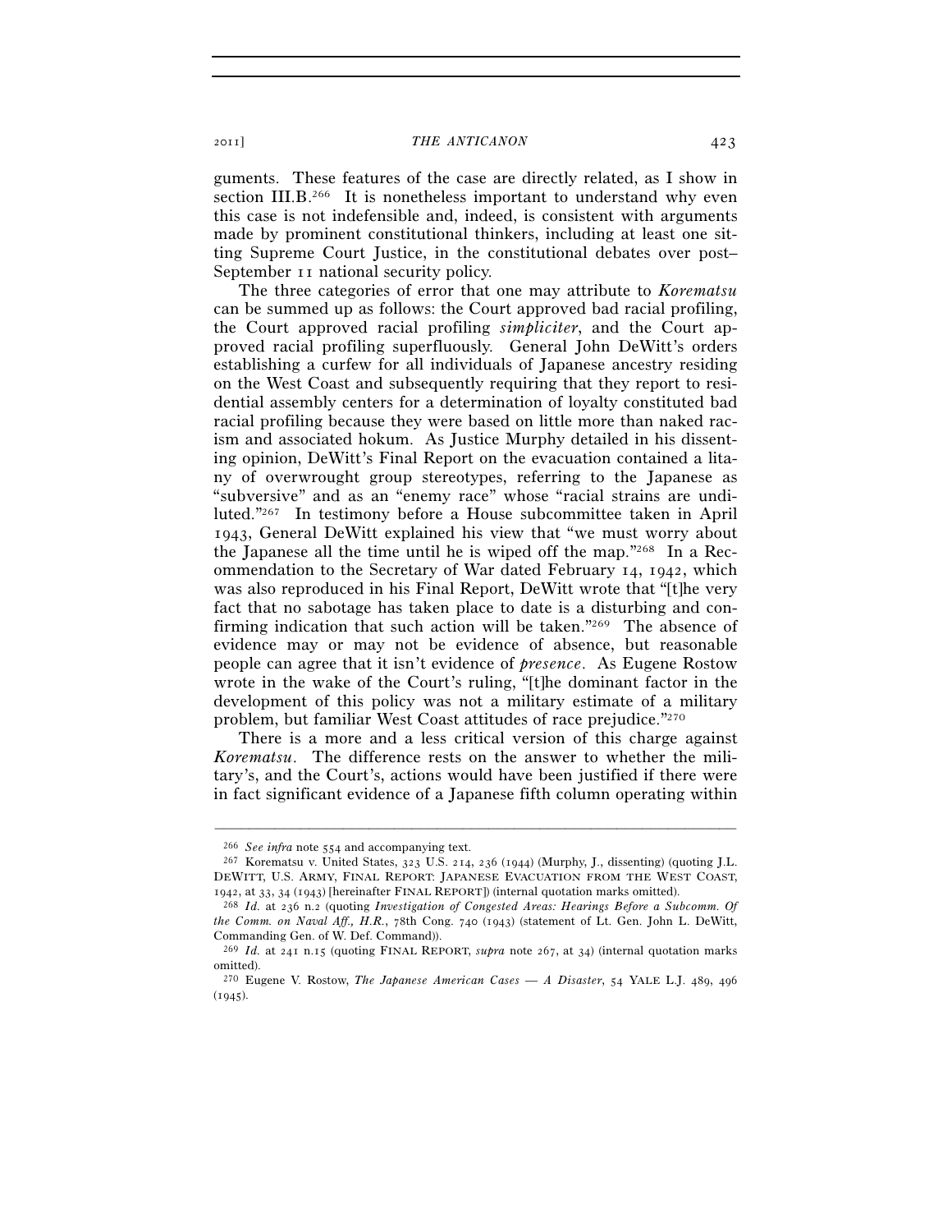guments. These features of the case are directly related, as I show in section III.B.[266] It is nonetheless important to understand why even this case is not indefensible and, indeed, is consistent with arguments made by prominent constitutional thinkers, including at least one sitting Supreme Court Justice, in the constitutional debates over post–September 11 national security policy.

The three categories of error that one may attribute to *Korematsu* can be summed up as follows: the Court approved bad racial profiling, the Court approved racial profiling *simpliciter*, and the Court approved racial profiling superfluously. General John DeWitt's orders establishing a curfew for all individuals of Japanese ancestry residing on the West Coast and subsequently requiring that they report to residential assembly centers for a determination of loyalty constituted bad racial profiling because they were based on little more than naked racism and associated hokum. As Justice Murphy detailed in his dissenting opinion, DeWitt's Final Report on the evacuation contained a litany of overwrought group stereotypes, referring to the Japanese as "subversive" and as an "enemy race" whose "racial strains are undiluted."[267] In testimony before a House subcommittee taken in April 1943, General DeWitt explained his view that "we must worry about the Japanese all the time until he is wiped off the map."[268] In a Recommendation to the Secretary of War dated February 14, 1942, which was also reproduced in his Final Report, DeWitt wrote that "[t]he very fact that no sabotage has taken place to date is a disturbing and confirming indication that such action will be taken."[269] The absence of evidence may or may not be evidence of absence, but reasonable people can agree that it isn't evidence of *presence*. As Eugene Rostow wrote in the wake of the Court's ruling, "[t]he dominant factor in the development of this policy was not a military estimate of a military problem, but familiar West Coast attitudes of race prejudice."[270]

There is a more and a less critical version of this charge against *Korematsu*. The difference rests on the answer to whether the military's, and the Court's, actions would have been justified if there were in fact significant evidence of a Japanese fifth column operating within

---

[266] *See infra* note 554 and accompanying text.

[267] Korematsu v. United States, 323 U.S. 214, 236 (1944) (Murphy, J., dissenting) (quoting J.L. DEWITT, U.S. ARMY, FINAL REPORT: JAPANESE EVACUATION FROM THE WEST COAST, 1942, at 33, 34 (1943) [hereinafter FINAL REPORT]) (internal quotation marks omitted).

[268] *Id.* at 236 n.2 (quoting *Investigation of Congested Areas: Hearings Before a Subcomm. Of the Comm. on Naval Aff., H.R.*, 78th Cong. 740 (1943) (statement of Lt. Gen. John L. DeWitt, Commanding Gen. of W. Def. Command)).

[269] *Id.* at 241 n.15 (quoting FINAL REPORT, *supra* note 267, at 34) (internal quotation marks omitted).

[270] Eugene V. Rostow, *The Japanese American Cases — A Disaster*, 54 YALE L.J. 489, 496 (1945).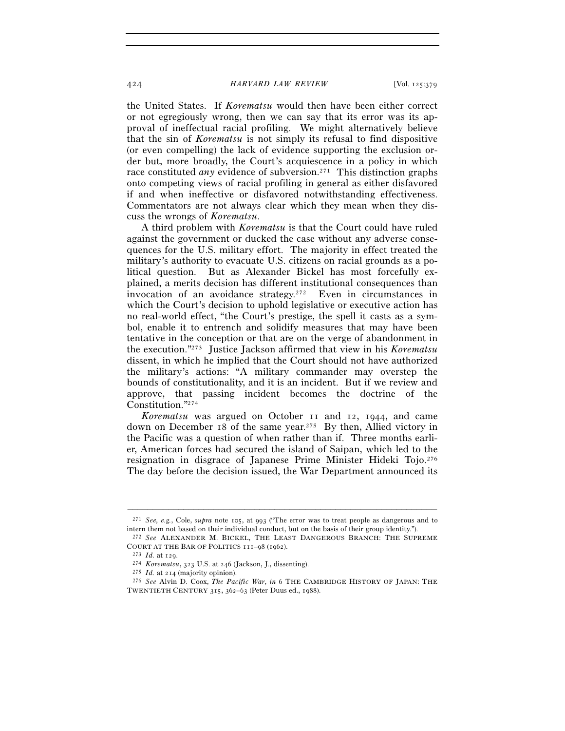the United States. If *Korematsu* would then have been either correct or not egregiously wrong, then we can say that its error was its approval of ineffectual racial profiling. We might alternatively believe that the sin of *Korematsu* is not simply its refusal to find dispositive (or even compelling) the lack of evidence supporting the exclusion order but, more broadly, the Court's acquiescence in a policy in which race constituted *any* evidence of subversion.[271] This distinction graphs onto competing views of racial profiling in general as either disfavored if and when ineffective or disfavored notwithstanding effectiveness. Commentators are not always clear which they mean when they discuss the wrongs of *Korematsu*.

A third problem with *Korematsu* is that the Court could have ruled against the government or ducked the case without any adverse consequences for the U.S. military effort. The majority in effect treated the military's authority to evacuate U.S. citizens on racial grounds as a political question. But as Alexander Bickel has most forcefully explained, a merits decision has different institutional consequences than invocation of an avoidance strategy.[272] Even in circumstances in which the Court's decision to uphold legislative or executive action has no real-world effect, "the Court's prestige, the spell it casts as a symbol, enable it to entrench and solidify measures that may have been tentative in the conception or that are on the verge of abandonment in the execution."[273] Justice Jackson affirmed that view in his *Korematsu* dissent, in which he implied that the Court should not have authorized the military's actions: "A military commander may overstep the bounds of constitutionality, and it is an incident. But if we review and approve, that passing incident becomes the doctrine of the Constitution."[274]

*Korematsu* was argued on October 11 and 12, 1944, and came down on December 18 of the same year.[275] By then, Allied victory in the Pacific was a question of when rather than if. Three months earlier, American forces had secured the island of Saipan, which led to the resignation in disgrace of Japanese Prime Minister Hideki Tojo.[276] The day before the decision issued, the War Department announced its

---

[271] *See, e.g.*, Cole, *supra* note 105, at 993 ("The error was to treat people as dangerous and to intern them not based on their individual conduct, but on the basis of their group identity.").

[272] *See* ALEXANDER M. BICKEL, THE LEAST DANGEROUS BRANCH: THE SUPREME COURT AT THE BAR OF POLITICS 111–98 (1962).

[273] *Id.* at 129.

[274] *Korematsu*, 323 U.S. at 246 (Jackson, J., dissenting).

[275] *Id.* at 214 (majority opinion).

[276] *See* Alvin D. Coox, *The Pacific War*, *in* 6 THE CAMBRIDGE HISTORY OF JAPAN: THE TWENTIETH CENTURY 315, 362–63 (Peter Duus ed., 1988).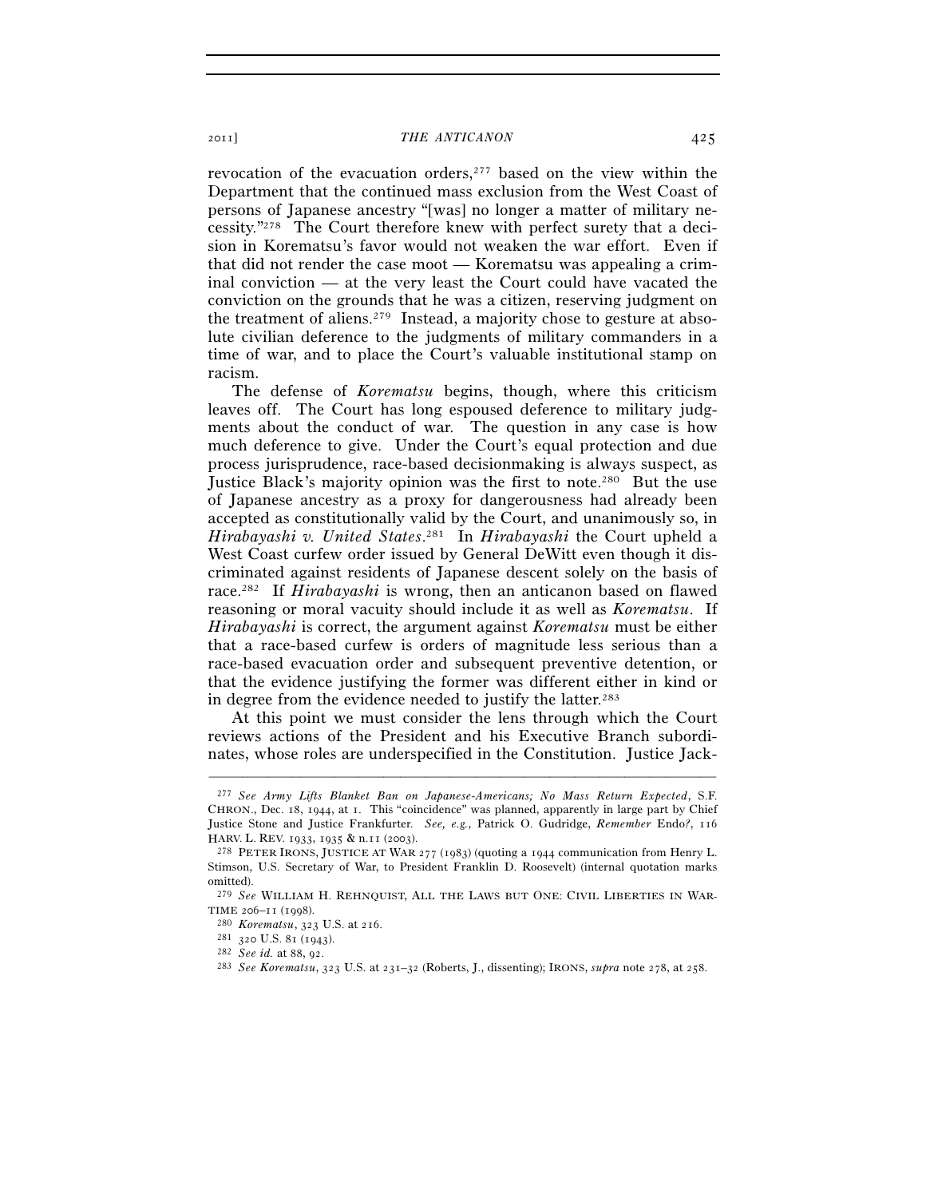revocation of the evacuation orders,[277] based on the view within the Department that the continued mass exclusion from the West Coast of persons of Japanese ancestry "[was] no longer a matter of military necessity."[278] The Court therefore knew with perfect surety that a decision in Korematsu's favor would not weaken the war effort. Even if that did not render the case moot — Korematsu was appealing a criminal conviction — at the very least the Court could have vacated the conviction on the grounds that he was a citizen, reserving judgment on the treatment of aliens.[279] Instead, a majority chose to gesture at absolute civilian deference to the judgments of military commanders in a time of war, and to place the Court's valuable institutional stamp on racism.

The defense of *Korematsu* begins, though, where this criticism leaves off. The Court has long espoused deference to military judgments about the conduct of war. The question in any case is how much deference to give. Under the Court's equal protection and due process jurisprudence, race-based decisionmaking is always suspect, as Justice Black's majority opinion was the first to note.[280] But the use of Japanese ancestry as a proxy for dangerousness had already been accepted as constitutionally valid by the Court, and unanimously so, in *Hirabayashi v. United States*.[281] In *Hirabayashi* the Court upheld a West Coast curfew order issued by General DeWitt even though it discriminated against residents of Japanese descent solely on the basis of race.[282] If *Hirabayashi* is wrong, then an anticanon based on flawed reasoning or moral vacuity should include it as well as *Korematsu*. If *Hirabayashi* is correct, the argument against *Korematsu* must be either that a race-based curfew is orders of magnitude less serious than a race-based evacuation order and subsequent preventive detention, or that the evidence justifying the former was different either in kind or in degree from the evidence needed to justify the latter.[283]

At this point we must consider the lens through which the Court reviews actions of the President and his Executive Branch subordinates, whose roles are underspecified in the Constitution. Justice Jack-

---

[277] *See Army Lifts Blanket Ban on Japanese-Americans; No Mass Return Expected*, S.F. CHRON., Dec. 18, 1944, at 1. This "coincidence" was planned, apparently in large part by Chief Justice Stone and Justice Frankfurter. *See, e.g.*, Patrick O. Gudridge, *Remember* Endo*?*, 116 HARV. L. REV. 1933, 1935 & n.11 (2003).

[278] PETER IRONS, JUSTICE AT WAR 277 (1983) (quoting a 1944 communication from Henry L. Stimson, U.S. Secretary of War, to President Franklin D. Roosevelt) (internal quotation marks omitted).

[279] *See* WILLIAM H. REHNQUIST, ALL THE LAWS BUT ONE: CIVIL LIBERTIES IN WARTIME 206–11 (1998).

[280] *Korematsu*, 323 U.S. at 216.

[281] 320 U.S. 81 (1943).

[282] *See id.* at 88, 92.

[283] *See Korematsu*, 323 U.S. at 231–32 (Roberts, J., dissenting); IRONS, *supra* note 278, at 258.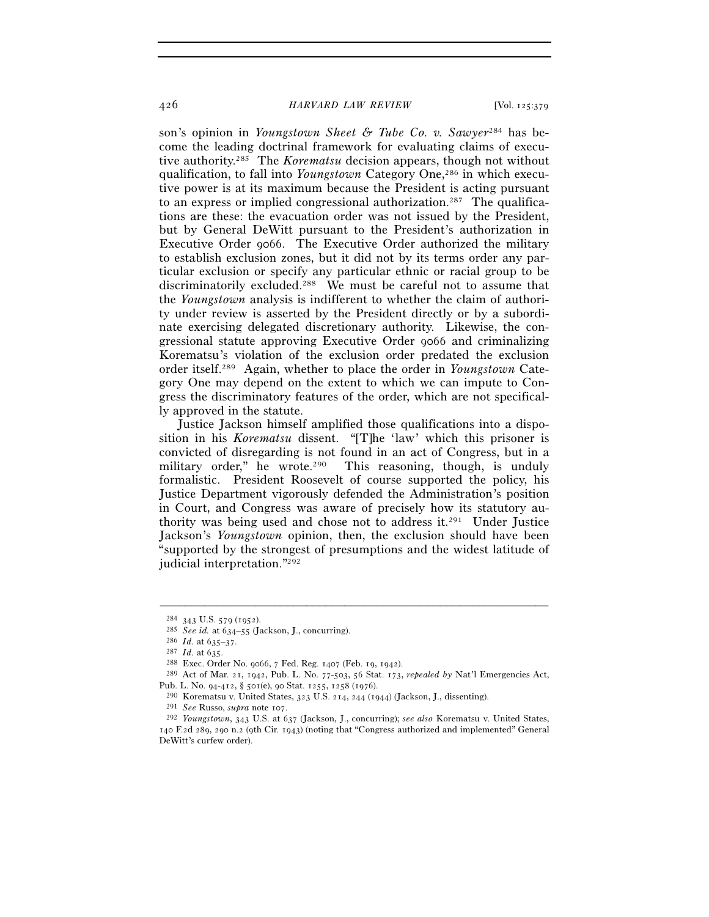son's opinion in *Youngstown Sheet & Tube Co. v. Sawyer*[284] has become the leading doctrinal framework for evaluating claims of executive authority.[285] The *Korematsu* decision appears, though not without qualification, to fall into *Youngstown* Category One,[286] in which executive power is at its maximum because the President is acting pursuant to an express or implied congressional authorization.[287] The qualifications are these: the evacuation order was not issued by the President, but by General DeWitt pursuant to the President's authorization in Executive Order 9066. The Executive Order authorized the military to establish exclusion zones, but it did not by its terms order any particular exclusion or specify any particular ethnic or racial group to be discriminatorily excluded.[288] We must be careful not to assume that the *Youngstown* analysis is indifferent to whether the claim of authority under review is asserted by the President directly or by a subordinate exercising delegated discretionary authority. Likewise, the congressional statute approving Executive Order 9066 and criminalizing Korematsu's violation of the exclusion order predated the exclusion order itself.[289] Again, whether to place the order in *Youngstown* Category One may depend on the extent to which we can impute to Congress the discriminatory features of the order, which are not specifically approved in the statute.

Justice Jackson himself amplified those qualifications into a disposition in his *Korematsu* dissent. "[T]he 'law' which this prisoner is convicted of disregarding is not found in an act of Congress, but in a military order," he wrote.[290] This reasoning, though, is unduly formalistic. President Roosevelt of course supported the policy, his Justice Department vigorously defended the Administration's position in Court, and Congress was aware of precisely how its statutory authority was being used and chose not to address it.[291] Under Justice Jackson's *Youngstown* opinion, then, the exclusion should have been "supported by the strongest of presumptions and the widest latitude of judicial interpretation."[292]

---

[284] 343 U.S. 579 (1952).

[285] *See id.* at 634–55 (Jackson, J., concurring).

[286] *Id.* at 635–37.

[287] *Id.* at 635.

[288] Exec. Order No. 9066, 7 Fed. Reg. 1407 (Feb. 19, 1942).

[289] Act of Mar. 21, 1942, Pub. L. No. 77-503, 56 Stat. 173, *repealed by* Nat'l Emergencies Act, Pub. L. No. 94-412, § 501(e), 90 Stat. 1255, 1258 (1976).

[290] Korematsu v. United States, 323 U.S. 214, 244 (1944) (Jackson, J., dissenting).

[291] *See* Russo, *supra* note 107.

[292] *Youngstown*, 343 U.S. at 637 (Jackson, J., concurring); *see also* Korematsu v. United States, 140 F.2d 289, 290 n.2 (9th Cir. 1943) (noting that "Congress authorized and implemented" General DeWitt's curfew order).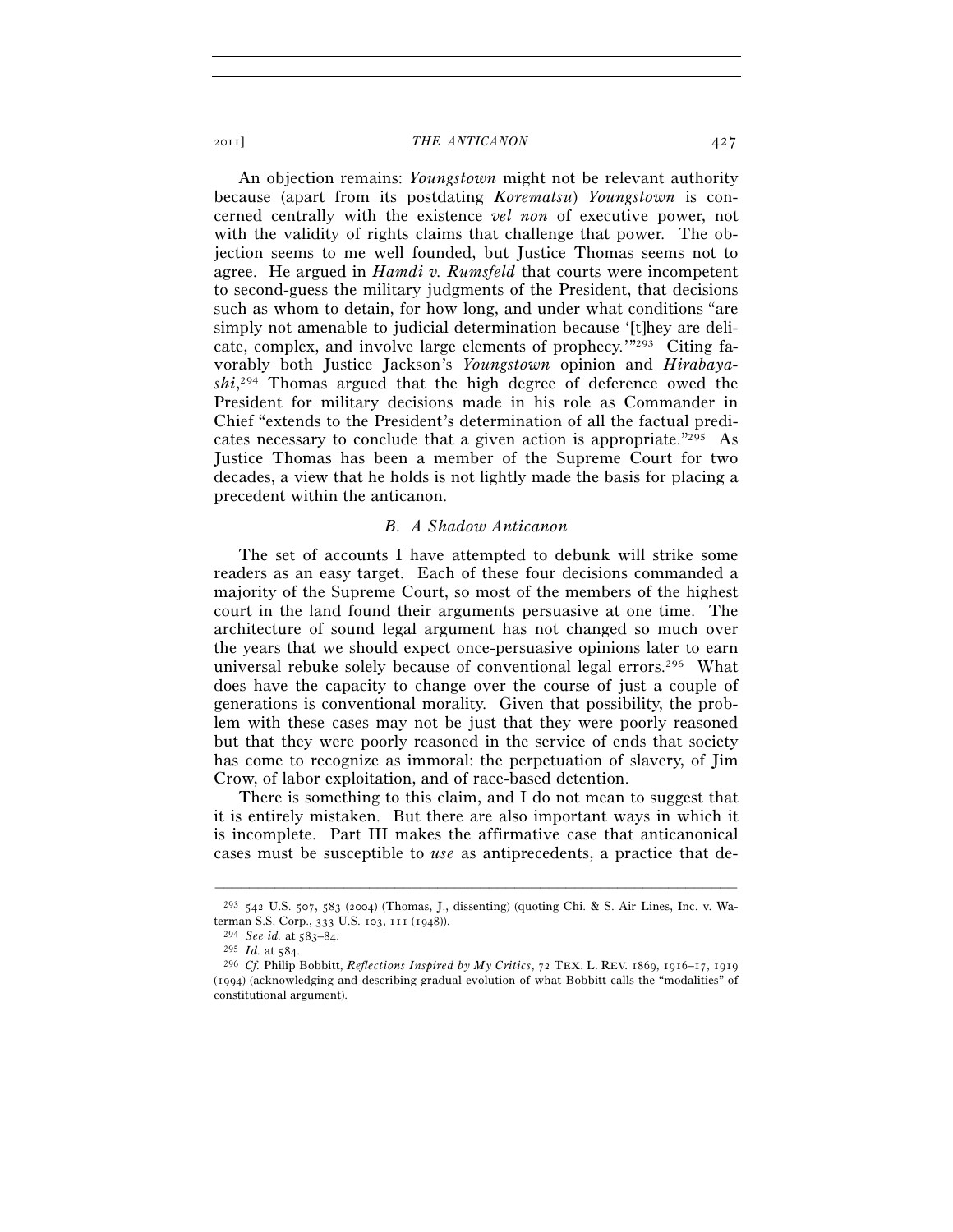An objection remains: *Youngstown* might not be relevant authority because (apart from its postdating *Korematsu*) *Youngstown* is concerned centrally with the existence *vel non* of executive power, not with the validity of rights claims that challenge that power. The objection seems to me well founded, but Justice Thomas seems not to agree. He argued in *Hamdi v. Rumsfeld* that courts were incompetent to second-guess the military judgments of the President, that decisions such as whom to detain, for how long, and under what conditions "are simply not amenable to judicial determination because '[t]hey are delicate, complex, and involve large elements of prophecy.'"[293] Citing favorably both Justice Jackson's *Youngstown* opinion and *Hirabayashi*,[294] Thomas argued that the high degree of deference owed the President for military decisions made in his role as Commander in Chief "extends to the President's determination of all the factual predicates necessary to conclude that a given action is appropriate."[295] As Justice Thomas has been a member of the Supreme Court for two decades, a view that he holds is not lightly made the basis for placing a precedent within the anticanon.

### *B. A Shadow Anticanon*

The set of accounts I have attempted to debunk will strike some readers as an easy target. Each of these four decisions commanded a majority of the Supreme Court, so most of the members of the highest court in the land found their arguments persuasive at one time. The architecture of sound legal argument has not changed so much over the years that we should expect once-persuasive opinions later to earn universal rebuke solely because of conventional legal errors.[296] What does have the capacity to change over the course of just a couple of generations is conventional morality. Given that possibility, the problem with these cases may not be just that they were poorly reasoned but that they were poorly reasoned in the service of ends that society has come to recognize as immoral: the perpetuation of slavery, of Jim Crow, of labor exploitation, and of race-based detention.

There is something to this claim, and I do not mean to suggest that it is entirely mistaken. But there are also important ways in which it is incomplete. Part III makes the affirmative case that anticanonical cases must be susceptible to *use* as antiprecedents, a practice that de-

---

[293] 542 U.S. 507, 583 (2004) (Thomas, J., dissenting) (quoting Chi. & S. Air Lines, Inc. v. Waterman S.S. Corp., 333 U.S. 103, 111 (1948)).

[294] *See id.* at 583–84.

[295] *Id.* at 584.

[296] *Cf.* Philip Bobbitt, *Reflections Inspired by My Critics*, 72 TEX. L. REV. 1869, 1916–17, 1919 (1994) (acknowledging and describing gradual evolution of what Bobbitt calls the "modalities" of constitutional argument).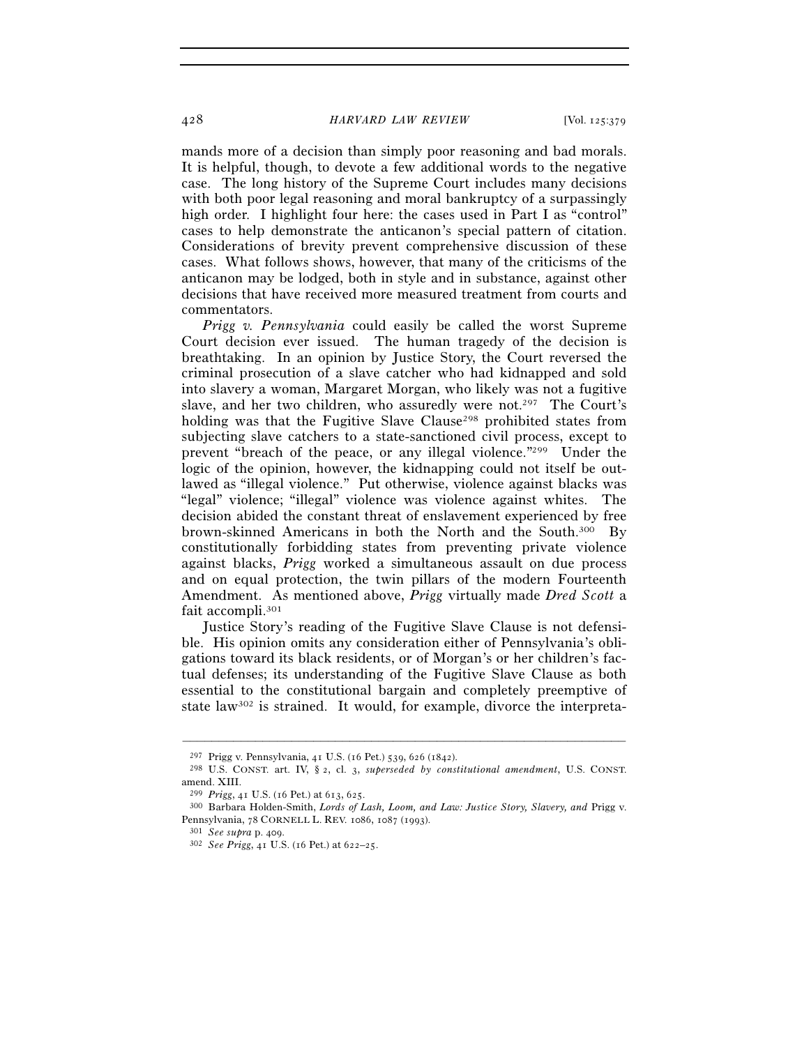mands more of a decision than simply poor reasoning and bad morals. It is helpful, though, to devote a few additional words to the negative case. The long history of the Supreme Court includes many decisions with both poor legal reasoning and moral bankruptcy of a surpassingly high order. I highlight four here: the cases used in Part I as "control" cases to help demonstrate the anticanon's special pattern of citation. Considerations of brevity prevent comprehensive discussion of these cases. What follows shows, however, that many of the criticisms of the anticanon may be lodged, both in style and in substance, against other decisions that have received more measured treatment from courts and commentators.

*Prigg v. Pennsylvania* could easily be called the worst Supreme Court decision ever issued. The human tragedy of the decision is breathtaking. In an opinion by Justice Story, the Court reversed the criminal prosecution of a slave catcher who had kidnapped and sold into slavery a woman, Margaret Morgan, who likely was not a fugitive slave, and her two children, who assuredly were not.[297] The Court's holding was that the Fugitive Slave Clause[298] prohibited states from subjecting slave catchers to a state-sanctioned civil process, except to prevent "breach of the peace, or any illegal violence."[299] Under the logic of the opinion, however, the kidnapping could not itself be outlawed as "illegal violence." Put otherwise, violence against blacks was "legal" violence; "illegal" violence was violence against whites. The decision abided the constant threat of enslavement experienced by free brown-skinned Americans in both the North and the South.[300] By constitutionally forbidding states from preventing private violence against blacks, *Prigg* worked a simultaneous assault on due process and on equal protection, the twin pillars of the modern Fourteenth Amendment. As mentioned above, *Prigg* virtually made *Dred Scott* a fait accompli.[301]

Justice Story's reading of the Fugitive Slave Clause is not defensible. His opinion omits any consideration either of Pennsylvania's obligations toward its black residents, or of Morgan's or her children's factual defenses; its understanding of the Fugitive Slave Clause as both essential to the constitutional bargain and completely preemptive of state law[302] is strained. It would, for example, divorce the interpreta-

---

[297] Prigg v. Pennsylvania, 41 U.S. (16 Pet.) 539, 626 (1842).

[298] U.S. CONST. art. IV, § 2, cl. 3, *superseded by constitutional amendment*, U.S. CONST. amend. XIII.

[299] *Prigg*, 41 U.S. (16 Pet.) at 613, 625.

[300] Barbara Holden-Smith, *Lords of Lash, Loom, and Law: Justice Story, Slavery, and* Prigg v. Pennsylvania, 78 CORNELL L. REV. 1086, 1087 (1993).

[301] *See supra* p. 409.

[302] *See Prigg*, 41 U.S. (16 Pet.) at 622–25.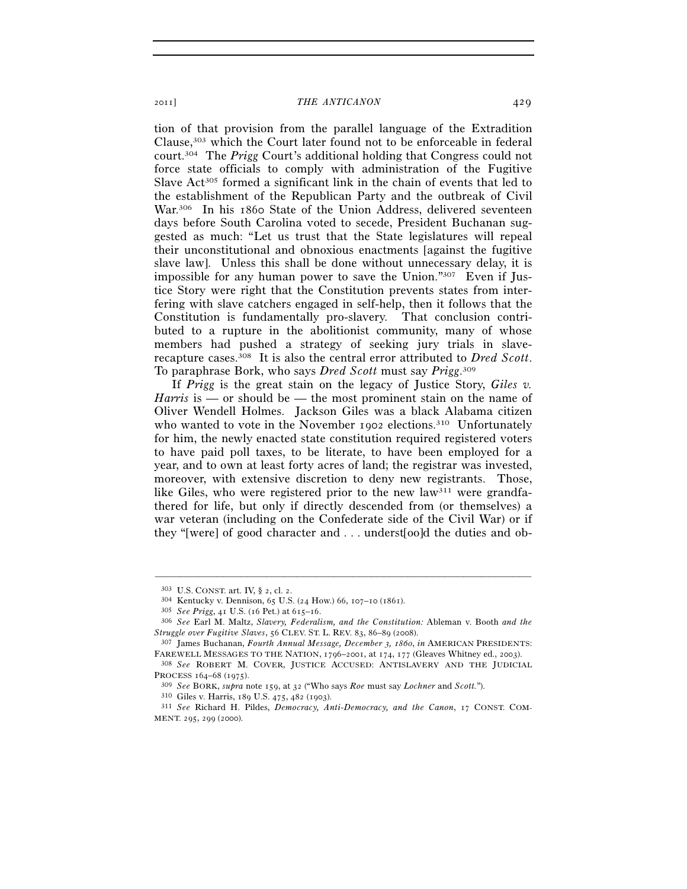tion of that provision from the parallel language of the Extradition Clause,[303] which the Court later found not to be enforceable in federal court.[304] The *Prigg* Court's additional holding that Congress could not force state officials to comply with administration of the Fugitive Slave Act[305] formed a significant link in the chain of events that led to the establishment of the Republican Party and the outbreak of Civil War.[306] In his 1860 State of the Union Address, delivered seventeen days before South Carolina voted to secede, President Buchanan suggested as much: "Let us trust that the State legislatures will repeal their unconstitutional and obnoxious enactments [against the fugitive slave law]. Unless this shall be done without unnecessary delay, it is impossible for any human power to save the Union."[307] Even if Justice Story were right that the Constitution prevents states from interfering with slave catchers engaged in self-help, then it follows that the Constitution is fundamentally pro-slavery. That conclusion contributed to a rupture in the abolitionist community, many of whose members had pushed a strategy of seeking jury trials in slave-recapture cases.[308] It is also the central error attributed to *Dred Scott*. To paraphrase Bork, who says *Dred Scott* must say *Prigg*.[309]

If *Prigg* is the great stain on the legacy of Justice Story, *Giles v. Harris* is — or should be — the most prominent stain on the name of Oliver Wendell Holmes. Jackson Giles was a black Alabama citizen who wanted to vote in the November 1902 elections.[310] Unfortunately for him, the newly enacted state constitution required registered voters to have paid poll taxes, to be literate, to have been employed for a year, and to own at least forty acres of land; the registrar was invested, moreover, with extensive discretion to deny new registrants. Those, like Giles, who were registered prior to the new law[311] were grandfathered for life, but only if directly descended from (or themselves) a war veteran (including on the Confederate side of the Civil War) or if they "[were] of good character and . . . underst[oo]d the duties and ob-

---

[303] U.S. CONST. art. IV, § 2, cl. 2.

[304] Kentucky v. Dennison, 65 U.S. (24 How.) 66, 107–10 (1861).

[305] *See Prigg*, 41 U.S. (16 Pet.) at 615–16.

[306] *See* Earl M. Maltz, *Slavery, Federalism, and the Constitution:* Ableman v. Booth *and the Struggle over Fugitive Slaves*, 56 CLEV. ST. L. REV. 83, 86–89 (2008).

[307] James Buchanan, *Fourth Annual Message, December 3, 1860*, *in* AMERICAN PRESIDENTS: FAREWELL MESSAGES TO THE NATION, 1796–2001, at 174, 177 (Gleaves Whitney ed., 2003).

[308] *See* ROBERT M. COVER, JUSTICE ACCUSED: ANTISLAVERY AND THE JUDICIAL PROCESS 164–68 (1975).

[309] *See* BORK, *supra* note 159, at 32 ("Who says *Roe* must say *Lochner* and *Scott*.").

[310] Giles v. Harris, 189 U.S. 475, 482 (1903).

[311] *See* Richard H. Pildes, *Democracy, Anti-Democracy, and the Canon*, 17 CONST. COMMENT. 295, 299 (2000).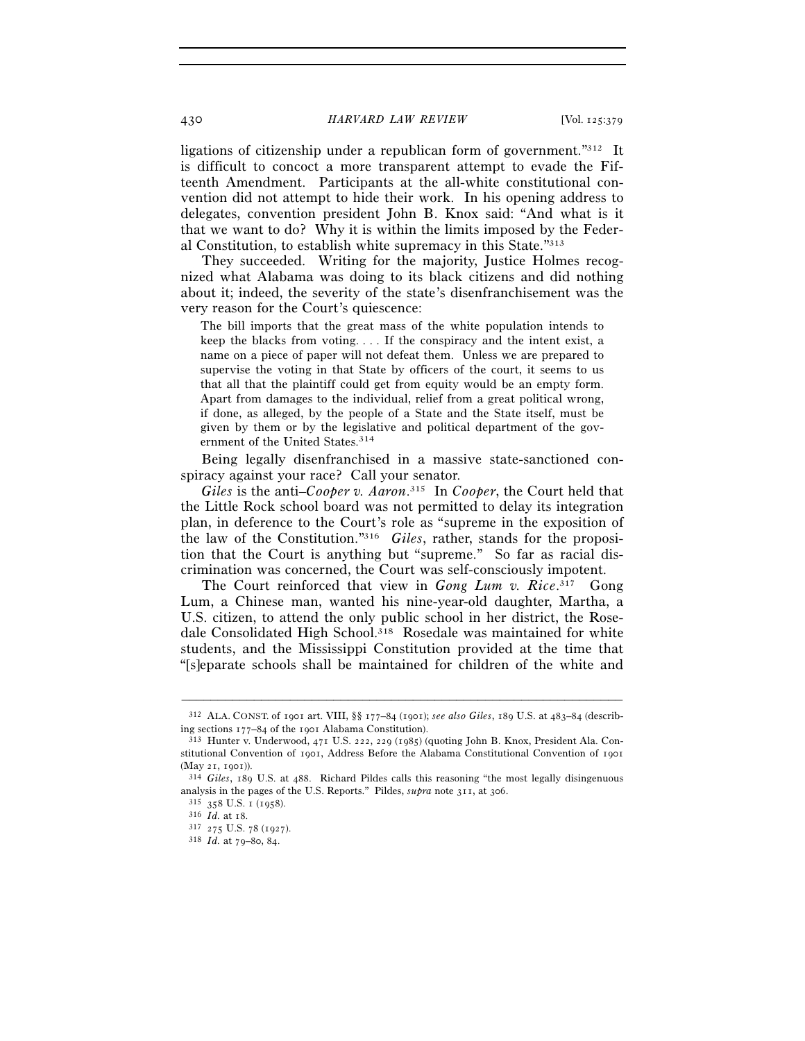ligations of citizenship under a republican form of government."[312] It is difficult to concoct a more transparent attempt to evade the Fifteenth Amendment. Participants at the all-white constitutional convention did not attempt to hide their work. In his opening address to delegates, convention president John B. Knox said: "And what is it that we want to do? Why it is within the limits imposed by the Federal Constitution, to establish white supremacy in this State."[313]

They succeeded. Writing for the majority, Justice Holmes recognized what Alabama was doing to its black citizens and did nothing about it; indeed, the severity of the state's disenfranchisement was the very reason for the Court's quiescence:

> The bill imports that the great mass of the white population intends to keep the blacks from voting. . . . If the conspiracy and the intent exist, a name on a piece of paper will not defeat them. Unless we are prepared to supervise the voting in that State by officers of the court, it seems to us that all that the plaintiff could get from equity would be an empty form. Apart from damages to the individual, relief from a great political wrong, if done, as alleged, by the people of a State and the State itself, must be given by them or by the legislative and political department of the government of the United States.[314]

Being legally disenfranchised in a massive state-sanctioned conspiracy against your race? Call your senator.

*Giles* is the anti–*Cooper v. Aaron*.[315] In *Cooper*, the Court held that the Little Rock school board was not permitted to delay its integration plan, in deference to the Court's role as "supreme in the exposition of the law of the Constitution."[316] *Giles*, rather, stands for the proposition that the Court is anything but "supreme." So far as racial discrimination was concerned, the Court was self-consciously impotent.

The Court reinforced that view in *Gong Lum v. Rice*.[317] Gong Lum, a Chinese man, wanted his nine-year-old daughter, Martha, a U.S. citizen, to attend the only public school in her district, the Rosedale Consolidated High School.[318] Rosedale was maintained for white students, and the Mississippi Constitution provided at the time that "[s]eparate schools shall be maintained for children of the white and

---

[312] ALA. CONST. of 1901 art. VIII, §§ 177–84 (1901); *see also Giles*, 189 U.S. at 483–84 (describing sections 177–84 of the 1901 Alabama Constitution).

[313] Hunter v. Underwood, 471 U.S. 222, 229 (1985) (quoting John B. Knox, President Ala. Constitutional Convention of 1901, Address Before the Alabama Constitutional Convention of 1901 (May 21, 1901)).

[314] *Giles*, 189 U.S. at 488. Richard Pildes calls this reasoning "the most legally disingenuous analysis in the pages of the U.S. Reports." Pildes, *supra* note 311, at 306.

[315] 358 U.S. 1 (1958).

[316] *Id.* at 18.

[317] 275 U.S. 78 (1927).

[318] *Id.* at 79–80, 84.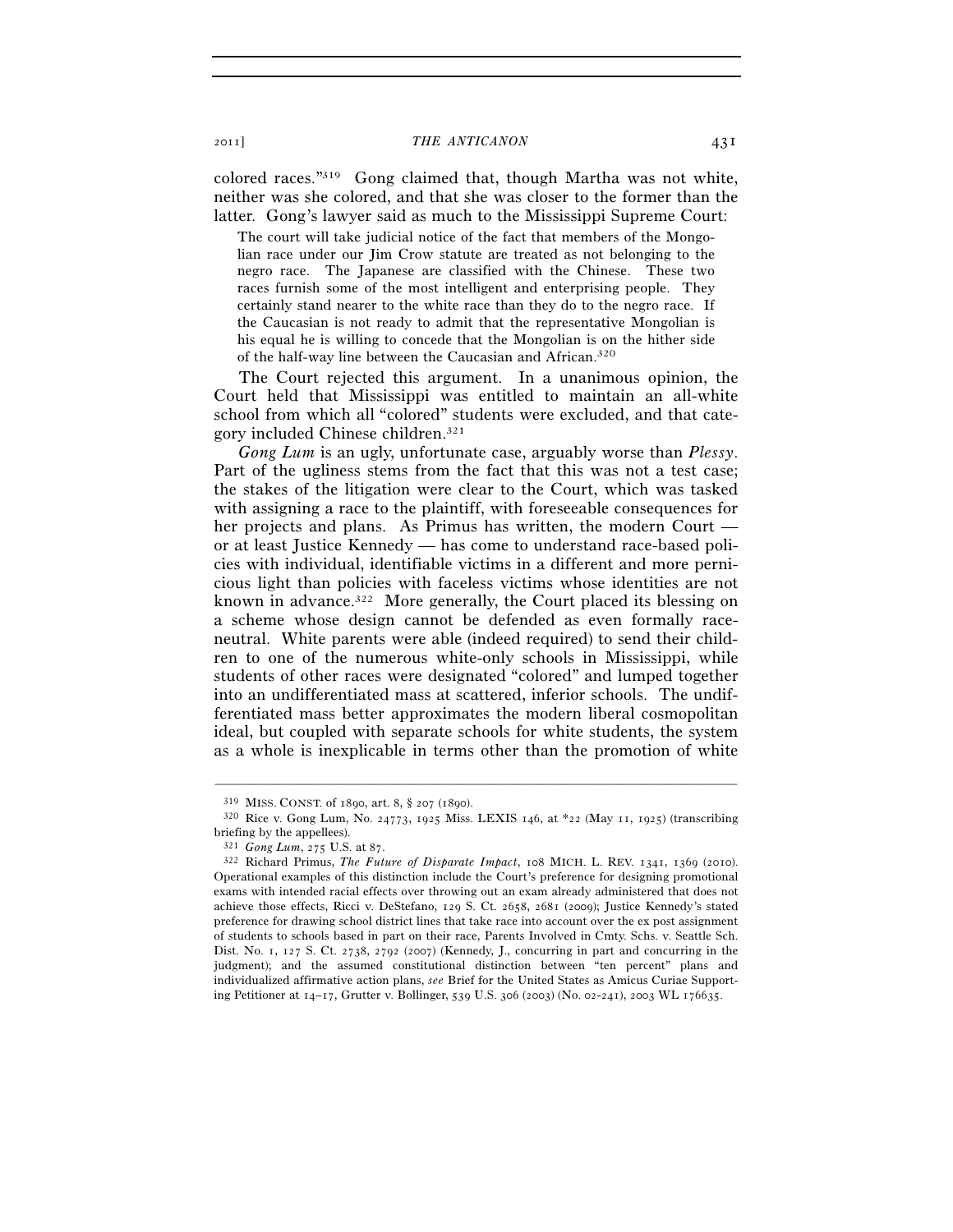colored races."[319] Gong claimed that, though Martha was not white, neither was she colored, and that she was closer to the former than the latter. Gong's lawyer said as much to the Mississippi Supreme Court:

> The court will take judicial notice of the fact that members of the Mongolian race under our Jim Crow statute are treated as not belonging to the negro race. The Japanese are classified with the Chinese. These two races furnish some of the most intelligent and enterprising people. They certainly stand nearer to the white race than they do to the negro race. If the Caucasian is not ready to admit that the representative Mongolian is his equal he is willing to concede that the Mongolian is on the hither side of the half-way line between the Caucasian and African.[320]

The Court rejected this argument. In a unanimous opinion, the Court held that Mississippi was entitled to maintain an all-white school from which all "colored" students were excluded, and that category included Chinese children.[321]

*Gong Lum* is an ugly, unfortunate case, arguably worse than *Plessy*. Part of the ugliness stems from the fact that this was not a test case; the stakes of the litigation were clear to the Court, which was tasked with assigning a race to the plaintiff, with foreseeable consequences for her projects and plans. As Primus has written, the modern Court — or at least Justice Kennedy — has come to understand race-based policies with individual, identifiable victims in a different and more pernicious light than policies with faceless victims whose identities are not known in advance.[322] More generally, the Court placed its blessing on a scheme whose design cannot be defended as even formally race-neutral. White parents were able (indeed required) to send their children to one of the numerous white-only schools in Mississippi, while students of other races were designated "colored" and lumped together into an undifferentiated mass at scattered, inferior schools. The undifferentiated mass better approximates the modern liberal cosmopolitan ideal, but coupled with separate schools for white students, the system as a whole is inexplicable in terms other than the promotion of white

---

[319] MISS. CONST. of 1890, art. 8, § 207 (1890).

[320] Rice v. Gong Lum, No. 24773, 1925 Miss. LEXIS 146, at *22 (May 11, 1925) (transcribing briefing by the appellees).

[321] *Gong Lum*, 275 U.S. at 87.

[322] Richard Primus, *The Future of Disparate Impact*, 108 MICH. L. REV. 1341, 1369 (2010). Operational examples of this distinction include the Court's preference for designing promotional exams with intended racial effects over throwing out an exam already administered that does not achieve those effects, Ricci v. DeStefano, 129 S. Ct. 2658, 2681 (2009); Justice Kennedy's stated preference for drawing school district lines that take race into account over the ex post assignment of students to schools based in part on their race, Parents Involved in Cmty. Schs. v. Seattle Sch. Dist. No. 1, 127 S. Ct. 2738, 2792 (2007) (Kennedy, J., concurring in part and concurring in the judgment); and the assumed constitutional distinction between "ten percent" plans and individualized affirmative action plans, *see* Brief for the United States as Amicus Curiae Supporting Petitioner at 14–17, Grutter v. Bollinger, 539 U.S. 306 (2003) (No. 02-241), 2003 WL 176635.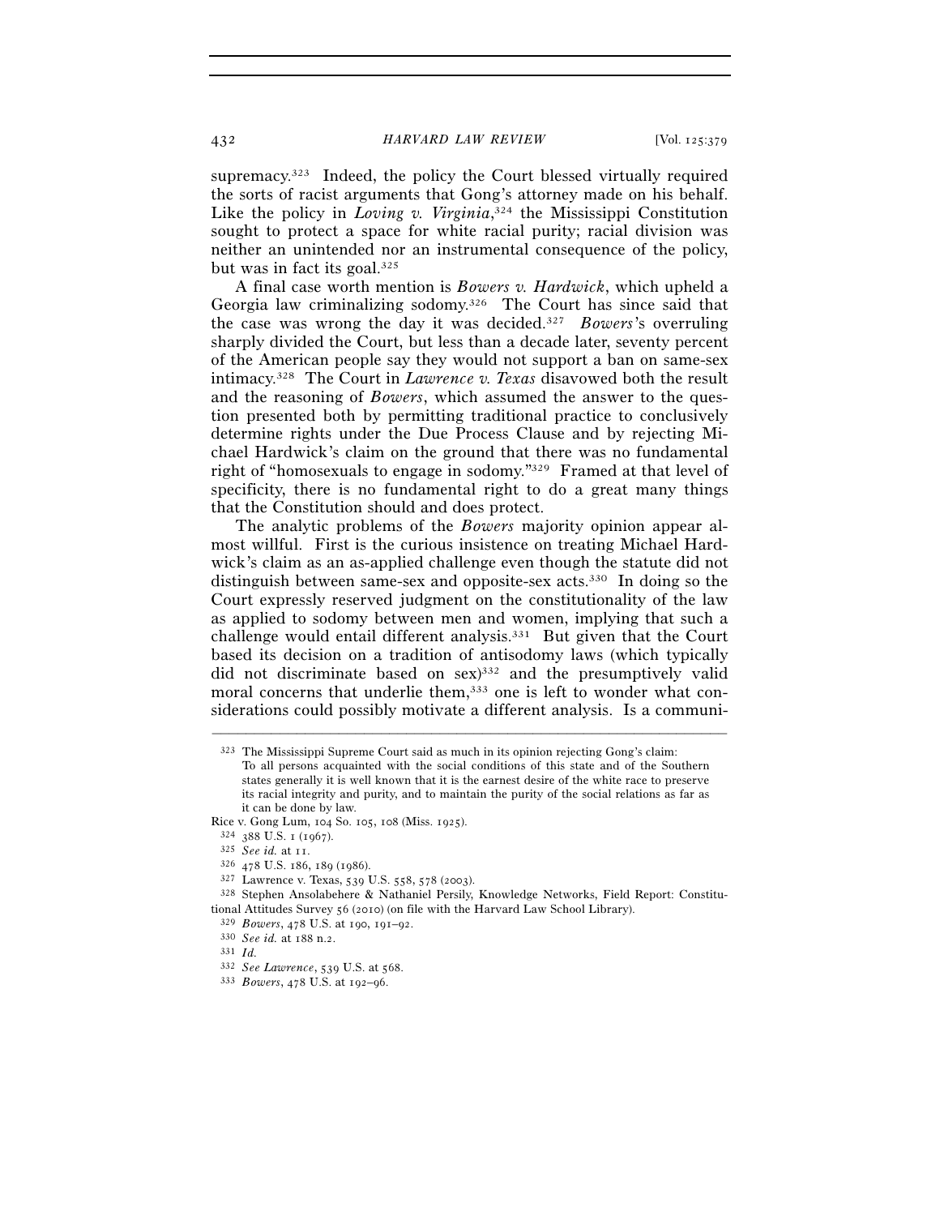supremacy.[323] Indeed, the policy the Court blessed virtually required the sorts of racist arguments that Gong's attorney made on his behalf. Like the policy in *Loving v. Virginia*,[324] the Mississippi Constitution sought to protect a space for white racial purity; racial division was neither an unintended nor an instrumental consequence of the policy, but was in fact its goal.[325]

A final case worth mention is *Bowers v. Hardwick*, which upheld a Georgia law criminalizing sodomy.[326] The Court has since said that the case was wrong the day it was decided.[327] *Bowers*'s overruling sharply divided the Court, but less than a decade later, seventy percent of the American people say they would not support a ban on same-sex intimacy.[328] The Court in *Lawrence v. Texas* disavowed both the result and the reasoning of *Bowers*, which assumed the answer to the question presented both by permitting traditional practice to conclusively determine rights under the Due Process Clause and by rejecting Michael Hardwick's claim on the ground that there was no fundamental right of "homosexuals to engage in sodomy."[329] Framed at that level of specificity, there is no fundamental right to do a great many things that the Constitution should and does protect.

The analytic problems of the *Bowers* majority opinion appear almost willful. First is the curious insistence on treating Michael Hardwick's claim as an as-applied challenge even though the statute did not distinguish between same-sex and opposite-sex acts.[330] In doing so the Court expressly reserved judgment on the constitutionality of the law as applied to sodomy between men and women, implying that such a challenge would entail different analysis.[331] But given that the Court based its decision on a tradition of antisodomy laws (which typically did not discriminate based on sex)[332] and the presumptively valid moral concerns that underlie them,[333] one is left to wonder what considerations could possibly motivate a different analysis. Is a communi-

---

[323] The Mississippi Supreme Court said as much in its opinion rejecting Gong's claim:

> To all persons acquainted with the social conditions of this state and of the Southern states generally it is well known that it is the earnest desire of the white race to preserve its racial integrity and purity, and to maintain the purity of the social relations as far as it can be done by law.

Rice v. Gong Lum, 104 So. 105, 108 (Miss. 1925).

[324] 388 U.S. 1 (1967).

[325] *See id.* at 11.

[326] 478 U.S. 186, 189 (1986).

[327] Lawrence v. Texas, 539 U.S. 558, 578 (2003).

[328] Stephen Ansolabehere & Nathaniel Persily, Knowledge Networks, Field Report: Constitutional Attitudes Survey 56 (2010) (on file with the Harvard Law School Library).

[329] *Bowers*, 478 U.S. at 190, 191–92.

[330] *See id.* at 188 n.2.

[331] *Id.*

[332] *See Lawrence*, 539 U.S. at 568.

[333] *Bowers*, 478 U.S. at 192–96.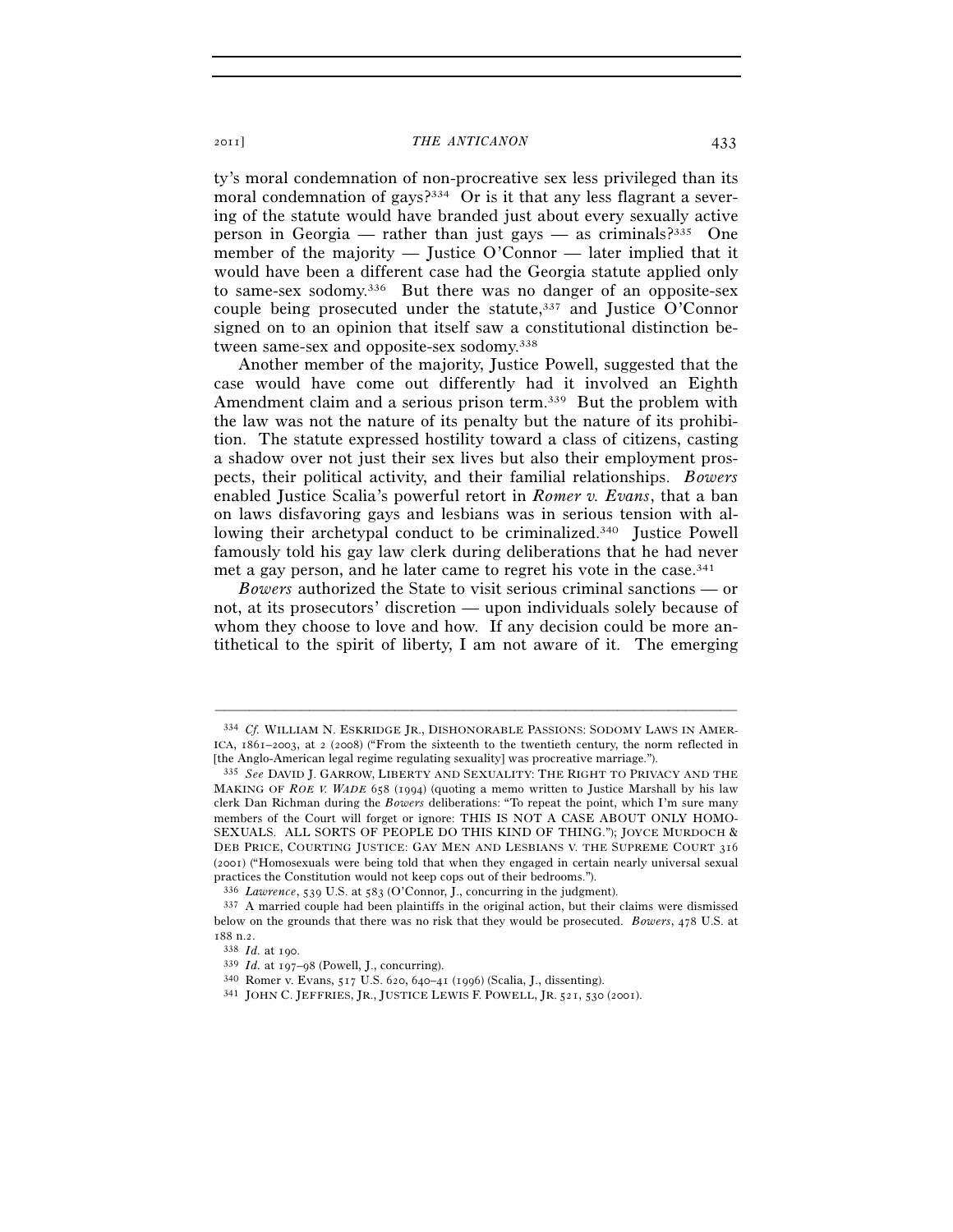ty's moral condemnation of non-procreative sex less privileged than its moral condemnation of gays?[334] Or is it that any less flagrant a severing of the statute would have branded just about every sexually active person in Georgia — rather than just gays — as criminals?[335] One member of the majority — Justice O'Connor — later implied that it would have been a different case had the Georgia statute applied only to same-sex sodomy.[336] But there was no danger of an opposite-sex couple being prosecuted under the statute,[337] and Justice O'Connor signed on to an opinion that itself saw a constitutional distinction between same-sex and opposite-sex sodomy.[338]

Another member of the majority, Justice Powell, suggested that the case would have come out differently had it involved an Eighth Amendment claim and a serious prison term.[339] But the problem with the law was not the nature of its penalty but the nature of its prohibition. The statute expressed hostility toward a class of citizens, casting a shadow over not just their sex lives but also their employment prospects, their political activity, and their familial relationships. *Bowers* enabled Justice Scalia's powerful retort in *Romer v. Evans*, that a ban on laws disfavoring gays and lesbians was in serious tension with allowing their archetypal conduct to be criminalized.[340] Justice Powell famously told his gay law clerk during deliberations that he had never met a gay person, and he later came to regret his vote in the case.[341]

*Bowers* authorized the State to visit serious criminal sanctions — or not, at its prosecutors' discretion — upon individuals solely because of whom they choose to love and how. If any decision could be more antithetical to the spirit of liberty, I am not aware of it. The emerging

---

[334] *Cf.* WILLIAM N. ESKRIDGE JR., DISHONORABLE PASSIONS: SODOMY LAWS IN AMERICA, 1861–2003, at 2 (2008) ("From the sixteenth to the twentieth century, the norm reflected in [the Anglo-American legal regime regulating sexuality] was procreative marriage.").

[335] *See* DAVID J. GARROW, LIBERTY AND SEXUALITY: THE RIGHT TO PRIVACY AND THE MAKING OF *ROE V. WADE* 658 (1994) (quoting a memo written to Justice Marshall by his law clerk Dan Richman during the *Bowers* deliberations: "To repeat the point, which I'm sure many members of the Court will forget or ignore: THIS IS NOT A CASE ABOUT ONLY HOMOSEXUALS. ALL SORTS OF PEOPLE DO THIS KIND OF THING."); JOYCE MURDOCH & DEB PRICE, COURTING JUSTICE: GAY MEN AND LESBIANS V. THE SUPREME COURT 316 (2001) ("Homosexuals were being told that when they engaged in certain nearly universal sexual practices the Constitution would not keep cops out of their bedrooms.").

[336] *Lawrence*, 539 U.S. at 583 (O'Connor, J., concurring in the judgment).

[337] A married couple had been plaintiffs in the original action, but their claims were dismissed below on the grounds that there was no risk that they would be prosecuted. *Bowers*, 478 U.S. at 188 n.2.

[338] *Id.* at 190.

[339] *Id.* at 197–98 (Powell, J., concurring).

[340] Romer v. Evans, 517 U.S. 620, 640–41 (1996) (Scalia, J., dissenting).

[341] JOHN C. JEFFRIES, JR., JUSTICE LEWIS F. POWELL, JR. 521, 530 (2001).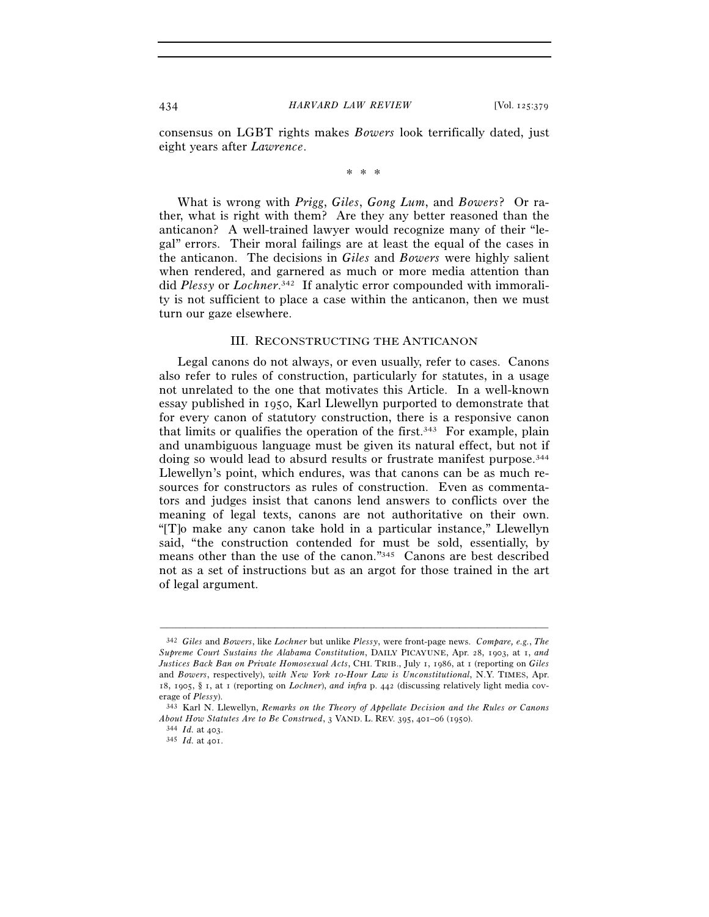consensus on LGBT rights makes *Bowers* look terrifically dated, just eight years after *Lawrence*.

\* \* \*

What is wrong with *Prigg*, *Giles*, *Gong Lum*, and *Bowers*? Or rather, what is right with them? Are they any better reasoned than the anticanon? A well-trained lawyer would recognize many of their "legal" errors. Their moral failings are at least the equal of the cases in the anticanon. The decisions in *Giles* and *Bowers* were highly salient when rendered, and garnered as much or more media attention than did *Plessy* or *Lochner*.[342] If analytic error compounded with immorality is not sufficient to place a case within the anticanon, then we must turn our gaze elsewhere.

## III. Reconstructing the Anticanon

Legal canons do not always, or even usually, refer to cases. Canons also refer to rules of construction, particularly for statutes, in a usage not unrelated to the one that motivates this Article. In a well-known essay published in 1950, Karl Llewellyn purported to demonstrate that for every canon of statutory construction, there is a responsive canon that limits or qualifies the operation of the first.[343] For example, plain and unambiguous language must be given its natural effect, but not if doing so would lead to absurd results or frustrate manifest purpose.[344] Llewellyn's point, which endures, was that canons can be as much resources for constructors as rules of construction. Even as commentators and judges insist that canons lend answers to conflicts over the meaning of legal texts, canons are not authoritative on their own. "[T]o make any canon take hold in a particular instance," Llewellyn said, "the construction contended for must be sold, essentially, by means other than the use of the canon."[345] Canons are best described not as a set of instructions but as an argot for those trained in the art of legal argument.

---

[342] *Giles* and *Bowers*, like *Lochner* but unlike *Plessy*, were front-page news. *Compare, e.g.*, *The Supreme Court Sustains the Alabama Constitution*, DAILY PICAYUNE, Apr. 28, 1903, at 1, *and Justices Back Ban on Private Homosexual Acts*, CHI. TRIB., July 1, 1986, at 1 (reporting on *Giles* and *Bowers*, respectively), *with New York 10-Hour Law is Unconstitutional*, N.Y. TIMES, Apr. 18, 1905, § 1, at 1 (reporting on *Lochner*), *and infra* p. 442 (discussing relatively light media coverage of *Plessy*).

[343] Karl N. Llewellyn, *Remarks on the Theory of Appellate Decision and the Rules or Canons About How Statutes Are to Be Construed*, 3 VAND. L. REV. 395, 401–06 (1950).

[344] *Id.* at 403.

[345] *Id.* at 401.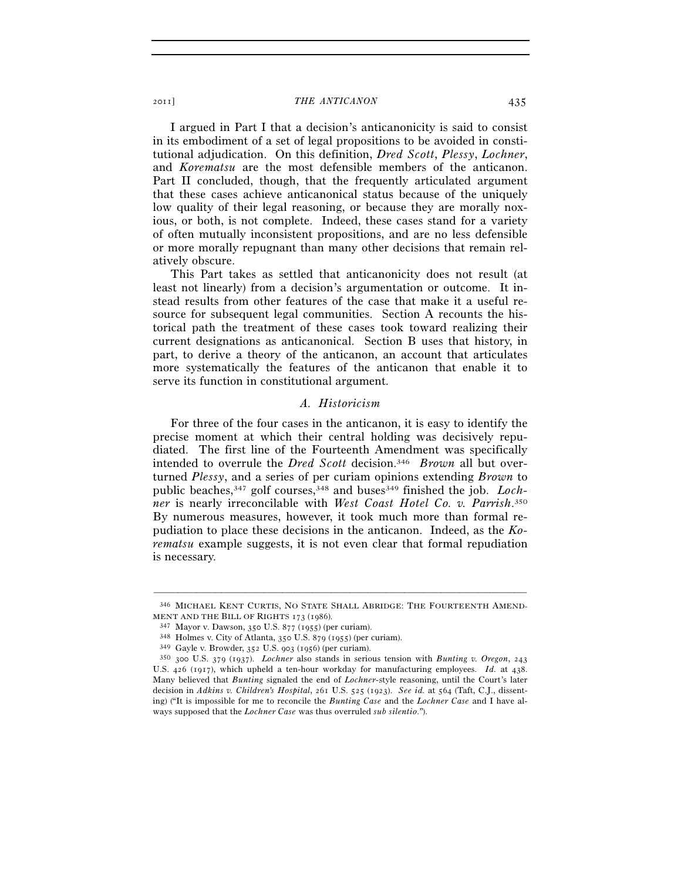I argued in Part I that a decision's anticanonicity is said to consist in its embodiment of a set of legal propositions to be avoided in constitutional adjudication. On this definition, *Dred Scott*, *Plessy*, *Lochner*, and *Korematsu* are the most defensible members of the anticanon. Part II concluded, though, that the frequently articulated argument that these cases achieve anticanonical status because of the uniquely low quality of their legal reasoning, or because they are morally noxious, or both, is not complete. Indeed, these cases stand for a variety of often mutually inconsistent propositions, and are no less defensible or more morally repugnant than many other decisions that remain relatively obscure.

This Part takes as settled that anticanonicity does not result (at least not linearly) from a decision's argumentation or outcome. It instead results from other features of the case that make it a useful resource for subsequent legal communities. Section A recounts the historical path the treatment of these cases took toward realizing their current designations as anticanonical. Section B uses that history, in part, to derive a theory of the anticanon, an account that articulates more systematically the features of the anticanon that enable it to serve its function in constitutional argument.

### *A. Historicism*

For three of the four cases in the anticanon, it is easy to identify the precise moment at which their central holding was decisively repudiated. The first line of the Fourteenth Amendment was specifically intended to overrule the *Dred Scott* decision.[346] *Brown* all but overturned *Plessy*, and a series of per curiam opinions extending *Brown* to public beaches,[347] golf courses,[348] and buses[349] finished the job. *Lochner* is nearly irreconcilable with *West Coast Hotel Co. v. Parrish*.[350] By numerous measures, however, it took much more than formal repudiation to place these decisions in the anticanon. Indeed, as the *Korematsu* example suggests, it is not even clear that formal repudiation is necessary.

---

[346] MICHAEL KENT CURTIS, NO STATE SHALL ABRIDGE: THE FOURTEENTH AMENDMENT AND THE BILL OF RIGHTS 173 (1986).

[347] Mayor v. Dawson, 350 U.S. 877 (1955) (per curiam).

[348] Holmes v. City of Atlanta, 350 U.S. 879 (1955) (per curiam).

[349] Gayle v. Browder, 352 U.S. 903 (1956) (per curiam).

[350] 300 U.S. 379 (1937). *Lochner* also stands in serious tension with *Bunting v. Oregon*, 243 U.S. 426 (1917), which upheld a ten-hour workday for manufacturing employees. *Id.* at 438. Many believed that *Bunting* signaled the end of *Lochner*-style reasoning, until the Court's later decision in *Adkins v. Children's Hospital*, 261 U.S. 525 (1923). *See id.* at 564 (Taft, C.J., dissenting) ("It is impossible for me to reconcile the *Bunting Case* and the *Lochner Case* and I have always supposed that the *Lochner Case* was thus overruled *sub silentio*.").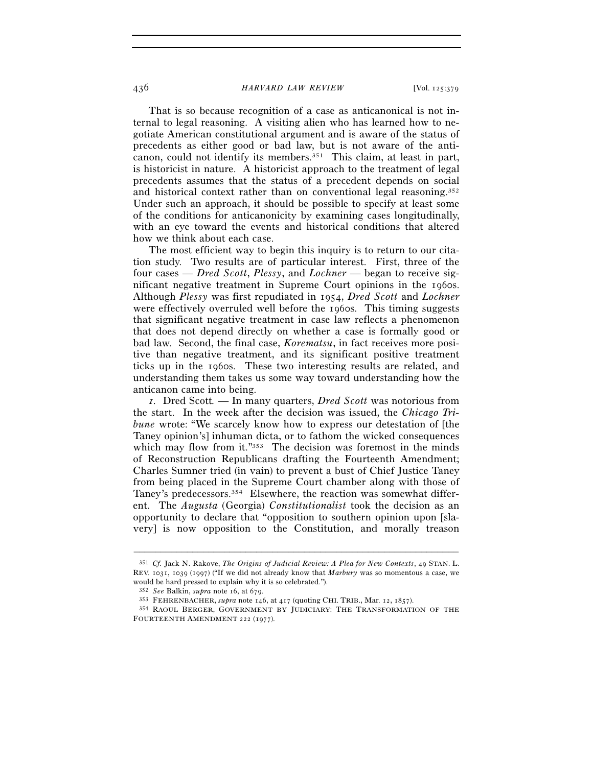That is so because recognition of a case as anticanonical is not internal to legal reasoning. A visiting alien who has learned how to negotiate American constitutional argument and is aware of the status of precedents as either good or bad law, but is not aware of the anticanon, could not identify its members.[351] This claim, at least in part, is historicist in nature. A historicist approach to the treatment of legal precedents assumes that the status of a precedent depends on social and historical context rather than on conventional legal reasoning.[352] Under such an approach, it should be possible to specify at least some of the conditions for anticanonicity by examining cases longitudinally, with an eye toward the events and historical conditions that altered how we think about each case.

The most efficient way to begin this inquiry is to return to our citation study. Two results are of particular interest. First, three of the four cases — *Dred Scott*, *Plessy*, and *Lochner* — began to receive significant negative treatment in Supreme Court opinions in the 1960s. Although *Plessy* was first repudiated in 1954, *Dred Scott* and *Lochner* were effectively overruled well before the 1960s. This timing suggests that significant negative treatment in case law reflects a phenomenon that does not depend directly on whether a case is formally good or bad law. Second, the final case, *Korematsu*, in fact receives more positive than negative treatment, and its significant positive treatment ticks up in the 1960s. These two interesting results are related, and understanding them takes us some way toward understanding how the anticanon came into being.

*1*. Dred Scott. — In many quarters, *Dred Scott* was notorious from the start. In the week after the decision was issued, the *Chicago Tribune* wrote: "We scarcely know how to express our detestation of [the Taney opinion's] inhuman dicta, or to fathom the wicked consequences which may flow from it."[353] The decision was foremost in the minds of Reconstruction Republicans drafting the Fourteenth Amendment; Charles Sumner tried (in vain) to prevent a bust of Chief Justice Taney from being placed in the Supreme Court chamber along with those of Taney's predecessors.[354] Elsewhere, the reaction was somewhat different. The *Augusta* (Georgia) *Constitutionalist* took the decision as an opportunity to declare that "opposition to southern opinion upon [slavery] is now opposition to the Constitution, and morally treason

---

[351] *Cf.* Jack N. Rakove, *The Origins of Judicial Review: A Plea for New Contexts*, 49 STAN. L. REV. 1031, 1039 (1997) ("If we did not already know that *Marbury* was so momentous a case, we would be hard pressed to explain why it is so celebrated.").

[352] *See* Balkin, *supra* note 16, at 679.

[353] FEHRENBACHER, *supra* note 146, at 417 (quoting CHI. TRIB., Mar. 12, 1857).

[354] RAOUL BERGER, GOVERNMENT BY JUDICIARY: THE TRANSFORMATION OF THE FOURTEENTH AMENDMENT 222 (1977).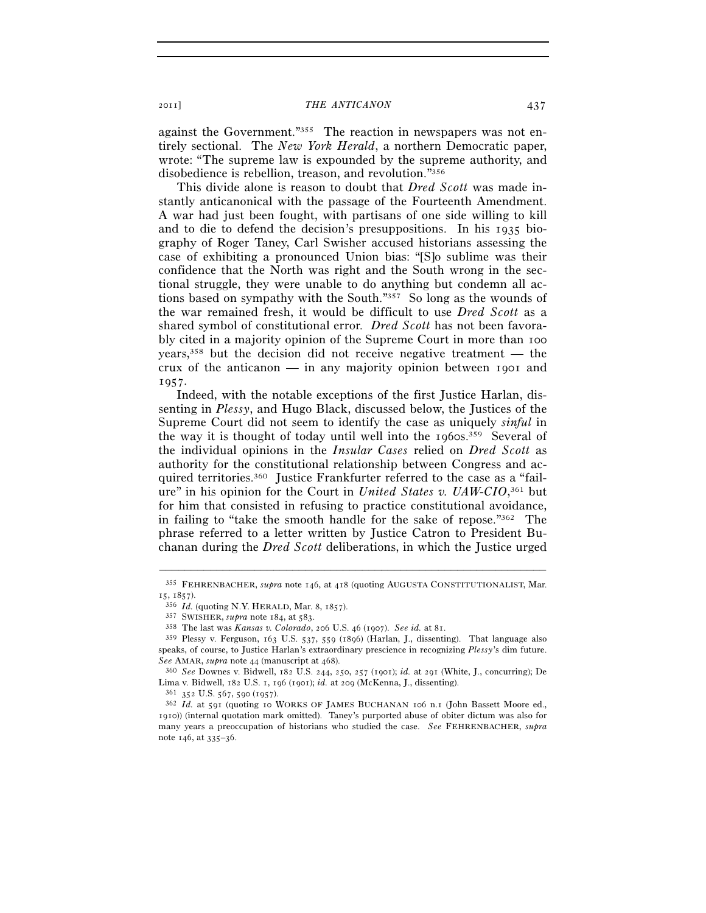against the Government."[355] The reaction in newspapers was not entirely sectional. The *New York Herald*, a northern Democratic paper, wrote: "The supreme law is expounded by the supreme authority, and disobedience is rebellion, treason, and revolution."[356]

This divide alone is reason to doubt that *Dred Scott* was made instantly anticanonical with the passage of the Fourteenth Amendment. A war had just been fought, with partisans of one side willing to kill and to die to defend the decision's presuppositions. In his 1935 biography of Roger Taney, Carl Swisher accused historians assessing the case of exhibiting a pronounced Union bias: "[S]o sublime was their confidence that the North was right and the South wrong in the sectional struggle, they were unable to do anything but condemn all actions based on sympathy with the South."[357] So long as the wounds of the war remained fresh, it would be difficult to use *Dred Scott* as a shared symbol of constitutional error. *Dred Scott* has not been favorably cited in a majority opinion of the Supreme Court in more than 100 years,[358] but the decision did not receive negative treatment — the crux of the anticanon — in any majority opinion between 1901 and 1957.

Indeed, with the notable exceptions of the first Justice Harlan, dissenting in *Plessy*, and Hugo Black, discussed below, the Justices of the Supreme Court did not seem to identify the case as uniquely *sinful* in the way it is thought of today until well into the 1960s.[359] Several of the individual opinions in the *Insular Cases* relied on *Dred Scott* as authority for the constitutional relationship between Congress and acquired territories.[360] Justice Frankfurter referred to the case as a "failure" in his opinion for the Court in *United States v. UAW-CIO*,[361] but for him that consisted in refusing to practice constitutional avoidance, in failing to "take the smooth handle for the sake of repose."[362] The phrase referred to a letter written by Justice Catron to President Buchanan during the *Dred Scott* deliberations, in which the Justice urged

---

[355] FEHRENBACHER, *supra* note 146, at 418 (quoting AUGUSTA CONSTITUTIONALIST, Mar. 15, 1857).

[356] *Id.* (quoting N.Y. HERALD, Mar. 8, 1857).

[357] SWISHER, *supra* note 184, at 583.

[358] The last was *Kansas v. Colorado*, 206 U.S. 46 (1907). *See id.* at 81.

[359] Plessy v. Ferguson, 163 U.S. 537, 559 (1896) (Harlan, J., dissenting). That language also speaks, of course, to Justice Harlan's extraordinary prescience in recognizing *Plessy*'s dim future. *See* AMAR, *supra* note 44 (manuscript at 468).

[360] *See* Downes v. Bidwell, 182 U.S. 244, 250, 257 (1901); *id.* at 291 (White, J., concurring); De Lima v. Bidwell, 182 U.S. 1, 196 (1901); *id.* at 209 (McKenna, J., dissenting).

[361] 352 U.S. 567, 590 (1957).

[362] *Id.* at 591 (quoting 10 WORKS OF JAMES BUCHANAN 106 n.1 (John Bassett Moore ed., 1910)) (internal quotation mark omitted). Taney's purported abuse of obiter dictum was also for many years a preoccupation of historians who studied the case. *See* FEHRENBACHER, *supra* note 146, at 335–36.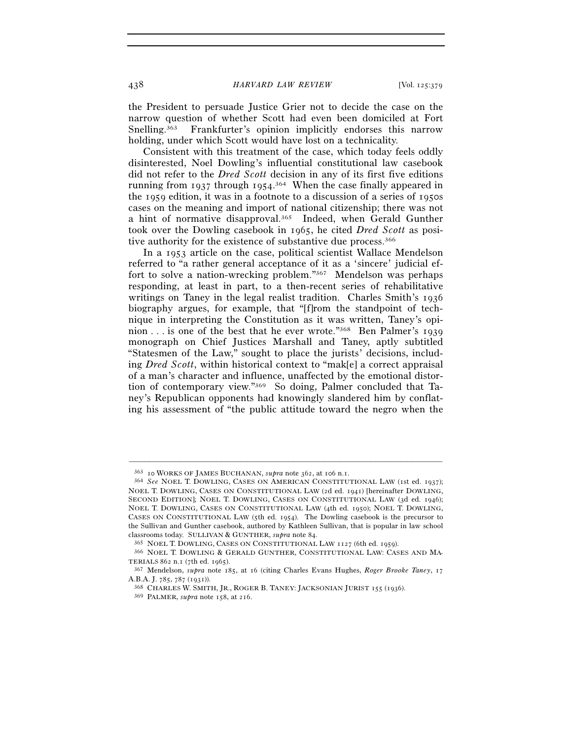the President to persuade Justice Grier not to decide the case on the narrow question of whether Scott had even been domiciled at Fort Snelling.[363] Frankfurter's opinion implicitly endorses this narrow holding, under which Scott would have lost on a technicality.

Consistent with this treatment of the case, which today feels oddly disinterested, Noel Dowling's influential constitutional law casebook did not refer to the *Dred Scott* decision in any of its first five editions running from 1937 through 1954.[364] When the case finally appeared in the 1959 edition, it was in a footnote to a discussion of a series of 1950s cases on the meaning and import of national citizenship; there was not a hint of normative disapproval.[365] Indeed, when Gerald Gunther took over the Dowling casebook in 1965, he cited *Dred Scott* as positive authority for the existence of substantive due process.[366]

In a 1953 article on the case, political scientist Wallace Mendelson referred to "a rather general acceptance of it as a 'sincere' judicial effort to solve a nation-wrecking problem."[367] Mendelson was perhaps responding, at least in part, to a then-recent series of rehabilitative writings on Taney in the legal realist tradition. Charles Smith's 1936 biography argues, for example, that "[f]rom the standpoint of technique in interpreting the Constitution as it was written, Taney's opinion . . . is one of the best that he ever wrote."[368] Ben Palmer's 1939 monograph on Chief Justices Marshall and Taney, aptly subtitled "Statesmen of the Law," sought to place the jurists' decisions, including *Dred Scott*, within historical context to "mak[e] a correct appraisal of a man's character and influence, unaffected by the emotional distortion of contemporary view."[369] So doing, Palmer concluded that Taney's Republican opponents had knowingly slandered him by conflating his assessment of "the public attitude toward the negro when the

---

[363] 10 WORKS OF JAMES BUCHANAN, *supra* note 362, at 106 n.1.

[364] *See* NOEL T. DOWLING, CASES ON AMERICAN CONSTITUTIONAL LAW (1st ed. 1937); NOEL T. DOWLING, CASES ON CONSTITUTIONAL LAW (2d ed. 1941) [hereinafter DOWLING, SECOND EDITION]; NOEL T. DOWLING, CASES ON CONSTITUTIONAL LAW (3d ed. 1946); NOEL T. DOWLING, CASES ON CONSTITUTIONAL LAW (4th ed. 1950); NOEL T. DOWLING, CASES ON CONSTITUTIONAL LAW (5th ed. 1954). The Dowling casebook is the precursor to the Sullivan and Gunther casebook, authored by Kathleen Sullivan, that is popular in law school classrooms today. SULLIVAN & GUNTHER, *supra* note 84.

[365] NOEL T. DOWLING, CASES ON CONSTITUTIONAL LAW 1127 (6th ed. 1959).

[366] NOEL T. DOWLING & GERALD GUNTHER, CONSTITUTIONAL LAW: CASES AND MATERIALS 862 n.1 (7th ed. 1965).

[367] Mendelson, *supra* note 185, at 16 (citing Charles Evans Hughes, *Roger Brooke Taney*, 17 A.B.A. J. 785, 787 (1931)).

[368] CHARLES W. SMITH, JR., ROGER B. TANEY: JACKSONIAN JURIST 155 (1936).

[369] PALMER, *supra* note 158, at 216.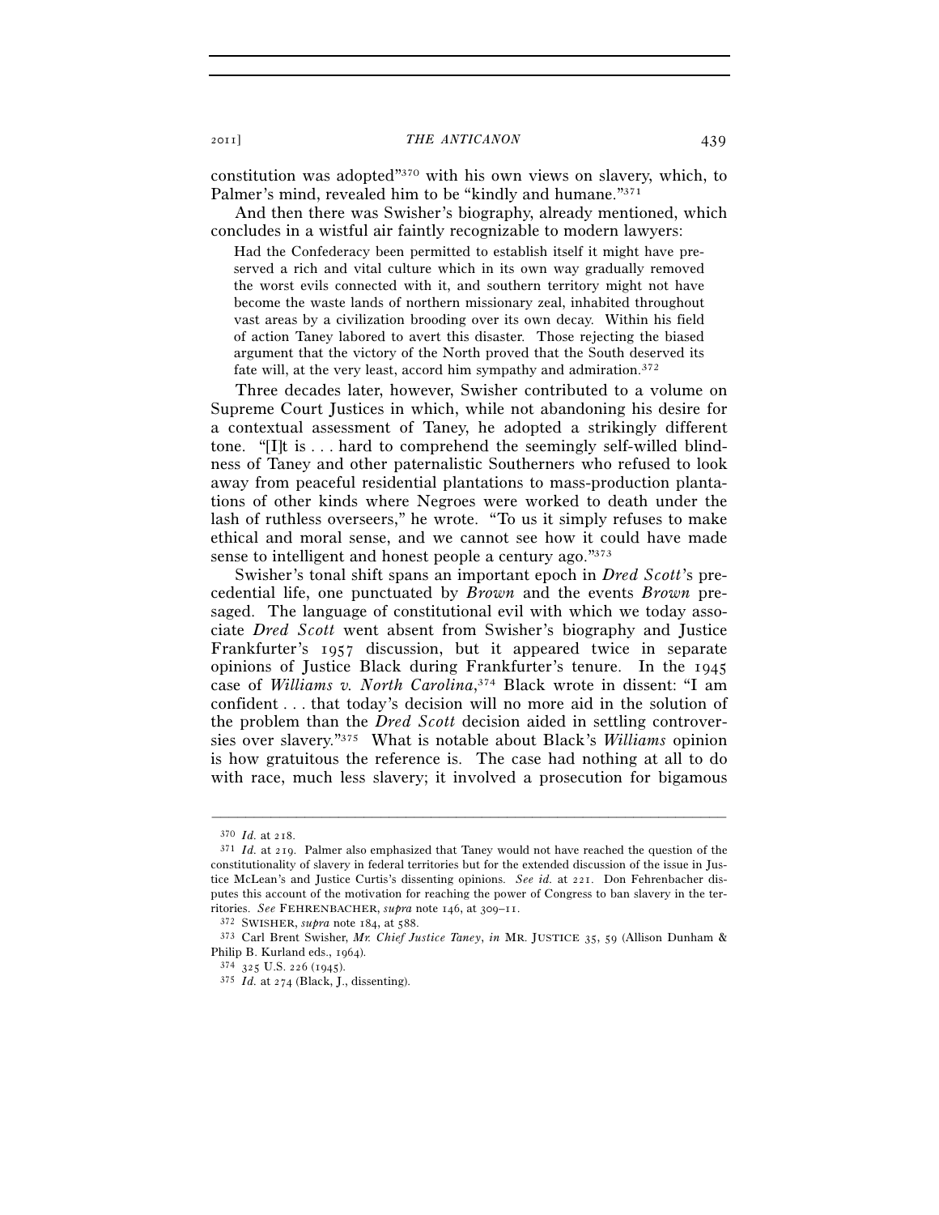constitution was adopted"[370] with his own views on slavery, which, to Palmer's mind, revealed him to be "kindly and humane."[371]

And then there was Swisher's biography, already mentioned, which concludes in a wistful air faintly recognizable to modern lawyers:

> Had the Confederacy been permitted to establish itself it might have preserved a rich and vital culture which in its own way gradually removed the worst evils connected with it, and southern territory might not have become the waste lands of northern missionary zeal, inhabited throughout vast areas by a civilization brooding over its own decay. Within his field of action Taney labored to avert this disaster. Those rejecting the biased argument that the victory of the North proved that the South deserved its fate will, at the very least, accord him sympathy and admiration.[372]

Three decades later, however, Swisher contributed to a volume on Supreme Court Justices in which, while not abandoning his desire for a contextual assessment of Taney, he adopted a strikingly different tone. "[I]t is . . . hard to comprehend the seemingly self-willed blindness of Taney and other paternalistic Southerners who refused to look away from peaceful residential plantations to mass-production plantations of other kinds where Negroes were worked to death under the lash of ruthless overseers," he wrote. "To us it simply refuses to make ethical and moral sense, and we cannot see how it could have made sense to intelligent and honest people a century ago."[373]

Swisher's tonal shift spans an important epoch in *Dred Scott*'s precedential life, one punctuated by *Brown* and the events *Brown* presaged. The language of constitutional evil with which we today associate *Dred Scott* went absent from Swisher's biography and Justice Frankfurter's 1957 discussion, but it appeared twice in separate opinions of Justice Black during Frankfurter's tenure. In the 1945 case of *Williams v. North Carolina*,[374] Black wrote in dissent: "I am confident . . . that today's decision will no more aid in the solution of the problem than the *Dred Scott* decision aided in settling controversies over slavery."[375] What is notable about Black's *Williams* opinion is how gratuitous the reference is. The case had nothing at all to do with race, much less slavery; it involved a prosecution for bigamous

---

[370] *Id.* at 218.

[371] *Id.* at 219. Palmer also emphasized that Taney would not have reached the question of the constitutionality of slavery in federal territories but for the extended discussion of the issue in Justice McLean's and Justice Curtis's dissenting opinions. *See id.* at 221. Don Fehrenbacher disputes this account of the motivation for reaching the power of Congress to ban slavery in the territories. *See* FEHRENBACHER, *supra* note 146, at 309–11.

[372] SWISHER, *supra* note 184, at 588.

[373] Carl Brent Swisher, *Mr. Chief Justice Taney*, *in* MR. JUSTICE 35, 59 (Allison Dunham & Philip B. Kurland eds., 1964).

[374] 325 U.S. 226 (1945).

[375] *Id.* at 274 (Black, J., dissenting).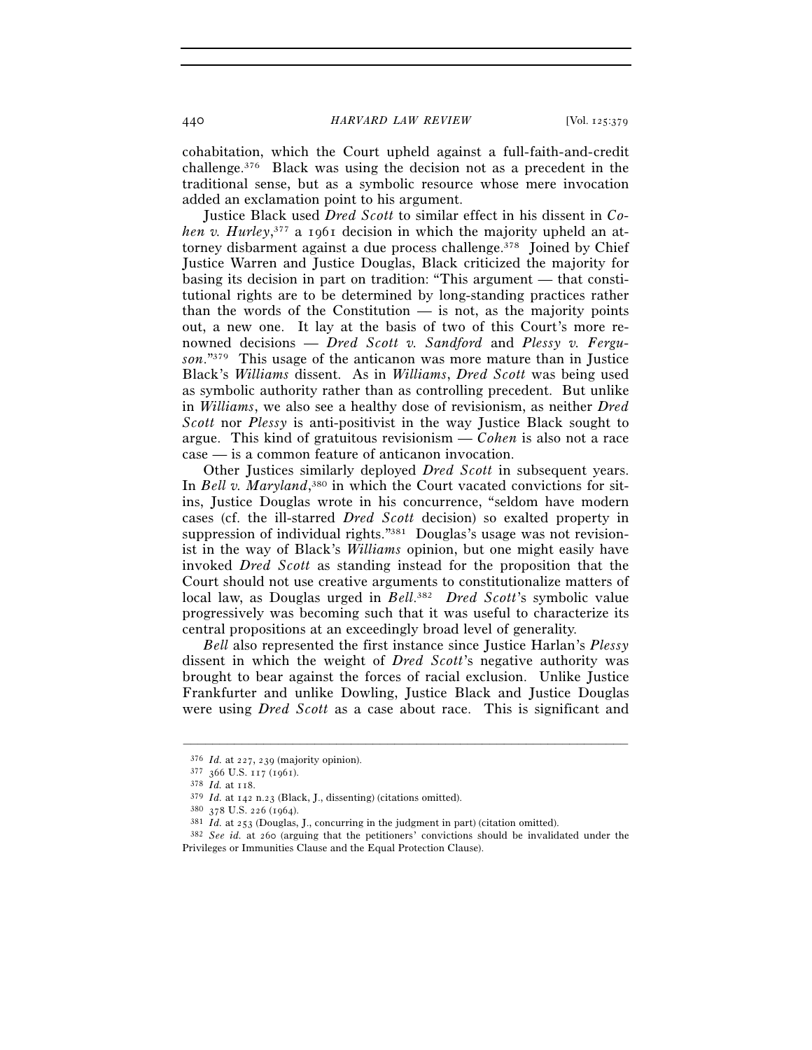cohabitation, which the Court upheld against a full-faith-and-credit challenge.[376] Black was using the decision not as a precedent in the traditional sense, but as a symbolic resource whose mere invocation added an exclamation point to his argument.

Justice Black used *Dred Scott* to similar effect in his dissent in *Cohen v. Hurley*,[377] a 1961 decision in which the majority upheld an attorney disbarment against a due process challenge.[378] Joined by Chief Justice Warren and Justice Douglas, Black criticized the majority for basing its decision in part on tradition: "This argument — that constitutional rights are to be determined by long-standing practices rather than the words of the Constitution — is not, as the majority points out, a new one. It lay at the basis of two of this Court's more renowned decisions — *Dred Scott v. Sandford* and *Plessy v. Ferguson*."[379] This usage of the anticanon was more mature than in Justice Black's *Williams* dissent. As in *Williams*, *Dred Scott* was being used as symbolic authority rather than as controlling precedent. But unlike in *Williams*, we also see a healthy dose of revisionism, as neither *Dred Scott* nor *Plessy* is anti-positivist in the way Justice Black sought to argue. This kind of gratuitous revisionism — *Cohen* is also not a race case — is a common feature of anticanon invocation.

Other Justices similarly deployed *Dred Scott* in subsequent years. In *Bell v. Maryland*,[380] in which the Court vacated convictions for sit-ins, Justice Douglas wrote in his concurrence, "seldom have modern cases (cf. the ill-starred *Dred Scott* decision) so exalted property in suppression of individual rights."[381] Douglas's usage was not revisionist in the way of Black's *Williams* opinion, but one might easily have invoked *Dred Scott* as standing instead for the proposition that the Court should not use creative arguments to constitutionalize matters of local law, as Douglas urged in *Bell*.[382] *Dred Scott*'s symbolic value progressively was becoming such that it was useful to characterize its central propositions at an exceedingly broad level of generality.

*Bell* also represented the first instance since Justice Harlan's *Plessy* dissent in which the weight of *Dred Scott*'s negative authority was brought to bear against the forces of racial exclusion. Unlike Justice Frankfurter and unlike Dowling, Justice Black and Justice Douglas were using *Dred Scott* as a case about race. This is significant and

---

[376] *Id.* at 227, 239 (majority opinion).

[377] 366 U.S. 117 (1961).

[378] *Id.* at 118.

[379] *Id.* at 142 n.23 (Black, J., dissenting) (citations omitted).

[380] 378 U.S. 226 (1964).

[381] *Id.* at 253 (Douglas, J., concurring in the judgment in part) (citation omitted).

[382] *See id.* at 260 (arguing that the petitioners' convictions should be invalidated under the Privileges or Immunities Clause and the Equal Protection Clause).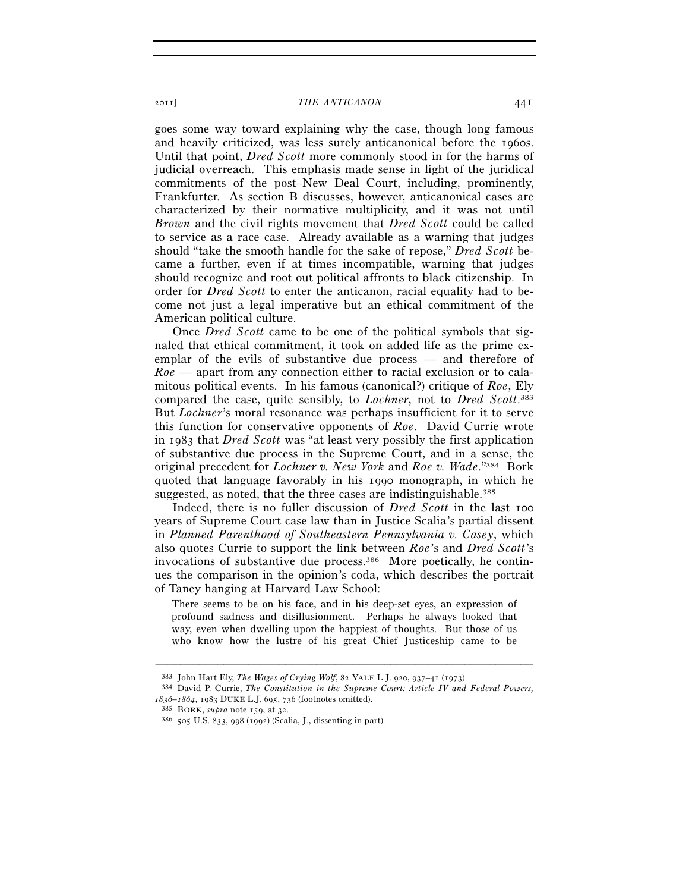goes some way toward explaining why the case, though long famous and heavily criticized, was less surely anticanonical before the 1960s. Until that point, *Dred Scott* more commonly stood in for the harms of judicial overreach. This emphasis made sense in light of the juridical commitments of the post–New Deal Court, including, prominently, Frankfurter. As section B discusses, however, anticanonical cases are characterized by their normative multiplicity, and it was not until *Brown* and the civil rights movement that *Dred Scott* could be called to service as a race case. Already available as a warning that judges should "take the smooth handle for the sake of repose," *Dred Scott* became a further, even if at times incompatible, warning that judges should recognize and root out political affronts to black citizenship. In order for *Dred Scott* to enter the anticanon, racial equality had to become not just a legal imperative but an ethical commitment of the American political culture.

Once *Dred Scott* came to be one of the political symbols that signaled that ethical commitment, it took on added life as the prime exemplar of the evils of substantive due process — and therefore of *Roe* — apart from any connection either to racial exclusion or to calamitous political events. In his famous (canonical?) critique of *Roe*, Ely compared the case, quite sensibly, to *Lochner*, not to *Dred Scott*.[383] But *Lochner*'s moral resonance was perhaps insufficient for it to serve this function for conservative opponents of *Roe*. David Currie wrote in 1983 that *Dred Scott* was "at least very possibly the first application of substantive due process in the Supreme Court, and in a sense, the original precedent for *Lochner v. New York* and *Roe v. Wade*."[384] Bork quoted that language favorably in his 1990 monograph, in which he suggested, as noted, that the three cases are indistinguishable.[385]

Indeed, there is no fuller discussion of *Dred Scott* in the last 100 years of Supreme Court case law than in Justice Scalia's partial dissent in *Planned Parenthood of Southeastern Pennsylvania v. Casey*, which also quotes Currie to support the link between *Roe*'s and *Dred Scott*'s invocations of substantive due process.[386] More poetically, he continues the comparison in the opinion's coda, which describes the portrait of Taney hanging at Harvard Law School:

> There seems to be on his face, and in his deep-set eyes, an expression of profound sadness and disillusionment. Perhaps he always looked that way, even when dwelling upon the happiest of thoughts. But those of us who know how the lustre of his great Chief Justiceship came to be

---

[383] John Hart Ely, *The Wages of Crying Wolf*, 82 YALE L.J. 920, 937–41 (1973).

[384] David P. Currie, *The Constitution in the Supreme Court: Article IV and Federal Powers, 1836–1864*, 1983 DUKE L.J. 695, 736 (footnotes omitted).

[385] BORK, *supra* note 159, at 32.

[386] 505 U.S. 833, 998 (1992) (Scalia, J., dissenting in part).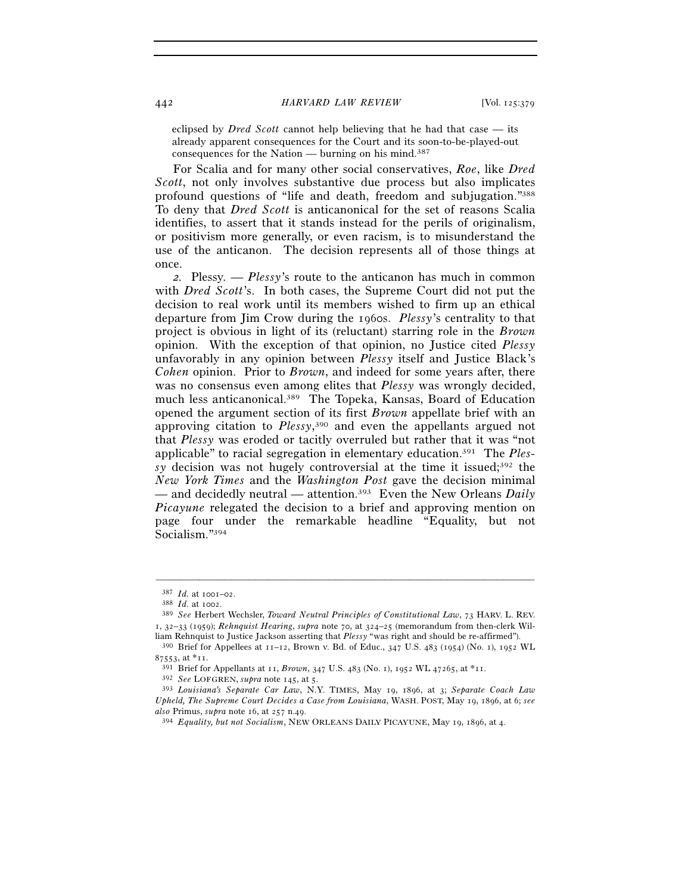eclipsed by *Dred Scott* cannot help believing that he had that case — its already apparent consequences for the Court and its soon-to-be-played-out consequences for the Nation — burning on his mind.[387]

For Scalia and for many other social conservatives, *Roe*, like *Dred Scott*, not only involves substantive due process but also implicates profound questions of "life and death, freedom and subjugation."[388] To deny that *Dred Scott* is anticanonical for the set of reasons Scalia identifies, to assert that it stands instead for the perils of originalism, or positivism more generally, or even racism, is to misunderstand the use of the anticanon. The decision represents all of those things at once.

*2. Plessy.* — *Plessy*'s route to the anticanon has much in common with *Dred Scott*'s. In both cases, the Supreme Court did not put the decision to real work until its members wished to firm up an ethical departure from Jim Crow during the 1960s. *Plessy*'s centrality to that project is obvious in light of its (reluctant) starring role in the *Brown* opinion. With the exception of that opinion, no Justice cited *Plessy* unfavorably in any opinion between *Plessy* itself and Justice Black's *Cohen* opinion. Prior to *Brown*, and indeed for some years after, there was no consensus even among elites that *Plessy* was wrongly decided, much less anticanonical.[389] The Topeka, Kansas, Board of Education opened the argument section of its first *Brown* appellate brief with an approving citation to *Plessy*,[390] and even the appellants argued not that *Plessy* was eroded or tacitly overruled but rather that it was "not applicable" to racial segregation in elementary education.[391] The *Plessy* decision was not hugely controversial at the time it issued;[392] the *New York Times* and the *Washington Post* gave the decision minimal — and decidedly neutral — attention.[393] Even the New Orleans *Daily Picayune* relegated the decision to a brief and approving mention on page four under the remarkable headline "Equality, but not Socialism."[394]

---

[387] *Id.* at 1001–02.

[388] *Id.* at 1002.

[389] *See* Herbert Wechsler, *Toward Neutral Principles of Constitutional Law*, 73 HARV. L. REV. 1, 32–33 (1959); *Rehnquist Hearing*, *supra* note 70, at 324–25 (memorandum from then-clerk William Rehnquist to Justice Jackson asserting that *Plessy* "was right and should be re-affirmed").

[390] Brief for Appellees at 11–12, Brown v. Bd. of Educ., 347 U.S. 483 (1954) (No. 1), 1952 WL 87553, at *11.

[391] Brief for Appellants at 11, *Brown*, 347 U.S. 483 (No. 1), 1952 WL 47265, at *11.

[392] *See* LOFGREN, *supra* note 145, at 5.

[393] *Louisiana's Separate Car Law*, N.Y. TIMES, May 19, 1896, at 3; *Separate Coach Law Upheld, The Supreme Court Decides a Case from Louisiana*, WASH. POST, May 19, 1896, at 6; *see also* Primus, *supra* note 16, at 257 n.49.

[394] *Equality, but not Socialism*, NEW ORLEANS DAILY PICAYUNE, May 19, 1896, at 4.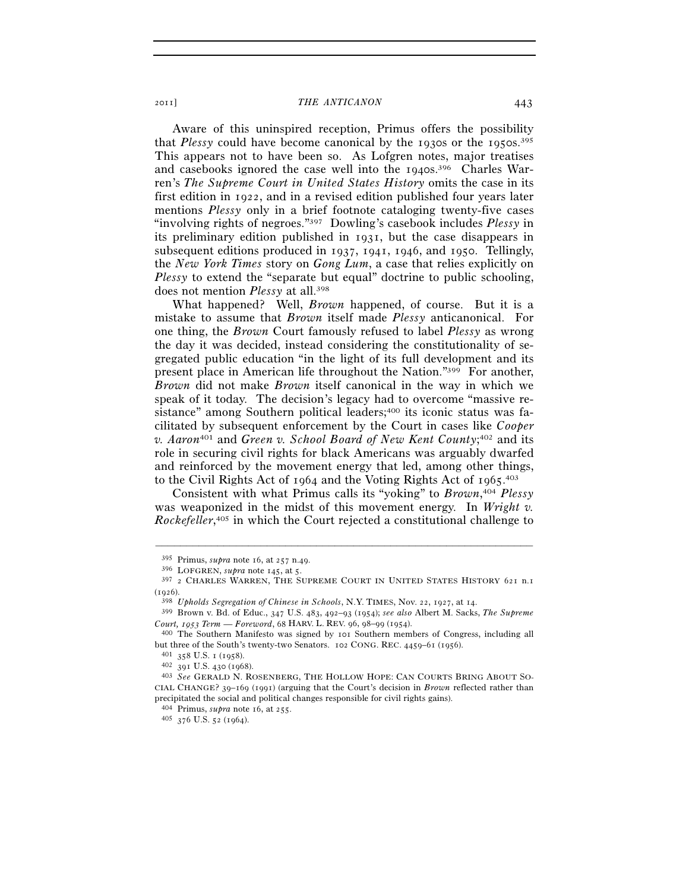Aware of this uninspired reception, Primus offers the possibility that *Plessy* could have become canonical by the 1930s or the 1950s.[395] This appears not to have been so. As Lofgren notes, major treatises and casebooks ignored the case well into the 1940s.[396] Charles Warren's *The Supreme Court in United States History* omits the case in its first edition in 1922, and in a revised edition published four years later mentions *Plessy* only in a brief footnote cataloging twenty-five cases "involving rights of negroes."[397] Dowling's casebook includes *Plessy* in its preliminary edition published in 1931, but the case disappears in subsequent editions produced in 1937, 1941, 1946, and 1950. Tellingly, the *New York Times* story on *Gong Lum*, a case that relies explicitly on *Plessy* to extend the "separate but equal" doctrine to public schooling, does not mention *Plessy* at all.[398]

What happened? Well, *Brown* happened, of course. But it is a mistake to assume that *Brown* itself made *Plessy* anticanonical. For one thing, the *Brown* Court famously refused to label *Plessy* as wrong the day it was decided, instead considering the constitutionality of segregated public education "in the light of its full development and its present place in American life throughout the Nation."[399] For another, *Brown* did not make *Brown* itself canonical in the way in which we speak of it today. The decision's legacy had to overcome "massive resistance" among Southern political leaders;[400] its iconic status was facilitated by subsequent enforcement by the Court in cases like *Cooper v. Aaron*[401] and *Green v. School Board of New Kent County*;[402] and its role in securing civil rights for black Americans was arguably dwarfed and reinforced by the movement energy that led, among other things, to the Civil Rights Act of 1964 and the Voting Rights Act of 1965.[403]

Consistent with what Primus calls its "yoking" to *Brown*,[404] *Plessy* was weaponized in the midst of this movement energy. In *Wright v. Rockefeller*,[405] in which the Court rejected a constitutional challenge to

---

[395] Primus, *supra* note 16, at 257 n.49.

[396] LOFGREN, *supra* note 145, at 5.

[397] 2 CHARLES WARREN, THE SUPREME COURT IN UNITED STATES HISTORY 621 n.1 (1926).

[398] *Upholds Segregation of Chinese in Schools*, N.Y. TIMES, Nov. 22, 1927, at 14.

[399] Brown v. Bd. of Educ., 347 U.S. 483, 492–93 (1954); *see also* Albert M. Sacks, *The Supreme Court, 1953 Term — Foreword*, 68 HARV. L. REV. 96, 98–99 (1954).

[400] The Southern Manifesto was signed by 101 Southern members of Congress, including all but three of the South's twenty-two Senators. 102 CONG. REC. 4459–61 (1956).

[401] 358 U.S. 1 (1958).

[402] 391 U.S. 430 (1968).

[403] *See* GERALD N. ROSENBERG, THE HOLLOW HOPE: CAN COURTS BRING ABOUT SOCIAL CHANGE? 39–169 (1991) (arguing that the Court's decision in *Brown* reflected rather than precipitated the social and political changes responsible for civil rights gains).

[404] Primus, *supra* note 16, at 255.

[405] 376 U.S. 52 (1964).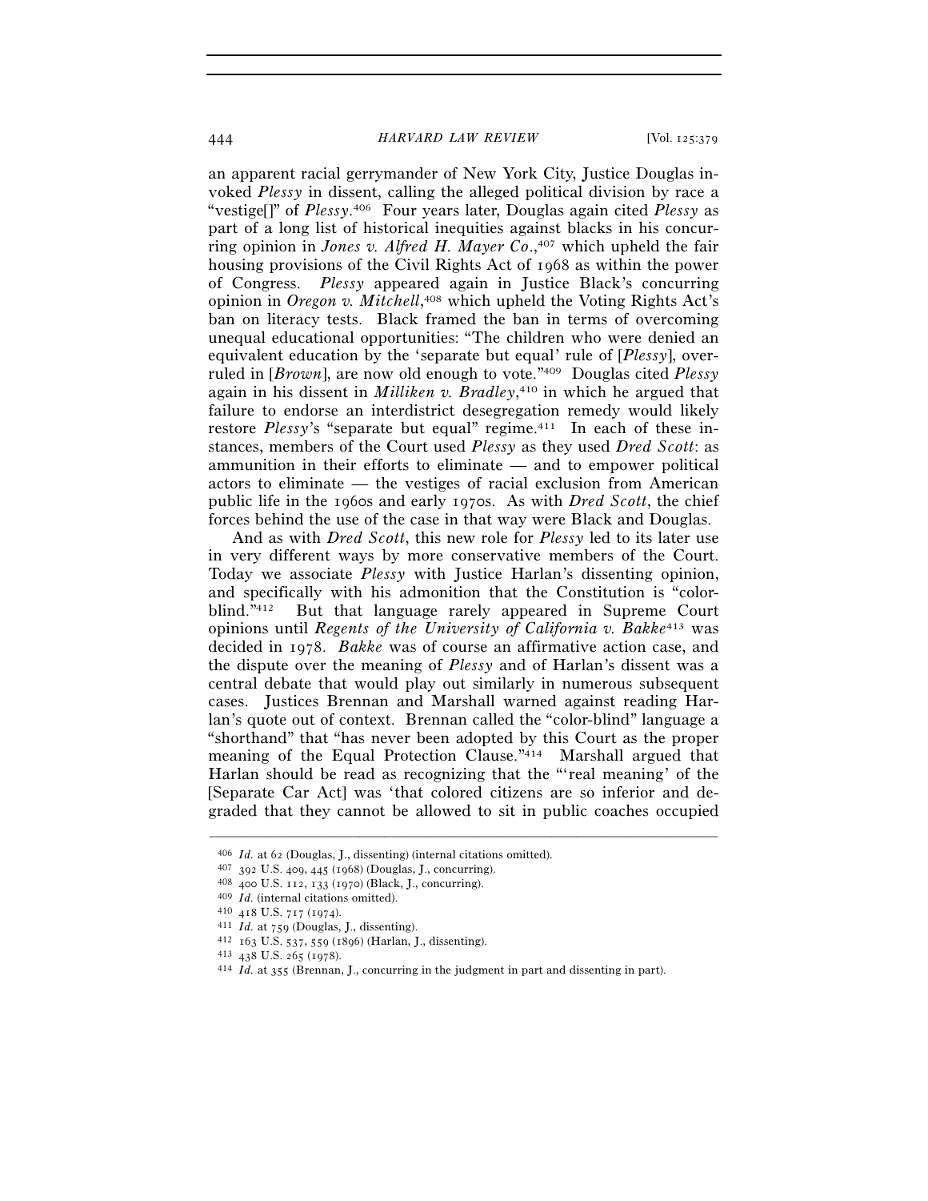an apparent racial gerrymander of New York City, Justice Douglas invoked *Plessy* in dissent, calling the alleged political division by race a "vestige[]" of *Plessy*.[406] Four years later, Douglas again cited *Plessy* as part of a long list of historical inequities against blacks in his concurring opinion in *Jones v. Alfred H. Mayer Co.*,[407] which upheld the fair housing provisions of the Civil Rights Act of 1968 as within the power of Congress. *Plessy* appeared again in Justice Black's concurring opinion in *Oregon v. Mitchell*,[408] which upheld the Voting Rights Act's ban on literacy tests. Black framed the ban in terms of overcoming unequal educational opportunities: "The children who were denied an equivalent education by the 'separate but equal' rule of [*Plessy*], overruled in [*Brown*], are now old enough to vote."[409] Douglas cited *Plessy* again in his dissent in *Milliken v. Bradley*,[410] in which he argued that failure to endorse an interdistrict desegregation remedy would likely restore *Plessy*'s "separate but equal" regime.[411] In each of these instances, members of the Court used *Plessy* as they used *Dred Scott*: as ammunition in their efforts to eliminate — and to empower political actors to eliminate — the vestiges of racial exclusion from American public life in the 1960s and early 1970s. As with *Dred Scott*, the chief forces behind the use of the case in that way were Black and Douglas.

And as with *Dred Scott*, this new role for *Plessy* led to its later use in very different ways by more conservative members of the Court. Today we associate *Plessy* with Justice Harlan's dissenting opinion, and specifically with his admonition that the Constitution is "color-blind."[412] But that language rarely appeared in Supreme Court opinions until *Regents of the University of California v. Bakke*[413] was decided in 1978. *Bakke* was of course an affirmative action case, and the dispute over the meaning of *Plessy* and of Harlan's dissent was a central debate that would play out similarly in numerous subsequent cases. Justices Brennan and Marshall warned against reading Harlan's quote out of context. Brennan called the "color-blind" language a "shorthand" that "has never been adopted by this Court as the proper meaning of the Equal Protection Clause."[414] Marshall argued that Harlan should be read as recognizing that the "'real meaning' of the [Separate Car Act] was 'that colored citizens are so inferior and degraded that they cannot be allowed to sit in public coaches occupied

---

[406] *Id.* at 62 (Douglas, J., dissenting) (internal citations omitted).

[407] 392 U.S. 409, 445 (1968) (Douglas, J., concurring).

[408] 400 U.S. 112, 133 (1970) (Black, J., concurring).

[409] *Id.* (internal citations omitted).

[410] 418 U.S. 717 (1974).

[411] *Id.* at 759 (Douglas, J., dissenting).

[412] 163 U.S. 537, 559 (1896) (Harlan, J., dissenting).

[413] 438 U.S. 265 (1978).

[414] *Id.* at 355 (Brennan, J., concurring in the judgment in part and dissenting in part).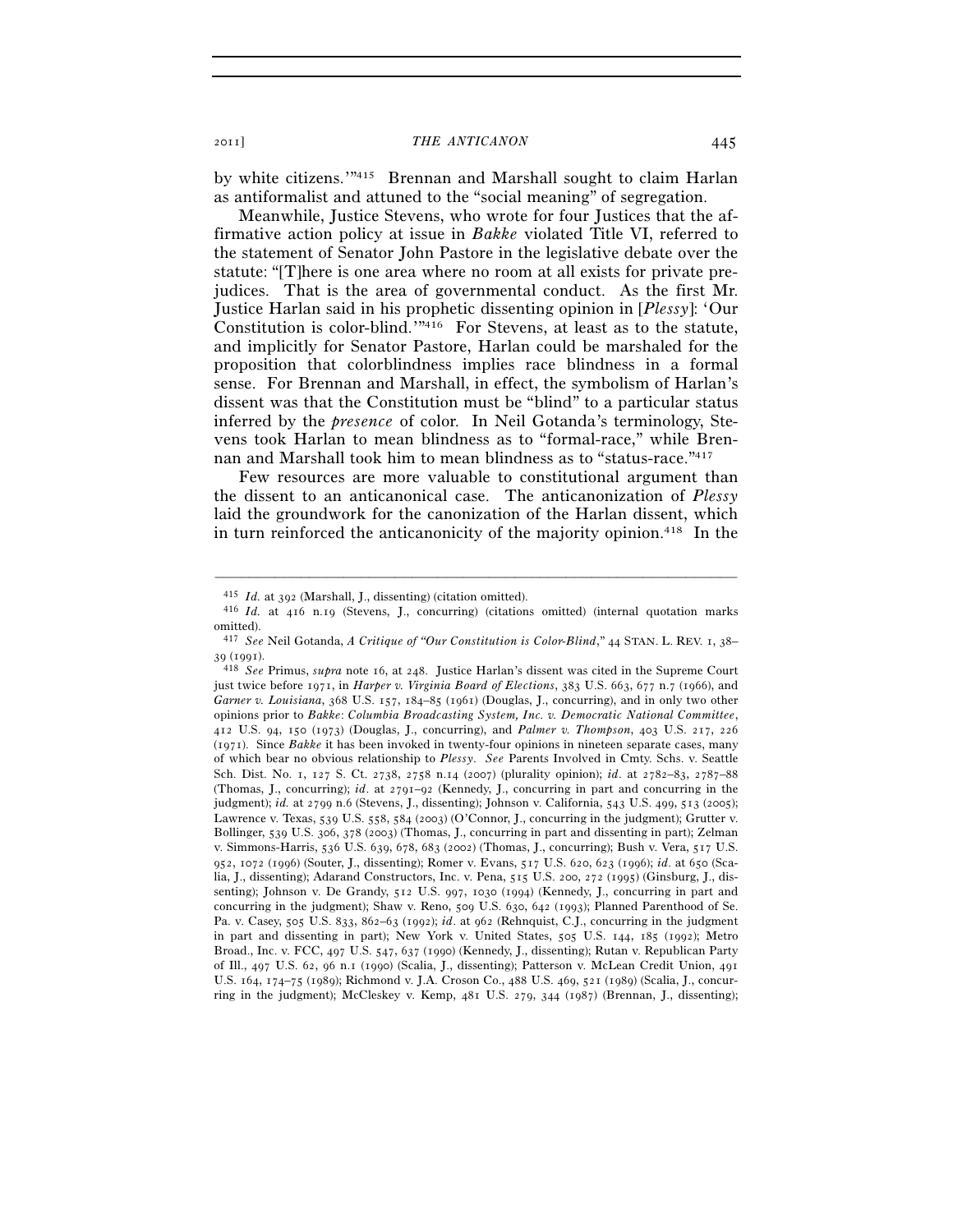by white citizens.'"[415] Brennan and Marshall sought to claim Harlan as antiformalist and attuned to the "social meaning" of segregation.

Meanwhile, Justice Stevens, who wrote for four Justices that the affirmative action policy at issue in *Bakke* violated Title VI, referred to the statement of Senator John Pastore in the legislative debate over the statute: "[T]here is one area where no room at all exists for private prejudices. That is the area of governmental conduct. As the first Mr. Justice Harlan said in his prophetic dissenting opinion in [*Plessy*]: 'Our Constitution is color-blind.'"[416] For Stevens, at least as to the statute, and implicitly for Senator Pastore, Harlan could be marshaled for the proposition that colorblindness implies race blindness in a formal sense. For Brennan and Marshall, in effect, the symbolism of Harlan's dissent was that the Constitution must be "blind" to a particular status inferred by the *presence* of color. In Neil Gotanda's terminology, Stevens took Harlan to mean blindness as to "formal-race," while Brennan and Marshall took him to mean blindness as to "status-race."[417]

Few resources are more valuable to constitutional argument than the dissent to an anticanonical case. The anticanonization of *Plessy* laid the groundwork for the canonization of the Harlan dissent, which in turn reinforced the anticanonicity of the majority opinion.[418] In the

---

[415] *Id.* at 392 (Marshall, J., dissenting) (citation omitted).

[416] *Id.* at 416 n.19 (Stevens, J., concurring) (citations omitted) (internal quotation marks omitted).

[417] *See* Neil Gotanda, *A Critique of "Our Constitution is Color-Blind*," 44 STAN. L. REV. 1, 38–39 (1991).

[418] *See* Primus, *supra* note 16, at 248. Justice Harlan's dissent was cited in the Supreme Court just twice before 1971, in *Harper v. Virginia Board of Elections*, 383 U.S. 663, 677 n.7 (1966), and *Garner v. Louisiana*, 368 U.S. 157, 184–85 (1961) (Douglas, J., concurring), and in only two other opinions prior to *Bakke*: *Columbia Broadcasting System, Inc. v. Democratic National Committee*, 412 U.S. 94, 150 (1973) (Douglas, J., concurring), and *Palmer v. Thompson*, 403 U.S. 217, 226 (1971). Since *Bakke* it has been invoked in twenty-four opinions in nineteen separate cases, many of which bear no obvious relationship to *Plessy*. *See* Parents Involved in Cmty. Schs. v. Seattle Sch. Dist. No. 1, 127 S. Ct. 2738, 2758 n.14 (2007) (plurality opinion); *id*. at 2782–83, 2787–88 (Thomas, J., concurring); *id*. at 2791–92 (Kennedy, J., concurring in part and concurring in the judgment); *id.* at 2799 n.6 (Stevens, J., dissenting); Johnson v. California, 543 U.S. 499, 513 (2005); Lawrence v. Texas, 539 U.S. 558, 584 (2003) (O'Connor, J., concurring in the judgment); Grutter v. Bollinger, 539 U.S. 306, 378 (2003) (Thomas, J., concurring in part and dissenting in part); Zelman v. Simmons-Harris, 536 U.S. 639, 678, 683 (2002) (Thomas, J., concurring); Bush v. Vera, 517 U.S. 952, 1072 (1996) (Souter, J., dissenting); Romer v. Evans, 517 U.S. 620, 623 (1996); *id*. at 650 (Scalia, J., dissenting); Adarand Constructors, Inc. v. Pena, 515 U.S. 200, 272 (1995) (Ginsburg, J., dissenting); Johnson v. De Grandy, 512 U.S. 997, 1030 (1994) (Kennedy, J., concurring in part and concurring in the judgment); Shaw v. Reno, 509 U.S. 630, 642 (1993); Planned Parenthood of Se. Pa. v. Casey, 505 U.S. 833, 862–63 (1992); *id*. at 962 (Rehnquist, C.J., concurring in the judgment in part and dissenting in part); New York v. United States, 505 U.S. 144, 185 (1992); Metro Broad., Inc. v. FCC, 497 U.S. 547, 637 (1990) (Kennedy, J., dissenting); Rutan v. Republican Party of Ill., 497 U.S. 62, 96 n.1 (1990) (Scalia, J., dissenting); Patterson v. McLean Credit Union, 491 U.S. 164, 174–75 (1989); Richmond v. J.A. Croson Co., 488 U.S. 469, 521 (1989) (Scalia, J., concurring in the judgment); McCleskey v. Kemp, 481 U.S. 279, 344 (1987) (Brennan, J., dissenting);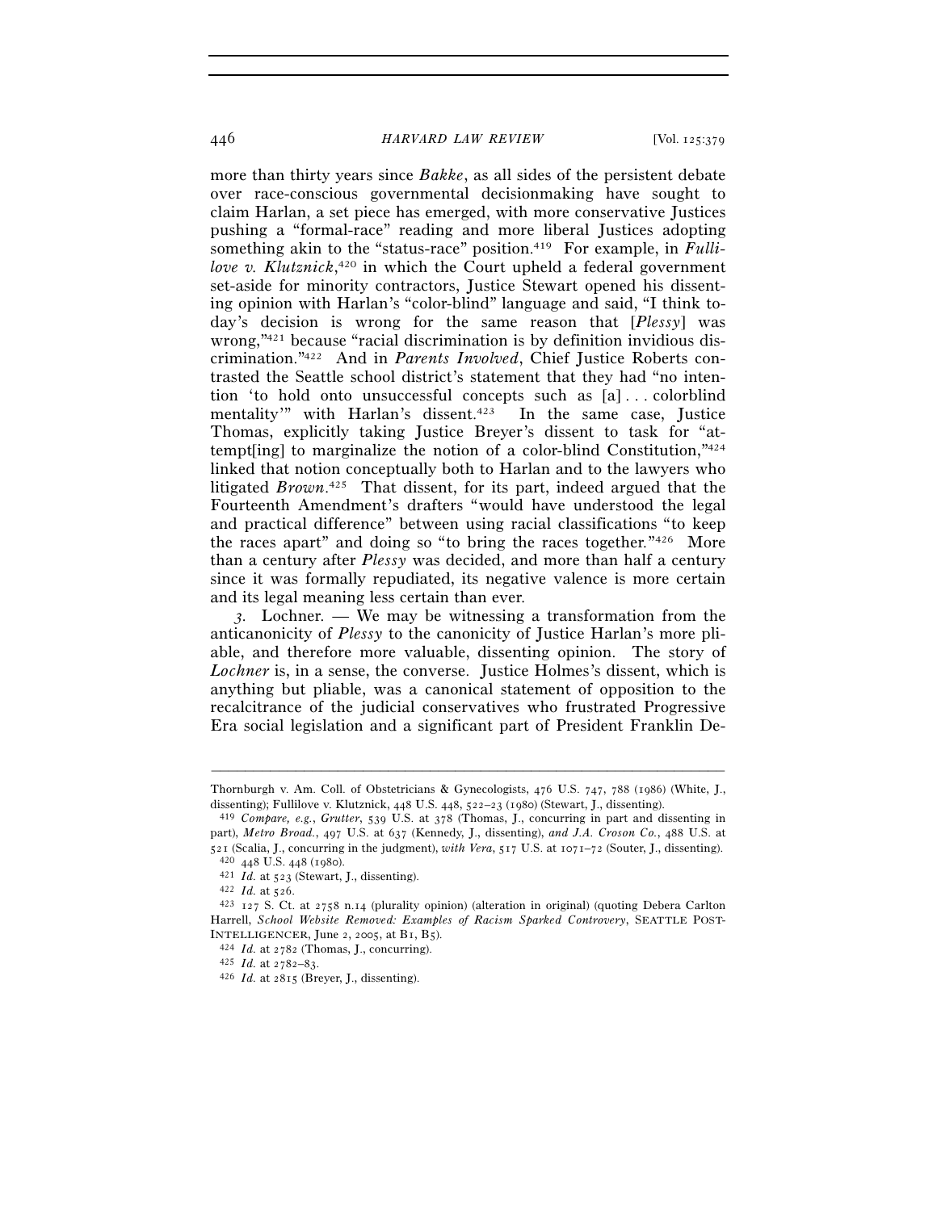more than thirty years since *Bakke*, as all sides of the persistent debate over race-conscious governmental decisionmaking have sought to claim Harlan, a set piece has emerged, with more conservative Justices pushing a "formal-race" reading and more liberal Justices adopting something akin to the "status-race" position.[419] For example, in *Fullilove v. Klutznick*,[420] in which the Court upheld a federal government set-aside for minority contractors, Justice Stewart opened his dissenting opinion with Harlan's "color-blind" language and said, "I think today's decision is wrong for the same reason that [*Plessy*] was wrong,"[421] because "racial discrimination is by definition invidious discrimination."[422] And in *Parents Involved*, Chief Justice Roberts contrasted the Seattle school district's statement that they had "no intention 'to hold onto unsuccessful concepts such as [a] . . . colorblind mentality'" with Harlan's dissent.[423] In the same case, Justice Thomas, explicitly taking Justice Breyer's dissent to task for "attempt[ing] to marginalize the notion of a color-blind Constitution,"[424] linked that notion conceptually both to Harlan and to the lawyers who litigated *Brown*.[425] That dissent, for its part, indeed argued that the Fourteenth Amendment's drafters "would have understood the legal and practical difference" between using racial classifications "to keep the races apart" and doing so "to bring the races together."[426] More than a century after *Plessy* was decided, and more than half a century since it was formally repudiated, its negative valence is more certain and its legal meaning less certain than ever.

*3. Lochner.* — We may be witnessing a transformation from the anticanonicity of *Plessy* to the canonicity of Justice Harlan's more pliable, and therefore more valuable, dissenting opinion. The story of *Lochner* is, in a sense, the converse. Justice Holmes's dissent, which is anything but pliable, was a canonical statement of opposition to the recalcitrance of the judicial conservatives who frustrated Progressive Era social legislation and a significant part of President Franklin De-

---

Thornburgh v. Am. Coll. of Obstetricians & Gynecologists, 476 U.S. 747, 788 (1986) (White, J., dissenting); Fullilove v. Klutznick, 448 U.S. 448, 522–23 (1980) (Stewart, J., dissenting).

[419] *Compare, e.g.*, *Grutter*, 539 U.S. at 378 (Thomas, J., concurring in part and dissenting in part), *Metro Broad.*, 497 U.S. at 637 (Kennedy, J., dissenting), *and J.A. Croson Co.*, 488 U.S. at 521 (Scalia, J., concurring in the judgment), *with Vera*, 517 U.S. at 1071–72 (Souter, J., dissenting).

[420] 448 U.S. 448 (1980).

[421] *Id.* at 523 (Stewart, J., dissenting).

[422] *Id.* at 526.

[423] 127 S. Ct. at 2758 n.14 (plurality opinion) (alteration in original) (quoting Debera Carlton Harrell, *School Website Removed: Examples of Racism Sparked Controversy*, SEATTLE POST-INTELLIGENCER, June 2, 2005, at B1, B5).

[424] *Id.* at 2782 (Thomas, J., concurring).

[425] *Id.* at 2782–83.

[426] *Id.* at 2815 (Breyer, J., dissenting).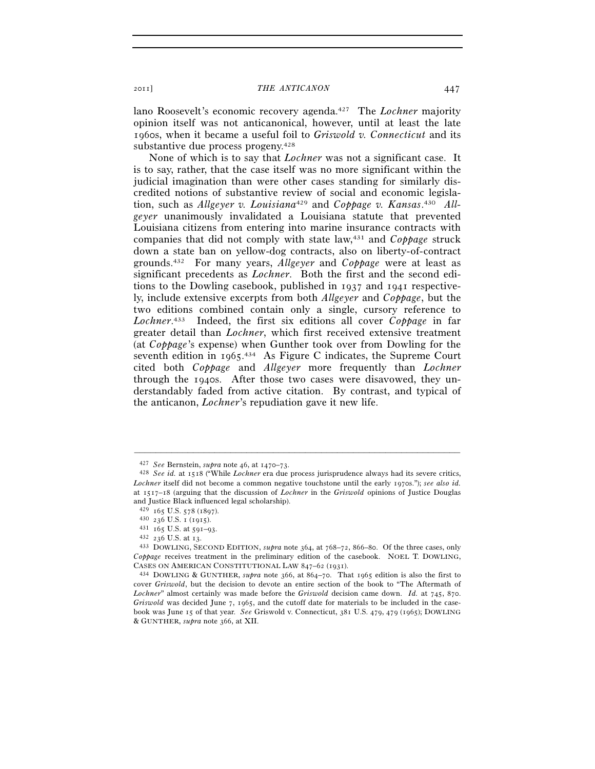lano Roosevelt's economic recovery agenda.[427] The *Lochner* majority opinion itself was not anticanonical, however, until at least the late 1960s, when it became a useful foil to *Griswold v. Connecticut* and its substantive due process progeny.[428]

None of which is to say that *Lochner* was not a significant case. It is to say, rather, that the case itself was no more significant within the judicial imagination than were other cases standing for similarly discredited notions of substantive review of social and economic legislation, such as *Allgeyer v. Louisiana*[429] and *Coppage v. Kansas*.[430] *Allgeyer* unanimously invalidated a Louisiana statute that prevented Louisiana citizens from entering into marine insurance contracts with companies that did not comply with state law,[431] and *Coppage* struck down a state ban on yellow-dog contracts, also on liberty-of-contract grounds.[432] For many years, *Allgeyer* and *Coppage* were at least as significant precedents as *Lochner*. Both the first and the second editions to the Dowling casebook, published in 1937 and 1941 respectively, include extensive excerpts from both *Allgeyer* and *Coppage*, but the two editions combined contain only a single, cursory reference to *Lochner*.[433] Indeed, the first six editions all cover *Coppage* in far greater detail than *Lochner*, which first received extensive treatment (at *Coppage*'s expense) when Gunther took over from Dowling for the seventh edition in 1965.[434] As Figure C indicates, the Supreme Court cited both *Coppage* and *Allgeyer* more frequently than *Lochner* through the 1940s. After those two cases were disavowed, they understandably faded from active citation. By contrast, and typical of the anticanon, *Lochner*'s repudiation gave it new life.

---

[427] *See* Bernstein, *supra* note 46, at 1470–73.

[428] *See id.* at 1518 ("While *Lochner* era due process jurisprudence always had its severe critics, *Lochner* itself did not become a common negative touchstone until the early 1970s."); *see also id.* at 1517–18 (arguing that the discussion of *Lochner* in the *Griswold* opinions of Justice Douglas and Justice Black influenced legal scholarship).

[429] 165 U.S. 578 (1897).

[430] 236 U.S. 1 (1915).

[431] 165 U.S. at 591–93.

[432] 236 U.S. at 13.

[433] DOWLING, SECOND EDITION, *supra* note 364, at 768–72, 866–80. Of the three cases, only *Coppage* receives treatment in the preliminary edition of the casebook. NOEL T. DOWLING, CASES ON AMERICAN CONSTITUTIONAL LAW 847–62 (1931).

[434] DOWLING & GUNTHER, *supra* note 366, at 864–70. That 1965 edition is also the first to cover *Griswold*, but the decision to devote an entire section of the book to "The Aftermath of *Lochner*" almost certainly was made before the *Griswold* decision came down. *Id.* at 745, 870. *Griswold* was decided June 7, 1965, and the cutoff date for materials to be included in the casebook was June 15 of that year. *See* Griswold v. Connecticut, 381 U.S. 479, 479 (1965); DOWLING & GUNTHER, *supra* note 366, at XII.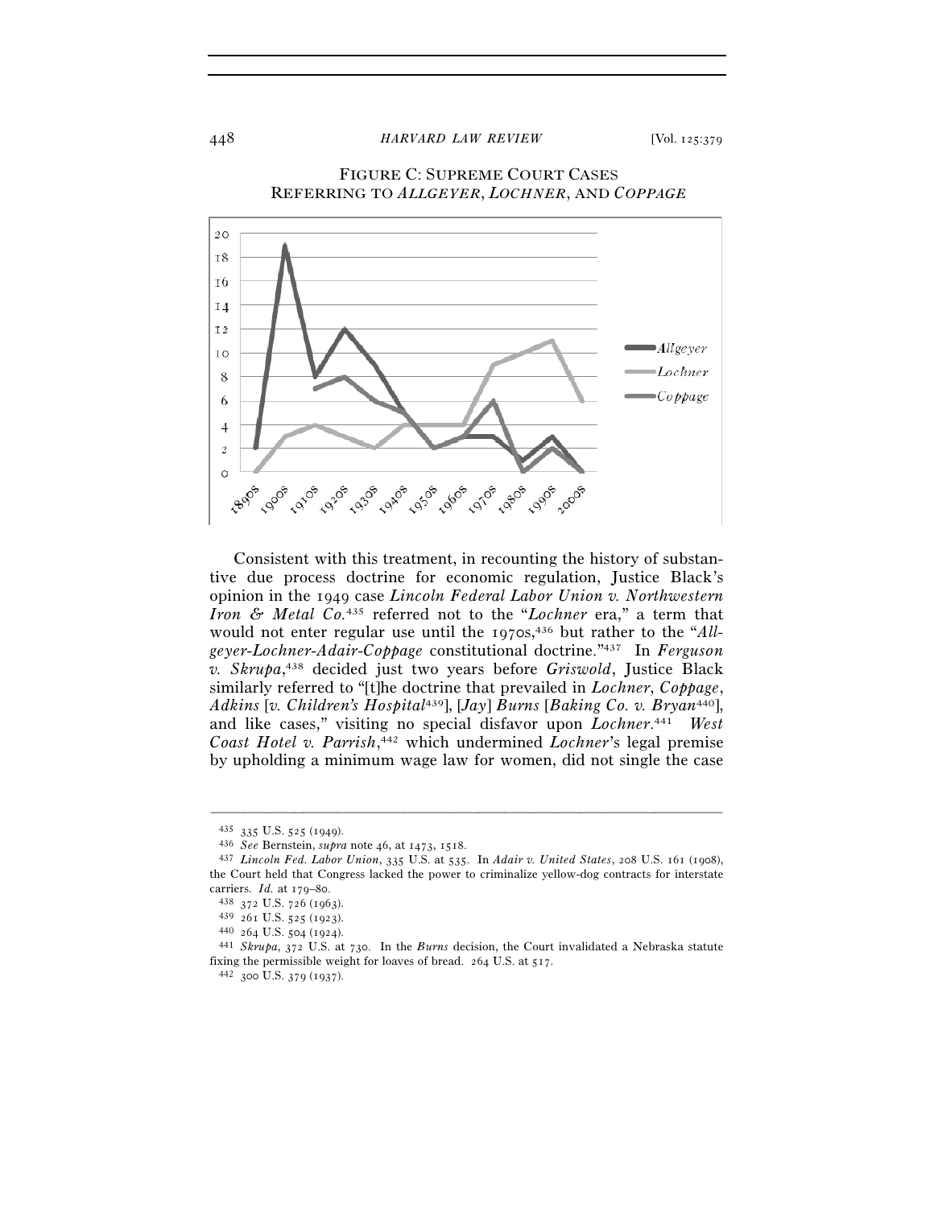FIGURE C: SUPREME COURT CASES REFERRING TO *ALLGEYER*, *LOCHNER*, AND *COPPAGE*

Consistent with this treatment, in recounting the history of substantive due process doctrine for economic regulation, Justice Black's opinion in the 1949 case *Lincoln Federal Labor Union v. Northwestern Iron & Metal Co.*[435] referred not to the "*Lochner* era," a term that would not enter regular use until the 1970s,[436] but rather to the "*Allgeyer-Lochner-Adair-Coppage* constitutional doctrine."[437] In *Ferguson v. Skrupa*,[438] decided just two years before *Griswold*, Justice Black similarly referred to "[t]he doctrine that prevailed in *Lochner*, *Coppage*, *Adkins* [*v. Children's Hospital*[439]], [*Jay*] *Burns* [*Baking Co. v. Bryan*[440]], and like cases," visiting no special disfavor upon *Lochner*.[441] *West Coast Hotel v. Parrish*,[442] which undermined *Lochner*'s legal premise by upholding a minimum wage law for women, did not single the case

---

[435] 335 U.S. 525 (1949).

[436] *See* Bernstein, *supra* note 46, at 1473, 1518.

[437] *Lincoln Fed. Labor Union*, 335 U.S. at 535. In *Adair v. United States*, 208 U.S. 161 (1908), the Court held that Congress lacked the power to criminalize yellow-dog contracts for interstate carriers. *Id.* at 179–80.

[438] 372 U.S. 726 (1963).

[439] 261 U.S. 525 (1923).

[440] 264 U.S. 504 (1924).

[441] *Skrupa*, 372 U.S. at 730. In the *Burns* decision, the Court invalidated a Nebraska statute fixing the permissible weight for loaves of bread. 264 U.S. at 517.

[442] 300 U.S. 379 (1937).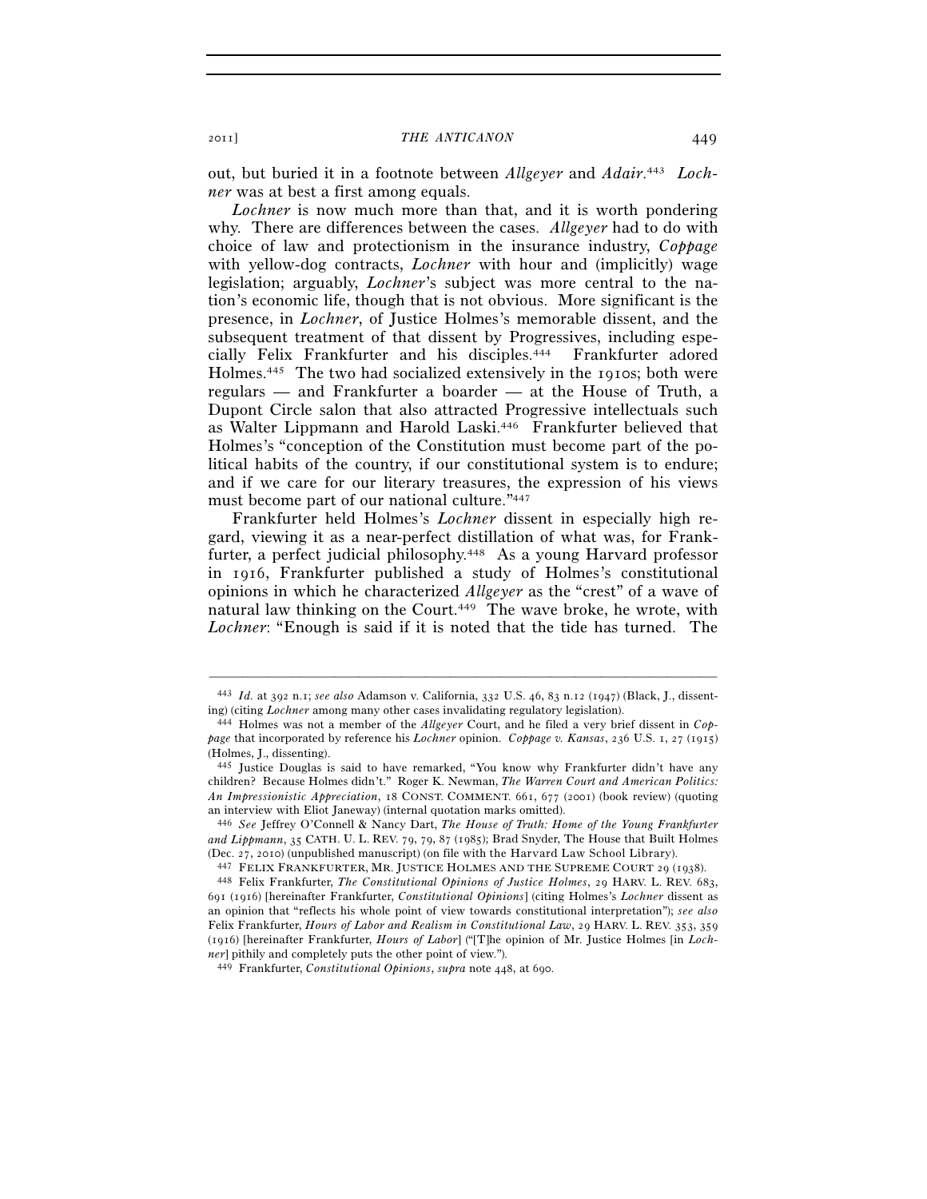out, but buried it in a footnote between *Allgeyer* and *Adair*.[443] *Lochner* was at best a first among equals.

*Lochner* is now much more than that, and it is worth pondering why. There are differences between the cases. *Allgeyer* had to do with choice of law and protectionism in the insurance industry, *Coppage* with yellow-dog contracts, *Lochner* with hour and (implicitly) wage legislation; arguably, *Lochner*'s subject was more central to the nation's economic life, though that is not obvious. More significant is the presence, in *Lochner*, of Justice Holmes's memorable dissent, and the subsequent treatment of that dissent by Progressives, including especially Felix Frankfurter and his disciples.[444] Frankfurter adored Holmes.[445] The two had socialized extensively in the 1910s; both were regulars — and Frankfurter a boarder — at the House of Truth, a Dupont Circle salon that also attracted Progressive intellectuals such as Walter Lippmann and Harold Laski.[446] Frankfurter believed that Holmes's "conception of the Constitution must become part of the political habits of the country, if our constitutional system is to endure; and if we care for our literary treasures, the expression of his views must become part of our national culture."[447]

Frankfurter held Holmes's *Lochner* dissent in especially high regard, viewing it as a near-perfect distillation of what was, for Frankfurter, a perfect judicial philosophy.[448] As a young Harvard professor in 1916, Frankfurter published a study of Holmes's constitutional opinions in which he characterized *Allgeyer* as the "crest" of a wave of natural law thinking on the Court.[449] The wave broke, he wrote, with *Lochner*: "Enough is said if it is noted that the tide has turned. The

---

[443] *Id.* at 392 n.1; *see also* Adamson v. California, 332 U.S. 46, 83 n.12 (1947) (Black, J., dissenting) (citing *Lochner* among many other cases invalidating regulatory legislation).

[444] Holmes was not a member of the *Allgeyer* Court, and he filed a very brief dissent in *Coppage* that incorporated by reference his *Lochner* opinion. *Coppage v. Kansas*, 236 U.S. 1, 27 (1915) (Holmes, J., dissenting).

[445] Justice Douglas is said to have remarked, "You know why Frankfurter didn't have any children? Because Holmes didn't." Roger K. Newman, *The Warren Court and American Politics: An Impressionistic Appreciation*, 18 CONST. COMMENT. 661, 677 (2001) (book review) (quoting an interview with Eliot Janeway) (internal quotation marks omitted).

[446] *See* Jeffrey O'Connell & Nancy Dart, *The House of Truth: Home of the Young Frankfurter and Lippmann*, 35 CATH. U. L. REV. 79, 79, 87 (1985); Brad Snyder, The House that Built Holmes (Dec. 27, 2010) (unpublished manuscript) (on file with the Harvard Law School Library).

[447] FELIX FRANKFURTER, MR. JUSTICE HOLMES AND THE SUPREME COURT 29 (1938).

[448] Felix Frankfurter, *The Constitutional Opinions of Justice Holmes*, 29 HARV. L. REV. 683, 691 (1916) [hereinafter Frankfurter, *Constitutional Opinions*] (citing Holmes's *Lochner* dissent as an opinion that "reflects his whole point of view towards constitutional interpretation"); *see also* Felix Frankfurter, *Hours of Labor and Realism in Constitutional Law*, 29 HARV. L. REV. 353, 359 (1916) [hereinafter Frankfurter, *Hours of Labor*] ("[T]he opinion of Mr. Justice Holmes [in *Lochner*] pithily and completely puts the other point of view.").

[449] Frankfurter, *Constitutional Opinions*, *supra* note 448, at 690.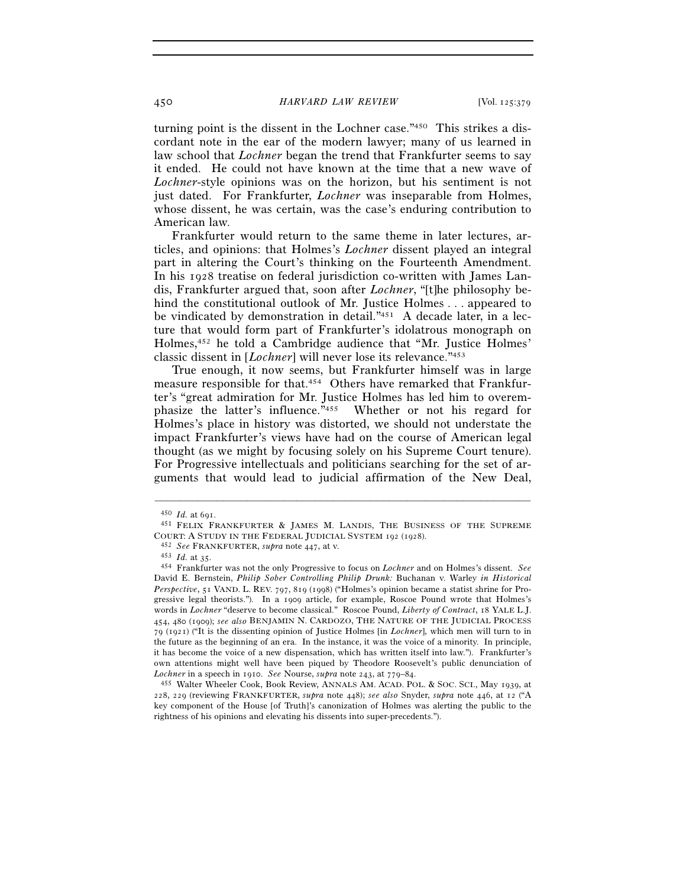turning point is the dissent in the Lochner case."[450] This strikes a discordant note in the ear of the modern lawyer; many of us learned in law school that *Lochner* began the trend that Frankfurter seems to say it ended. He could not have known at the time that a new wave of *Lochner*-style opinions was on the horizon, but his sentiment is not just dated. For Frankfurter, *Lochner* was inseparable from Holmes, whose dissent, he was certain, was the case's enduring contribution to American law.

Frankfurter would return to the same theme in later lectures, articles, and opinions: that Holmes's *Lochner* dissent played an integral part in altering the Court's thinking on the Fourteenth Amendment. In his 1928 treatise on federal jurisdiction co-written with James Landis, Frankfurter argued that, soon after *Lochner*, "[t]he philosophy behind the constitutional outlook of Mr. Justice Holmes . . . appeared to be vindicated by demonstration in detail."[451] A decade later, in a lecture that would form part of Frankfurter's idolatrous monograph on Holmes,[452] he told a Cambridge audience that "Mr. Justice Holmes' classic dissent in [*Lochner*] will never lose its relevance."[453]

True enough, it now seems, but Frankfurter himself was in large measure responsible for that.[454] Others have remarked that Frankfurter's "great admiration for Mr. Justice Holmes has led him to overemphasize the latter's influence."[455] Whether or not his regard for Holmes's place in history was distorted, we should not understate the impact Frankfurter's views have had on the course of American legal thought (as we might by focusing solely on his Supreme Court tenure). For Progressive intellectuals and politicians searching for the set of arguments that would lead to judicial affirmation of the New Deal,

---

[450] *Id.* at 691.

[451] FELIX FRANKFURTER & JAMES M. LANDIS, THE BUSINESS OF THE SUPREME COURT: A STUDY IN THE FEDERAL JUDICIAL SYSTEM 192 (1928).

[452] *See* FRANKFURTER, *supra* note 447, at v.

[453] *Id.* at 35.

[454] Frankfurter was not the only Progressive to focus on *Lochner* and on Holmes's dissent. *See* David E. Bernstein, *Philip Sober Controlling Philip Drunk:* Buchanan v. Warley *in Historical Perspective*, 51 VAND. L. REV. 797, 819 (1998) ("Holmes's opinion became a statist shrine for Progressive legal theorists."). In a 1909 article, for example, Roscoe Pound wrote that Holmes's words in *Lochner* "deserve to become classical." Roscoe Pound, *Liberty of Contract*, 18 YALE L.J. 454, 480 (1909); *see also* BENJAMIN N. CARDOZO, THE NATURE OF THE JUDICIAL PROCESS 79 (1921) ("It is the dissenting opinion of Justice Holmes [in *Lochner*], which men will turn to in the future as the beginning of an era. In the instance, it was the voice of a minority. In principle, it has become the voice of a new dispensation, which has written itself into law."). Frankfurter's own attentions might well have been piqued by Theodore Roosevelt's public denunciation of *Lochner* in a speech in 1910. *See* Nourse, *supra* note 243, at 779–84.

[455] Walter Wheeler Cook, Book Review, ANNALS AM. ACAD. POL. & SOC. SCI., May 1939, at 228, 229 (reviewing FRANKFURTER, *supra* note 448); *see also* Snyder, *supra* note 446, at 12 ("A key component of the House [of Truth]'s canonization of Holmes was alerting the public to the rightness of his opinions and elevating his dissents into super-precedents.").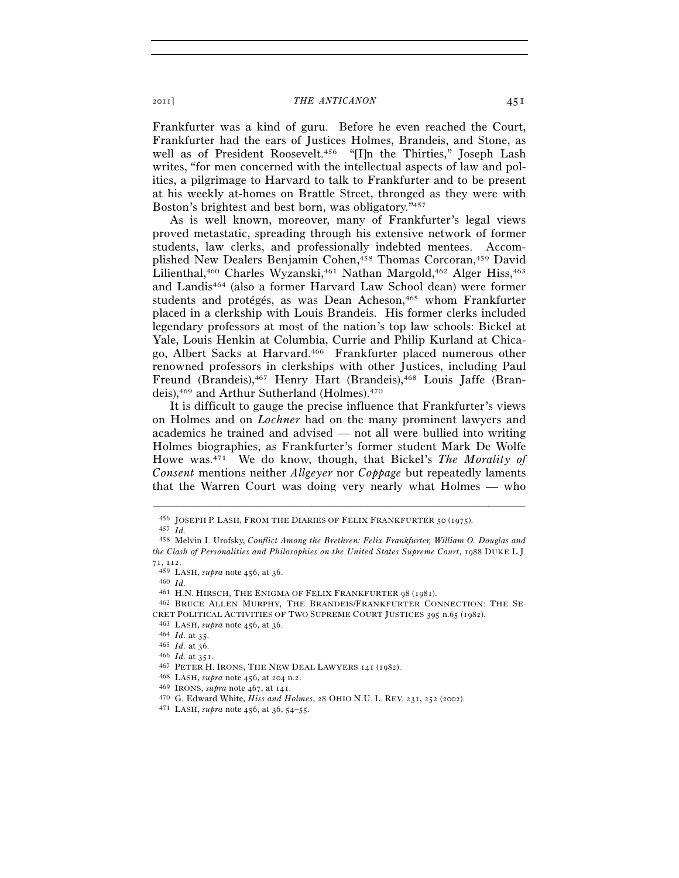Frankfurter was a kind of guru. Before he even reached the Court, Frankfurter had the ears of Justices Holmes, Brandeis, and Stone, as well as of President Roosevelt.[456] "[I]n the Thirties," Joseph Lash writes, "for men concerned with the intellectual aspects of law and politics, a pilgrimage to Harvard to talk to Frankfurter and to be present at his weekly at-homes on Brattle Street, thronged as they were with Boston's brightest and best born, was obligatory."[457]

As is well known, moreover, many of Frankfurter's legal views proved metastatic, spreading through his extensive network of former students, law clerks, and professionally indebted mentees. Accomplished New Dealers Benjamin Cohen,[458] Thomas Corcoran,[459] David Lilienthal,[460] Charles Wyzanski,[461] Nathan Margold,[462] Alger Hiss,[463] and Landis[464] (also a former Harvard Law School dean) were former students and protégés, as was Dean Acheson,[465] whom Frankfurter placed in a clerkship with Louis Brandeis. His former clerks included legendary professors at most of the nation's top law schools: Bickel at Yale, Louis Henkin at Columbia, Currie and Philip Kurland at Chicago, Albert Sacks at Harvard.[466] Frankfurter placed numerous other renowned professors in clerkships with other Justices, including Paul Freund (Brandeis),[467] Henry Hart (Brandeis),[468] Louis Jaffe (Brandeis),[469] and Arthur Sutherland (Holmes).[470]

It is difficult to gauge the precise influence that Frankfurter's views on Holmes and on *Lochner* had on the many prominent lawyers and academics he trained and advised — not all were bullied into writing Holmes biographies, as Frankfurter's former student Mark De Wolfe Howe was.[471] We do know, though, that Bickel's *The Morality of Consent* mentions neither *Allgeyer* nor *Coppage* but repeatedly laments that the Warren Court was doing very nearly what Holmes — who

---

[456] JOSEPH P. LASH, FROM THE DIARIES OF FELIX FRANKFURTER 50 (1975).

[457] *Id.*

[458] Melvin I. Urofsky, *Conflict Among the Brethren: Felix Frankfurter, William O. Douglas and the Clash of Personalities and Philosophies on the United States Supreme Court*, 1988 DUKE L.J. 71, 112.

[459] LASH, *supra* note 456, at 36.

[460] *Id.*

[461] H.N. HIRSCH, THE ENIGMA OF FELIX FRANKFURTER 98 (1981).

[462] BRUCE ALLEN MURPHY, THE BRANDEIS/FRANKFURTER CONNECTION: THE SECRET POLITICAL ACTIVITIES OF TWO SUPREME COURT JUSTICES 395 n.65 (1982).

[463] LASH, *supra* note 456, at 36.

[464] *Id.* at 35.

[465] *Id.* at 36.

[466] *Id.* at 351.

[467] PETER H. IRONS, THE NEW DEAL LAWYERS 141 (1982).

[468] LASH, *supra* note 456, at 204 n.2.

[469] IRONS, *supra* note 467, at 141.

[470] G. Edward White, *Hiss and Holmes*, 28 OHIO N.U. L. REV. 231, 252 (2002).

[471] LASH, *supra* note 456, at 36, 54–55.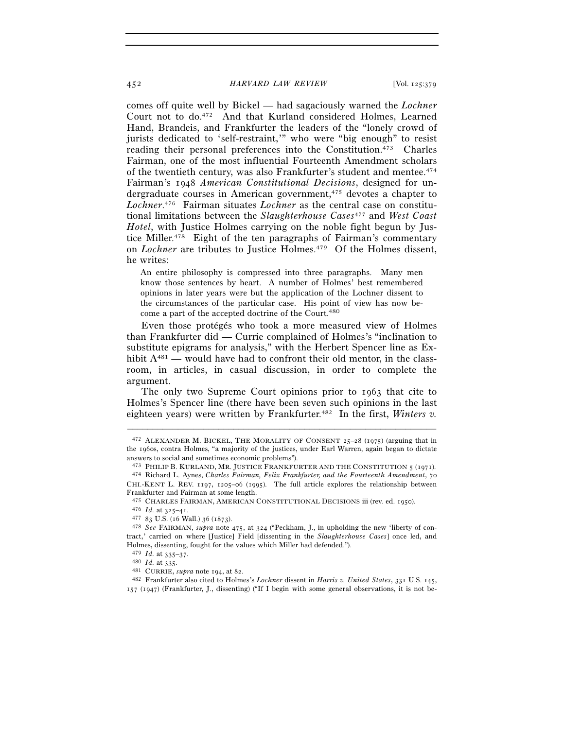comes off quite well by Bickel — had sagaciously warned the *Lochner* Court not to do.[472] And that Kurland considered Holmes, Learned Hand, Brandeis, and Frankfurter the leaders of the "lonely crowd of jurists dedicated to 'self-restraint,'" who were "big enough" to resist reading their personal preferences into the Constitution.[473] Charles Fairman, one of the most influential Fourteenth Amendment scholars of the twentieth century, was also Frankfurter's student and mentee.[474] Fairman's 1948 *American Constitutional Decisions*, designed for undergraduate courses in American government,[475] devotes a chapter to *Lochner*.[476] Fairman situates *Lochner* as the central case on constitutional limitations between the *Slaughterhouse Cases*[477] and *West Coast Hotel*, with Justice Holmes carrying on the noble fight begun by Justice Miller.[478] Eight of the ten paragraphs of Fairman's commentary on *Lochner* are tributes to Justice Holmes.[479] Of the Holmes dissent, he writes:

> An entire philosophy is compressed into three paragraphs. Many men know those sentences by heart. A number of Holmes' best remembered opinions in later years were but the application of the Lochner dissent to the circumstances of the particular case. His point of view has now become a part of the accepted doctrine of the Court.[480]

Even those protégés who took a more measured view of Holmes than Frankfurter did — Currie complained of Holmes's "inclination to substitute epigrams for analysis," with the Herbert Spencer line as Exhibit A[481] — would have had to confront their old mentor, in the classroom, in articles, in casual discussion, in order to complete the argument.

The only two Supreme Court opinions prior to 1963 that cite to Holmes's Spencer line (there have been seven such opinions in the last eighteen years) were written by Frankfurter.[482] In the first, *Winters v.*

---

[472] ALEXANDER M. BICKEL, THE MORALITY OF CONSENT 25–28 (1975) (arguing that in the 1960s, contra Holmes, "a majority of the justices, under Earl Warren, again began to dictate answers to social and sometimes economic problems").

[473] PHILIP B. KURLAND, MR. JUSTICE FRANKFURTER AND THE CONSTITUTION 5 (1971).

[474] Richard L. Aynes, *Charles Fairman, Felix Frankfurter, and the Fourteenth Amendment*, 70 CHI.-KENT L. REV. 1197, 1205–06 (1995). The full article explores the relationship between Frankfurter and Fairman at some length.

[475] CHARLES FAIRMAN, AMERICAN CONSTITUTIONAL DECISIONS iii (rev. ed. 1950).

[476] *Id.* at 325–41.

[477] 83 U.S. (16 Wall.) 36 (1873).

[478] *See* FAIRMAN, *supra* note 475, at 324 ("Peckham, J., in upholding the new 'liberty of contract,' carried on where [Justice] Field [dissenting in the *Slaughterhouse Cases*] once led, and Holmes, dissenting, fought for the values which Miller had defended.").

[479] *Id.* at 335–37.

[480] *Id.* at 335.

[481] CURRIE, *supra* note 194, at 82.

[482] Frankfurter also cited to Holmes's *Lochner* dissent in *Harris v. United States*, 331 U.S. 145, 157 (1947) (Frankfurter, J., dissenting) ("If I begin with some general observations, it is not be-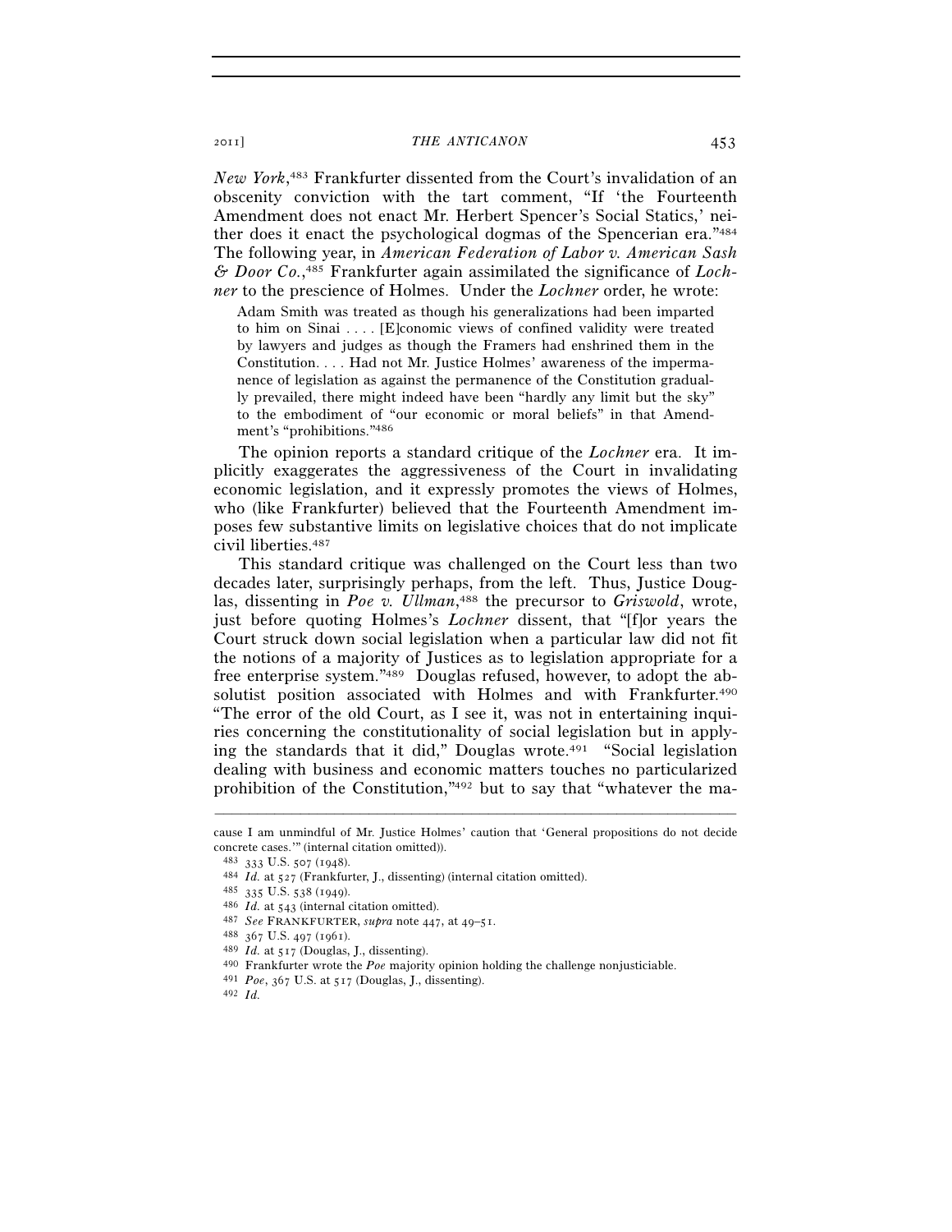*New York*,[483] Frankfurter dissented from the Court's invalidation of an obscenity conviction with the tart comment, "If 'the Fourteenth Amendment does not enact Mr. Herbert Spencer's Social Statics,' neither does it enact the psychological dogmas of the Spencerian era."[484] The following year, in *American Federation of Labor v. American Sash & Door Co.*,[485] Frankfurter again assimilated the significance of *Lochner* to the prescience of Holmes. Under the *Lochner* order, he wrote:

> Adam Smith was treated as though his generalizations had been imparted to him on Sinai . . . . [E]conomic views of confined validity were treated by lawyers and judges as though the Framers had enshrined them in the Constitution. . . . Had not Mr. Justice Holmes' awareness of the impermanence of legislation as against the permanence of the Constitution gradually prevailed, there might indeed have been "hardly any limit but the sky" to the embodiment of "our economic or moral beliefs" in that Amendment's "prohibitions."[486]

The opinion reports a standard critique of the *Lochner* era. It implicitly exaggerates the aggressiveness of the Court in invalidating economic legislation, and it expressly promotes the views of Holmes, who (like Frankfurter) believed that the Fourteenth Amendment imposes few substantive limits on legislative choices that do not implicate civil liberties.[487]

This standard critique was challenged on the Court less than two decades later, surprisingly perhaps, from the left. Thus, Justice Douglas, dissenting in *Poe v. Ullman*,[488] the precursor to *Griswold*, wrote, just before quoting Holmes's *Lochner* dissent, that "[f]or years the Court struck down social legislation when a particular law did not fit the notions of a majority of Justices as to legislation appropriate for a free enterprise system."[489] Douglas refused, however, to adopt the absolutist position associated with Holmes and with Frankfurter.[490] "The error of the old Court, as I see it, was not in entertaining inquiries concerning the constitutionality of social legislation but in applying the standards that it did," Douglas wrote.[491] "Social legislation dealing with business and economic matters touches no particularized prohibition of the Constitution,"[492] but to say that "whatever the ma-

---

cause I am unmindful of Mr. Justice Holmes' caution that 'General propositions do not decide concrete cases.'" (internal citation omitted)).

[483] 333 U.S. 507 (1948).

[484] *Id.* at 527 (Frankfurter, J., dissenting) (internal citation omitted).

[485] 335 U.S. 538 (1949).

[486] *Id.* at 543 (internal citation omitted).

[487] *See* FRANKFURTER, *supra* note 447, at 49–51.

[488] 367 U.S. 497 (1961).

[489] *Id.* at 517 (Douglas, J., dissenting).

[490] Frankfurter wrote the *Poe* majority opinion holding the challenge nonjusticiable.

[491] *Poe*, 367 U.S. at 517 (Douglas, J., dissenting).

[492] *Id.*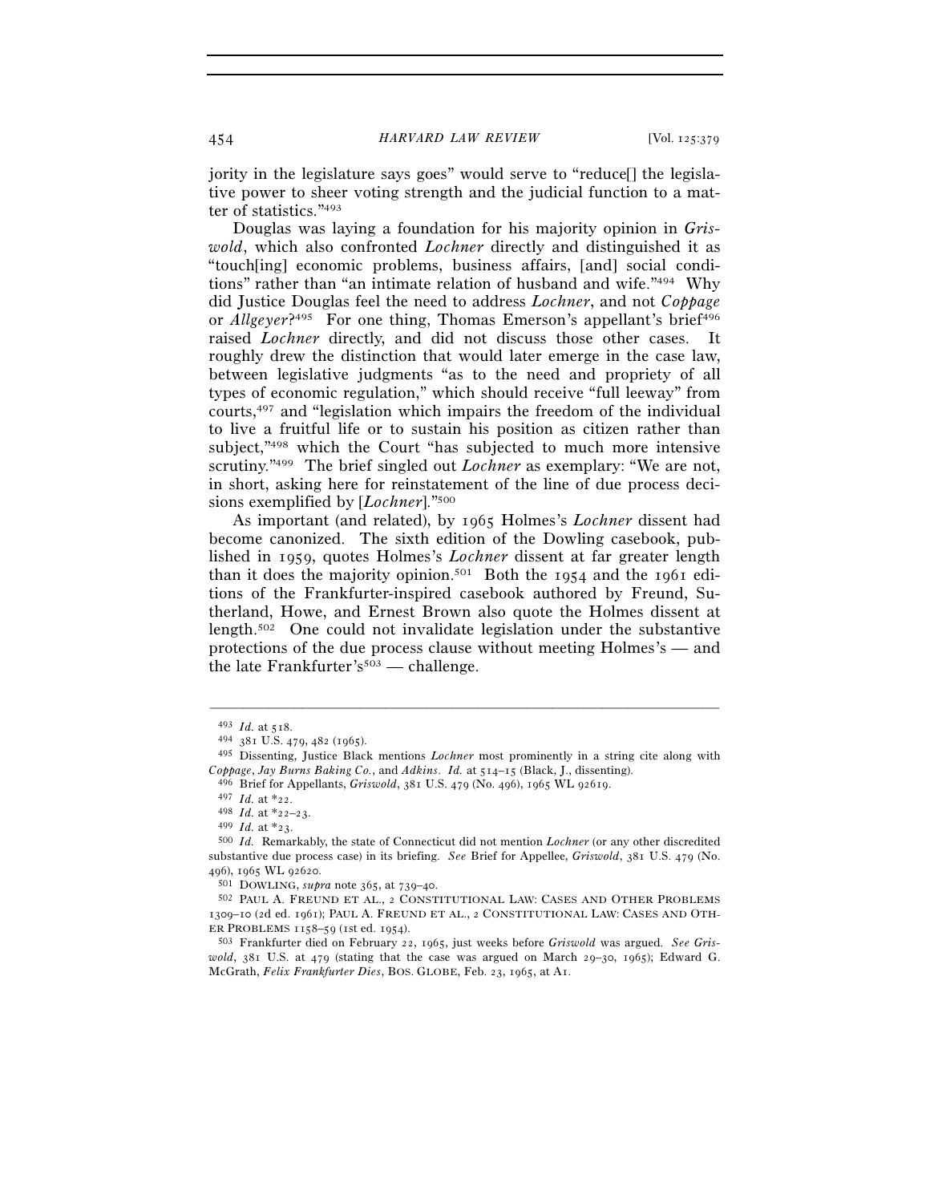jority in the legislature says goes" would serve to "reduce[] the legislative power to sheer voting strength and the judicial function to a matter of statistics."[493]

Douglas was laying a foundation for his majority opinion in *Griswold*, which also confronted *Lochner* directly and distinguished it as "touch[ing] economic problems, business affairs, [and] social conditions" rather than "an intimate relation of husband and wife."[494] Why did Justice Douglas feel the need to address *Lochner*, and not *Coppage* or *Allgeyer*?[495] For one thing, Thomas Emerson's appellant's brief[496] raised *Lochner* directly, and did not discuss those other cases. It roughly drew the distinction that would later emerge in the case law, between legislative judgments "as to the need and propriety of all types of economic regulation," which should receive "full leeway" from courts,[497] and "legislation which impairs the freedom of the individual to live a fruitful life or to sustain his position as citizen rather than subject,"[498] which the Court "has subjected to much more intensive scrutiny."[499] The brief singled out *Lochner* as exemplary: "We are not, in short, asking here for reinstatement of the line of due process decisions exemplified by [*Lochner*]."[500]

As important (and related), by 1965 Holmes's *Lochner* dissent had become canonized. The sixth edition of the Dowling casebook, published in 1959, quotes Holmes's *Lochner* dissent at far greater length than it does the majority opinion.[501] Both the 1954 and the 1961 editions of the Frankfurter-inspired casebook authored by Freund, Sutherland, Howe, and Ernest Brown also quote the Holmes dissent at length.[502] One could not invalidate legislation under the substantive protections of the due process clause without meeting Holmes's — and the late Frankfurter's[503] — challenge.

---

[493] *Id.* at 518.

[494] 381 U.S. 479, 482 (1965).

[495] Dissenting, Justice Black mentions *Lochner* most prominently in a string cite along with *Coppage*, *Jay Burns Baking Co.*, and *Adkins*. *Id.* at 514–15 (Black, J., dissenting).

[496] Brief for Appellants, *Griswold*, 381 U.S. 479 (No. 496), 1965 WL 92619.

[497] *Id.* at *22.

[498] *Id.* at *22–23.

[499] *Id.* at *23.

[500] *Id.* Remarkably, the state of Connecticut did not mention *Lochner* (or any other discredited substantive due process case) in its briefing. *See* Brief for Appellee, *Griswold*, 381 U.S. 479 (No. 496), 1965 WL 92620.

[501] DOWLING, *supra* note 365, at 739–40.

[502] PAUL A. FREUND ET AL., 2 CONSTITUTIONAL LAW: CASES AND OTHER PROBLEMS 1309–10 (2d ed. 1961); PAUL A. FREUND ET AL., 2 CONSTITUTIONAL LAW: CASES AND OTHER PROBLEMS 1158–59 (1st ed. 1954).

[503] Frankfurter died on February 22, 1965, just weeks before *Griswold* was argued. *See Griswold*, 381 U.S. at 479 (stating that the case was argued on March 29–30, 1965); Edward G. McGrath, *Felix Frankfurter Dies*, BOS. GLOBE, Feb. 23, 1965, at A1.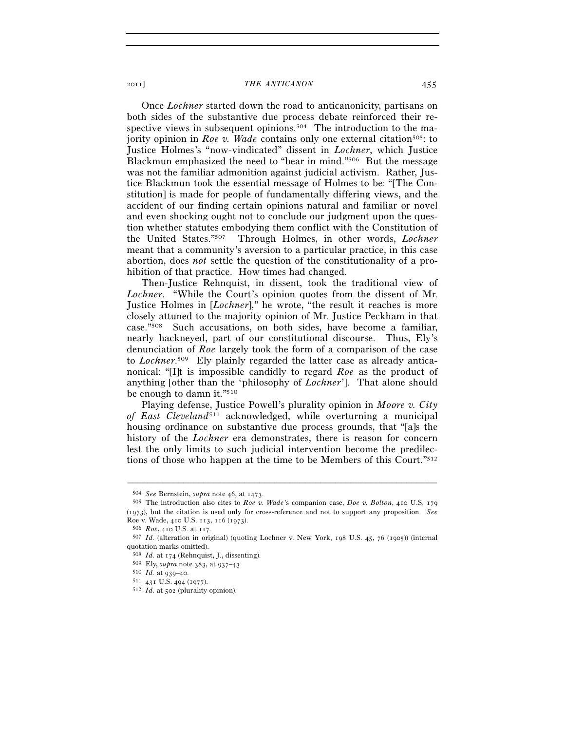Once *Lochner* started down the road to anticanonicity, partisans on both sides of the substantive due process debate reinforced their respective views in subsequent opinions.[504] The introduction to the majority opinion in *Roe v. Wade* contains only one external citation[505]: to Justice Holmes's "now-vindicated" dissent in *Lochner*, which Justice Blackmun emphasized the need to "bear in mind."[506] But the message was not the familiar admonition against judicial activism. Rather, Justice Blackmun took the essential message of Holmes to be: "[The Constitution] is made for people of fundamentally differing views, and the accident of our finding certain opinions natural and familiar or novel and even shocking ought not to conclude our judgment upon the question whether statutes embodying them conflict with the Constitution of the United States."[507] Through Holmes, in other words, *Lochner* meant that a community's aversion to a particular practice, in this case abortion, does *not* settle the question of the constitutionality of a prohibition of that practice. How times had changed.

Then-Justice Rehnquist, in dissent, took the traditional view of *Lochner*. "While the Court's opinion quotes from the dissent of Mr. Justice Holmes in [*Lochner*]," he wrote, "the result it reaches is more closely attuned to the majority opinion of Mr. Justice Peckham in that case."[508] Such accusations, on both sides, have become a familiar, nearly hackneyed, part of our constitutional discourse. Thus, Ely's denunciation of *Roe* largely took the form of a comparison of the case to *Lochner*.[509] Ely plainly regarded the latter case as already anticanonical: "[I]t is impossible candidly to regard *Roe* as the product of anything [other than the 'philosophy of *Lochner*']. That alone should be enough to damn it."[510]

Playing defense, Justice Powell's plurality opinion in *Moore v. City of East Cleveland*[511] acknowledged, while overturning a municipal housing ordinance on substantive due process grounds, that "[a]s the history of the *Lochner* era demonstrates, there is reason for concern lest the only limits to such judicial intervention become the predilections of those who happen at the time to be Members of this Court."[512]

---

[504] *See* Bernstein, *supra* note 46, at 1473.

[505] The introduction also cites to *Roe v. Wade*'s companion case, *Doe v. Bolton*, 410 U.S. 179 (1973), but the citation is used only for cross-reference and not to support any proposition. *See* Roe v. Wade, 410 U.S. 113, 116 (1973).

[506] *Roe*, 410 U.S. at 117.

[507] *Id.* (alteration in original) (quoting Lochner v. New York, 198 U.S. 45, 76 (1905)) (internal quotation marks omitted).

[508] *Id.* at 174 (Rehnquist, J., dissenting).

[509] Ely, *supra* note 383, at 937–43.

[510] *Id.* at 939–40.

[511] 431 U.S. 494 (1977).

[512] *Id.* at 502 (plurality opinion).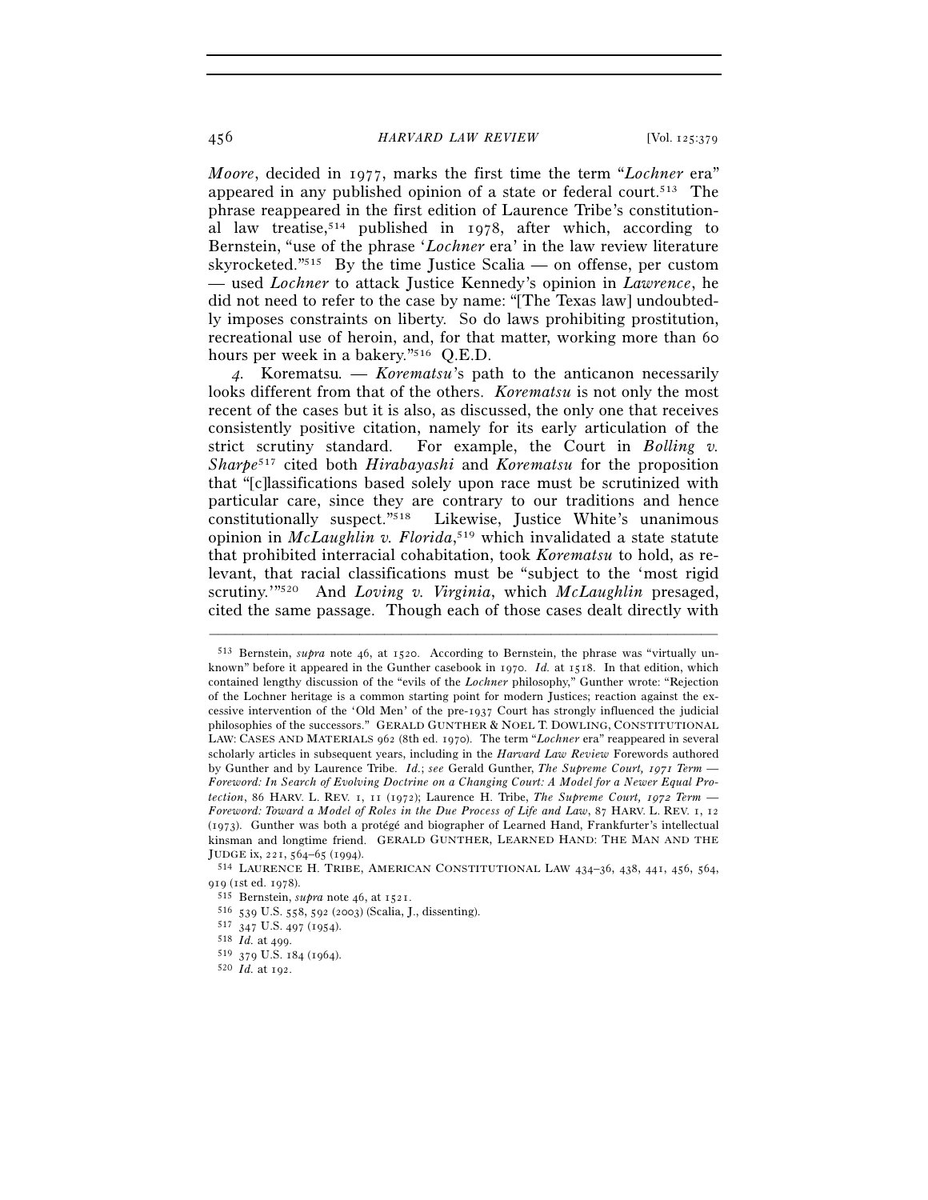*Moore*, decided in 1977, marks the first time the term "*Lochner* era" appeared in any published opinion of a state or federal court.[513] The phrase reappeared in the first edition of Laurence Tribe's constitutional law treatise,[514] published in 1978, after which, according to Bernstein, "use of the phrase '*Lochner* era' in the law review literature skyrocketed."[515] By the time Justice Scalia — on offense, per custom — used *Lochner* to attack Justice Kennedy's opinion in *Lawrence*, he did not need to refer to the case by name: "[The Texas law] undoubtedly imposes constraints on liberty. So do laws prohibiting prostitution, recreational use of heroin, and, for that matter, working more than 60 hours per week in a bakery."[516] Q.E.D.

*4.* Korematsu*.* — *Korematsu*'s path to the anticanon necessarily looks different from that of the others. *Korematsu* is not only the most recent of the cases but it is also, as discussed, the only one that receives consistently positive citation, namely for its early articulation of the strict scrutiny standard. For example, the Court in *Bolling v. Sharpe*[517] cited both *Hirabayashi* and *Korematsu* for the proposition that "[c]lassifications based solely upon race must be scrutinized with particular care, since they are contrary to our traditions and hence constitutionally suspect."[518] Likewise, Justice White's unanimous opinion in *McLaughlin v. Florida*,[519] which invalidated a state statute that prohibited interracial cohabitation, took *Korematsu* to hold, as relevant, that racial classifications must be "subject to the 'most rigid scrutiny.'"[520] And *Loving v. Virginia*, which *McLaughlin* presaged, cited the same passage. Though each of those cases dealt directly with

---

[513] Bernstein, *supra* note 46, at 1520. According to Bernstein, the phrase was "virtually unknown" before it appeared in the Gunther casebook in 1970. *Id.* at 1518. In that edition, which contained lengthy discussion of the "evils of the *Lochner* philosophy," Gunther wrote: "Rejection of the Lochner heritage is a common starting point for modern Justices; reaction against the excessive intervention of the 'Old Men' of the pre-1937 Court has strongly influenced the judicial philosophies of the successors." GERALD GUNTHER & NOEL T. DOWLING, CONSTITUTIONAL LAW: CASES AND MATERIALS 962 (8th ed. 1970). The term "*Lochner* era" reappeared in several scholarly articles in subsequent years, including in the *Harvard Law Review* Forewords authored by Gunther and by Laurence Tribe. *Id.*; *see* Gerald Gunther, *The Supreme Court, 1971 Term — Foreword: In Search of Evolving Doctrine on a Changing Court: A Model for a Newer Equal Protection*, 86 HARV. L. REV. 1, 11 (1972); Laurence H. Tribe, *The Supreme Court, 1972 Term — Foreword: Toward a Model of Roles in the Due Process of Life and Law*, 87 HARV. L. REV. 1, 12 (1973). Gunther was both a protégé and biographer of Learned Hand, Frankfurter's intellectual kinsman and longtime friend. GERALD GUNTHER, LEARNED HAND: THE MAN AND THE JUDGE ix, 221, 564–65 (1994).

[514] LAURENCE H. TRIBE, AMERICAN CONSTITUTIONAL LAW 434–36, 438, 441, 456, 564, 919 (1st ed. 1978).

[515] Bernstein, *supra* note 46, at 1521.

[516] 539 U.S. 558, 592 (2003) (Scalia, J., dissenting).

[517] 347 U.S. 497 (1954).

[518] *Id.* at 499.

[519] 379 U.S. 184 (1964).

[520] *Id.* at 192.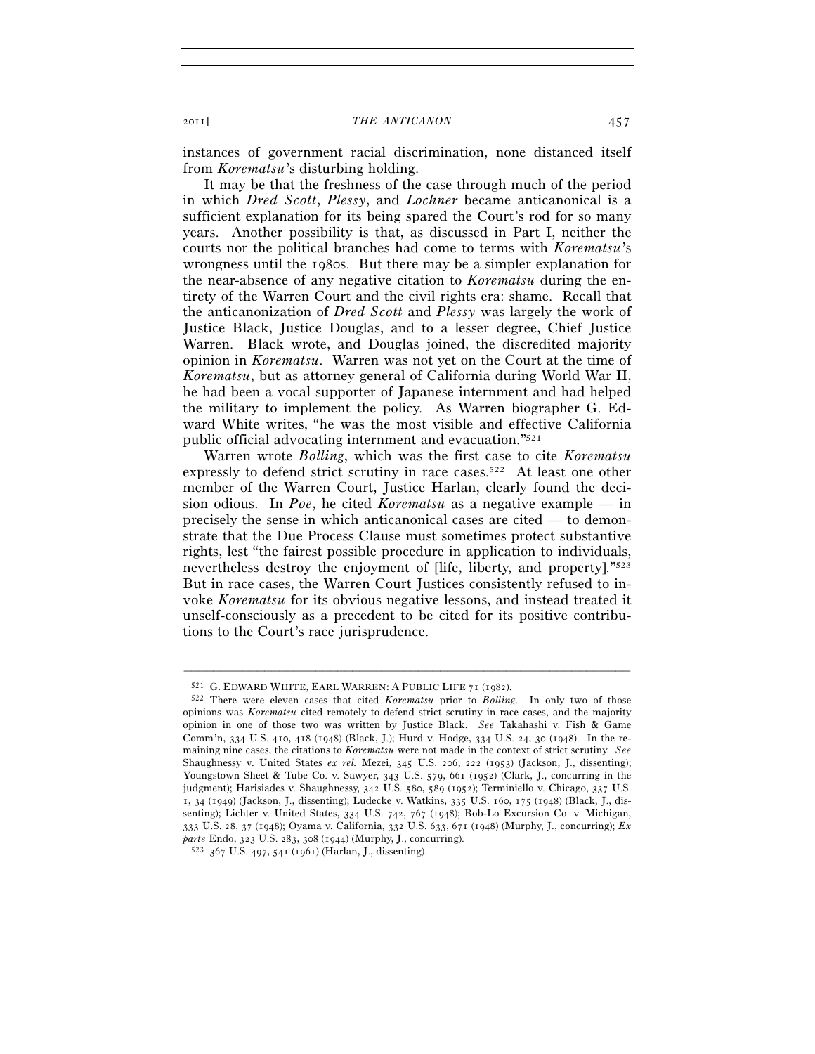instances of government racial discrimination, none distanced itself from *Korematsu*'s disturbing holding.

It may be that the freshness of the case through much of the period in which *Dred Scott*, *Plessy*, and *Lochner* became anticanonical is a sufficient explanation for its being spared the Court's rod for so many years. Another possibility is that, as discussed in Part I, neither the courts nor the political branches had come to terms with *Korematsu*'s wrongness until the 1980s. But there may be a simpler explanation for the near-absence of any negative citation to *Korematsu* during the entirety of the Warren Court and the civil rights era: shame. Recall that the anticanonization of *Dred Scott* and *Plessy* was largely the work of Justice Black, Justice Douglas, and to a lesser degree, Chief Justice Warren. Black wrote, and Douglas joined, the discredited majority opinion in *Korematsu*. Warren was not yet on the Court at the time of *Korematsu*, but as attorney general of California during World War II, he had been a vocal supporter of Japanese internment and had helped the military to implement the policy. As Warren biographer G. Edward White writes, "he was the most visible and effective California public official advocating internment and evacuation."[521]

Warren wrote *Bolling*, which was the first case to cite *Korematsu* expressly to defend strict scrutiny in race cases.[522] At least one other member of the Warren Court, Justice Harlan, clearly found the decision odious. In *Poe*, he cited *Korematsu* as a negative example — in precisely the sense in which anticanonical cases are cited — to demonstrate that the Due Process Clause must sometimes protect substantive rights, lest "the fairest possible procedure in application to individuals, nevertheless destroy the enjoyment of [life, liberty, and property]."[523] But in race cases, the Warren Court Justices consistently refused to invoke *Korematsu* for its obvious negative lessons, and instead treated it unself-consciously as a precedent to be cited for its positive contributions to the Court's race jurisprudence.

---

[521] G. EDWARD WHITE, EARL WARREN: A PUBLIC LIFE 71 (1982).

[522] There were eleven cases that cited *Korematsu* prior to *Bolling*. In only two of those opinions was *Korematsu* cited remotely to defend strict scrutiny in race cases, and the majority opinion in one of those two was written by Justice Black. *See* Takahashi v. Fish & Game Comm'n, 334 U.S. 410, 418 (1948) (Black, J.); Hurd v. Hodge, 334 U.S. 24, 30 (1948). In the remaining nine cases, the citations to *Korematsu* were not made in the context of strict scrutiny. *See* Shaughnessy v. United States *ex rel.* Mezei, 345 U.S. 206, 222 (1953) (Jackson, J., dissenting); Youngstown Sheet & Tube Co. v. Sawyer, 343 U.S. 579, 661 (1952) (Clark, J., concurring in the judgment); Harisiades v. Shaughnessy, 342 U.S. 580, 589 (1952); Terminiello v. Chicago, 337 U.S. 1, 34 (1949) (Jackson, J., dissenting); Ludecke v. Watkins, 335 U.S. 160, 175 (1948) (Black, J., dissenting); Lichter v. United States, 334 U.S. 742, 767 (1948); Bob-Lo Excursion Co. v. Michigan, 333 U.S. 28, 37 (1948); Oyama v. California, 332 U.S. 633, 671 (1948) (Murphy, J., concurring); *Ex parte* Endo, 323 U.S. 283, 308 (1944) (Murphy, J., concurring).

[523] 367 U.S. 497, 541 (1961) (Harlan, J., dissenting).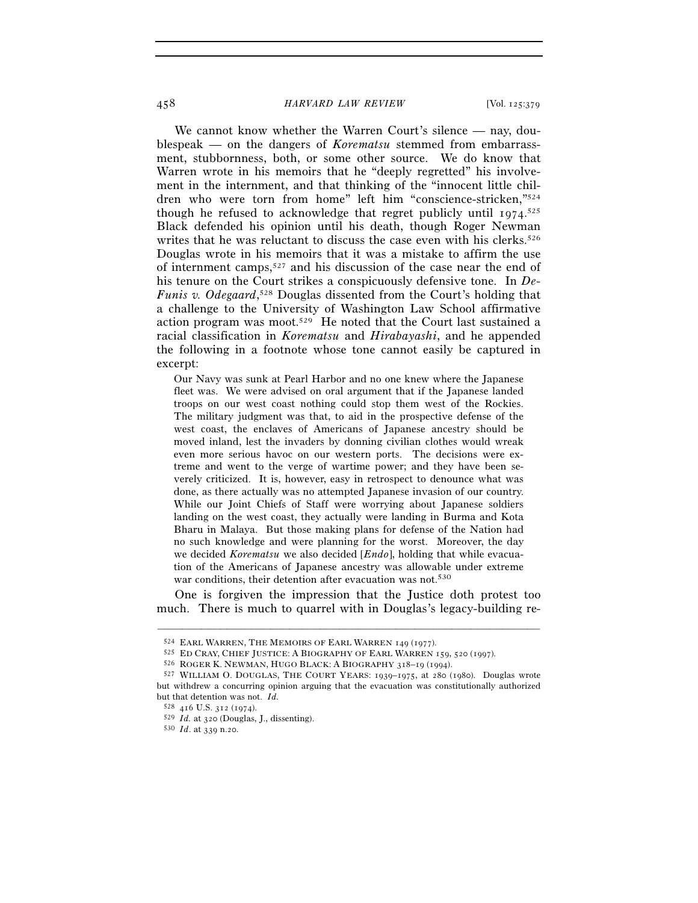We cannot know whether the Warren Court's silence — nay, doublespeak — on the dangers of *Korematsu* stemmed from embarrassment, stubbornness, both, or some other source. We do know that Warren wrote in his memoirs that he "deeply regretted" his involvement in the internment, and that thinking of the "innocent little children who were torn from home" left him "conscience-stricken,"[524] though he refused to acknowledge that regret publicly until 1974.[525] Black defended his opinion until his death, though Roger Newman writes that he was reluctant to discuss the case even with his clerks.[526] Douglas wrote in his memoirs that it was a mistake to affirm the use of internment camps,[527] and his discussion of the case near the end of his tenure on the Court strikes a conspicuously defensive tone. In *DeFunis v. Odegaard*,[528] Douglas dissented from the Court's holding that a challenge to the University of Washington Law School affirmative action program was moot.[529] He noted that the Court last sustained a racial classification in *Korematsu* and *Hirabayashi*, and he appended the following in a footnote whose tone cannot easily be captured in excerpt:

> Our Navy was sunk at Pearl Harbor and no one knew where the Japanese fleet was. We were advised on oral argument that if the Japanese landed troops on our west coast nothing could stop them west of the Rockies. The military judgment was that, to aid in the prospective defense of the west coast, the enclaves of Americans of Japanese ancestry should be moved inland, lest the invaders by donning civilian clothes would wreak even more serious havoc on our western ports. The decisions were extreme and went to the verge of wartime power; and they have been severely criticized. It is, however, easy in retrospect to denounce what was done, as there actually was no attempted Japanese invasion of our country. While our Joint Chiefs of Staff were worrying about Japanese soldiers landing on the west coast, they actually were landing in Burma and Kota Bharu in Malaya. But those making plans for defense of the Nation had no such knowledge and were planning for the worst. Moreover, the day we decided *Korematsu* we also decided [*Endo*], holding that while evacuation of the Americans of Japanese ancestry was allowable under extreme war conditions, their detention after evacuation was not.[530]

One is forgiven the impression that the Justice doth protest too much. There is much to quarrel with in Douglas's legacy-building re-

---

[524] EARL WARREN, THE MEMOIRS OF EARL WARREN 149 (1977).

[525] ED CRAY, CHIEF JUSTICE: A BIOGRAPHY OF EARL WARREN 159, 520 (1997).

[526] ROGER K. NEWMAN, HUGO BLACK: A BIOGRAPHY 318–19 (1994).

[527] WILLIAM O. DOUGLAS, THE COURT YEARS: 1939–1975, at 280 (1980). Douglas wrote but withdrew a concurring opinion arguing that the evacuation was constitutionally authorized but that detention was not. *Id.*

[528] 416 U.S. 312 (1974).

[529] *Id.* at 320 (Douglas, J., dissenting).

[530] *Id*. at 339 n.20.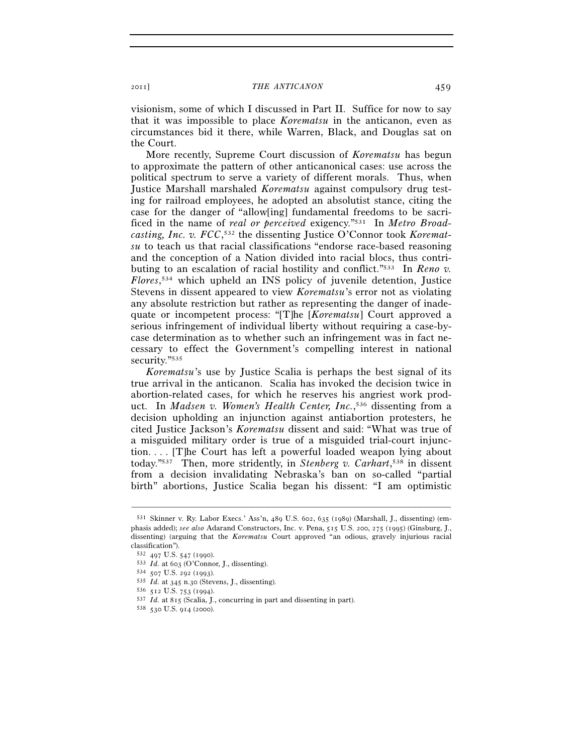visionism, some of which I discussed in Part II. Suffice for now to say that it was impossible to place *Korematsu* in the anticanon, even as circumstances bid it there, while Warren, Black, and Douglas sat on the Court.

More recently, Supreme Court discussion of *Korematsu* has begun to approximate the pattern of other anticanonical cases: use across the political spectrum to serve a variety of different morals. Thus, when Justice Marshall marshaled *Korematsu* against compulsory drug testing for railroad employees, he adopted an absolutist stance, citing the case for the danger of "allow[ing] fundamental freedoms to be sacrificed in the name of *real or perceived* exigency."[531] In *Metro Broadcasting, Inc. v. FCC*,[532] the dissenting Justice O'Connor took *Korematsu* to teach us that racial classifications "endorse race-based reasoning and the conception of a Nation divided into racial blocs, thus contributing to an escalation of racial hostility and conflict."[533] In *Reno v. Flores*,[534] which upheld an INS policy of juvenile detention, Justice Stevens in dissent appeared to view *Korematsu*'s error not as violating any absolute restriction but rather as representing the danger of inadequate or incompetent process: "[T]he [*Korematsu*] Court approved a serious infringement of individual liberty without requiring a case-by-case determination as to whether such an infringement was in fact necessary to effect the Government's compelling interest in national security."[535]

*Korematsu*'s use by Justice Scalia is perhaps the best signal of its true arrival in the anticanon. Scalia has invoked the decision twice in abortion-related cases, for which he reserves his angriest work product. In *Madsen v. Women's Health Center, Inc.*,[536] dissenting from a decision upholding an injunction against antiabortion protesters, he cited Justice Jackson's *Korematsu* dissent and said: "What was true of a misguided military order is true of a misguided trial-court injunction. . . . [T]he Court has left a powerful loaded weapon lying about today."[537] Then, more stridently, in *Stenberg v. Carhart*,[538] in dissent from a decision invalidating Nebraska's ban on so-called "partial birth" abortions, Justice Scalia began his dissent: "I am optimistic

---

[531] Skinner v. Ry. Labor Execs.' Ass'n, 489 U.S. 602, 635 (1989) (Marshall, J., dissenting) (emphasis added); *see also* Adarand Constructors, Inc. v. Pena, 515 U.S. 200, 275 (1995) (Ginsburg, J., dissenting) (arguing that the *Korematsu* Court approved "an odious, gravely injurious racial classification").

[532] 497 U.S. 547 (1990).

[533] *Id.* at 603 (O'Connor, J., dissenting).

[534] 507 U.S. 292 (1993).

[535] *Id.* at 345 n.30 (Stevens, J., dissenting).

[536] 512 U.S. 753 (1994).

[537] *Id.* at 815 (Scalia, J., concurring in part and dissenting in part).

[538] 530 U.S. 914 (2000).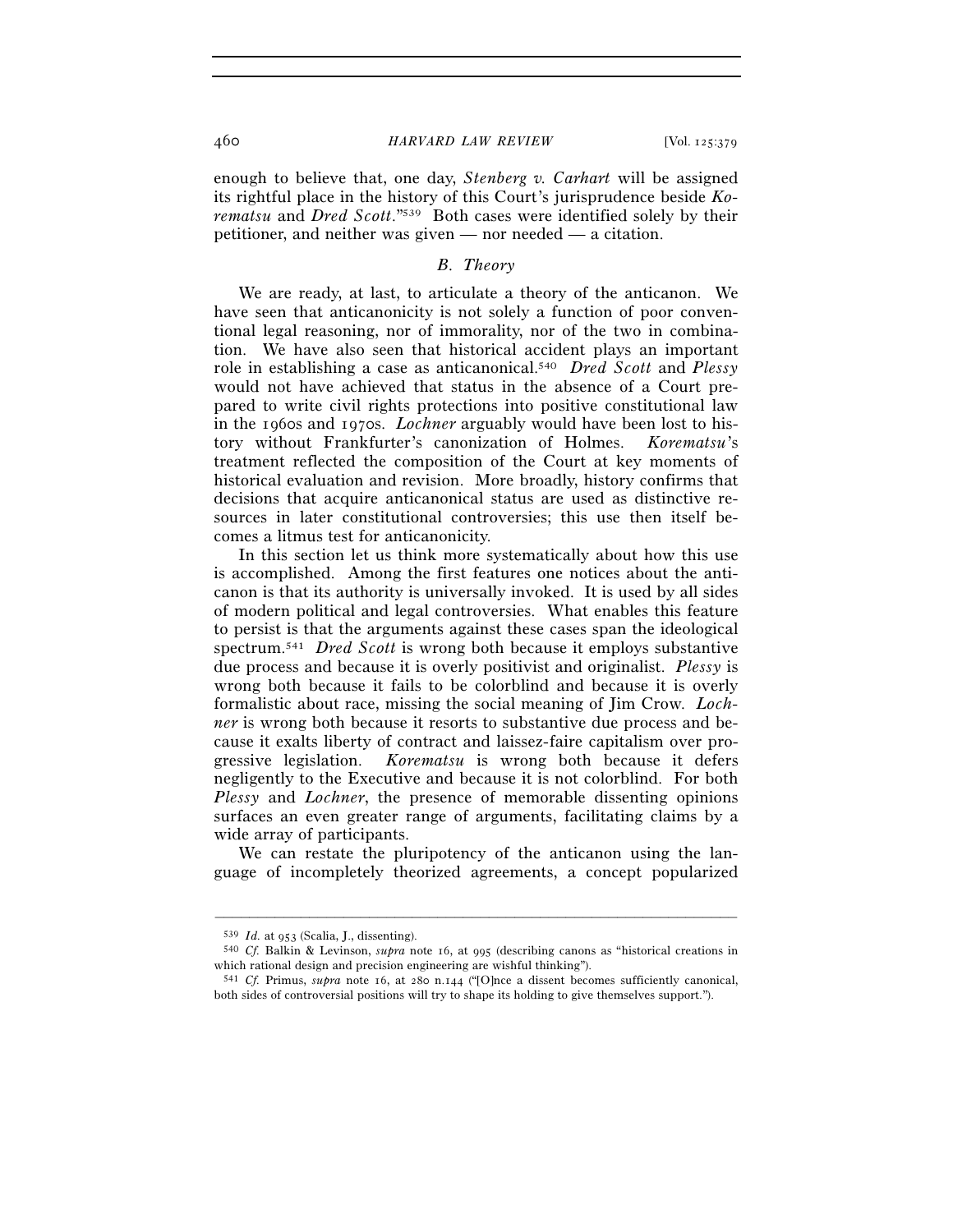enough to believe that, one day, *Stenberg v. Carhart* will be assigned its rightful place in the history of this Court's jurisprudence beside *Korematsu* and *Dred Scott*."[539] Both cases were identified solely by their petitioner, and neither was given — nor needed — a citation.

### *B. Theory*

We are ready, at last, to articulate a theory of the anticanon. We have seen that anticanonicity is not solely a function of poor conventional legal reasoning, nor of immorality, nor of the two in combination. We have also seen that historical accident plays an important role in establishing a case as anticanonical.[540] *Dred Scott* and *Plessy* would not have achieved that status in the absence of a Court prepared to write civil rights protections into positive constitutional law in the 1960s and 1970s. *Lochner* arguably would have been lost to history without Frankfurter's canonization of Holmes. *Korematsu*'s treatment reflected the composition of the Court at key moments of historical evaluation and revision. More broadly, history confirms that decisions that acquire anticanonical status are used as distinctive resources in later constitutional controversies; this use then itself becomes a litmus test for anticanonicity.

In this section let us think more systematically about how this use is accomplished. Among the first features one notices about the anticanon is that its authority is universally invoked. It is used by all sides of modern political and legal controversies. What enables this feature to persist is that the arguments against these cases span the ideological spectrum.[541] *Dred Scott* is wrong both because it employs substantive due process and because it is overly positivist and originalist. *Plessy* is wrong both because it fails to be colorblind and because it is overly formalistic about race, missing the social meaning of Jim Crow. *Lochner* is wrong both because it resorts to substantive due process and because it exalts liberty of contract and laissez-faire capitalism over progressive legislation. *Korematsu* is wrong both because it defers negligently to the Executive and because it is not colorblind. For both *Plessy* and *Lochner*, the presence of memorable dissenting opinions surfaces an even greater range of arguments, facilitating claims by a wide array of participants.

We can restate the pluripotency of the anticanon using the language of incompletely theorized agreements, a concept popularized

---

[539] *Id.* at 953 (Scalia, J., dissenting).

[540] *Cf.* Balkin & Levinson, *supra* note 16, at 995 (describing canons as "historical creations in which rational design and precision engineering are wishful thinking").

[541] *Cf.* Primus, *supra* note 16, at 280 n.144 ("[O]nce a dissent becomes sufficiently canonical, both sides of controversial positions will try to shape its holding to give themselves support.").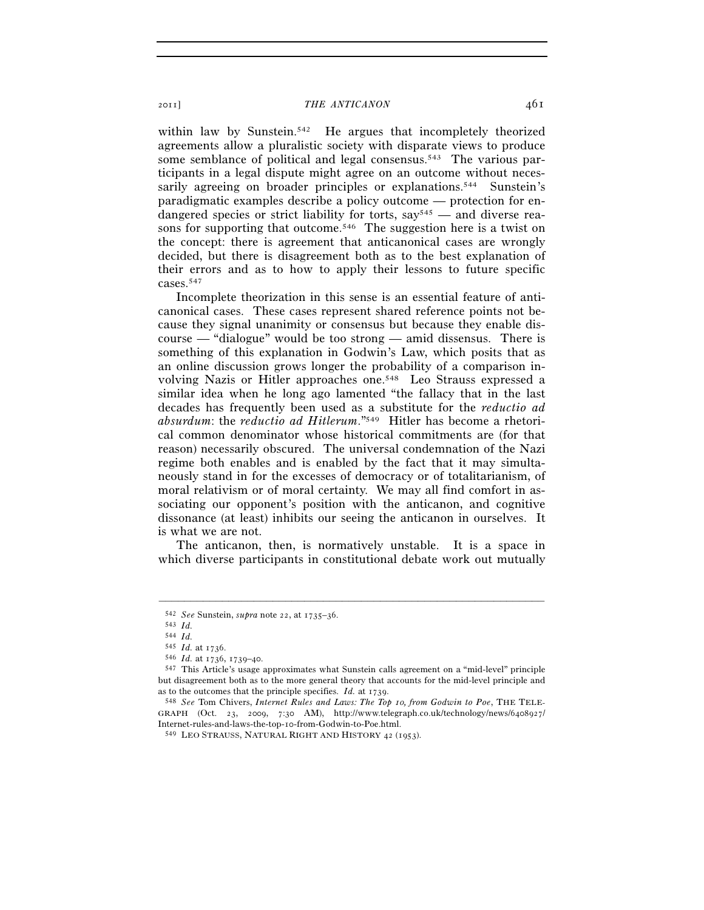within law by Sunstein.[542] He argues that incompletely theorized agreements allow a pluralistic society with disparate views to produce some semblance of political and legal consensus.[543] The various participants in a legal dispute might agree on an outcome without necessarily agreeing on broader principles or explanations.[544] Sunstein's paradigmatic examples describe a policy outcome — protection for endangered species or strict liability for torts, say[545] — and diverse reasons for supporting that outcome.[546] The suggestion here is a twist on the concept: there is agreement that anticanonical cases are wrongly decided, but there is disagreement both as to the best explanation of their errors and as to how to apply their lessons to future specific cases.[547]

Incomplete theorization in this sense is an essential feature of anticanonical cases. These cases represent shared reference points not because they signal unanimity or consensus but because they enable discourse — "dialogue" would be too strong — amid dissensus. There is something of this explanation in Godwin's Law, which posits that as an online discussion grows longer the probability of a comparison involving Nazis or Hitler approaches one.[548] Leo Strauss expressed a similar idea when he long ago lamented "the fallacy that in the last decades has frequently been used as a substitute for the *reductio ad absurdum*: the *reductio ad Hitlerum*."[549] Hitler has become a rhetorical common denominator whose historical commitments are (for that reason) necessarily obscured. The universal condemnation of the Nazi regime both enables and is enabled by the fact that it may simultaneously stand in for the excesses of democracy or of totalitarianism, of moral relativism or of moral certainty. We may all find comfort in associating our opponent's position with the anticanon, and cognitive dissonance (at least) inhibits our seeing the anticanon in ourselves. It is what we are not.

The anticanon, then, is normatively unstable. It is a space in which diverse participants in constitutional debate work out mutually

---

542 *See* Sunstein, *supra* note 22, at 1735–36.

543 *Id.*

544 *Id.*

545 *Id.* at 1736.

546 *Id.* at 1736, 1739–40.

547 This Article's usage approximates what Sunstein calls agreement on a "mid-level" principle but disagreement both as to the more general theory that accounts for the mid-level principle and as to the outcomes that the principle specifies. *Id.* at 1739.

548 *See* Tom Chivers, *Internet Rules and Laws: The Top 10, from Godwin to Poe*, THE TELEGRAPH (Oct. 23, 2009, 7:30 AM), http://www.telegraph.co.uk/technology/news/6408927/Internet-rules-and-laws-the-top-10-from-Godwin-to-Poe.html.

549 LEO STRAUSS, NATURAL RIGHT AND HISTORY 42 (1953).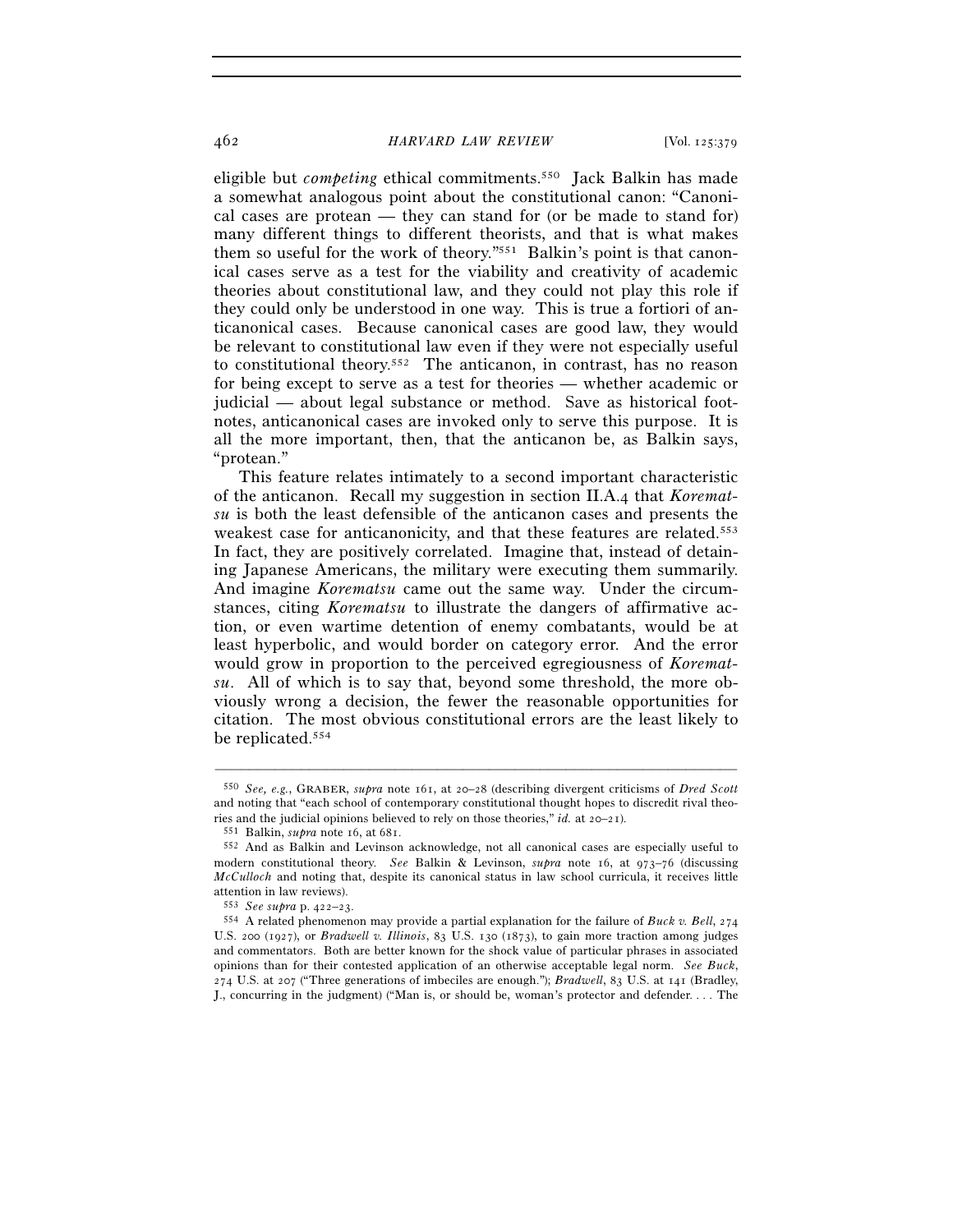eligible but *competing* ethical commitments.[550] Jack Balkin has made a somewhat analogous point about the constitutional canon: "Canonical cases are protean — they can stand for (or be made to stand for) many different things to different theorists, and that is what makes them so useful for the work of theory."[551] Balkin's point is that canonical cases serve as a test for the viability and creativity of academic theories about constitutional law, and they could not play this role if they could only be understood in one way. This is true a fortiori of anticanonical cases. Because canonical cases are good law, they would be relevant to constitutional law even if they were not especially useful to constitutional theory.[552] The anticanon, in contrast, has no reason for being except to serve as a test for theories — whether academic or judicial — about legal substance or method. Save as historical footnotes, anticanonical cases are invoked only to serve this purpose. It is all the more important, then, that the anticanon be, as Balkin says, "protean."

This feature relates intimately to a second important characteristic of the anticanon. Recall my suggestion in section II.A.4 that *Korematsu* is both the least defensible of the anticanon cases and presents the weakest case for anticanonicity, and that these features are related.[553] In fact, they are positively correlated. Imagine that, instead of detaining Japanese Americans, the military were executing them summarily. And imagine *Korematsu* came out the same way. Under the circumstances, citing *Korematsu* to illustrate the dangers of affirmative action, or even wartime detention of enemy combatants, would be at least hyperbolic, and would border on category error. And the error would grow in proportion to the perceived egregiousness of *Korematsu*. All of which is to say that, beyond some threshold, the more obviously wrong a decision, the fewer the reasonable opportunities for citation. The most obvious constitutional errors are the least likely to be replicated.[554]

---

[550] *See, e.g.*, GRABER, *supra* note 161, at 20–28 (describing divergent criticisms of *Dred Scott* and noting that "each school of contemporary constitutional thought hopes to discredit rival theories and the judicial opinions believed to rely on those theories," *id.* at 20–21).

[551] Balkin, *supra* note 16, at 681.

[552] And as Balkin and Levinson acknowledge, not all canonical cases are especially useful to modern constitutional theory. *See* Balkin & Levinson, *supra* note 16, at 973–76 (discussing *McCulloch* and noting that, despite its canonical status in law school curricula, it receives little attention in law reviews).

[553] *See supra* p. 422–23.

[554] A related phenomenon may provide a partial explanation for the failure of *Buck v. Bell*, 274 U.S. 200 (1927), or *Bradwell v. Illinois*, 83 U.S. 130 (1873), to gain more traction among judges and commentators. Both are better known for the shock value of particular phrases in associated opinions than for their contested application of an otherwise acceptable legal norm. *See Buck*, 274 U.S. at 207 ("Three generations of imbeciles are enough."); *Bradwell*, 83 U.S. at 141 (Bradley, J., concurring in the judgment) ("Man is, or should be, woman's protector and defender. . . . The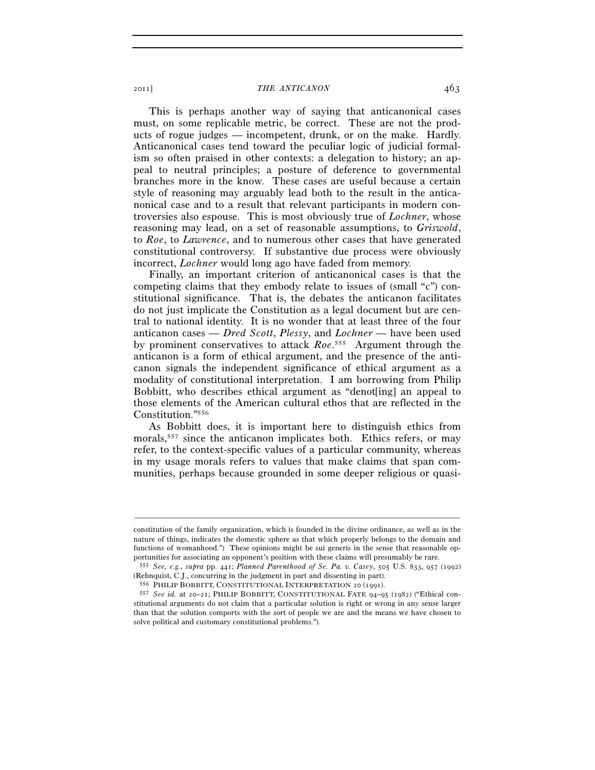This is perhaps another way of saying that anticanonical cases must, on some replicable metric, be correct. These are not the products of rogue judges — incompetent, drunk, or on the make. Hardly. Anticanonical cases tend toward the peculiar logic of judicial formalism so often praised in other contexts: a delegation to history; an appeal to neutral principles; a posture of deference to governmental branches more in the know. These cases are useful because a certain style of reasoning may arguably lead both to the result in the anticanonical case and to a result that relevant participants in modern controversies also espouse. This is most obviously true of *Lochner*, whose reasoning may lead, on a set of reasonable assumptions, to *Griswold*, to *Roe*, to *Lawrence*, and to numerous other cases that have generated constitutional controversy. If substantive due process were obviously incorrect, *Lochner* would long ago have faded from memory.

Finally, an important criterion of anticanonical cases is that the competing claims that they embody relate to issues of (small "c") constitutional significance. That is, the debates the anticanon facilitates do not just implicate the Constitution as a legal document but are central to national identity. It is no wonder that at least three of the four anticanon cases — *Dred Scott*, *Plessy*, and *Lochner* — have been used by prominent conservatives to attack *Roe*.[555] Argument through the anticanon is a form of ethical argument, and the presence of the anticanon signals the independent significance of ethical argument as a modality of constitutional interpretation. I am borrowing from Philip Bobbitt, who describes ethical argument as "denot[ing] an appeal to those elements of the American cultural ethos that are reflected in the Constitution."[556]

As Bobbitt does, it is important here to distinguish ethics from morals,[557] since the anticanon implicates both. Ethics refers, or may refer, to the context-specific values of a particular community, whereas in my usage morals refers to values that make claims that span communities, perhaps because grounded in some deeper religious or quasi-

---

constitution of the family organization, which is founded in the divine ordinance, as well as in the nature of things, indicates the domestic sphere as that which properly belongs to the domain and functions of womanhood.") These opinions might be sui generis in the sense that reasonable opportunities for associating an opponent's position with these claims will presumably be rare.

[555] *See, e.g.*, *supra* pp. 441; *Planned Parenthood of Se. Pa. v. Casey*, 505 U.S. 833, 957 (1992) (Rehnquist, C.J., concurring in the judgment in part and dissenting in part).

[556] PHILIP BOBBITT, CONSTITUTIONAL INTERPRETATION 20 (1991).

[557] *See id.* at 20–21; PHILIP BOBBITT, CONSTITUTIONAL FATE 94–95 (1982) ("Ethical constitutional arguments do not claim that a particular solution is right or wrong in any sense larger than that the solution comports with the sort of people we are and the means we have chosen to solve political and customary constitutional problems.").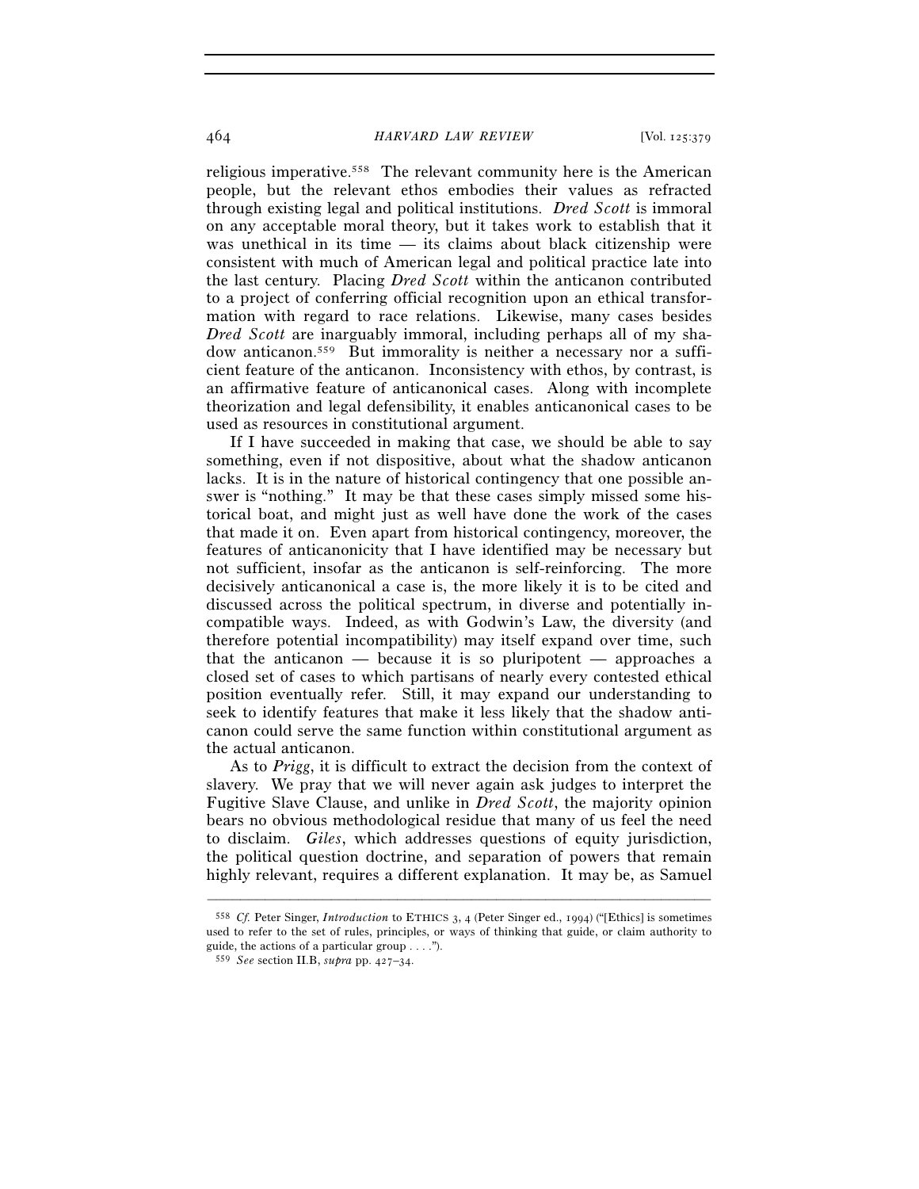religious imperative.[558] The relevant community here is the American people, but the relevant ethos embodies their values as refracted through existing legal and political institutions. *Dred Scott* is immoral on any acceptable moral theory, but it takes work to establish that it was unethical in its time — its claims about black citizenship were consistent with much of American legal and political practice late into the last century. Placing *Dred Scott* within the anticanon contributed to a project of conferring official recognition upon an ethical transformation with regard to race relations. Likewise, many cases besides *Dred Scott* are inarguably immoral, including perhaps all of my shadow anticanon.[559] But immorality is neither a necessary nor a sufficient feature of the anticanon. Inconsistency with ethos, by contrast, is an affirmative feature of anticanonical cases. Along with incomplete theorization and legal defensibility, it enables anticanonical cases to be used as resources in constitutional argument.

If I have succeeded in making that case, we should be able to say something, even if not dispositive, about what the shadow anticanon lacks. It is in the nature of historical contingency that one possible answer is "nothing." It may be that these cases simply missed some historical boat, and might just as well have done the work of the cases that made it on. Even apart from historical contingency, moreover, the features of anticanonicity that I have identified may be necessary but not sufficient, insofar as the anticanon is self-reinforcing. The more decisively anticanonical a case is, the more likely it is to be cited and discussed across the political spectrum, in diverse and potentially incompatible ways. Indeed, as with Godwin's Law, the diversity (and therefore potential incompatibility) may itself expand over time, such that the anticanon — because it is so pluripotent — approaches a closed set of cases to which partisans of nearly every contested ethical position eventually refer. Still, it may expand our understanding to seek to identify features that make it less likely that the shadow anticanon could serve the same function within constitutional argument as the actual anticanon.

As to *Prigg*, it is difficult to extract the decision from the context of slavery. We pray that we will never again ask judges to interpret the Fugitive Slave Clause, and unlike in *Dred Scott*, the majority opinion bears no obvious methodological residue that many of us feel the need to disclaim. *Giles*, which addresses questions of equity jurisdiction, the political question doctrine, and separation of powers that remain highly relevant, requires a different explanation. It may be, as Samuel

---

[558] *Cf.* Peter Singer, *Introduction* to ETHICS 3, 4 (Peter Singer ed., 1994) ("[Ethics] is sometimes used to refer to the set of rules, principles, or ways of thinking that guide, or claim authority to guide, the actions of a particular group . . . .").

[559] *See* section II.B, *supra* pp. 427–34.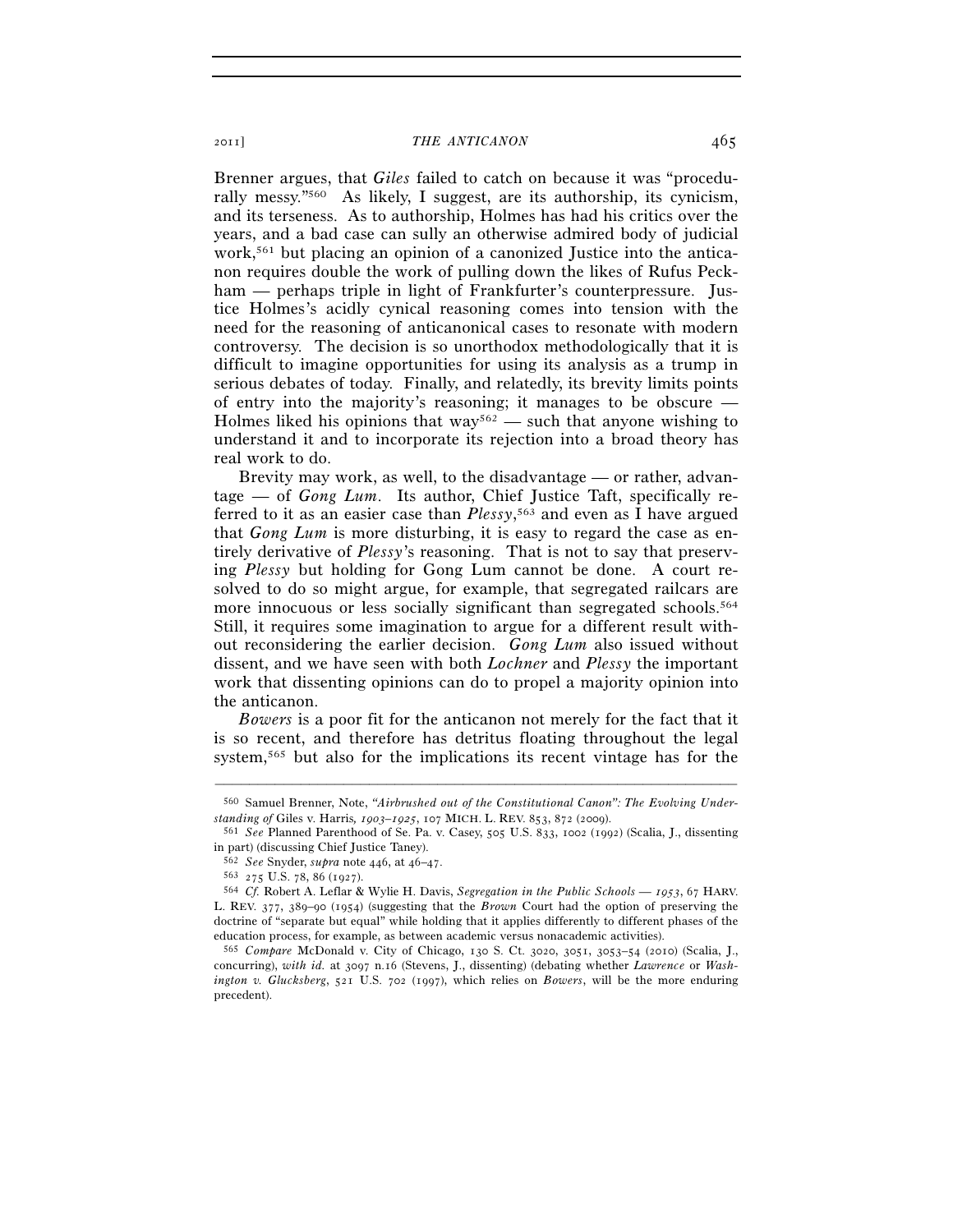Brenner argues, that *Giles* failed to catch on because it was "procedurally messy."[560] As likely, I suggest, are its authorship, its cynicism, and its terseness. As to authorship, Holmes has had his critics over the years, and a bad case can sully an otherwise admired body of judicial work,[561] but placing an opinion of a canonized Justice into the anticanon requires double the work of pulling down the likes of Rufus Peckham — perhaps triple in light of Frankfurter's counterpressure. Justice Holmes's acidly cynical reasoning comes into tension with the need for the reasoning of anticanonical cases to resonate with modern controversy. The decision is so unorthodox methodologically that it is difficult to imagine opportunities for using its analysis as a trump in serious debates of today. Finally, and relatedly, its brevity limits points of entry into the majority's reasoning; it manages to be obscure — Holmes liked his opinions that way[562] — such that anyone wishing to understand it and to incorporate its rejection into a broad theory has real work to do.

Brevity may work, as well, to the disadvantage — or rather, advantage — of *Gong Lum*. Its author, Chief Justice Taft, specifically referred to it as an easier case than *Plessy*,[563] and even as I have argued that *Gong Lum* is more disturbing, it is easy to regard the case as entirely derivative of *Plessy*'s reasoning. That is not to say that preserving *Plessy* but holding for Gong Lum cannot be done. A court resolved to do so might argue, for example, that segregated railcars are more innocuous or less socially significant than segregated schools.[564] Still, it requires some imagination to argue for a different result without reconsidering the earlier decision. *Gong Lum* also issued without dissent, and we have seen with both *Lochner* and *Plessy* the important work that dissenting opinions can do to propel a majority opinion into the anticanon.

*Bowers* is a poor fit for the anticanon not merely for the fact that it is so recent, and therefore has detritus floating throughout the legal system,[565] but also for the implications its recent vintage has for the

---

[560] Samuel Brenner, Note, *"Airbrushed out of the Constitutional Canon": The Evolving Understanding of* Giles v. Harris*, 1903–1925*, 107 MICH. L. REV. 853, 872 (2009).

[561] *See* Planned Parenthood of Se. Pa. v. Casey, 505 U.S. 833, 1002 (1992) (Scalia, J., dissenting in part) (discussing Chief Justice Taney).

[562] *See* Snyder, *supra* note 446, at 46–47.

[563] 275 U.S. 78, 86 (1927).

[564] *Cf.* Robert A. Leflar & Wylie H. Davis, *Segregation in the Public Schools — 1953*, 67 HARV. L. REV. 377, 389–90 (1954) (suggesting that the *Brown* Court had the option of preserving the doctrine of "separate but equal" while holding that it applies differently to different phases of the education process, for example, as between academic versus nonacademic activities).

[565] *Compare* McDonald v. City of Chicago, 130 S. Ct. 3020, 3051, 3053–54 (2010) (Scalia, J., concurring), *with id.* at 3097 n.16 (Stevens, J., dissenting) (debating whether *Lawrence* or *Washington v. Glucksberg*, 521 U.S. 702 (1997), which relies on *Bowers*, will be the more enduring precedent).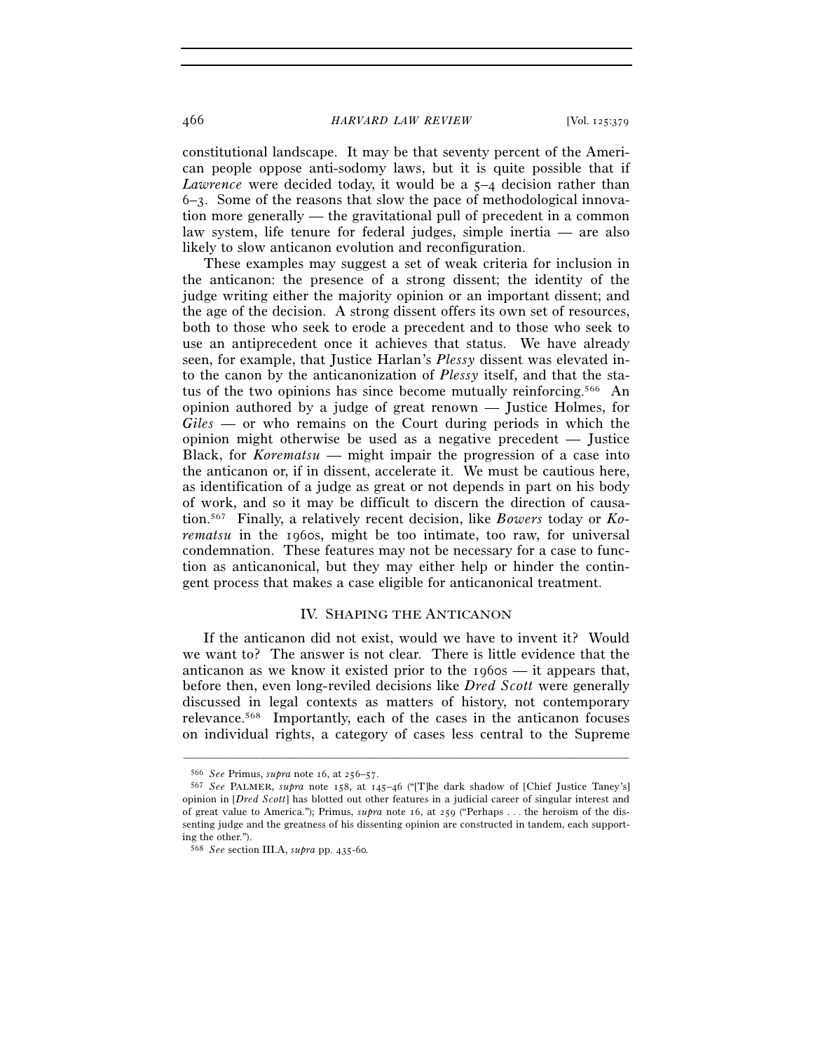constitutional landscape. It may be that seventy percent of the American people oppose anti-sodomy laws, but it is quite possible that if *Lawrence* were decided today, it would be a 5–4 decision rather than 6–3. Some of the reasons that slow the pace of methodological innovation more generally — the gravitational pull of precedent in a common law system, life tenure for federal judges, simple inertia — are also likely to slow anticanon evolution and reconfiguration.

These examples may suggest a set of weak criteria for inclusion in the anticanon: the presence of a strong dissent; the identity of the judge writing either the majority opinion or an important dissent; and the age of the decision. A strong dissent offers its own set of resources, both to those who seek to erode a precedent and to those who seek to use an antiprecedent once it achieves that status. We have already seen, for example, that Justice Harlan's *Plessy* dissent was elevated into the canon by the anticanonization of *Plessy* itself, and that the status of the two opinions has since become mutually reinforcing.[566] An opinion authored by a judge of great renown — Justice Holmes, for *Giles* — or who remains on the Court during periods in which the opinion might otherwise be used as a negative precedent — Justice Black, for *Korematsu* — might impair the progression of a case into the anticanon or, if in dissent, accelerate it. We must be cautious here, as identification of a judge as great or not depends in part on his body of work, and so it may be difficult to discern the direction of causation.[567] Finally, a relatively recent decision, like *Bowers* today or *Korematsu* in the 1960s, might be too intimate, too raw, for universal condemnation. These features may not be necessary for a case to function as anticanonical, but they may either help or hinder the contingent process that makes a case eligible for anticanonical treatment.

## IV. Shaping the Anticanon

If the anticanon did not exist, would we have to invent it? Would we want to? The answer is not clear. There is little evidence that the anticanon as we know it existed prior to the 1960s — it appears that, before then, even long-reviled decisions like *Dred Scott* were generally discussed in legal contexts as matters of history, not contemporary relevance.[568] Importantly, each of the cases in the anticanon focuses on individual rights, a category of cases less central to the Supreme

---

[566] *See* Primus, *supra* note 16, at 256–57.

[567] *See* PALMER, *supra* note 158, at 145–46 ("[T]he dark shadow of [Chief Justice Taney's] opinion in [*Dred Scott*] has blotted out other features in a judicial career of singular interest and of great value to America."); Primus, *supra* note 16, at 259 ("Perhaps . . . the heroism of the dissenting judge and the greatness of his dissenting opinion are constructed in tandem, each supporting the other.").

[568] *See* section III.A, *supra* pp. 435-60.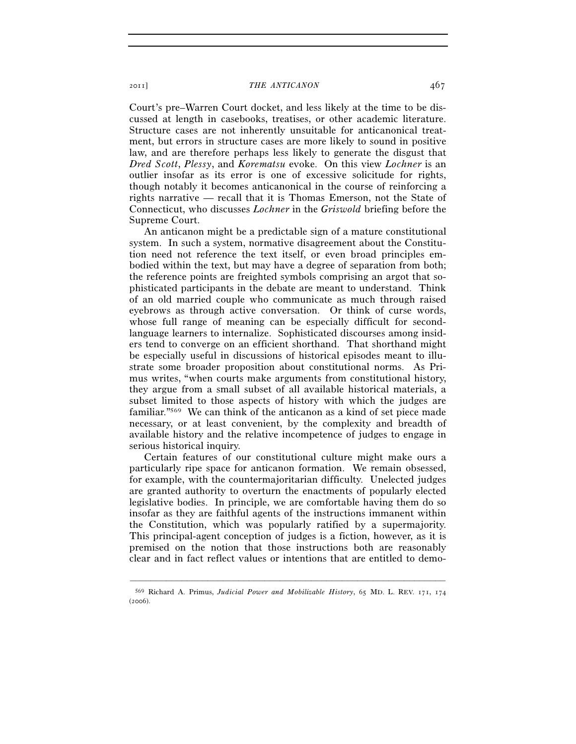Court's pre–Warren Court docket, and less likely at the time to be discussed at length in casebooks, treatises, or other academic literature. Structure cases are not inherently unsuitable for anticanonical treatment, but errors in structure cases are more likely to sound in positive law, and are therefore perhaps less likely to generate the disgust that *Dred Scott*, *Plessy*, and *Korematsu* evoke. On this view *Lochner* is an outlier insofar as its error is one of excessive solicitude for rights, though notably it becomes anticanonical in the course of reinforcing a rights narrative — recall that it is Thomas Emerson, not the State of Connecticut, who discusses *Lochner* in the *Griswold* briefing before the Supreme Court.

An anticanon might be a predictable sign of a mature constitutional system. In such a system, normative disagreement about the Constitution need not reference the text itself, or even broad principles embodied within the text, but may have a degree of separation from both; the reference points are freighted symbols comprising an argot that sophisticated participants in the debate are meant to understand. Think of an old married couple who communicate as much through raised eyebrows as through active conversation. Or think of curse words, whose full range of meaning can be especially difficult for second-language learners to internalize. Sophisticated discourses among insiders tend to converge on an efficient shorthand. That shorthand might be especially useful in discussions of historical episodes meant to illustrate some broader proposition about constitutional norms. As Primus writes, "when courts make arguments from constitutional history, they argue from a small subset of all available historical materials, a subset limited to those aspects of history with which the judges are familiar."[569] We can think of the anticanon as a kind of set piece made necessary, or at least convenient, by the complexity and breadth of available history and the relative incompetence of judges to engage in serious historical inquiry.

Certain features of our constitutional culture might make ours a particularly ripe space for anticanon formation. We remain obsessed, for example, with the countermajoritarian difficulty. Unelected judges are granted authority to overturn the enactments of popularly elected legislative bodies. In principle, we are comfortable having them do so insofar as they are faithful agents of the instructions immanent within the Constitution, which was popularly ratified by a supermajority. This principal-agent conception of judges is a fiction, however, as it is premised on the notion that those instructions both are reasonably clear and in fact reflect values or intentions that are entitled to demo-

---

[569] Richard A. Primus, *Judicial Power and Mobilizable History*, 65 MD. L. REV. 171, 174 (2006).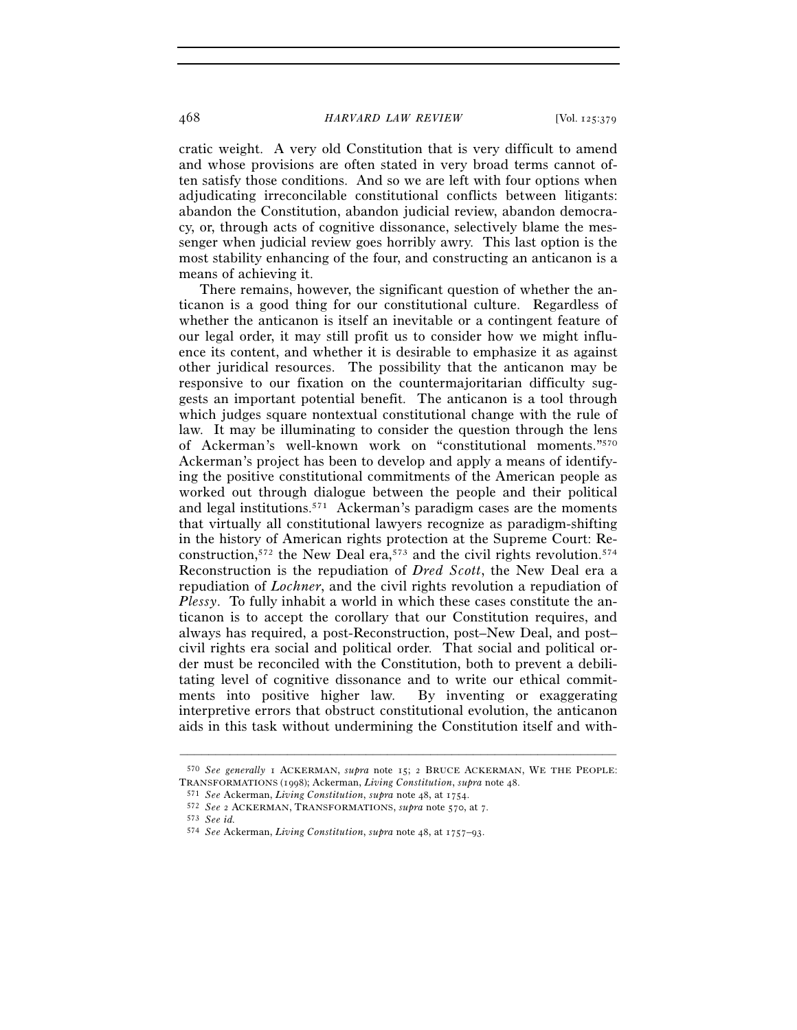cratic weight. A very old Constitution that is very difficult to amend and whose provisions are often stated in very broad terms cannot often satisfy those conditions. And so we are left with four options when adjudicating irreconcilable constitutional conflicts between litigants: abandon the Constitution, abandon judicial review, abandon democracy, or, through acts of cognitive dissonance, selectively blame the messenger when judicial review goes horribly awry. This last option is the most stability enhancing of the four, and constructing an anticanon is a means of achieving it.

There remains, however, the significant question of whether the anticanon is a good thing for our constitutional culture. Regardless of whether the anticanon is itself an inevitable or a contingent feature of our legal order, it may still profit us to consider how we might influence its content, and whether it is desirable to emphasize it as against other juridical resources. The possibility that the anticanon may be responsive to our fixation on the countermajoritarian difficulty suggests an important potential benefit. The anticanon is a tool through which judges square nontextual constitutional change with the rule of law. It may be illuminating to consider the question through the lens of Ackerman's well-known work on "constitutional moments."[570] Ackerman's project has been to develop and apply a means of identifying the positive constitutional commitments of the American people as worked out through dialogue between the people and their political and legal institutions.[571] Ackerman's paradigm cases are the moments that virtually all constitutional lawyers recognize as paradigm-shifting in the history of American rights protection at the Supreme Court: Reconstruction,[572] the New Deal era,[573] and the civil rights revolution.[574] Reconstruction is the repudiation of *Dred Scott*, the New Deal era a repudiation of *Lochner*, and the civil rights revolution a repudiation of *Plessy*. To fully inhabit a world in which these cases constitute the anticanon is to accept the corollary that our Constitution requires, and always has required, a post-Reconstruction, post–New Deal, and post–civil rights era social and political order. That social and political order must be reconciled with the Constitution, both to prevent a debilitating level of cognitive dissonance and to write our ethical commitments into positive higher law. By inventing or exaggerating interpretive errors that obstruct constitutional evolution, the anticanon aids in this task without undermining the Constitution itself and with-

---

[570] *See generally* 1 ACKERMAN, *supra* note 15; 2 BRUCE ACKERMAN, WE THE PEOPLE: TRANSFORMATIONS (1998); Ackerman, *Living Constitution*, *supra* note 48.

[571] *See* Ackerman, *Living Constitution*, *supra* note 48, at 1754.

[572] *See* 2 ACKERMAN, TRANSFORMATIONS, *supra* note 570, at 7.

[573] *See id.*

[574] *See* Ackerman, *Living Constitution*, *supra* note 48, at 1757–93.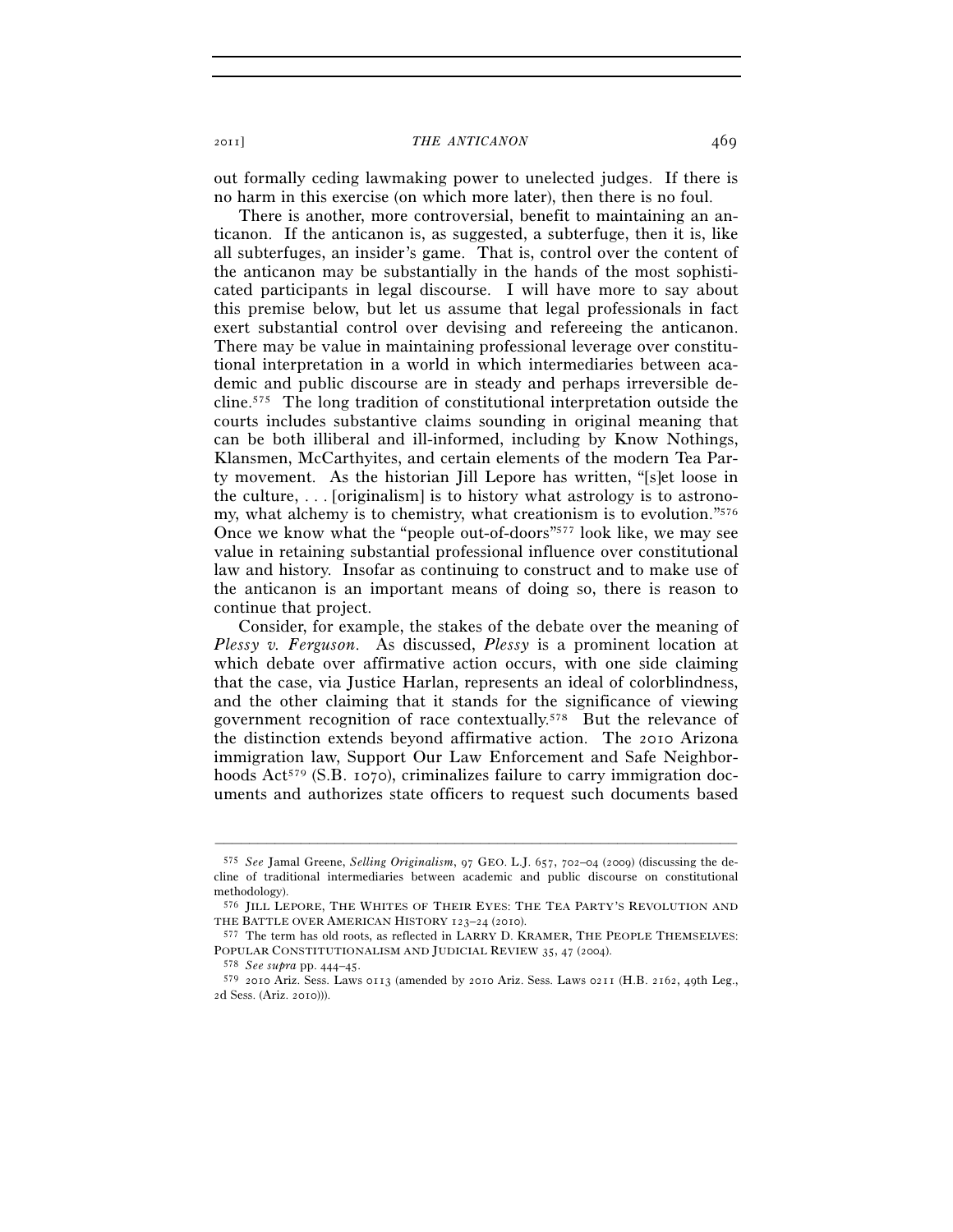out formally ceding lawmaking power to unelected judges. If there is no harm in this exercise (on which more later), then there is no foul.

There is another, more controversial, benefit to maintaining an anticanon. If the anticanon is, as suggested, a subterfuge, then it is, like all subterfuges, an insider's game. That is, control over the content of the anticanon may be substantially in the hands of the most sophisticated participants in legal discourse. I will have more to say about this premise below, but let us assume that legal professionals in fact exert substantial control over devising and refereeing the anticanon. There may be value in maintaining professional leverage over constitutional interpretation in a world in which intermediaries between academic and public discourse are in steady and perhaps irreversible decline.[575] The long tradition of constitutional interpretation outside the courts includes substantive claims sounding in original meaning that can be both illiberal and ill-informed, including by Know Nothings, Klansmen, McCarthyites, and certain elements of the modern Tea Party movement. As the historian Jill Lepore has written, "[s]et loose in the culture, . . . [originalism] is to history what astrology is to astronomy, what alchemy is to chemistry, what creationism is to evolution."[576] Once we know what the "people out-of-doors"[577] look like, we may see value in retaining substantial professional influence over constitutional law and history. Insofar as continuing to construct and to make use of the anticanon is an important means of doing so, there is reason to continue that project.

Consider, for example, the stakes of the debate over the meaning of *Plessy v. Ferguson*. As discussed, *Plessy* is a prominent location at which debate over affirmative action occurs, with one side claiming that the case, via Justice Harlan, represents an ideal of colorblindness, and the other claiming that it stands for the significance of viewing government recognition of race contextually.[578] But the relevance of the distinction extends beyond affirmative action. The 2010 Arizona immigration law, Support Our Law Enforcement and Safe Neighborhoods Act[579] (S.B. 1070), criminalizes failure to carry immigration documents and authorizes state officers to request such documents based

---

[575] *See* Jamal Greene, *Selling Originalism*, 97 GEO. L.J. 657, 702–04 (2009) (discussing the decline of traditional intermediaries between academic and public discourse on constitutional methodology).

[576] JILL LEPORE, THE WHITES OF THEIR EYES: THE TEA PARTY'S REVOLUTION AND THE BATTLE OVER AMERICAN HISTORY 123–24 (2010).

[577] The term has old roots, as reflected in LARRY D. KRAMER, THE PEOPLE THEMSELVES: POPULAR CONSTITUTIONALISM AND JUDICIAL REVIEW 35, 47 (2004).

[578] *See supra* pp. 444–45.

[579] 2010 Ariz. Sess. Laws 0113 (amended by 2010 Ariz. Sess. Laws 0211 (H.B. 2162, 49th Leg., 2d Sess. (Ariz. 2010))).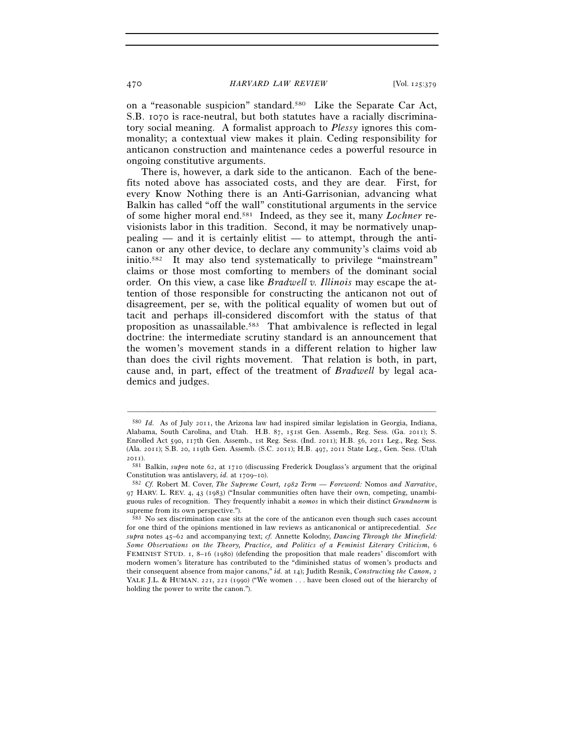on a "reasonable suspicion" standard.[580] Like the Separate Car Act, S.B. 1070 is race-neutral, but both statutes have a racially discriminatory social meaning. A formalist approach to *Plessy* ignores this commonality; a contextual view makes it plain. Ceding responsibility for anticanon construction and maintenance cedes a powerful resource in ongoing constitutive arguments.

There is, however, a dark side to the anticanon. Each of the benefits noted above has associated costs, and they are dear. First, for every Know Nothing there is an Anti-Garrisonian, advancing what Balkin has called "off the wall" constitutional arguments in the service of some higher moral end.[581] Indeed, as they see it, many *Lochner* revisionists labor in this tradition. Second, it may be normatively unappealing — and it is certainly elitist — to attempt, through the anticanon or any other device, to declare any community's claims void ab initio.[582] It may also tend systematically to privilege "mainstream" claims or those most comforting to members of the dominant social order. On this view, a case like *Bradwell v. Illinois* may escape the attention of those responsible for constructing the anticanon not out of disagreement, per se, with the political equality of women but out of tacit and perhaps ill-considered discomfort with the status of that proposition as unassailable.[583] That ambivalence is reflected in legal doctrine: the intermediate scrutiny standard is an announcement that the women's movement stands in a different relation to higher law than does the civil rights movement. That relation is both, in part, cause and, in part, effect of the treatment of *Bradwell* by legal academics and judges.

---

[580] *Id.* As of July 2011, the Arizona law had inspired similar legislation in Georgia, Indiana, Alabama, South Carolina, and Utah. H.B. 87, 151st Gen. Assemb., Reg. Sess. (Ga. 2011); S. Enrolled Act 590, 117th Gen. Assemb., 1st Reg. Sess. (Ind. 2011); H.B. 56, 2011 Leg., Reg. Sess. (Ala. 2011); S.B. 20, 119th Gen. Assemb. (S.C. 2011); H.B. 497, 2011 State Leg., Gen. Sess. (Utah 2011).

[581] Balkin, *supra* note 62, at 1710 (discussing Frederick Douglass's argument that the original Constitution was antislavery, *id.* at 1709–10).

[582] *Cf.* Robert M. Cover, *The Supreme Court, 1982 Term — Foreword:* Nomos *and Narrative*, 97 HARV. L. REV. 4, 43 (1983) ("Insular communities often have their own, competing, unambiguous rules of recognition. They frequently inhabit a *nomos* in which their distinct *Grundnorm* is supreme from its own perspective.").

[583] No sex discrimination case sits at the core of the anticanon even though such cases account for one third of the opinions mentioned in law reviews as anticanonical or antiprecedential. *See supra* notes 45–62 and accompanying text; *cf.* Annette Kolodny, *Dancing Through the Minefield: Some Observations on the Theory, Practice, and Politics of a Feminist Literary Criticism*, 6 FEMINIST STUD. 1, 8–16 (1980) (defending the proposition that male readers' discomfort with modern women's literature has contributed to the "diminished status of women's products and their consequent absence from major canons," *id.* at 14); Judith Resnik, *Constructing the Canon*, 2 YALE J.L. & HUMAN. 221, 221 (1990) ("We women . . . have been closed out of the hierarchy of holding the power to write the canon.").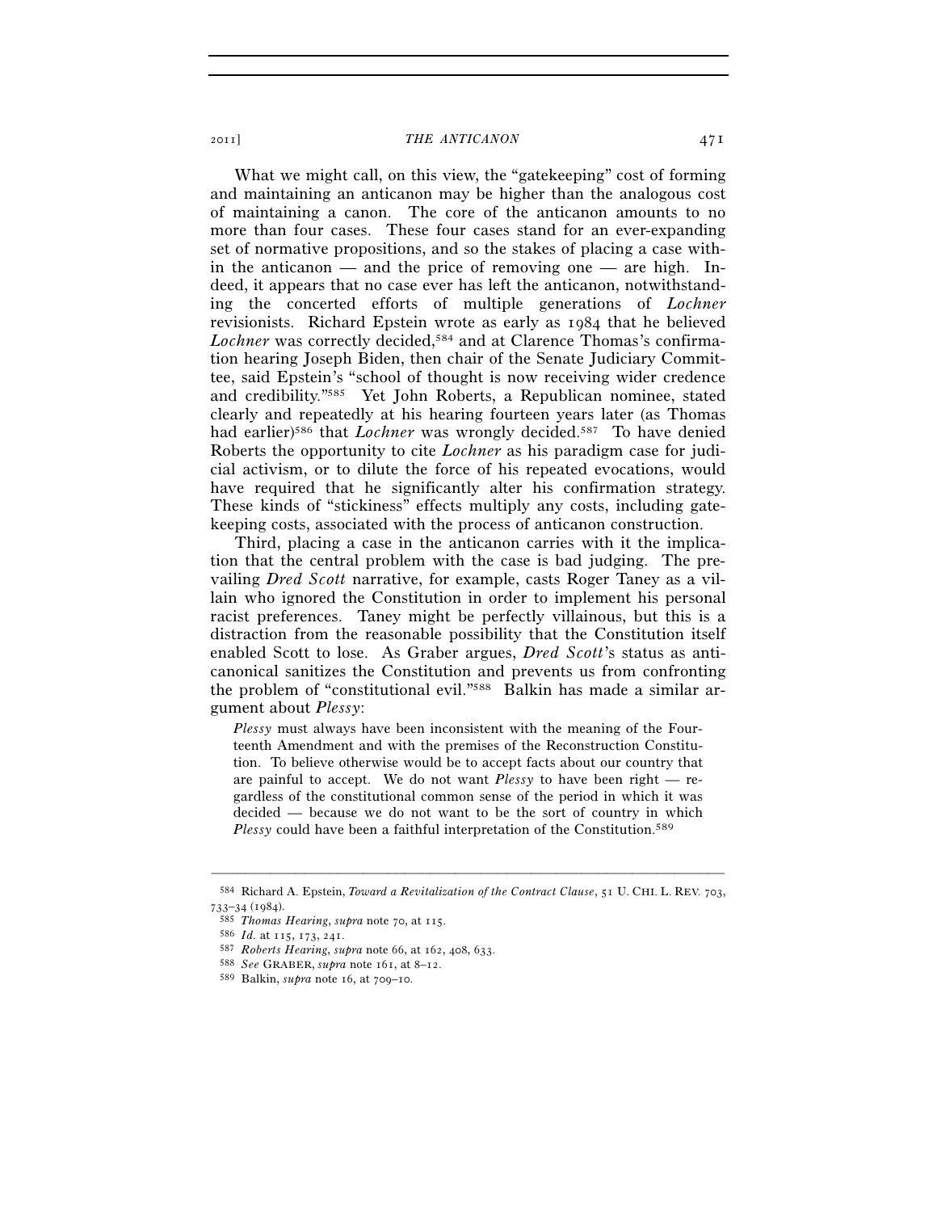What we might call, on this view, the "gatekeeping" cost of forming and maintaining an anticanon may be higher than the analogous cost of maintaining a canon. The core of the anticanon amounts to no more than four cases. These four cases stand for an ever-expanding set of normative propositions, and so the stakes of placing a case within the anticanon — and the price of removing one — are high. Indeed, it appears that no case ever has left the anticanon, notwithstanding the concerted efforts of multiple generations of *Lochner* revisionists. Richard Epstein wrote as early as 1984 that he believed *Lochner* was correctly decided,[584] and at Clarence Thomas's confirmation hearing Joseph Biden, then chair of the Senate Judiciary Committee, said Epstein's "school of thought is now receiving wider credence and credibility."[585] Yet John Roberts, a Republican nominee, stated clearly and repeatedly at his hearing fourteen years later (as Thomas had earlier)[586] that *Lochner* was wrongly decided.[587] To have denied Roberts the opportunity to cite *Lochner* as his paradigm case for judicial activism, or to dilute the force of his repeated evocations, would have required that he significantly alter his confirmation strategy. These kinds of "stickiness" effects multiply any costs, including gatekeeping costs, associated with the process of anticanon construction.

Third, placing a case in the anticanon carries with it the implication that the central problem with the case is bad judging. The prevailing *Dred Scott* narrative, for example, casts Roger Taney as a villain who ignored the Constitution in order to implement his personal racist preferences. Taney might be perfectly villainous, but this is a distraction from the reasonable possibility that the Constitution itself enabled Scott to lose. As Graber argues, *Dred Scott*'s status as anticanonical sanitizes the Constitution and prevents us from confronting the problem of "constitutional evil."[588] Balkin has made a similar argument about *Plessy*:

> *Plessy* must always have been inconsistent with the meaning of the Fourteenth Amendment and with the premises of the Reconstruction Constitution. To believe otherwise would be to accept facts about our country that are painful to accept. We do not want *Plessy* to have been right — regardless of the constitutional common sense of the period in which it was decided — because we do not want to be the sort of country in which *Plessy* could have been a faithful interpretation of the Constitution.[589]

---

[584] Richard A. Epstein, *Toward a Revitalization of the Contract Clause*, 51 U. CHI. L. REV. 703, 733–34 (1984).

[585] *Thomas Hearing*, *supra* note 70, at 115.

[586] *Id.* at 115, 173, 241.

[587] *Roberts Hearing*, *supra* note 66, at 162, 408, 633.

[588] *See* GRABER, *supra* note 161, at 8–12.

[589] Balkin, *supra* note 16, at 709–10.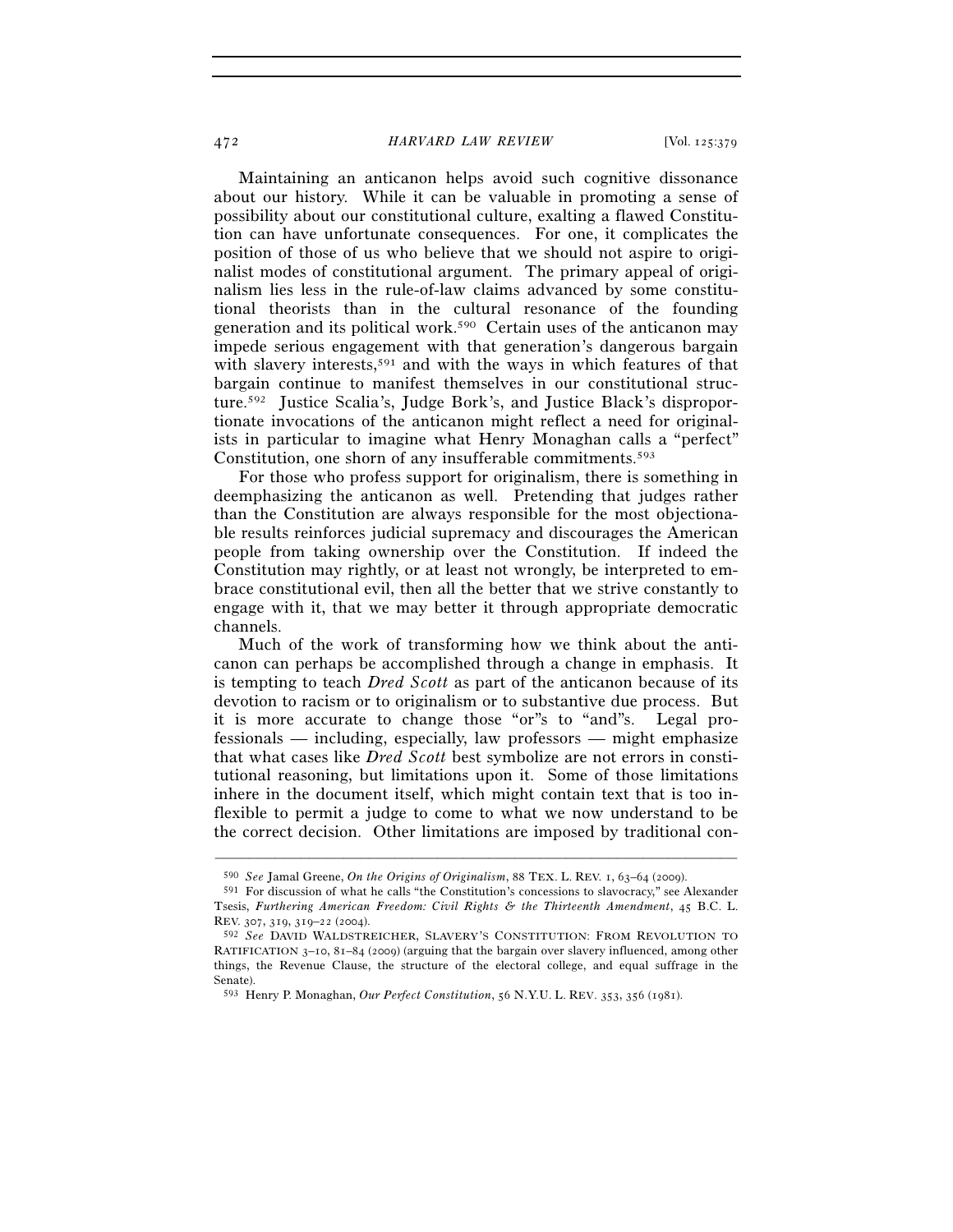Maintaining an anticanon helps avoid such cognitive dissonance about our history. While it can be valuable in promoting a sense of possibility about our constitutional culture, exalting a flawed Constitution can have unfortunate consequences. For one, it complicates the position of those of us who believe that we should not aspire to originalist modes of constitutional argument. The primary appeal of originalism lies less in the rule-of-law claims advanced by some constitutional theorists than in the cultural resonance of the founding generation and its political work.[590] Certain uses of the anticanon may impede serious engagement with that generation's dangerous bargain with slavery interests,[591] and with the ways in which features of that bargain continue to manifest themselves in our constitutional structure.[592] Justice Scalia's, Judge Bork's, and Justice Black's disproportionate invocations of the anticanon might reflect a need for originalists in particular to imagine what Henry Monaghan calls a "perfect" Constitution, one shorn of any insufferable commitments.[593]

For those who profess support for originalism, there is something in deemphasizing the anticanon as well. Pretending that judges rather than the Constitution are always responsible for the most objectionable results reinforces judicial supremacy and discourages the American people from taking ownership over the Constitution. If indeed the Constitution may rightly, or at least not wrongly, be interpreted to embrace constitutional evil, then all the better that we strive constantly to engage with it, that we may better it through appropriate democratic channels.

Much of the work of transforming how we think about the anticanon can perhaps be accomplished through a change in emphasis. It is tempting to teach *Dred Scott* as part of the anticanon because of its devotion to racism or to originalism or to substantive due process. But it is more accurate to change those "or"s to "and"s. Legal professionals — including, especially, law professors — might emphasize that what cases like *Dred Scott* best symbolize are not errors in constitutional reasoning, but limitations upon it. Some of those limitations inhere in the document itself, which might contain text that is too inflexible to permit a judge to come to what we now understand to be the correct decision. Other limitations are imposed by traditional con-

---

[590] *See* Jamal Greene, *On the Origins of Originalism*, 88 TEX. L. REV. 1, 63–64 (2009).

[591] For discussion of what he calls "the Constitution's concessions to slavocracy," see Alexander Tsesis, *Furthering American Freedom: Civil Rights & the Thirteenth Amendment*, 45 B.C. L. REV. 307, 319, 319–22 (2004).

[592] *See* DAVID WALDSTREICHER, SLAVERY'S CONSTITUTION: FROM REVOLUTION TO RATIFICATION 3–10, 81–84 (2009) (arguing that the bargain over slavery influenced, among other things, the Revenue Clause, the structure of the electoral college, and equal suffrage in the Senate).

[593] Henry P. Monaghan, *Our Perfect Constitution*, 56 N.Y.U. L. REV. 353, 356 (1981).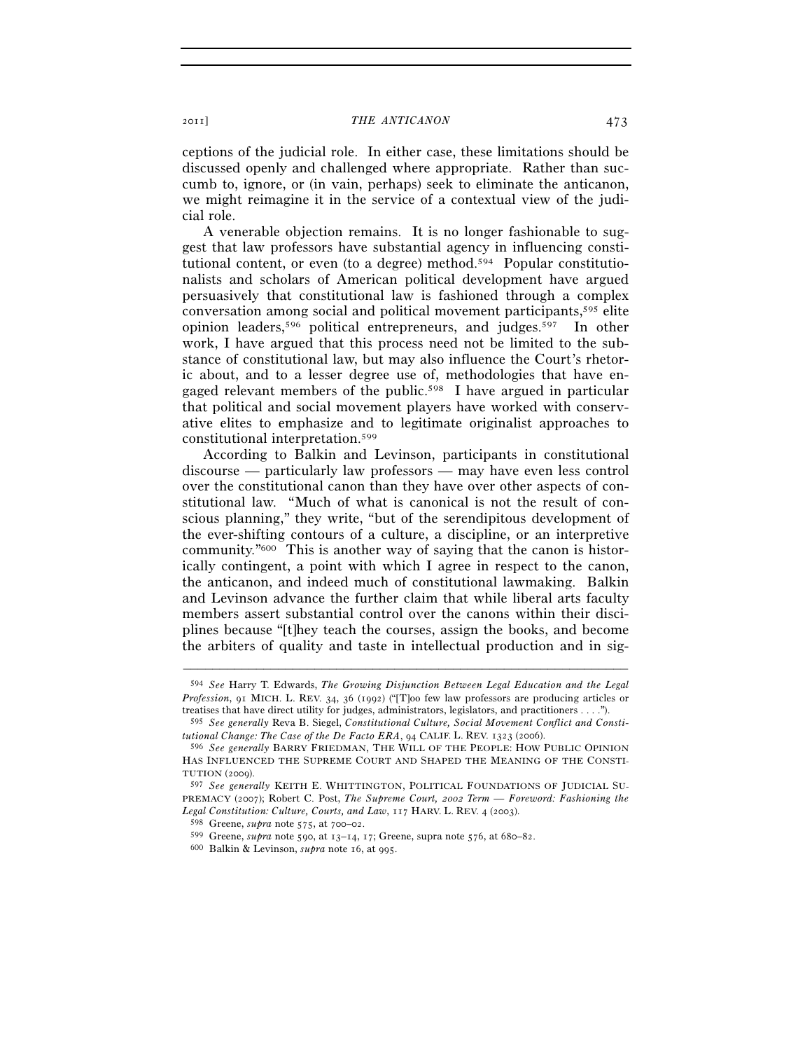ceptions of the judicial role. In either case, these limitations should be discussed openly and challenged where appropriate. Rather than succumb to, ignore, or (in vain, perhaps) seek to eliminate the anticanon, we might reimagine it in the service of a contextual view of the judicial role.

A venerable objection remains. It is no longer fashionable to suggest that law professors have substantial agency in influencing constitutional content, or even (to a degree) method.[594] Popular constitutionalists and scholars of American political development have argued persuasively that constitutional law is fashioned through a complex conversation among social and political movement participants,[595] elite opinion leaders,[596] political entrepreneurs, and judges.[597] In other work, I have argued that this process need not be limited to the substance of constitutional law, but may also influence the Court's rhetoric about, and to a lesser degree use of, methodologies that have engaged relevant members of the public.[598] I have argued in particular that political and social movement players have worked with conservative elites to emphasize and to legitimate originalist approaches to constitutional interpretation.[599]

According to Balkin and Levinson, participants in constitutional discourse — particularly law professors — may have even less control over the constitutional canon than they have over other aspects of constitutional law. "Much of what is canonical is not the result of conscious planning," they write, "but of the serendipitous development of the ever-shifting contours of a culture, a discipline, or an interpretive community."[600] This is another way of saying that the canon is historically contingent, a point with which I agree in respect to the canon, the anticanon, and indeed much of constitutional lawmaking. Balkin and Levinson advance the further claim that while liberal arts faculty members assert substantial control over the canons within their disciplines because "[t]hey teach the courses, assign the books, and become the arbiters of quality and taste in intellectual production and in sig-

---

[594] *See* Harry T. Edwards, *The Growing Disjunction Between Legal Education and the Legal Profession*, 91 MICH. L. REV. 34, 36 (1992) ("[T]oo few law professors are producing articles or treatises that have direct utility for judges, administrators, legislators, and practitioners . . . .").

[595] *See generally* Reva B. Siegel, *Constitutional Culture, Social Movement Conflict and Constitutional Change: The Case of the De Facto ERA*, 94 CALIF. L. REV. 1323 (2006).

[596] *See generally* BARRY FRIEDMAN, THE WILL OF THE PEOPLE: HOW PUBLIC OPINION HAS INFLUENCED THE SUPREME COURT AND SHAPED THE MEANING OF THE CONSTITUTION (2009).

[597] *See generally* KEITH E. WHITTINGTON, POLITICAL FOUNDATIONS OF JUDICIAL SUPREMACY (2007); Robert C. Post, *The Supreme Court, 2002 Term — Foreword: Fashioning the Legal Constitution: Culture, Courts, and Law*, 117 HARV. L. REV. 4 (2003).

[598] Greene, *supra* note 575, at 700–02.

[599] Greene, *supra* note 590, at 13–14, 17; Greene, supra note 576, at 680–82.

[600] Balkin & Levinson, *supra* note 16, at 995.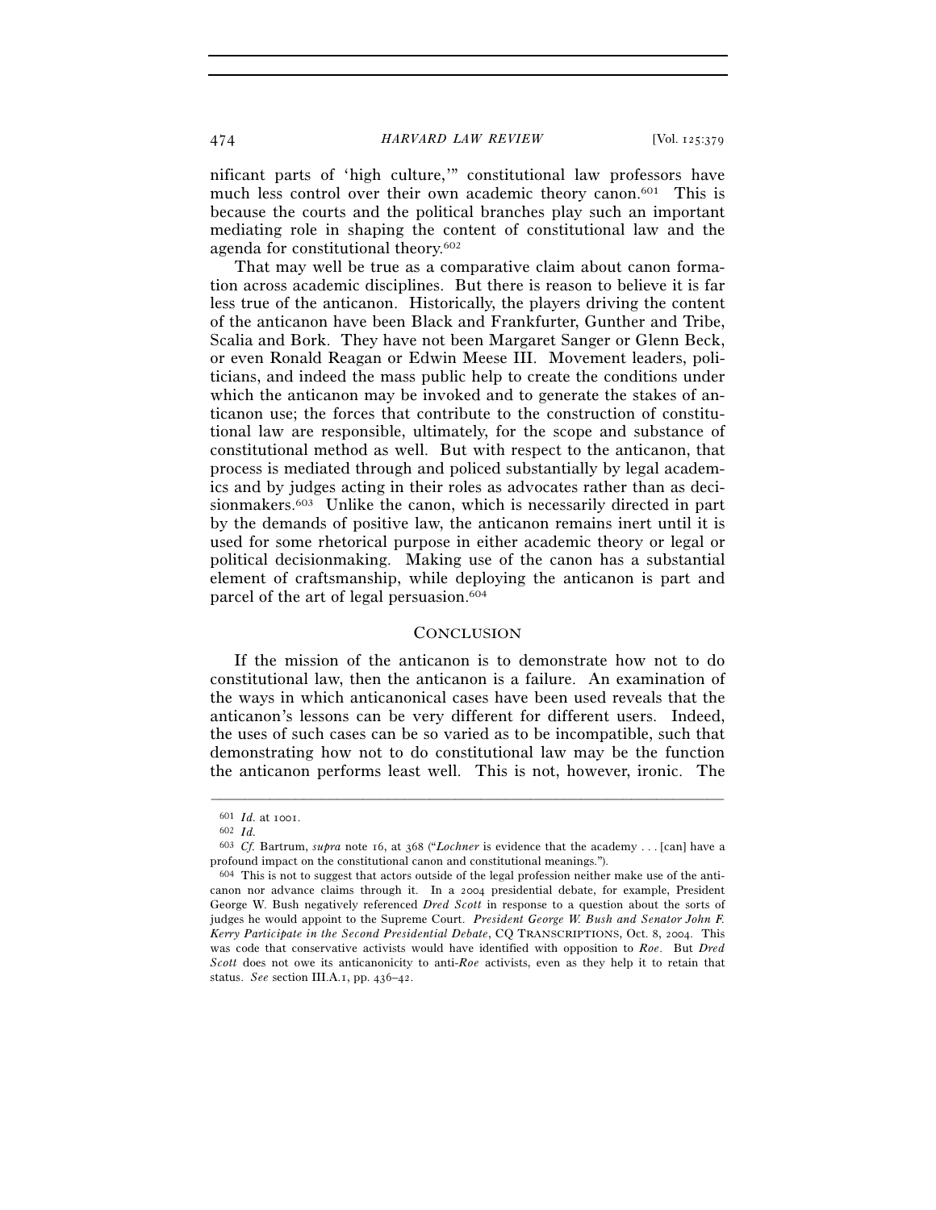nificant parts of 'high culture,'" constitutional law professors have much less control over their own academic theory canon.[601] This is because the courts and the political branches play such an important mediating role in shaping the content of constitutional law and the agenda for constitutional theory.[602]

That may well be true as a comparative claim about canon formation across academic disciplines. But there is reason to believe it is far less true of the anticanon. Historically, the players driving the content of the anticanon have been Black and Frankfurter, Gunther and Tribe, Scalia and Bork. They have not been Margaret Sanger or Glenn Beck, or even Ronald Reagan or Edwin Meese III. Movement leaders, politicians, and indeed the mass public help to create the conditions under which the anticanon may be invoked and to generate the stakes of anticanon use; the forces that contribute to the construction of constitutional law are responsible, ultimately, for the scope and substance of constitutional method as well. But with respect to the anticanon, that process is mediated through and policed substantially by legal academics and by judges acting in their roles as advocates rather than as decisionmakers.[603] Unlike the canon, which is necessarily directed in part by the demands of positive law, the anticanon remains inert until it is used for some rhetorical purpose in either academic theory or legal or political decisionmaking. Making use of the canon has a substantial element of craftsmanship, while deploying the anticanon is part and parcel of the art of legal persuasion.[604]

## CONCLUSION

If the mission of the anticanon is to demonstrate how not to do constitutional law, then the anticanon is a failure. An examination of the ways in which anticanonical cases have been used reveals that the anticanon's lessons can be very different for different users. Indeed, the uses of such cases can be so varied as to be incompatible, such that demonstrating how not to do constitutional law may be the function the anticanon performs least well. This is not, however, ironic. The

---

[601] *Id.* at 1001.

[602] *Id.*

[603] *Cf.* Bartrum, *supra* note 16, at 368 ("*Lochner* is evidence that the academy . . . [can] have a profound impact on the constitutional canon and constitutional meanings.").

[604] This is not to suggest that actors outside of the legal profession neither make use of the anticanon nor advance claims through it. In a 2004 presidential debate, for example, President George W. Bush negatively referenced *Dred Scott* in response to a question about the sorts of judges he would appoint to the Supreme Court. *President George W. Bush and Senator John F. Kerry Participate in the Second Presidential Debate*, CQ TRANSCRIPTIONS, Oct. 8, 2004. This was code that conservative activists would have identified with opposition to *Roe*. But *Dred Scott* does not owe its anticanonicity to anti-*Roe* activists, even as they help it to retain that status. *See* section III.A.1, pp. 436–42.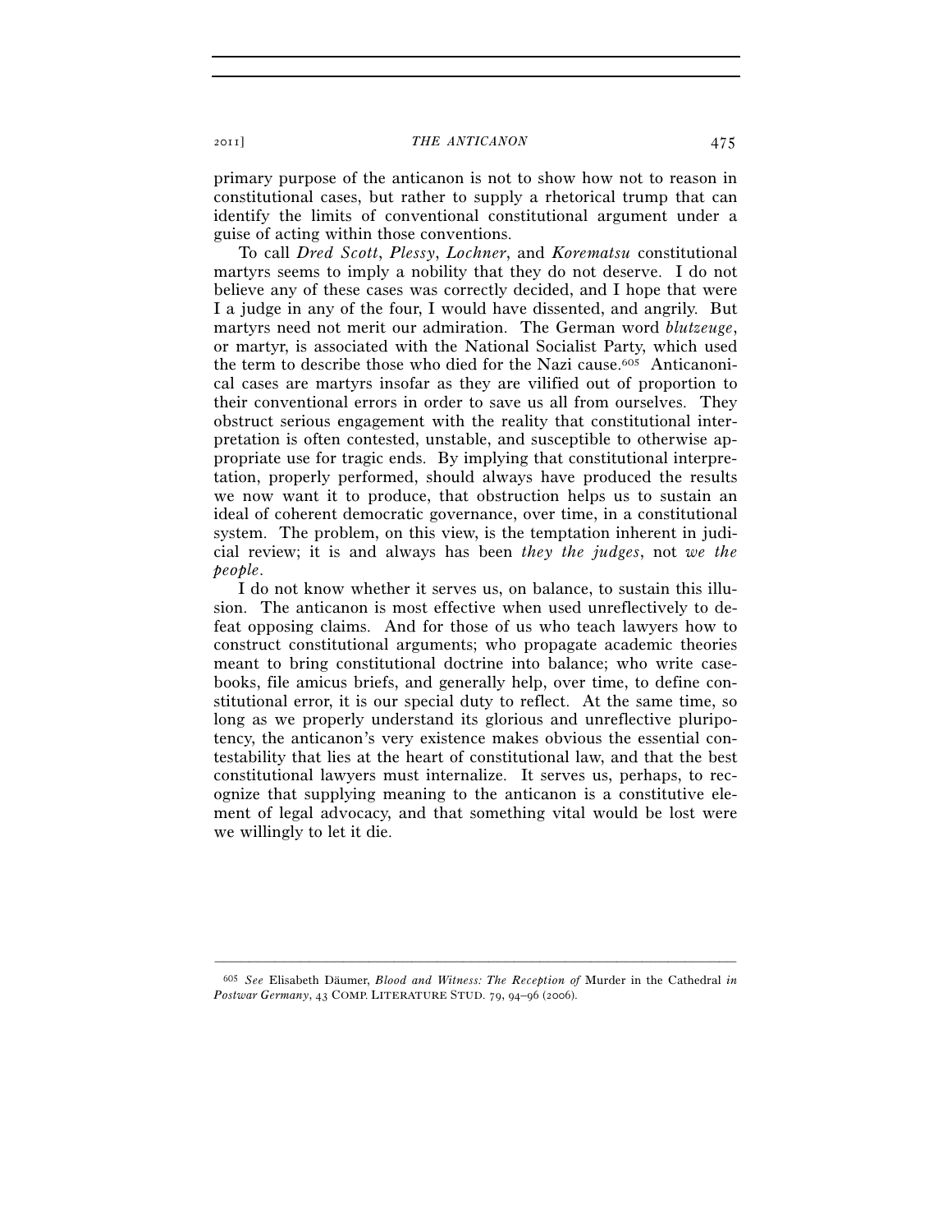primary purpose of the anticanon is not to show how not to reason in constitutional cases, but rather to supply a rhetorical trump that can identify the limits of conventional constitutional argument under a guise of acting within those conventions.

To call *Dred Scott*, *Plessy*, *Lochner*, and *Korematsu* constitutional martyrs seems to imply a nobility that they do not deserve. I do not believe any of these cases was correctly decided, and I hope that were I a judge in any of the four, I would have dissented, and angrily. But martyrs need not merit our admiration. The German word *blutzeuge*, or martyr, is associated with the National Socialist Party, which used the term to describe those who died for the Nazi cause.[605] Anticanonical cases are martyrs insofar as they are vilified out of proportion to their conventional errors in order to save us all from ourselves. They obstruct serious engagement with the reality that constitutional interpretation is often contested, unstable, and susceptible to otherwise appropriate use for tragic ends. By implying that constitutional interpretation, properly performed, should always have produced the results we now want it to produce, that obstruction helps us to sustain an ideal of coherent democratic governance, over time, in a constitutional system. The problem, on this view, is the temptation inherent in judicial review; it is and always has been *they the judges*, not *we the people*.

I do not know whether it serves us, on balance, to sustain this illusion. The anticanon is most effective when used unreflectively to defeat opposing claims. And for those of us who teach lawyers how to construct constitutional arguments; who propagate academic theories meant to bring constitutional doctrine into balance; who write casebooks, file amicus briefs, and generally help, over time, to define constitutional error, it is our special duty to reflect. At the same time, so long as we properly understand its glorious and unreflective pluripotency, the anticanon's very existence makes obvious the essential contestability that lies at the heart of constitutional law, and that the best constitutional lawyers must internalize. It serves us, perhaps, to recognize that supplying meaning to the anticanon is a constitutive element of legal advocacy, and that something vital would be lost were we willingly to let it die.

---

[605] *See* Elisabeth Däumer, *Blood and Witness: The Reception of* Murder in the Cathedral *in Postwar Germany*, 43 COMP. LITERATURE STUD. 79, 94–96 (2006).